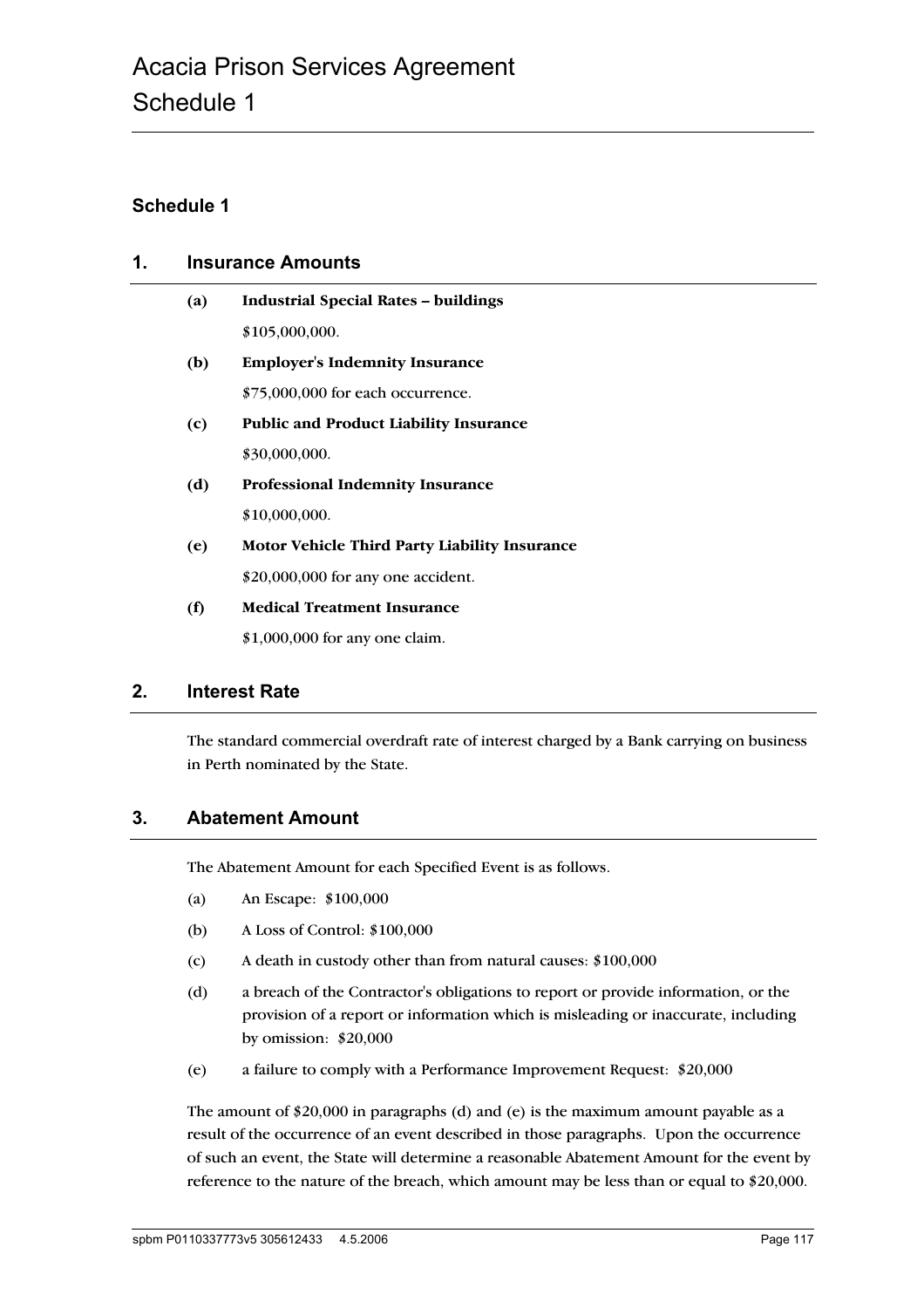# Schedule 1

## 1. Insurance Amounts

**(a) Industrial Special Rates – buildings**

$105,000,000.

**(b) Employer's Indemnity Insurance**

$75,000,000 for each occurrence.

**(c) Public and Product Liability Insurance**

$30,000,000.

**(d) Professional Indemnity Insurance**

$10,000,000.

**(e) Motor Vehicle Third Party Liability Insurance**

$20,000,000 for any one accident.

**(f) Medical Treatment Insurance**

$1,000,000 for any one claim.

## 2. Interest Rate

The standard commercial overdraft rate of interest charged by a Bank carrying on business in Perth nominated by the State.

## 3. Abatement Amount

The Abatement Amount for each Specified Event is as follows.

(a) An Escape: $100,000

(b) A Loss of Control: $100,000

(c) A death in custody other than from natural causes: $100,000

(d) a breach of the Contractor's obligations to report or provide information, or the provision of a report or information which is misleading or inaccurate, including by omission: $20,000

(e) a failure to comply with a Performance Improvement Request: $20,000

The amount of $20,000 in paragraphs (d) and (e) is the maximum amount payable as a result of the occurrence of an event described in those paragraphs. Upon the occurrence of such an event, the State will determine a reasonable Abatement Amount for the event by reference to the nature of the breach, which amount may be less than or equal to $20,000.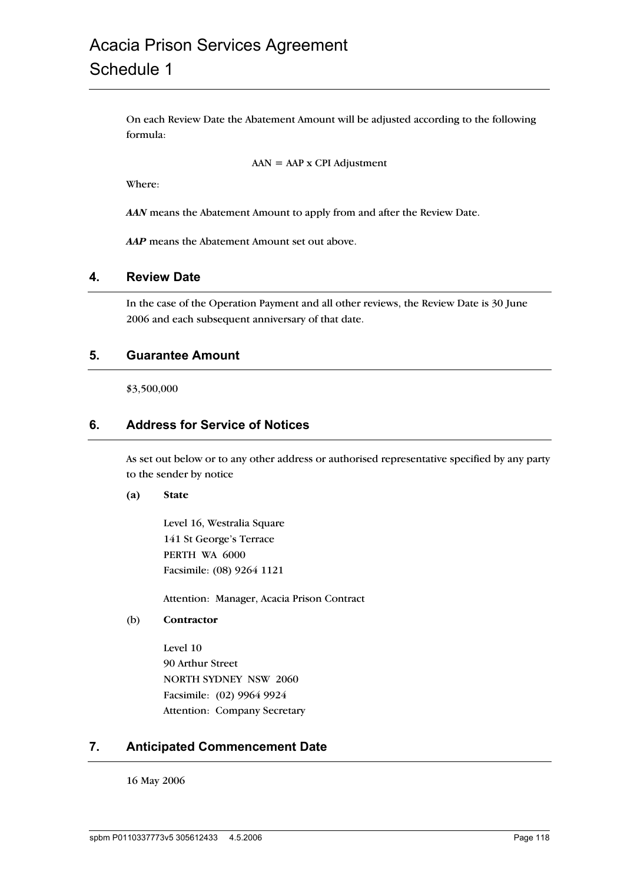On each Review Date the Abatement Amount will be adjusted according to the following formula:

$$AAN = AAP \times \text{CPI Adjustment}$$

Where:

***AAN*** means the Abatement Amount to apply from and after the Review Date.

***AAP*** means the Abatement Amount set out above.

## 4. Review Date

In the case of the Operation Payment and all other reviews, the Review Date is 30 June 2006 and each subsequent anniversary of that date.

## 5. Guarantee Amount

$3,500,000

## 6. Address for Service of Notices

As set out below or to any other address or authorised representative specified by any party to the sender by notice

**(a) State**

Level 16, Westralia Square
141 St George's Terrace
PERTH WA 6000
Facsimile: (08) 9264 1121

Attention: Manager, Acacia Prison Contract

(b) **Contractor**

Level 10
90 Arthur Street
NORTH SYDNEY NSW 2060
Facsimile: (02) 9964 9924
Attention: Company Secretary

## 7. Anticipated Commencement Date

16 May 2006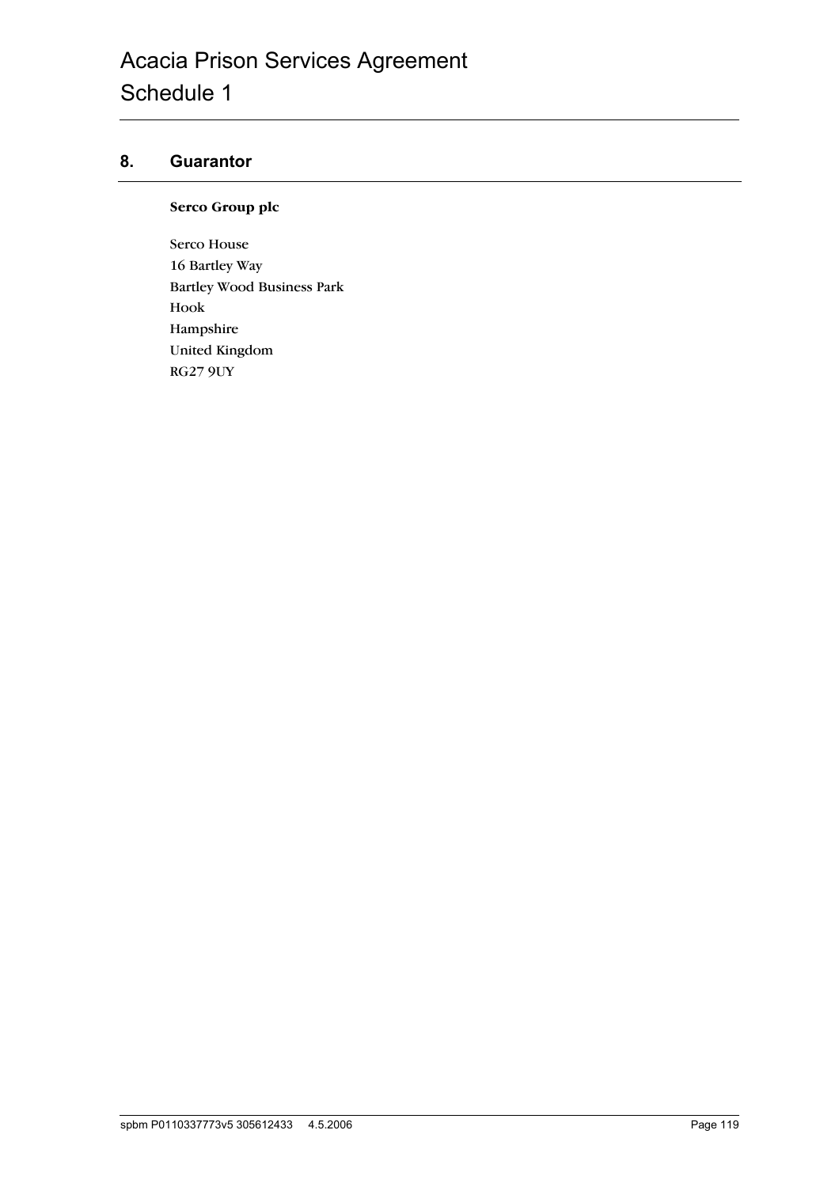## 8. Guarantor

**Serco Group plc**

Serco House
16 Bartley Way
Bartley Wood Business Park
Hook
Hampshire
United Kingdom
RG27 9UY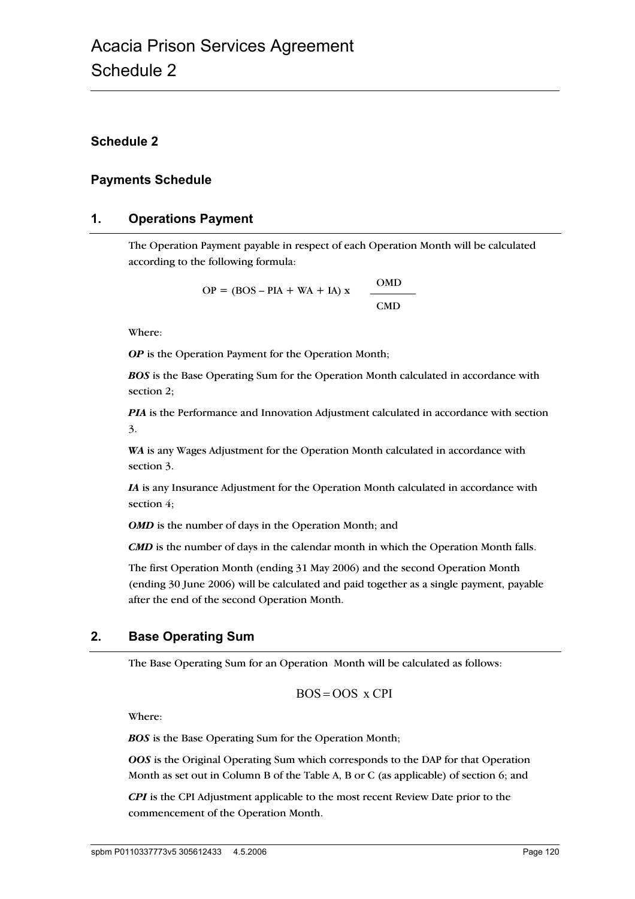## Schedule 2

## Payments Schedule

## 1. Operations Payment

The Operation Payment payable in respect of each Operation Month will be calculated according to the following formula:

$$OP = (BOS - PIA + WA + IA) \times \frac{OMD}{CMD}$$

Where:

***OP*** is the Operation Payment for the Operation Month;

***BOS*** is the Base Operating Sum for the Operation Month calculated in accordance with section 2;

***PIA*** is the Performance and Innovation Adjustment calculated in accordance with section 3.

***WA*** is any Wages Adjustment for the Operation Month calculated in accordance with section 3.

***IA*** is any Insurance Adjustment for the Operation Month calculated in accordance with section 4;

***OMD*** is the number of days in the Operation Month; and

***CMD*** is the number of days in the calendar month in which the Operation Month falls.

The first Operation Month (ending 31 May 2006) and the second Operation Month (ending 30 June 2006) will be calculated and paid together as a single payment, payable after the end of the second Operation Month.

## 2. Base Operating Sum

The Base Operating Sum for an Operation Month will be calculated as follows:

$$BOS = OOS \times CPI$$

Where:

***BOS*** is the Base Operating Sum for the Operation Month;

***OOS*** is the Original Operating Sum which corresponds to the DAP for that Operation Month as set out in Column B of the Table A, B or C (as applicable) of section 6; and

***CPI*** is the CPI Adjustment applicable to the most recent Review Date prior to the commencement of the Operation Month.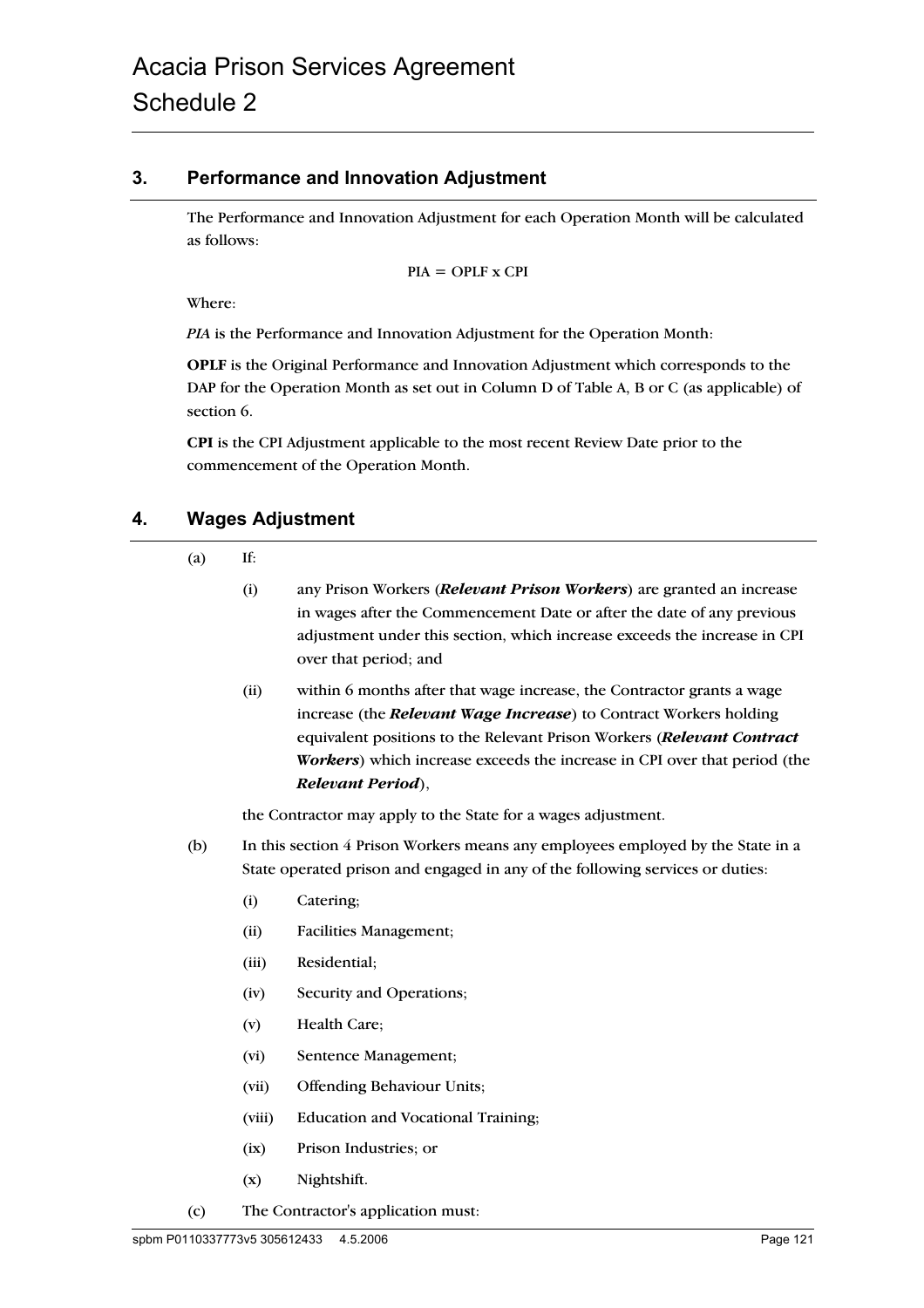## 3. Performance and Innovation Adjustment

The Performance and Innovation Adjustment for each Operation Month will be calculated as follows:

$$PIA = OPLF \times CPI$$

Where:

*PIA* is the Performance and Innovation Adjustment for the Operation Month:

**OPLF** is the Original Performance and Innovation Adjustment which corresponds to the DAP for the Operation Month as set out in Column D of Table A, B or C (as applicable) of section 6.

**CPI** is the CPI Adjustment applicable to the most recent Review Date prior to the commencement of the Operation Month.

## 4. Wages Adjustment

(a) If:

(i) any Prison Workers (***Relevant Prison Workers***) are granted an increase in wages after the Commencement Date or after the date of any previous adjustment under this section, which increase exceeds the increase in CPI over that period; and

(ii) within 6 months after that wage increase, the Contractor grants a wage increase (the ***Relevant Wage Increase***) to Contract Workers holding equivalent positions to the Relevant Prison Workers (***Relevant Contract Workers***) which increase exceeds the increase in CPI over that period (the ***Relevant Period***),

the Contractor may apply to the State for a wages adjustment.

(b) In this section 4 Prison Workers means any employees employed by the State in a State operated prison and engaged in any of the following services or duties:

(i) Catering;

(ii) Facilities Management;

(iii) Residential;

(iv) Security and Operations;

(v) Health Care;

(vi) Sentence Management;

(vii) Offending Behaviour Units;

(viii) Education and Vocational Training;

(ix) Prison Industries; or

(x) Nightshift.

(c) The Contractor's application must: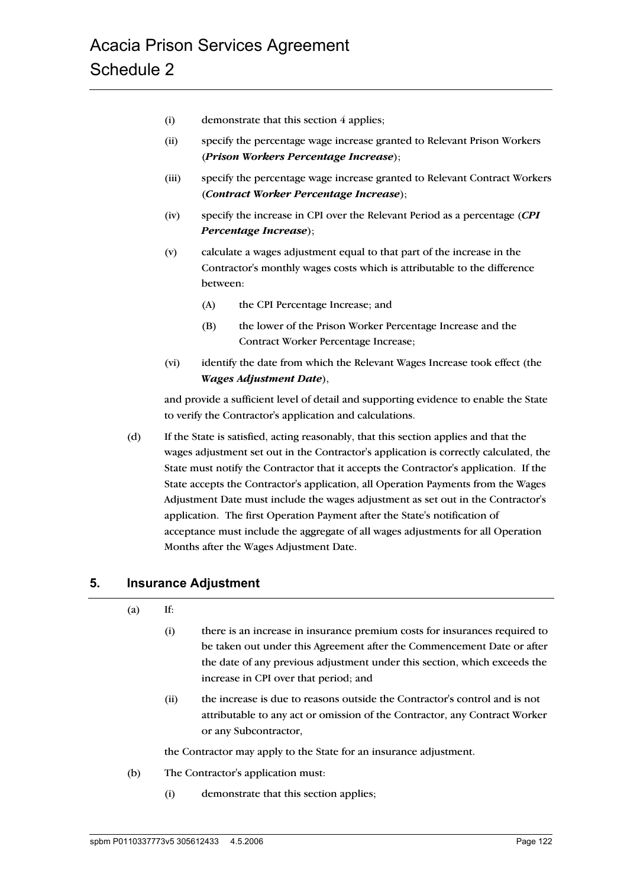(i) demonstrate that this section 4 applies;

(ii) specify the percentage wage increase granted to Relevant Prison Workers (***Prison Workers Percentage Increase***);

(iii) specify the percentage wage increase granted to Relevant Contract Workers (***Contract Worker Percentage Increase***);

(iv) specify the increase in CPI over the Relevant Period as a percentage (***CPI Percentage Increase***);

(v) calculate a wages adjustment equal to that part of the increase in the Contractor's monthly wages costs which is attributable to the difference between:

(A) the CPI Percentage Increase; and

(B) the lower of the Prison Worker Percentage Increase and the Contract Worker Percentage Increase;

(vi) identify the date from which the Relevant Wages Increase took effect (the ***Wages Adjustment Date***),

and provide a sufficient level of detail and supporting evidence to enable the State to verify the Contractor's application and calculations.

(d) If the State is satisfied, acting reasonably, that this section applies and that the wages adjustment set out in the Contractor's application is correctly calculated, the State must notify the Contractor that it accepts the Contractor's application. If the State accepts the Contractor's application, all Operation Payments from the Wages Adjustment Date must include the wages adjustment as set out in the Contractor's application. The first Operation Payment after the State's notification of acceptance must include the aggregate of all wages adjustments for all Operation Months after the Wages Adjustment Date.

## 5. Insurance Adjustment

(a) If:

(i) there is an increase in insurance premium costs for insurances required to be taken out under this Agreement after the Commencement Date or after the date of any previous adjustment under this section, which exceeds the increase in CPI over that period; and

(ii) the increase is due to reasons outside the Contractor's control and is not attributable to any act or omission of the Contractor, any Contract Worker or any Subcontractor,

the Contractor may apply to the State for an insurance adjustment.

(b) The Contractor's application must:

(i) demonstrate that this section applies;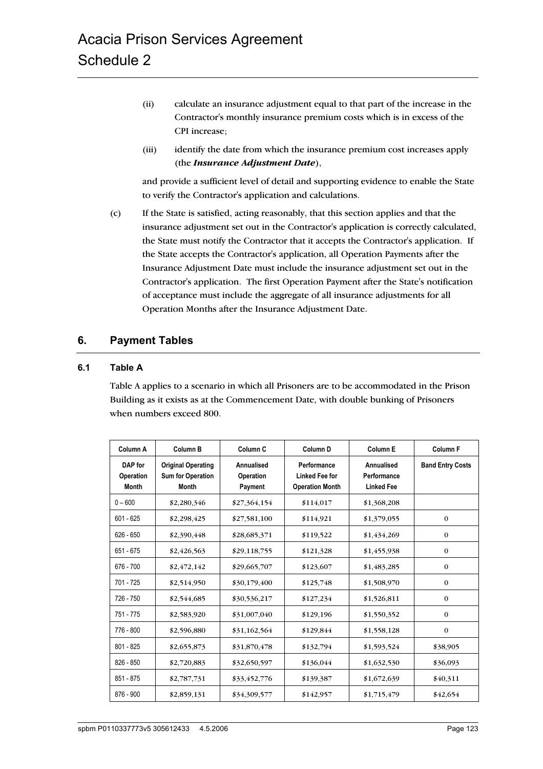(ii) calculate an insurance adjustment equal to that part of the increase in the Contractor's monthly insurance premium costs which is in excess of the CPI increase;

(iii) identify the date from which the insurance premium cost increases apply (the ***Insurance Adjustment Date***),

and provide a sufficient level of detail and supporting evidence to enable the State to verify the Contractor's application and calculations.

(c) If the State is satisfied, acting reasonably, that this section applies and that the insurance adjustment set out in the Contractor's application is correctly calculated, the State must notify the Contractor that it accepts the Contractor's application. If the State accepts the Contractor's application, all Operation Payments after the Insurance Adjustment Date must include the insurance adjustment set out in the Contractor's application. The first Operation Payment after the State's notification of acceptance must include the aggregate of all insurance adjustments for all Operation Months after the Insurance Adjustment Date.

## 6. Payment Tables

### 6.1 Table A

Table A applies to a scenario in which all Prisoners are to be accommodated in the Prison Building as it exists as at the Commencement Date, with double bunking of Prisoners when numbers exceed 800.

| Column A | Column B | Column C | Column D | Column E | Column F |
|---|---|---|---|---|---|
| DAP for Operation Month | Original Operating Sum for Operation Month | Annualised Operation Payment | Performance Linked Fee for Operation Month | Annualised Performance Linked Fee | Band Entry Costs |
| 0 – 600 | $2,280,346 | $27,364,154 | $114,017 | $1,368,208 | |
| 601 - 625 | $2,298,425 | $27,581,100 | $114,921 | $1,379,055 | 0 |
| 626 - 650 | $2,390,448 | $28,685,371 | $119,522 | $1,434,269 | 0 |
| 651 - 675 | $2,426,563 | $29,118,755 | $121,328 | $1,455,938 | 0 |
| 676 - 700 | $2,472,142 | $29,665,707 | $123,607 | $1,483,285 | 0 |
| 701 - 725 | $2,514,950 | $30,179,400 | $125,748 | $1,508,970 | 0 |
| 726 - 750 | $2,544,685 | $30,536,217 | $127,234 | $1,526,811 | 0 |
| 751 - 775 | $2,583,920 | $31,007,040 | $129,196 | $1,550,352 | 0 |
| 776 - 800 | $2,596,880 | $31,162,564 | $129,844 | $1,558,128 | 0 |
| 801 - 825 | $2,655,873 | $31,870,478 | $132,794 | $1,593,524 | $38,905 |
| 826 - 850 | $2,720,883 | $32,650,597 | $136,044 | $1,632,530 | $36,093 |
| 851 - 875 | $2,787,731 | $33,452,776 | $139,387 | $1,672,639 | $40,311 |
| 876 - 900 | $2,859,131 | $34,309,577 | $142,957 | $1,715,479 | $42,654 |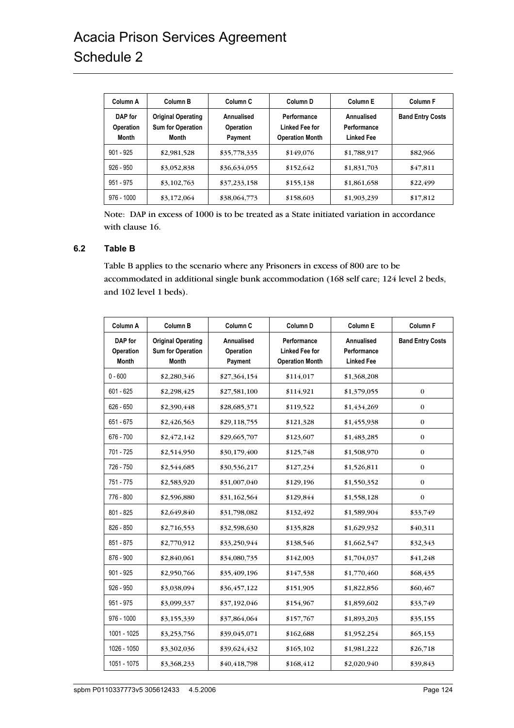| Column A | Column B | Column C | Column D | Column E | Column F |
| --- | --- | --- | --- | --- | --- |
| DAP for Operation Month | Original Operating Sum for Operation Month | Annualised Operation Payment | Performance Linked Fee for Operation Month | Annualised Performance Linked Fee | Band Entry Costs |
| 901 - 925 | $2,981,528 | $35,778,335 | $149,076 | $1,788,917 | $82,966 |
| 926 - 950 | $3,052,838 | $36,634,055 | $152,642 | $1,831,703 | $47,811 |
| 951 - 975 | $3,102,763 | $37,233,158 | $155,138 | $1,861,658 | $22,499 |
| 976 - 1000 | $3,172,064 | $38,064,773 | $158,603 | $1,903,239 | $17,812 |

Note: DAP in excess of 1000 is to be treated as a State initiated variation in accordance with clause 16.

### 6.2 Table B

Table B applies to the scenario where any Prisoners in excess of 800 are to be accommodated in additional single bunk accommodation (168 self care; 124 level 2 beds, and 102 level 1 beds).

| Column A | Column B | Column C | Column D | Column E | Column F |
| --- | --- | --- | --- | --- | --- |
| DAP for Operation Month | Original Operating Sum for Operation Month | Annualised Operation Payment | Performance Linked Fee for Operation Month | Annualised Performance Linked Fee | Band Entry Costs |
| 0 - 600 | $2,280,346 | $27,364,154 | $114,017 | $1,368,208 | |
| 601 - 625 | $2,298,425 | $27,581,100 | $114,921 | $1,379,055 | 0 |
| 626 - 650 | $2,390,448 | $28,685,371 | $119,522 | $1,434,269 | 0 |
| 651 - 675 | $2,426,563 | $29,118,755 | $121,328 | $1,455,938 | 0 |
| 676 - 700 | $2,472,142 | $29,665,707 | $123,607 | $1,483,285 | 0 |
| 701 - 725 | $2,514,950 | $30,179,400 | $125,748 | $1,508,970 | 0 |
| 726 - 750 | $2,544,685 | $30,536,217 | $127,234 | $1,526,811 | 0 |
| 751 - 775 | $2,583,920 | $31,007,040 | $129,196 | $1,550,352 | 0 |
| 776 - 800 | $2,596,880 | $31,162,564 | $129,844 | $1,558,128 | 0 |
| 801 - 825 | $2,649,840 | $31,798,082 | $132,492 | $1,589,904 | $33,749 |
| 826 - 850 | $2,716,553 | $32,598,630 | $135,828 | $1,629,932 | $40,311 |
| 851 - 875 | $2,770,912 | $33,250,944 | $138,546 | $1,662,547 | $32,343 |
| 876 - 900 | $2,840,061 | $34,080,735 | $142,003 | $1,704,037 | $41,248 |
| 901 - 925 | $2,950,766 | $35,409,196 | $147,538 | $1,770,460 | $68,435 |
| 926 - 950 | $3,038,094 | $36,457,122 | $151,905 | $1,822,856 | $60,467 |
| 951 - 975 | $3,099,337 | $37,192,046 | $154,967 | $1,859,602 | $33,749 |
| 976 - 1000 | $3,155,339 | $37,864,064 | $157,767 | $1,893,203 | $35,155 |
| 1001 - 1025 | $3,253,756 | $39,045,071 | $162,688 | $1,952,254 | $65,153 |
| 1026 - 1050 | $3,302,036 | $39,624,432 | $165,102 | $1,981,222 | $26,718 |
| 1051 - 1075 | $3,368,233 | $40,418,798 | $168,412 | $2,020,940 | $39,843 |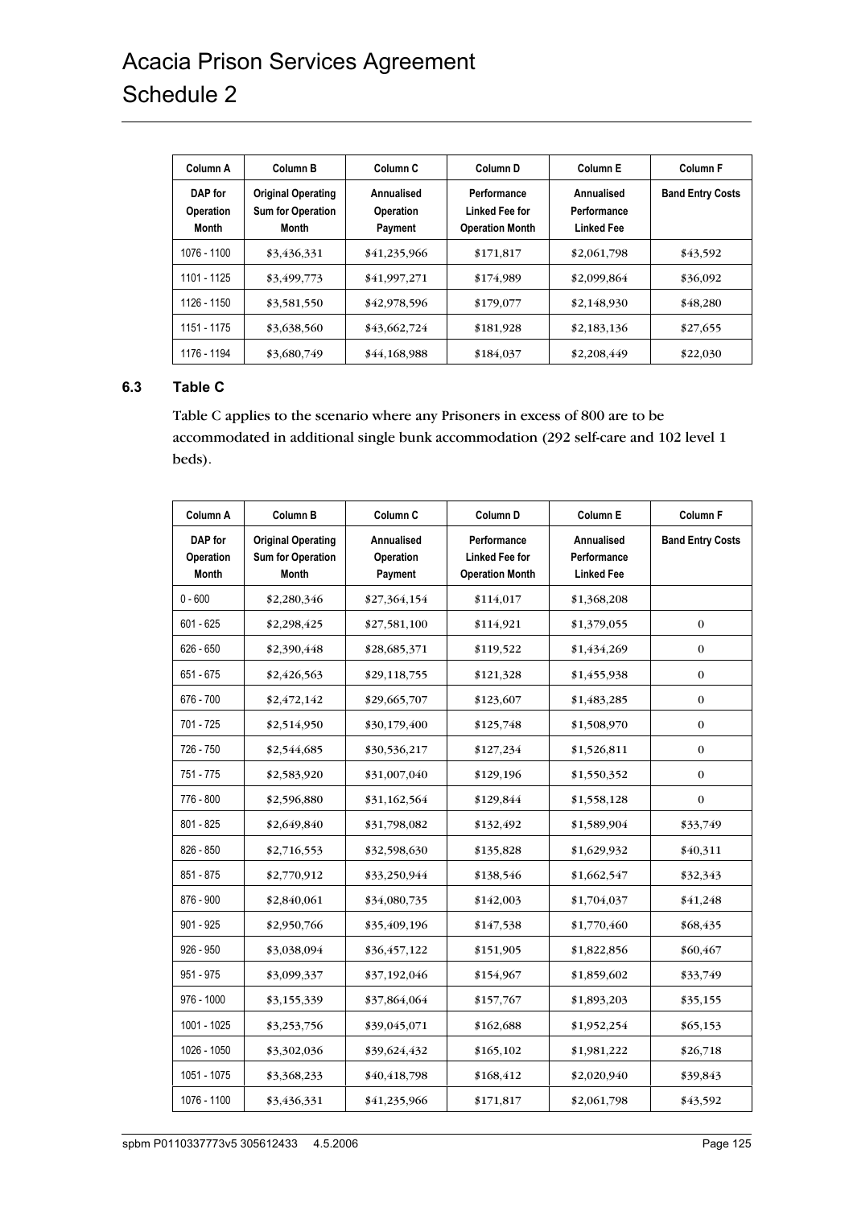| Column A | Column B | Column C | Column D | Column E | Column F |
|---|---|---|---|---|---|
| DAP for Operation Month | Original Operating Sum for Operation Month | Annualised Operation Payment | Performance Linked Fee for Operation Month | Annualised Performance Linked Fee | Band Entry Costs |
| 1076 - 1100 | $3,436,331 | $41,235,966 | $171,817 | $2,061,798 | $43,592 |
| 1101 - 1125 | $3,499,773 | $41,997,271 | $174,989 | $2,099,864 | $36,092 |
| 1126 - 1150 | $3,581,550 | $42,978,596 | $179,077 | $2,148,930 | $48,280 |
| 1151 - 1175 | $3,638,560 | $43,662,724 | $181,928 | $2,183,136 | $27,655 |
| 1176 - 1194 | $3,680,749 | $44,168,988 | $184,037 | $2,208,449 | $22,030 |

### 6.3 Table C

Table C applies to the scenario where any Prisoners in excess of 800 are to be accommodated in additional single bunk accommodation (292 self-care and 102 level 1 beds).

| Column A | Column B | Column C | Column D | Column E | Column F |
|---|---|---|---|---|---|
| DAP for Operation Month | Original Operating Sum for Operation Month | Annualised Operation Payment | Performance Linked Fee for Operation Month | Annualised Performance Linked Fee | Band Entry Costs |
| 0 - 600 | $2,280,346 | $27,364,154 | $114,017 | $1,368,208 | |
| 601 - 625 | $2,298,425 | $27,581,100 | $114,921 | $1,379,055 | 0 |
| 626 - 650 | $2,390,448 | $28,685,371 | $119,522 | $1,434,269 | 0 |
| 651 - 675 | $2,426,563 | $29,118,755 | $121,328 | $1,455,938 | 0 |
| 676 - 700 | $2,472,142 | $29,665,707 | $123,607 | $1,483,285 | 0 |
| 701 - 725 | $2,514,950 | $30,179,400 | $125,748 | $1,508,970 | 0 |
| 726 - 750 | $2,544,685 | $30,536,217 | $127,234 | $1,526,811 | 0 |
| 751 - 775 | $2,583,920 | $31,007,040 | $129,196 | $1,550,352 | 0 |
| 776 - 800 | $2,596,880 | $31,162,564 | $129,844 | $1,558,128 | 0 |
| 801 - 825 | $2,649,840 | $31,798,082 | $132,492 | $1,589,904 | $33,749 |
| 826 - 850 | $2,716,553 | $32,598,630 | $135,828 | $1,629,932 | $40,311 |
| 851 - 875 | $2,770,912 | $33,250,944 | $138,546 | $1,662,547 | $32,343 |
| 876 - 900 | $2,840,061 | $34,080,735 | $142,003 | $1,704,037 | $41,248 |
| 901 - 925 | $2,950,766 | $35,409,196 | $147,538 | $1,770,460 | $68,435 |
| 926 - 950 | $3,038,094 | $36,457,122 | $151,905 | $1,822,856 | $60,467 |
| 951 - 975 | $3,099,337 | $37,192,046 | $154,967 | $1,859,602 | $33,749 |
| 976 - 1000 | $3,155,339 | $37,864,064 | $157,767 | $1,893,203 | $35,155 |
| 1001 - 1025 | $3,253,756 | $39,045,071 | $162,688 | $1,952,254 | $65,153 |
| 1026 - 1050 | $3,302,036 | $39,624,432 | $165,102 | $1,981,222 | $26,718 |
| 1051 - 1075 | $3,368,233 | $40,418,798 | $168,412 | $2,020,940 | $39,843 |
| 1076 - 1100 | $3,436,331 | $41,235,966 | $171,817 | $2,061,798 | $43,592 |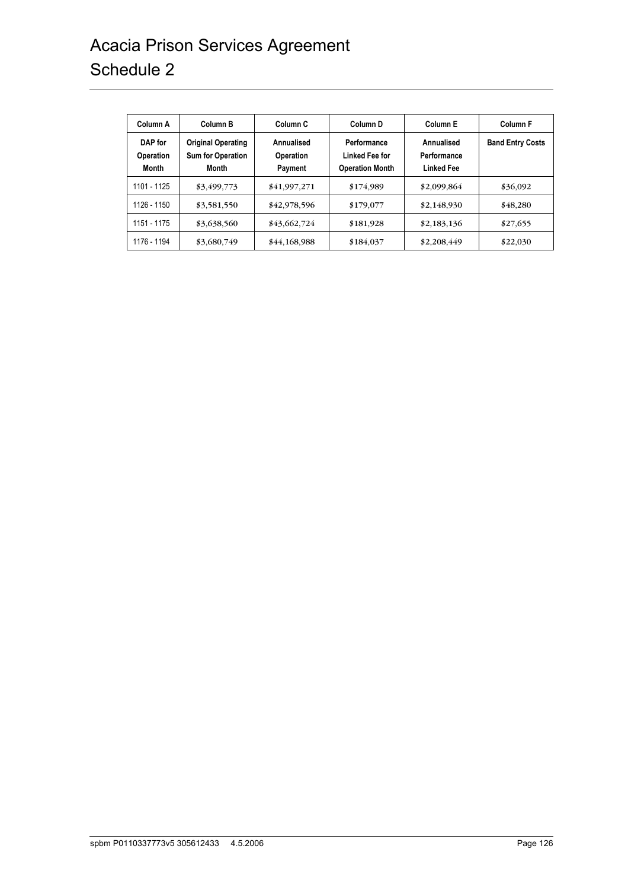# Acacia Prison Services Agreement
# Schedule 2

| Column A | Column B | Column C | Column D | Column E | Column F |
|---|---|---|---|---|---|
| DAP for Operation Month | Original Operating Sum for Operation Month | Annualised Operation Payment | Performance Linked Fee for Operation Month | Annualised Performance Linked Fee | Band Entry Costs |
| 1101 - 1125 | $3,499,773 | $41,997,271 | $174,989 | $2,099,864 | $36,092 |
| 1126 - 1150 | $3,581,550 | $42,978,596 | $179,077 | $2,148,930 | $48,280 |
| 1151 - 1175 | $3,638,560 | $43,662,724 | $181,928 | $2,183,136 | $27,655 |
| 1176 - 1194 | $3,680,749 | $44,168,988 | $184,037 | $2,208,449 | $22,030 |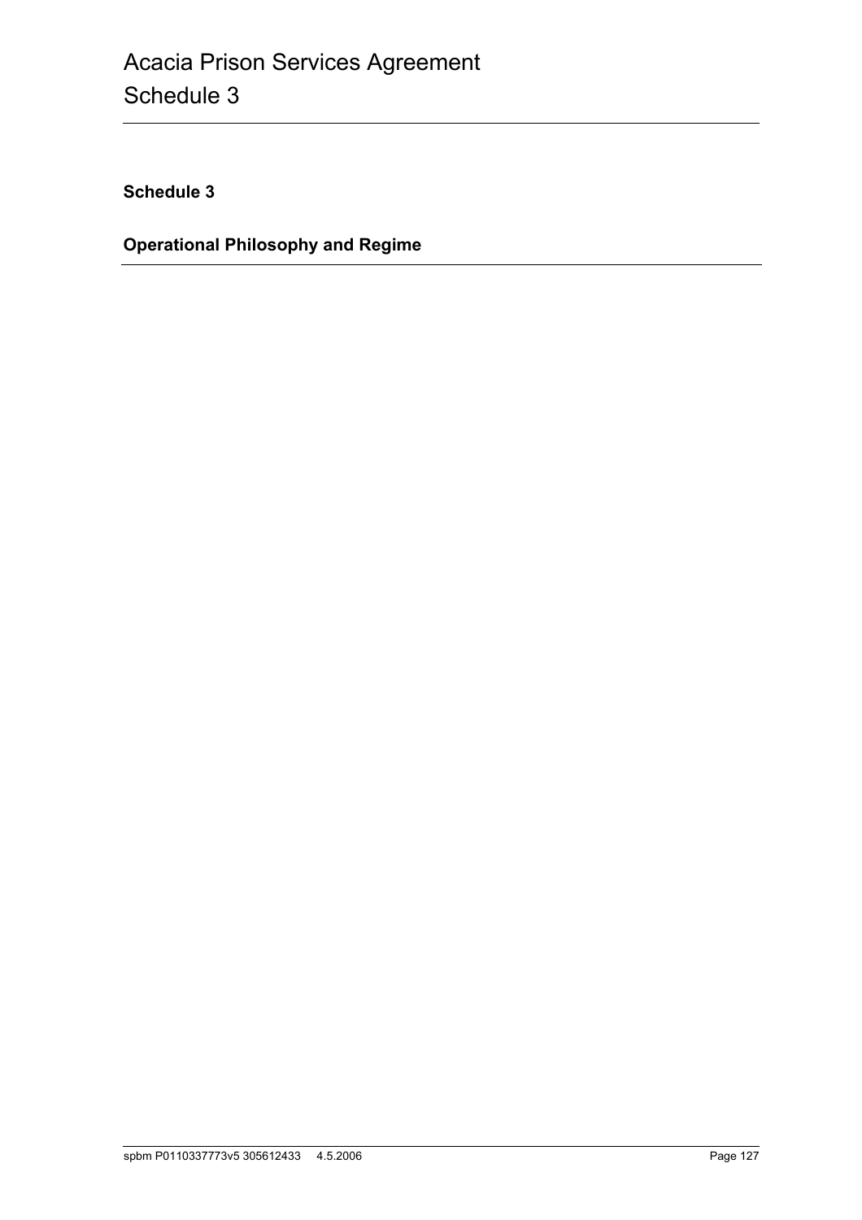## Schedule 3

## Operational Philosophy and Regime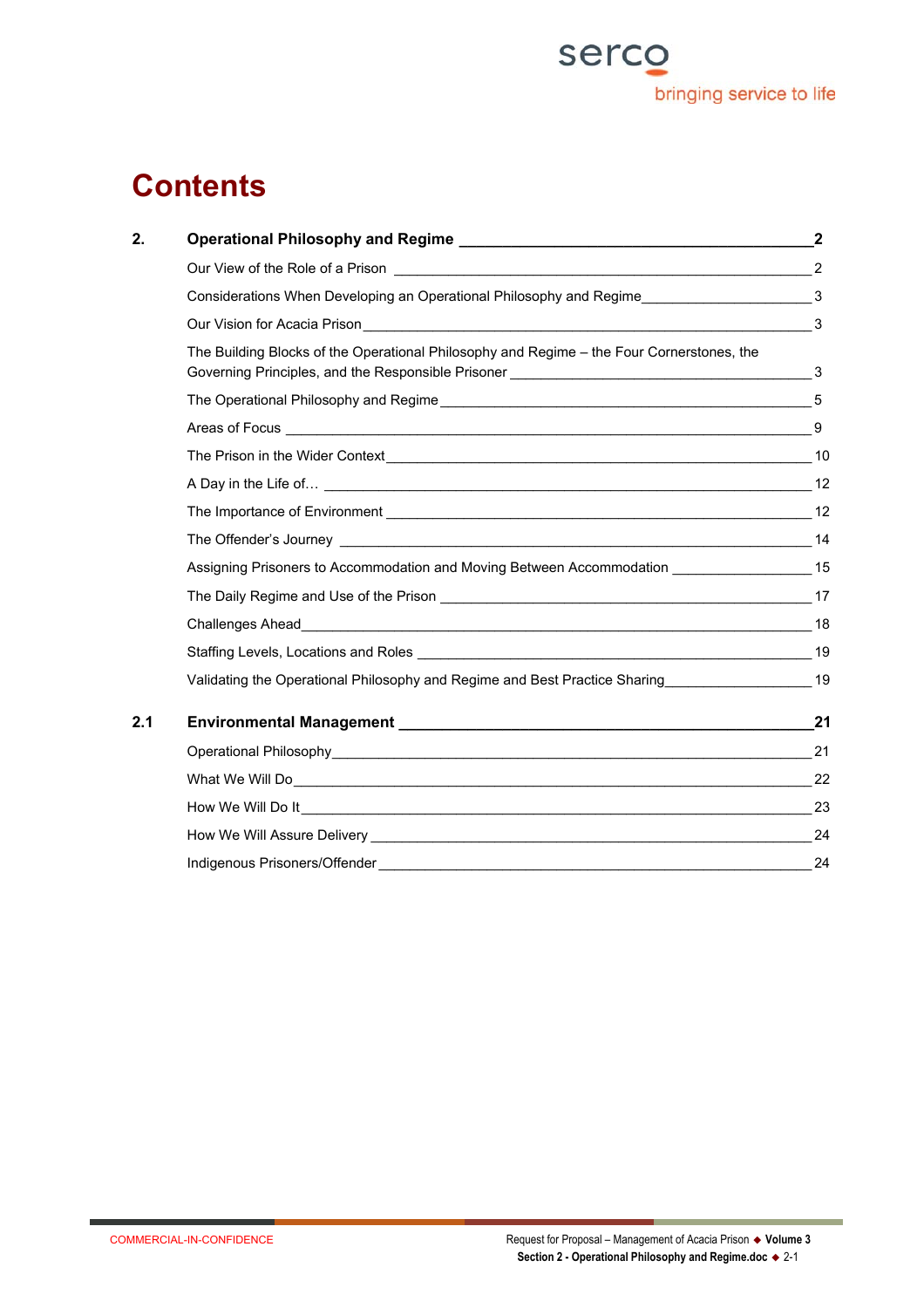# Contents

| | | |
|---|---|---|
| **2.** | **Operational Philosophy and Regime** | **2** |
| | Our View of the Role of a Prison | 2 |
| | Considerations When Developing an Operational Philosophy and Regime | 3 |
| | Our Vision for Acacia Prison | 3 |
| | The Building Blocks of the Operational Philosophy and Regime – the Four Cornerstones, the Governing Principles, and the Responsible Prisoner | 3 |
| | The Operational Philosophy and Regime | 5 |
| | Areas of Focus | 9 |
| | The Prison in the Wider Context | 10 |
| | A Day in the Life of… | 12 |
| | The Importance of Environment | 12 |
| | The Offender's Journey | 14 |
| | Assigning Prisoners to Accommodation and Moving Between Accommodation | 15 |
| | The Daily Regime and Use of the Prison | 17 |
| | Challenges Ahead | 18 |
| | Staffing Levels, Locations and Roles | 19 |
| | Validating the Operational Philosophy and Regime and Best Practice Sharing | 19 |
| **2.1** | **Environmental Management** | **21** |
| | Operational Philosophy | 21 |
| | What We Will Do | 22 |
| | How We Will Do It | 23 |
| | How We Will Assure Delivery | 24 |
| | Indigenous Prisoners/Offender | 24 |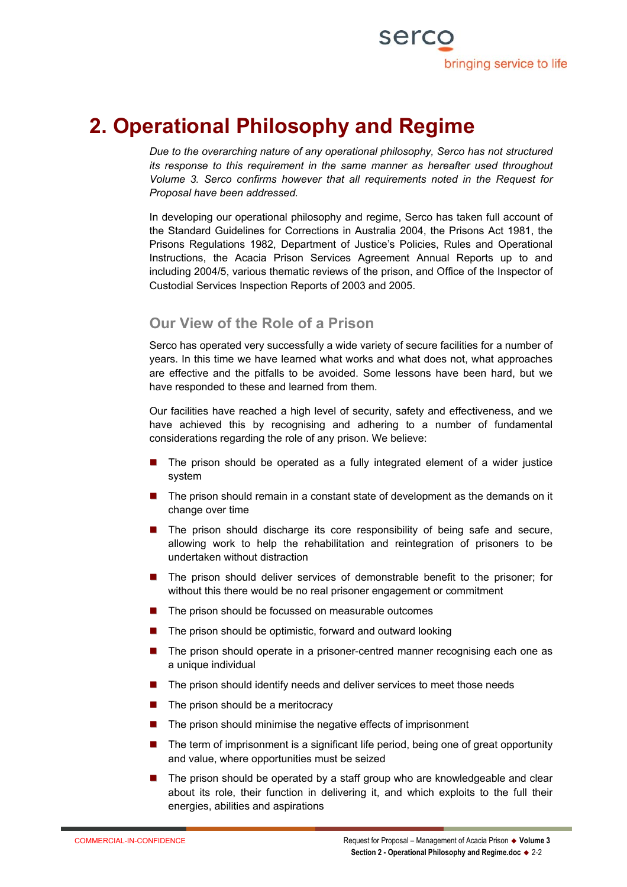# 2. Operational Philosophy and Regime

*Due to the overarching nature of any operational philosophy, Serco has not structured its response to this requirement in the same manner as hereafter used throughout Volume 3. Serco confirms however that all requirements noted in the Request for Proposal have been addressed.*

In developing our operational philosophy and regime, Serco has taken full account of the Standard Guidelines for Corrections in Australia 2004, the Prisons Act 1981, the Prisons Regulations 1982, Department of Justice's Policies, Rules and Operational Instructions, the Acacia Prison Services Agreement Annual Reports up to and including 2004/5, various thematic reviews of the prison, and Office of the Inspector of Custodial Services Inspection Reports of 2003 and 2005.

## Our View of the Role of a Prison

Serco has operated very successfully a wide variety of secure facilities for a number of years. In this time we have learned what works and what does not, what approaches are effective and the pitfalls to be avoided. Some lessons have been hard, but we have responded to these and learned from them.

Our facilities have reached a high level of security, safety and effectiveness, and we have achieved this by recognising and adhering to a number of fundamental considerations regarding the role of any prison. We believe:

- The prison should be operated as a fully integrated element of a wider justice system
- The prison should remain in a constant state of development as the demands on it change over time
- The prison should discharge its core responsibility of being safe and secure, allowing work to help the rehabilitation and reintegration of prisoners to be undertaken without distraction
- The prison should deliver services of demonstrable benefit to the prisoner; for without this there would be no real prisoner engagement or commitment
- The prison should be focussed on measurable outcomes
- The prison should be optimistic, forward and outward looking
- The prison should operate in a prisoner-centred manner recognising each one as a unique individual
- The prison should identify needs and deliver services to meet those needs
- The prison should be a meritocracy
- The prison should minimise the negative effects of imprisonment
- The term of imprisonment is a significant life period, being one of great opportunity and value, where opportunities must be seized
- The prison should be operated by a staff group who are knowledgeable and clear about its role, their function in delivering it, and which exploits to the full their energies, abilities and aspirations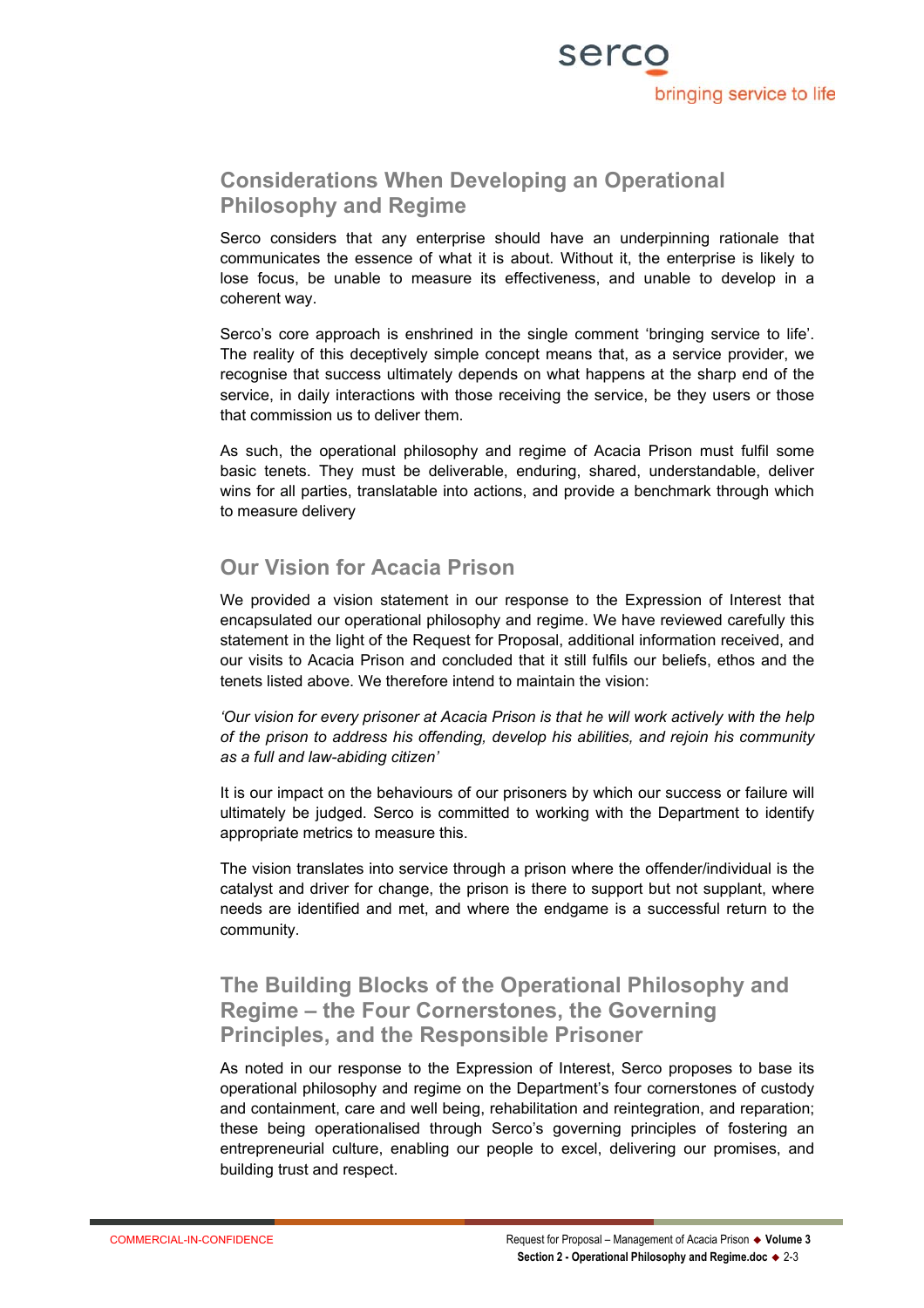## Considerations When Developing an Operational Philosophy and Regime

Serco considers that any enterprise should have an underpinning rationale that communicates the essence of what it is about. Without it, the enterprise is likely to lose focus, be unable to measure its effectiveness, and unable to develop in a coherent way.

Serco's core approach is enshrined in the single comment 'bringing service to life'. The reality of this deceptively simple concept means that, as a service provider, we recognise that success ultimately depends on what happens at the sharp end of the service, in daily interactions with those receiving the service, be they users or those that commission us to deliver them.

As such, the operational philosophy and regime of Acacia Prison must fulfil some basic tenets. They must be deliverable, enduring, shared, understandable, deliver wins for all parties, translatable into actions, and provide a benchmark through which to measure delivery

## Our Vision for Acacia Prison

We provided a vision statement in our response to the Expression of Interest that encapsulated our operational philosophy and regime. We have reviewed carefully this statement in the light of the Request for Proposal, additional information received, and our visits to Acacia Prison and concluded that it still fulfils our beliefs, ethos and the tenets listed above. We therefore intend to maintain the vision:

*'Our vision for every prisoner at Acacia Prison is that he will work actively with the help of the prison to address his offending, develop his abilities, and rejoin his community as a full and law-abiding citizen'*

It is our impact on the behaviours of our prisoners by which our success or failure will ultimately be judged. Serco is committed to working with the Department to identify appropriate metrics to measure this.

The vision translates into service through a prison where the offender/individual is the catalyst and driver for change, the prison is there to support but not supplant, where needs are identified and met, and where the endgame is a successful return to the community.

## The Building Blocks of the Operational Philosophy and Regime – the Four Cornerstones, the Governing Principles, and the Responsible Prisoner

As noted in our response to the Expression of Interest, Serco proposes to base its operational philosophy and regime on the Department's four cornerstones of custody and containment, care and well being, rehabilitation and reintegration, and reparation; these being operationalised through Serco's governing principles of fostering an entrepreneurial culture, enabling our people to excel, delivering our promises, and building trust and respect.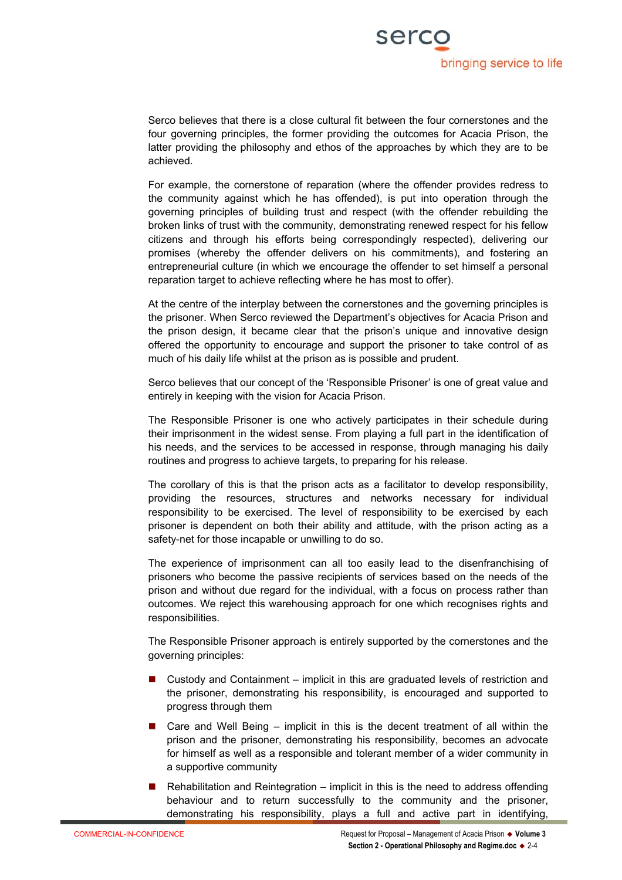Serco believes that there is a close cultural fit between the four cornerstones and the four governing principles, the former providing the outcomes for Acacia Prison, the latter providing the philosophy and ethos of the approaches by which they are to be achieved.

For example, the cornerstone of reparation (where the offender provides redress to the community against which he has offended), is put into operation through the governing principles of building trust and respect (with the offender rebuilding the broken links of trust with the community, demonstrating renewed respect for his fellow citizens and through his efforts being correspondingly respected), delivering our promises (whereby the offender delivers on his commitments), and fostering an entrepreneurial culture (in which we encourage the offender to set himself a personal reparation target to achieve reflecting where he has most to offer).

At the centre of the interplay between the cornerstones and the governing principles is the prisoner. When Serco reviewed the Department's objectives for Acacia Prison and the prison design, it became clear that the prison's unique and innovative design offered the opportunity to encourage and support the prisoner to take control of as much of his daily life whilst at the prison as is possible and prudent.

Serco believes that our concept of the 'Responsible Prisoner' is one of great value and entirely in keeping with the vision for Acacia Prison.

The Responsible Prisoner is one who actively participates in their schedule during their imprisonment in the widest sense. From playing a full part in the identification of his needs, and the services to be accessed in response, through managing his daily routines and progress to achieve targets, to preparing for his release.

The corollary of this is that the prison acts as a facilitator to develop responsibility, providing the resources, structures and networks necessary for individual responsibility to be exercised. The level of responsibility to be exercised by each prisoner is dependent on both their ability and attitude, with the prison acting as a safety-net for those incapable or unwilling to do so.

The experience of imprisonment can all too easily lead to the disenfranchising of prisoners who become the passive recipients of services based on the needs of the prison and without due regard for the individual, with a focus on process rather than outcomes. We reject this warehousing approach for one which recognises rights and responsibilities.

The Responsible Prisoner approach is entirely supported by the cornerstones and the governing principles:

- Custody and Containment – implicit in this are graduated levels of restriction and the prisoner, demonstrating his responsibility, is encouraged and supported to progress through them
- Care and Well Being – implicit in this is the decent treatment of all within the prison and the prisoner, demonstrating his responsibility, becomes an advocate for himself as well as a responsible and tolerant member of a wider community in a supportive community
- Rehabilitation and Reintegration – implicit in this is the need to address offending behaviour and to return successfully to the community and the prisoner, demonstrating his responsibility, plays a full and active part in identifying,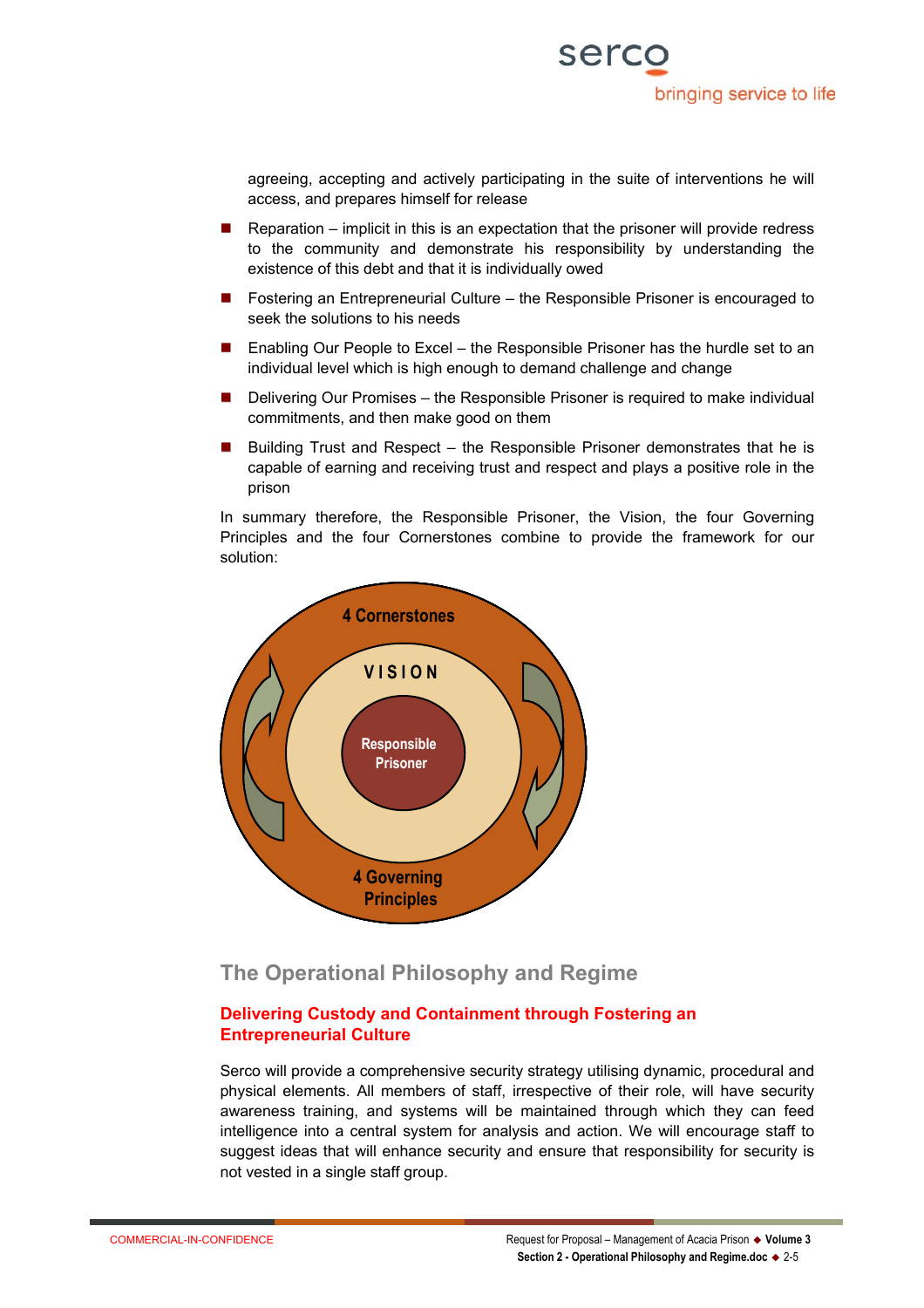agreeing, accepting and actively participating in the suite of interventions he will access, and prepares himself for release

- Reparation – implicit in this is an expectation that the prisoner will provide redress to the community and demonstrate his responsibility by understanding the existence of this debt and that it is individually owed
- Fostering an Entrepreneurial Culture – the Responsible Prisoner is encouraged to seek the solutions to his needs
- Enabling Our People to Excel – the Responsible Prisoner has the hurdle set to an individual level which is high enough to demand challenge and change
- Delivering Our Promises – the Responsible Prisoner is required to make individual commitments, and then make good on them
- Building Trust and Respect – the Responsible Prisoner demonstrates that he is capable of earning and receiving trust and respect and plays a positive role in the prison

In summary therefore, the Responsible Prisoner, the Vision, the four Governing Principles and the four Cornerstones combine to provide the framework for our solution:

4 Cornerstones

VISION

Responsible Prisoner

4 Governing Principles

## The Operational Philosophy and Regime

### Delivering Custody and Containment through Fostering an Entrepreneurial Culture

Serco will provide a comprehensive security strategy utilising dynamic, procedural and physical elements. All members of staff, irrespective of their role, will have security awareness training, and systems will be maintained through which they can feed intelligence into a central system for analysis and action. We will encourage staff to suggest ideas that will enhance security and ensure that responsibility for security is not vested in a single staff group.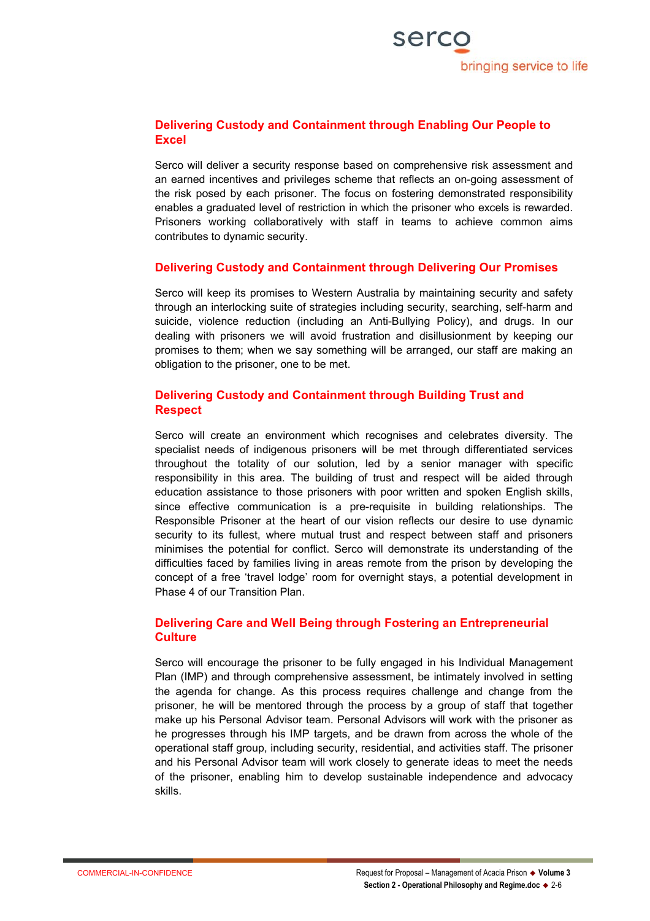## Delivering Custody and Containment through Enabling Our People to Excel

Serco will deliver a security response based on comprehensive risk assessment and an earned incentives and privileges scheme that reflects an on-going assessment of the risk posed by each prisoner. The focus on fostering demonstrated responsibility enables a graduated level of restriction in which the prisoner who excels is rewarded. Prisoners working collaboratively with staff in teams to achieve common aims contributes to dynamic security.

## Delivering Custody and Containment through Delivering Our Promises

Serco will keep its promises to Western Australia by maintaining security and safety through an interlocking suite of strategies including security, searching, self-harm and suicide, violence reduction (including an Anti-Bullying Policy), and drugs. In our dealing with prisoners we will avoid frustration and disillusionment by keeping our promises to them; when we say something will be arranged, our staff are making an obligation to the prisoner, one to be met.

## Delivering Custody and Containment through Building Trust and Respect

Serco will create an environment which recognises and celebrates diversity. The specialist needs of indigenous prisoners will be met through differentiated services throughout the totality of our solution, led by a senior manager with specific responsibility in this area. The building of trust and respect will be aided through education assistance to those prisoners with poor written and spoken English skills, since effective communication is a pre-requisite in building relationships. The Responsible Prisoner at the heart of our vision reflects our desire to use dynamic security to its fullest, where mutual trust and respect between staff and prisoners minimises the potential for conflict. Serco will demonstrate its understanding of the difficulties faced by families living in areas remote from the prison by developing the concept of a free 'travel lodge' room for overnight stays, a potential development in Phase 4 of our Transition Plan.

## Delivering Care and Well Being through Fostering an Entrepreneurial Culture

Serco will encourage the prisoner to be fully engaged in his Individual Management Plan (IMP) and through comprehensive assessment, be intimately involved in setting the agenda for change. As this process requires challenge and change from the prisoner, he will be mentored through the process by a group of staff that together make up his Personal Advisor team. Personal Advisors will work with the prisoner as he progresses through his IMP targets, and be drawn from across the whole of the operational staff group, including security, residential, and activities staff. The prisoner and his Personal Advisor team will work closely to generate ideas to meet the needs of the prisoner, enabling him to develop sustainable independence and advocacy skills.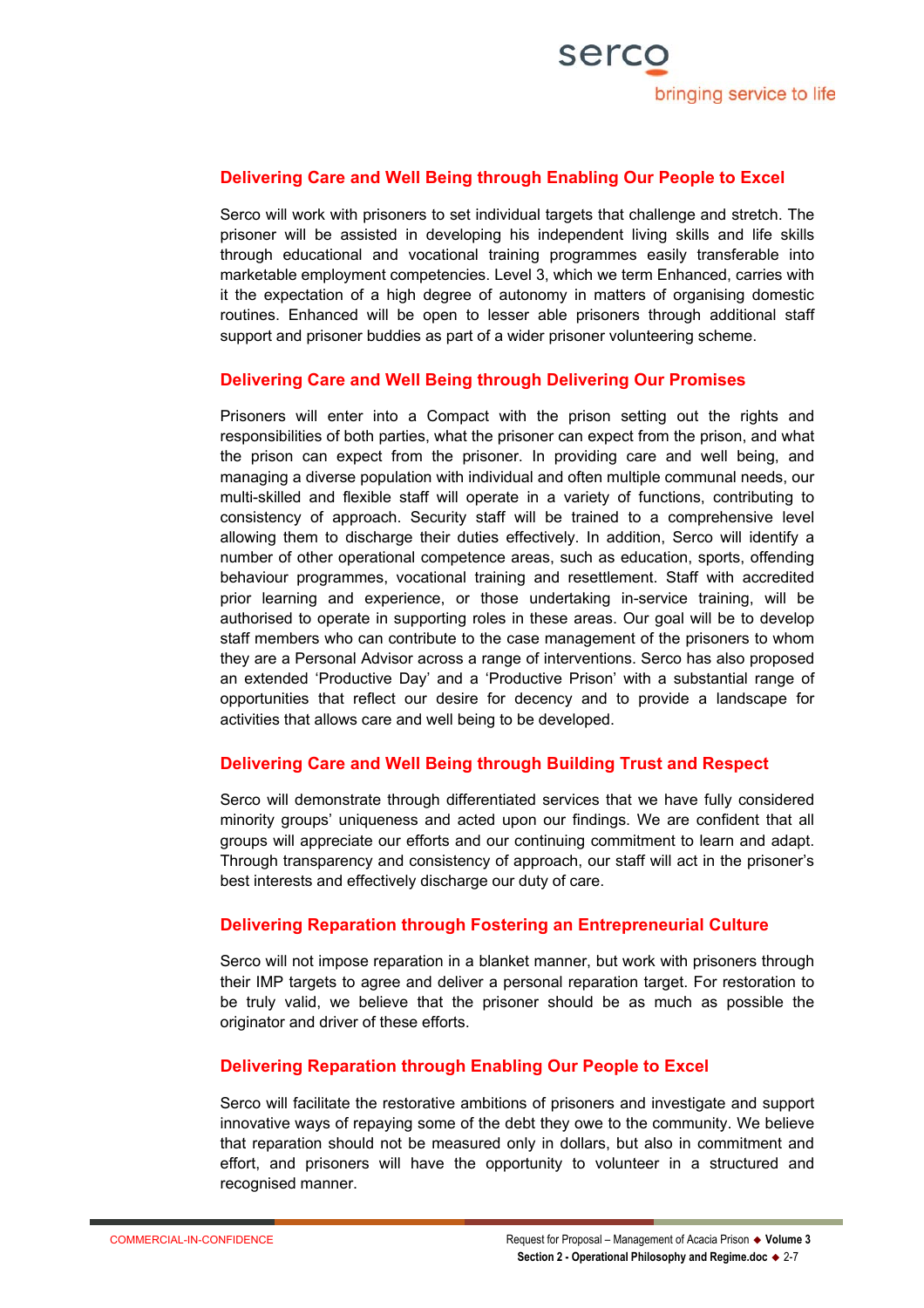### Delivering Care and Well Being through Enabling Our People to Excel

Serco will work with prisoners to set individual targets that challenge and stretch. The prisoner will be assisted in developing his independent living skills and life skills through educational and vocational training programmes easily transferable into marketable employment competencies. Level 3, which we term Enhanced, carries with it the expectation of a high degree of autonomy in matters of organising domestic routines. Enhanced will be open to lesser able prisoners through additional staff support and prisoner buddies as part of a wider prisoner volunteering scheme.

### Delivering Care and Well Being through Delivering Our Promises

Prisoners will enter into a Compact with the prison setting out the rights and responsibilities of both parties, what the prisoner can expect from the prison, and what the prison can expect from the prisoner. In providing care and well being, and managing a diverse population with individual and often multiple communal needs, our multi-skilled and flexible staff will operate in a variety of functions, contributing to consistency of approach. Security staff will be trained to a comprehensive level allowing them to discharge their duties effectively. In addition, Serco will identify a number of other operational competence areas, such as education, sports, offending behaviour programmes, vocational training and resettlement. Staff with accredited prior learning and experience, or those undertaking in-service training, will be authorised to operate in supporting roles in these areas. Our goal will be to develop staff members who can contribute to the case management of the prisoners to whom they are a Personal Advisor across a range of interventions. Serco has also proposed an extended 'Productive Day' and a 'Productive Prison' with a substantial range of opportunities that reflect our desire for decency and to provide a landscape for activities that allows care and well being to be developed.

### Delivering Care and Well Being through Building Trust and Respect

Serco will demonstrate through differentiated services that we have fully considered minority groups' uniqueness and acted upon our findings. We are confident that all groups will appreciate our efforts and our continuing commitment to learn and adapt. Through transparency and consistency of approach, our staff will act in the prisoner's best interests and effectively discharge our duty of care.

### Delivering Reparation through Fostering an Entrepreneurial Culture

Serco will not impose reparation in a blanket manner, but work with prisoners through their IMP targets to agree and deliver a personal reparation target. For restoration to be truly valid, we believe that the prisoner should be as much as possible the originator and driver of these efforts.

### Delivering Reparation through Enabling Our People to Excel

Serco will facilitate the restorative ambitions of prisoners and investigate and support innovative ways of repaying some of the debt they owe to the community. We believe that reparation should not be measured only in dollars, but also in commitment and effort, and prisoners will have the opportunity to volunteer in a structured and recognised manner.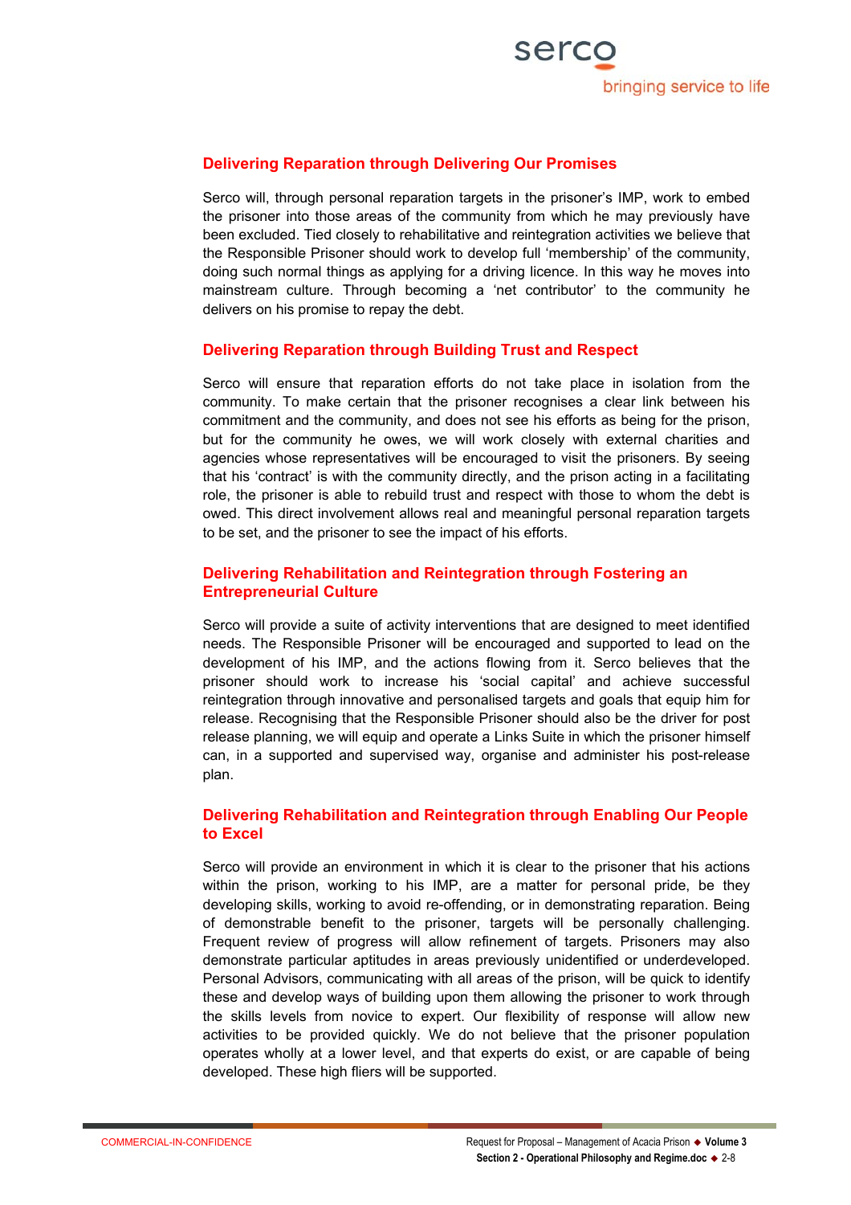### Delivering Reparation through Delivering Our Promises

Serco will, through personal reparation targets in the prisoner's IMP, work to embed the prisoner into those areas of the community from which he may previously have been excluded. Tied closely to rehabilitative and reintegration activities we believe that the Responsible Prisoner should work to develop full 'membership' of the community, doing such normal things as applying for a driving licence. In this way he moves into mainstream culture. Through becoming a 'net contributor' to the community he delivers on his promise to repay the debt.

### Delivering Reparation through Building Trust and Respect

Serco will ensure that reparation efforts do not take place in isolation from the community. To make certain that the prisoner recognises a clear link between his commitment and the community, and does not see his efforts as being for the prison, but for the community he owes, we will work closely with external charities and agencies whose representatives will be encouraged to visit the prisoners. By seeing that his 'contract' is with the community directly, and the prison acting in a facilitating role, the prisoner is able to rebuild trust and respect with those to whom the debt is owed. This direct involvement allows real and meaningful personal reparation targets to be set, and the prisoner to see the impact of his efforts.

### Delivering Rehabilitation and Reintegration through Fostering an Entrepreneurial Culture

Serco will provide a suite of activity interventions that are designed to meet identified needs. The Responsible Prisoner will be encouraged and supported to lead on the development of his IMP, and the actions flowing from it. Serco believes that the prisoner should work to increase his 'social capital' and achieve successful reintegration through innovative and personalised targets and goals that equip him for release. Recognising that the Responsible Prisoner should also be the driver for post release planning, we will equip and operate a Links Suite in which the prisoner himself can, in a supported and supervised way, organise and administer his post-release plan.

### Delivering Rehabilitation and Reintegration through Enabling Our People to Excel

Serco will provide an environment in which it is clear to the prisoner that his actions within the prison, working to his IMP, are a matter for personal pride, be they developing skills, working to avoid re-offending, or in demonstrating reparation. Being of demonstrable benefit to the prisoner, targets will be personally challenging. Frequent review of progress will allow refinement of targets. Prisoners may also demonstrate particular aptitudes in areas previously unidentified or underdeveloped. Personal Advisors, communicating with all areas of the prison, will be quick to identify these and develop ways of building upon them allowing the prisoner to work through the skills levels from novice to expert. Our flexibility of response will allow new activities to be provided quickly. We do not believe that the prisoner population operates wholly at a lower level, and that experts do exist, or are capable of being developed. These high fliers will be supported.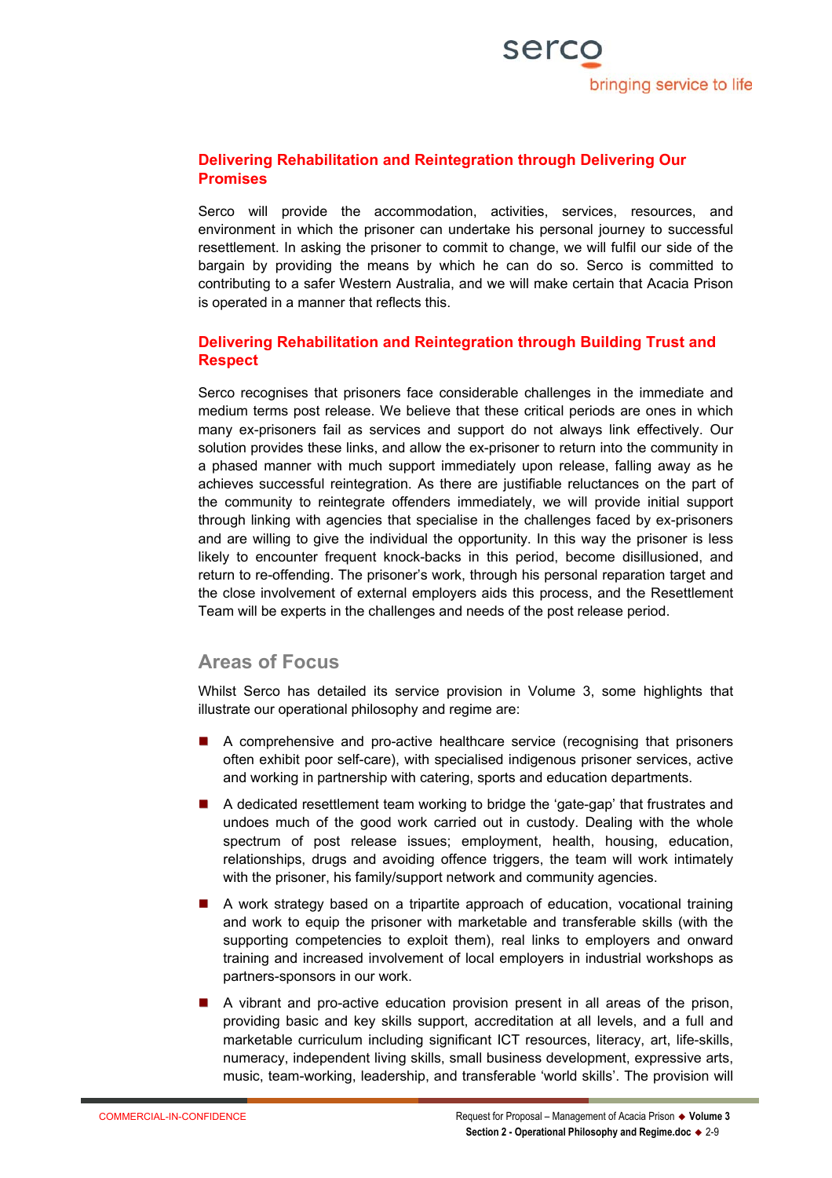### Delivering Rehabilitation and Reintegration through Delivering Our Promises

Serco will provide the accommodation, activities, services, resources, and environment in which the prisoner can undertake his personal journey to successful resettlement. In asking the prisoner to commit to change, we will fulfil our side of the bargain by providing the means by which he can do so. Serco is committed to contributing to a safer Western Australia, and we will make certain that Acacia Prison is operated in a manner that reflects this.

### Delivering Rehabilitation and Reintegration through Building Trust and Respect

Serco recognises that prisoners face considerable challenges in the immediate and medium terms post release. We believe that these critical periods are ones in which many ex-prisoners fail as services and support do not always link effectively. Our solution provides these links, and allow the ex-prisoner to return into the community in a phased manner with much support immediately upon release, falling away as he achieves successful reintegration. As there are justifiable reluctances on the part of the community to reintegrate offenders immediately, we will provide initial support through linking with agencies that specialise in the challenges faced by ex-prisoners and are willing to give the individual the opportunity. In this way the prisoner is less likely to encounter frequent knock-backs in this period, become disillusioned, and return to re-offending. The prisoner's work, through his personal reparation target and the close involvement of external employers aids this process, and the Resettlement Team will be experts in the challenges and needs of the post release period.

## Areas of Focus

Whilst Serco has detailed its service provision in Volume 3, some highlights that illustrate our operational philosophy and regime are:

- A comprehensive and pro-active healthcare service (recognising that prisoners often exhibit poor self-care), with specialised indigenous prisoner services, active and working in partnership with catering, sports and education departments.
- A dedicated resettlement team working to bridge the 'gate-gap' that frustrates and undoes much of the good work carried out in custody. Dealing with the whole spectrum of post release issues; employment, health, housing, education, relationships, drugs and avoiding offence triggers, the team will work intimately with the prisoner, his family/support network and community agencies.
- A work strategy based on a tripartite approach of education, vocational training and work to equip the prisoner with marketable and transferable skills (with the supporting competencies to exploit them), real links to employers and onward training and increased involvement of local employers in industrial workshops as partners-sponsors in our work.
- A vibrant and pro-active education provision present in all areas of the prison, providing basic and key skills support, accreditation at all levels, and a full and marketable curriculum including significant ICT resources, literacy, art, life-skills, numeracy, independent living skills, small business development, expressive arts, music, team-working, leadership, and transferable 'world skills'. The provision will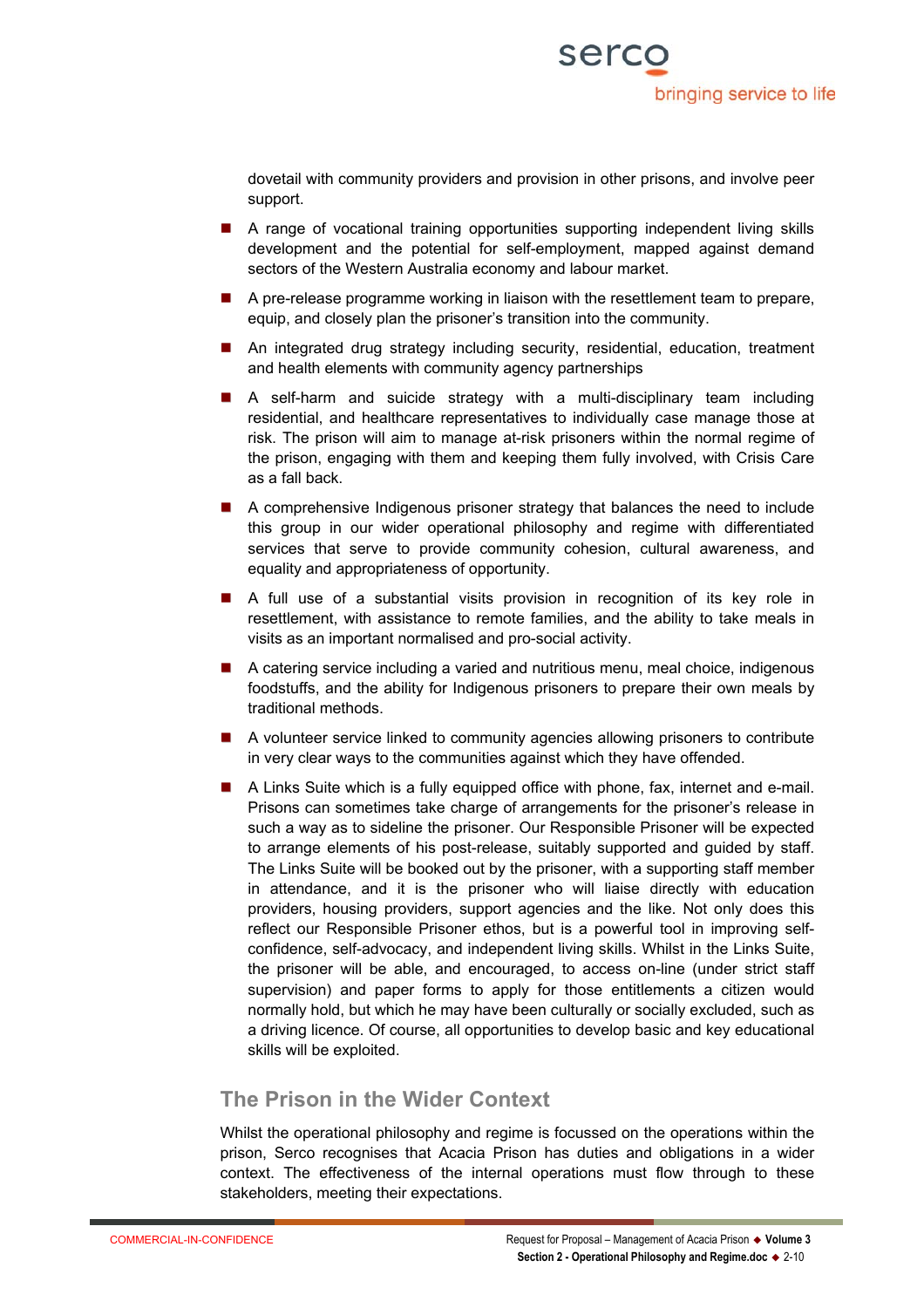dovetail with community providers and provision in other prisons, and involve peer support.

- A range of vocational training opportunities supporting independent living skills development and the potential for self-employment, mapped against demand sectors of the Western Australia economy and labour market.
- A pre-release programme working in liaison with the resettlement team to prepare, equip, and closely plan the prisoner's transition into the community.
- An integrated drug strategy including security, residential, education, treatment and health elements with community agency partnerships
- A self-harm and suicide strategy with a multi-disciplinary team including residential, and healthcare representatives to individually case manage those at risk. The prison will aim to manage at-risk prisoners within the normal regime of the prison, engaging with them and keeping them fully involved, with Crisis Care as a fall back.
- A comprehensive Indigenous prisoner strategy that balances the need to include this group in our wider operational philosophy and regime with differentiated services that serve to provide community cohesion, cultural awareness, and equality and appropriateness of opportunity.
- A full use of a substantial visits provision in recognition of its key role in resettlement, with assistance to remote families, and the ability to take meals in visits as an important normalised and pro-social activity.
- A catering service including a varied and nutritious menu, meal choice, indigenous foodstuffs, and the ability for Indigenous prisoners to prepare their own meals by traditional methods.
- A volunteer service linked to community agencies allowing prisoners to contribute in very clear ways to the communities against which they have offended.
- A Links Suite which is a fully equipped office with phone, fax, internet and e-mail. Prisons can sometimes take charge of arrangements for the prisoner's release in such a way as to sideline the prisoner. Our Responsible Prisoner will be expected to arrange elements of his post-release, suitably supported and guided by staff. The Links Suite will be booked out by the prisoner, with a supporting staff member in attendance, and it is the prisoner who will liaise directly with education providers, housing providers, support agencies and the like. Not only does this reflect our Responsible Prisoner ethos, but is a powerful tool in improving self-confidence, self-advocacy, and independent living skills. Whilst in the Links Suite, the prisoner will be able, and encouraged, to access on-line (under strict staff supervision) and paper forms to apply for those entitlements a citizen would normally hold, but which he may have been culturally or socially excluded, such as a driving licence. Of course, all opportunities to develop basic and key educational skills will be exploited.

## The Prison in the Wider Context

Whilst the operational philosophy and regime is focussed on the operations within the prison, Serco recognises that Acacia Prison has duties and obligations in a wider context. The effectiveness of the internal operations must flow through to these stakeholders, meeting their expectations.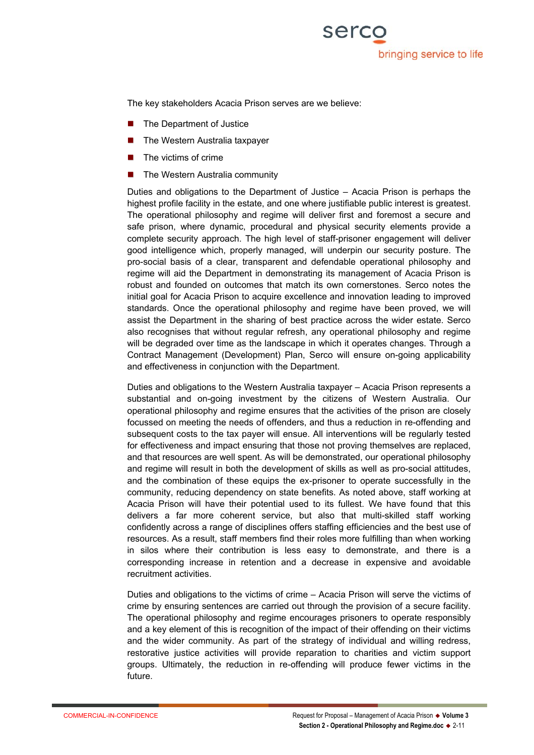The key stakeholders Acacia Prison serves are we believe:

- The Department of Justice
- The Western Australia taxpayer
- The victims of crime
- The Western Australia community

Duties and obligations to the Department of Justice – Acacia Prison is perhaps the highest profile facility in the estate, and one where justifiable public interest is greatest. The operational philosophy and regime will deliver first and foremost a secure and safe prison, where dynamic, procedural and physical security elements provide a complete security approach. The high level of staff-prisoner engagement will deliver good intelligence which, properly managed, will underpin our security posture. The pro-social basis of a clear, transparent and defendable operational philosophy and regime will aid the Department in demonstrating its management of Acacia Prison is robust and founded on outcomes that match its own cornerstones. Serco notes the initial goal for Acacia Prison to acquire excellence and innovation leading to improved standards. Once the operational philosophy and regime have been proved, we will assist the Department in the sharing of best practice across the wider estate. Serco also recognises that without regular refresh, any operational philosophy and regime will be degraded over time as the landscape in which it operates changes. Through a Contract Management (Development) Plan, Serco will ensure on-going applicability and effectiveness in conjunction with the Department.

Duties and obligations to the Western Australia taxpayer – Acacia Prison represents a substantial and on-going investment by the citizens of Western Australia. Our operational philosophy and regime ensures that the activities of the prison are closely focussed on meeting the needs of offenders, and thus a reduction in re-offending and subsequent costs to the tax payer will ensue. All interventions will be regularly tested for effectiveness and impact ensuring that those not proving themselves are replaced, and that resources are well spent. As will be demonstrated, our operational philosophy and regime will result in both the development of skills as well as pro-social attitudes, and the combination of these equips the ex-prisoner to operate successfully in the community, reducing dependency on state benefits. As noted above, staff working at Acacia Prison will have their potential used to its fullest. We have found that this delivers a far more coherent service, but also that multi-skilled staff working confidently across a range of disciplines offers staffing efficiencies and the best use of resources. As a result, staff members find their roles more fulfilling than when working in silos where their contribution is less easy to demonstrate, and there is a corresponding increase in retention and a decrease in expensive and avoidable recruitment activities.

Duties and obligations to the victims of crime – Acacia Prison will serve the victims of crime by ensuring sentences are carried out through the provision of a secure facility. The operational philosophy and regime encourages prisoners to operate responsibly and a key element of this is recognition of the impact of their offending on their victims and the wider community. As part of the strategy of individual and willing redress, restorative justice activities will provide reparation to charities and victim support groups. Ultimately, the reduction in re-offending will produce fewer victims in the future.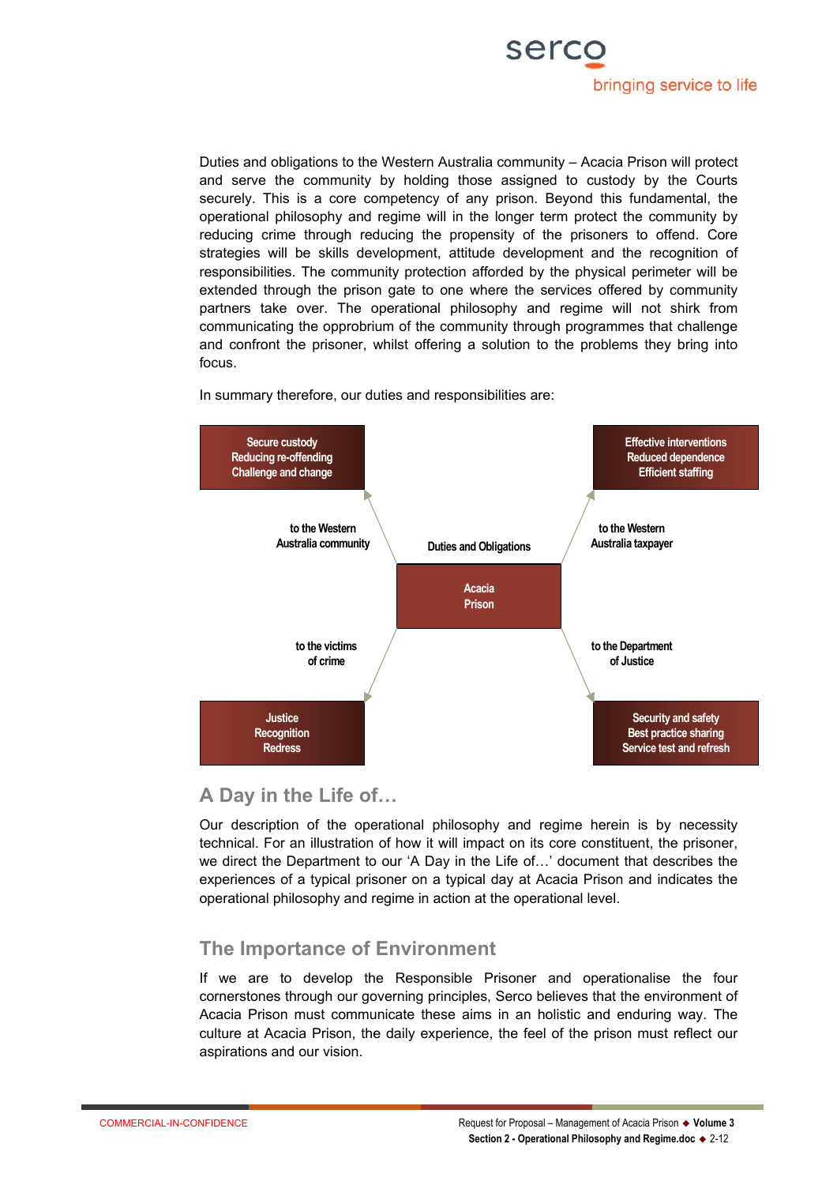Duties and obligations to the Western Australia community – Acacia Prison will protect and serve the community by holding those assigned to custody by the Courts securely. This is a core competency of any prison. Beyond this fundamental, the operational philosophy and regime will in the longer term protect the community by reducing crime through reducing the propensity of the prisoners to offend. Core strategies will be skills development, attitude development and the recognition of responsibilities. The community protection afforded by the physical perimeter will be extended through the prison gate to one where the services offered by community partners take over. The operational philosophy and regime will not shirk from communicating the opprobrium of the community through programmes that challenge and confront the prisoner, whilst offering a solution to the problems they bring into focus.

In summary therefore, our duties and responsibilities are:

**Duties and Obligations**

**Acacia Prison**

| Duties and obligations | Responsibilities |
|---|---|
| to the Western Australia community | Secure custody<br>Reducing re-offending<br>Challenge and change |
| to the Western Australia taxpayer | Effective interventions<br>Reduced dependence<br>Efficient staffing |
| to the victims of crime | Justice<br>Recognition<br>Redress |
| to the Department of Justice | Security and safety<br>Best practice sharing<br>Service test and refresh |

## A Day in the Life of…

Our description of the operational philosophy and regime herein is by necessity technical. For an illustration of how it will impact on its core constituent, the prisoner, we direct the Department to our 'A Day in the Life of…' document that describes the experiences of a typical prisoner on a typical day at Acacia Prison and indicates the operational philosophy and regime in action at the operational level.

## The Importance of Environment

If we are to develop the Responsible Prisoner and operationalise the four cornerstones through our governing principles, Serco believes that the environment of Acacia Prison must communicate these aims in an holistic and enduring way. The culture at Acacia Prison, the daily experience, the feel of the prison must reflect our aspirations and our vision.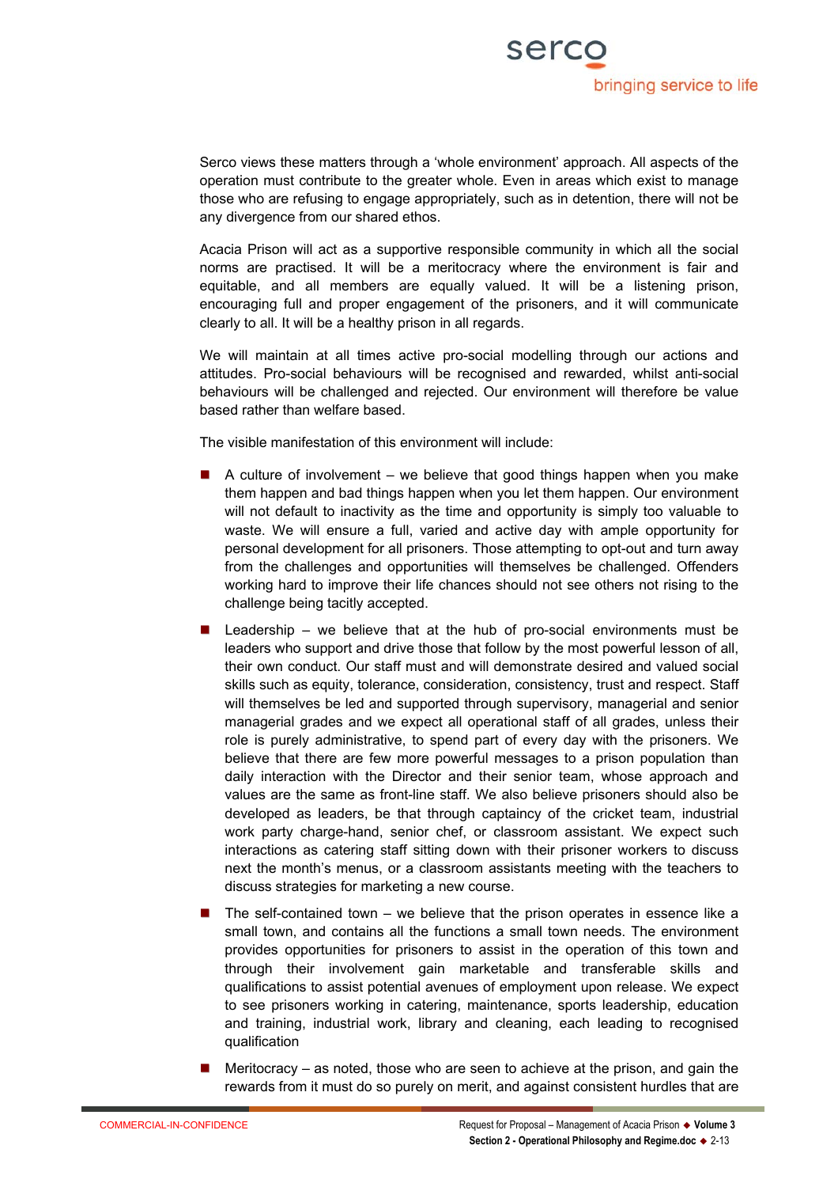Serco views these matters through a 'whole environment' approach. All aspects of the operation must contribute to the greater whole. Even in areas which exist to manage those who are refusing to engage appropriately, such as in detention, there will not be any divergence from our shared ethos.

Acacia Prison will act as a supportive responsible community in which all the social norms are practised. It will be a meritocracy where the environment is fair and equitable, and all members are equally valued. It will be a listening prison, encouraging full and proper engagement of the prisoners, and it will communicate clearly to all. It will be a healthy prison in all regards.

We will maintain at all times active pro-social modelling through our actions and attitudes. Pro-social behaviours will be recognised and rewarded, whilst anti-social behaviours will be challenged and rejected. Our environment will therefore be value based rather than welfare based.

The visible manifestation of this environment will include:

- A culture of involvement – we believe that good things happen when you make them happen and bad things happen when you let them happen. Our environment will not default to inactivity as the time and opportunity is simply too valuable to waste. We will ensure a full, varied and active day with ample opportunity for personal development for all prisoners. Those attempting to opt-out and turn away from the challenges and opportunities will themselves be challenged. Offenders working hard to improve their life chances should not see others not rising to the challenge being tacitly accepted.
- Leadership – we believe that at the hub of pro-social environments must be leaders who support and drive those that follow by the most powerful lesson of all, their own conduct. Our staff must and will demonstrate desired and valued social skills such as equity, tolerance, consideration, consistency, trust and respect. Staff will themselves be led and supported through supervisory, managerial and senior managerial grades and we expect all operational staff of all grades, unless their role is purely administrative, to spend part of every day with the prisoners. We believe that there are few more powerful messages to a prison population than daily interaction with the Director and their senior team, whose approach and values are the same as front-line staff. We also believe prisoners should also be developed as leaders, be that through captaincy of the cricket team, industrial work party charge-hand, senior chef, or classroom assistant. We expect such interactions as catering staff sitting down with their prisoner workers to discuss next the month's menus, or a classroom assistants meeting with the teachers to discuss strategies for marketing a new course.
- The self-contained town – we believe that the prison operates in essence like a small town, and contains all the functions a small town needs. The environment provides opportunities for prisoners to assist in the operation of this town and through their involvement gain marketable and transferable skills and qualifications to assist potential avenues of employment upon release. We expect to see prisoners working in catering, maintenance, sports leadership, education and training, industrial work, library and cleaning, each leading to recognised qualification
- Meritocracy – as noted, those who are seen to achieve at the prison, and gain the rewards from it must do so purely on merit, and against consistent hurdles that are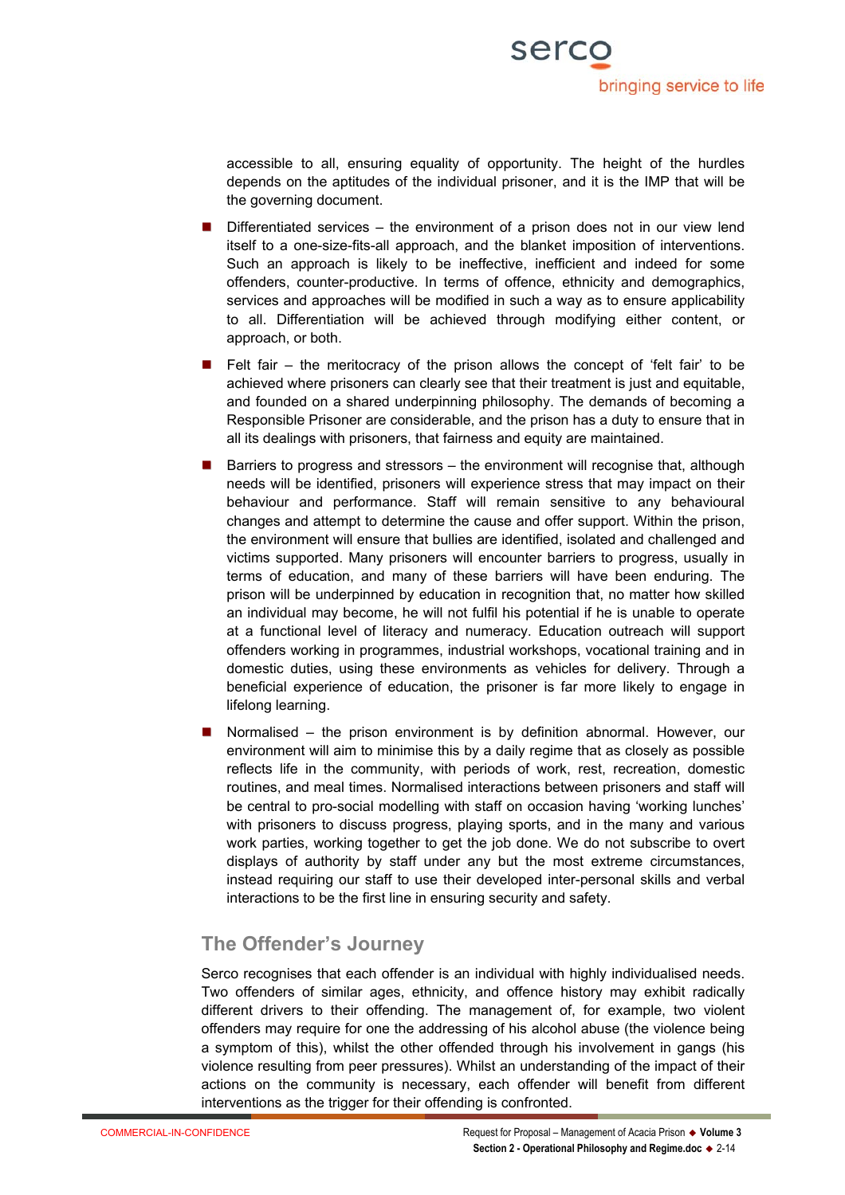accessible to all, ensuring equality of opportunity. The height of the hurdles depends on the aptitudes of the individual prisoner, and it is the IMP that will be the governing document.

- Differentiated services – the environment of a prison does not in our view lend itself to a one-size-fits-all approach, and the blanket imposition of interventions. Such an approach is likely to be ineffective, inefficient and indeed for some offenders, counter-productive. In terms of offence, ethnicity and demographics, services and approaches will be modified in such a way as to ensure applicability to all. Differentiation will be achieved through modifying either content, or approach, or both.
- Felt fair – the meritocracy of the prison allows the concept of 'felt fair' to be achieved where prisoners can clearly see that their treatment is just and equitable, and founded on a shared underpinning philosophy. The demands of becoming a Responsible Prisoner are considerable, and the prison has a duty to ensure that in all its dealings with prisoners, that fairness and equity are maintained.
- Barriers to progress and stressors – the environment will recognise that, although needs will be identified, prisoners will experience stress that may impact on their behaviour and performance. Staff will remain sensitive to any behavioural changes and attempt to determine the cause and offer support. Within the prison, the environment will ensure that bullies are identified, isolated and challenged and victims supported. Many prisoners will encounter barriers to progress, usually in terms of education, and many of these barriers will have been enduring. The prison will be underpinned by education in recognition that, no matter how skilled an individual may become, he will not fulfil his potential if he is unable to operate at a functional level of literacy and numeracy. Education outreach will support offenders working in programmes, industrial workshops, vocational training and in domestic duties, using these environments as vehicles for delivery. Through a beneficial experience of education, the prisoner is far more likely to engage in lifelong learning.
- Normalised – the prison environment is by definition abnormal. However, our environment will aim to minimise this by a daily regime that as closely as possible reflects life in the community, with periods of work, rest, recreation, domestic routines, and meal times. Normalised interactions between prisoners and staff will be central to pro-social modelling with staff on occasion having 'working lunches' with prisoners to discuss progress, playing sports, and in the many and various work parties, working together to get the job done. We do not subscribe to overt displays of authority by staff under any but the most extreme circumstances, instead requiring our staff to use their developed inter-personal skills and verbal interactions to be the first line in ensuring security and safety.

## The Offender's Journey

Serco recognises that each offender is an individual with highly individualised needs. Two offenders of similar ages, ethnicity, and offence history may exhibit radically different drivers to their offending. The management of, for example, two violent offenders may require for one the addressing of his alcohol abuse (the violence being a symptom of this), whilst the other offended through his involvement in gangs (his violence resulting from peer pressures). Whilst an understanding of the impact of their actions on the community is necessary, each offender will benefit from different interventions as the trigger for their offending is confronted.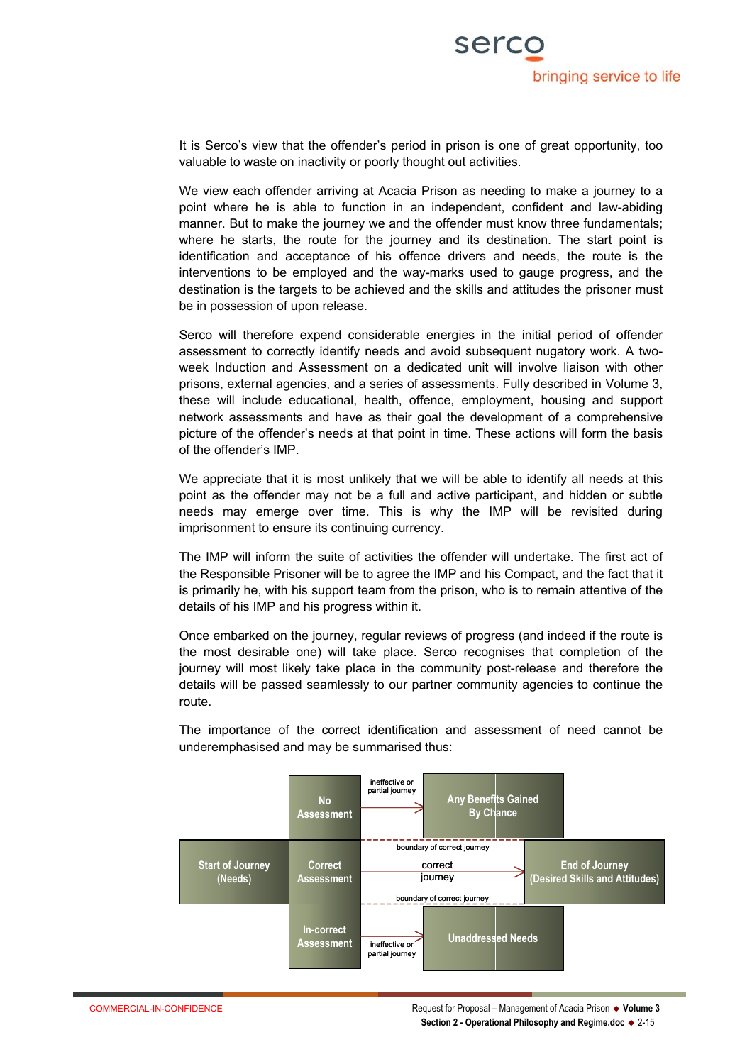It is Serco's view that the offender's period in prison is one of great opportunity, too valuable to waste on inactivity or poorly thought out activities.

We view each offender arriving at Acacia Prison as needing to make a journey to a point where he is able to function in an independent, confident and law-abiding manner. But to make the journey we and the offender must know three fundamentals; where he starts, the route for the journey and its destination. The start point is identification and acceptance of his offence drivers and needs, the route is the interventions to be employed and the way-marks used to gauge progress, and the destination is the targets to be achieved and the skills and attitudes the prisoner must be in possession of upon release.

Serco will therefore expend considerable energies in the initial period of offender assessment to correctly identify needs and avoid subsequent nugatory work. A two-week Induction and Assessment on a dedicated unit will involve liaison with other prisons, external agencies, and a series of assessments. Fully described in Volume 3, these will include educational, health, offence, employment, housing and support network assessments and have as their goal the development of a comprehensive picture of the offender's needs at that point in time. These actions will form the basis of the offender's IMP.

We appreciate that it is most unlikely that we will be able to identify all needs at this point as the offender may not be a full and active participant, and hidden or subtle needs may emerge over time. This is why the IMP will be revisited during imprisonment to ensure its continuing currency.

The IMP will inform the suite of activities the offender will undertake. The first act of the Responsible Prisoner will be to agree the IMP and his Compact, and the fact that it is primarily he, with his support team from the prison, who is to remain attentive of the details of his IMP and his progress within it.

Once embarked on the journey, regular reviews of progress (and indeed if the route is the most desirable one) will take place. Serco recognises that completion of the journey will most likely take place in the community post-release and therefore the details will be passed seamlessly to our partner community agencies to continue the route.

The importance of the correct identification and assessment of need cannot be underemphasised and may be summarised thus:

| | | | |
|---|---|---|---|
| | No Assessment | ineffective or partial journey → | Any Benefits Gained By Chance |
| | | boundary of correct journey | |
| Start of Journey (Needs) | Correct Assessment | correct journey → | End of Journey (Desired Skills and Attitudes) |
| | | boundary of correct journey | |
| | In-correct Assessment | ineffective or partial journey → | Unaddressed Needs |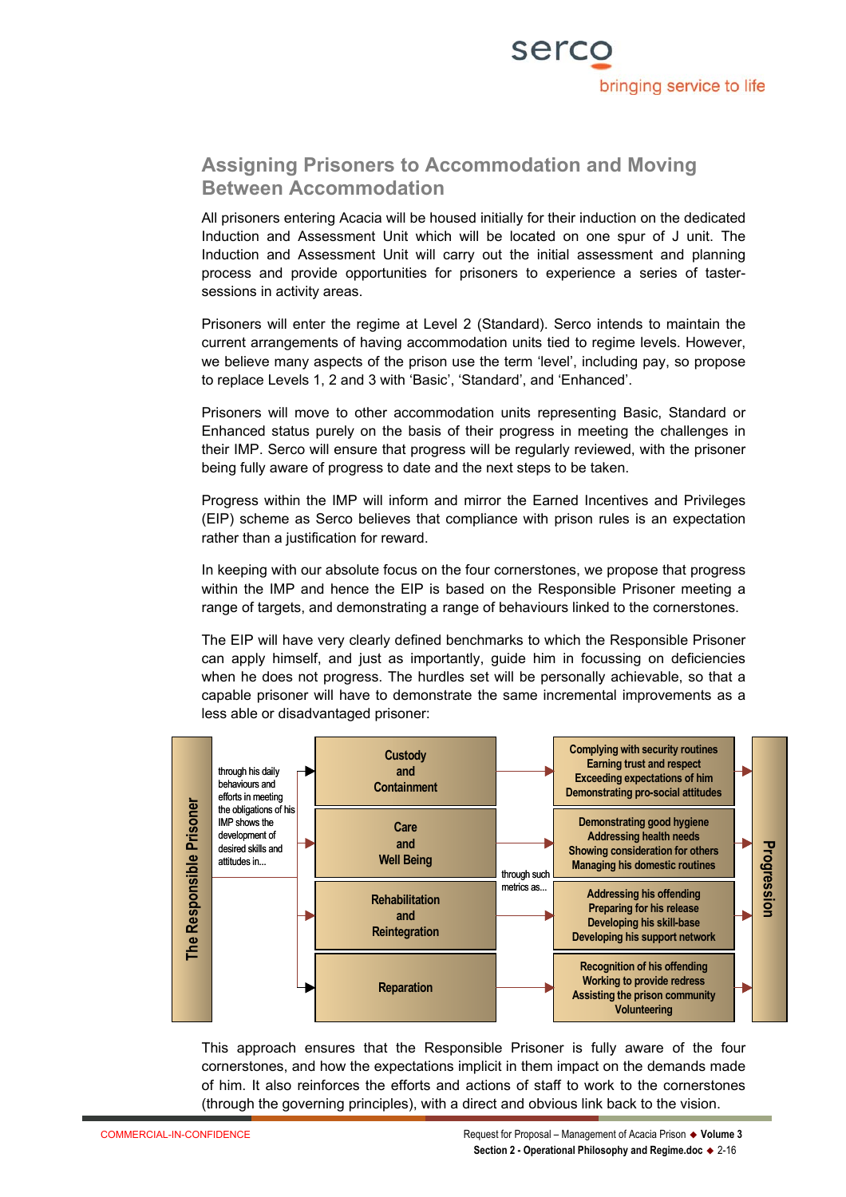## Assigning Prisoners to Accommodation and Moving Between Accommodation

All prisoners entering Acacia will be housed initially for their induction on the dedicated Induction and Assessment Unit which will be located on one spur of J unit. The Induction and Assessment Unit will carry out the initial assessment and planning process and provide opportunities for prisoners to experience a series of taster-sessions in activity areas.

Prisoners will enter the regime at Level 2 (Standard). Serco intends to maintain the current arrangements of having accommodation units tied to regime levels. However, we believe many aspects of the prison use the term 'level', including pay, so propose to replace Levels 1, 2 and 3 with 'Basic', 'Standard', and 'Enhanced'.

Prisoners will move to other accommodation units representing Basic, Standard or Enhanced status purely on the basis of their progress in meeting the challenges in their IMP. Serco will ensure that progress will be regularly reviewed, with the prisoner being fully aware of progress to date and the next steps to be taken.

Progress within the IMP will inform and mirror the Earned Incentives and Privileges (EIP) scheme as Serco believes that compliance with prison rules is an expectation rather than a justification for reward.

In keeping with our absolute focus on the four cornerstones, we propose that progress within the IMP and hence the EIP is based on the Responsible Prisoner meeting a range of targets, and demonstrating a range of behaviours linked to the cornerstones.

The EIP will have very clearly defined benchmarks to which the Responsible Prisoner can apply himself, and just as importantly, guide him in focussing on deficiencies when he does not progress. The hurdles set will be personally achievable, so that a capable prisoner will have to demonstrate the same incremental improvements as a less able or disadvantaged prisoner:

| The Responsible Prisoner | | Cornerstone | | Metrics | Progression |
|---|---|---|---|---|---|
| through his daily behaviours and efforts in meeting the obligations of his IMP shows the development of desired skills and attitudes in... | → | Custody and Containment | through such metrics as... | Complying with security routines<br>Earning trust and respect<br>Exceeding expectations of him<br>Demonstrating pro-social attitudes | → |
| | → | Care and Well Being | | Demonstrating good hygiene<br>Addressing health needs<br>Showing consideration for others<br>Managing his domestic routines | → |
| | → | Rehabilitation and Reintegration | | Addressing his offending<br>Preparing for his release<br>Developing his skill-base<br>Developing his support network | → |
| | → | Reparation | | Recognition of his offending<br>Working to provide redress<br>Assisting the prison community<br>Volunteering | → |

This approach ensures that the Responsible Prisoner is fully aware of the four cornerstones, and how the expectations implicit in them impact on the demands made of him. It also reinforces the efforts and actions of staff to work to the cornerstones (through the governing principles), with a direct and obvious link back to the vision.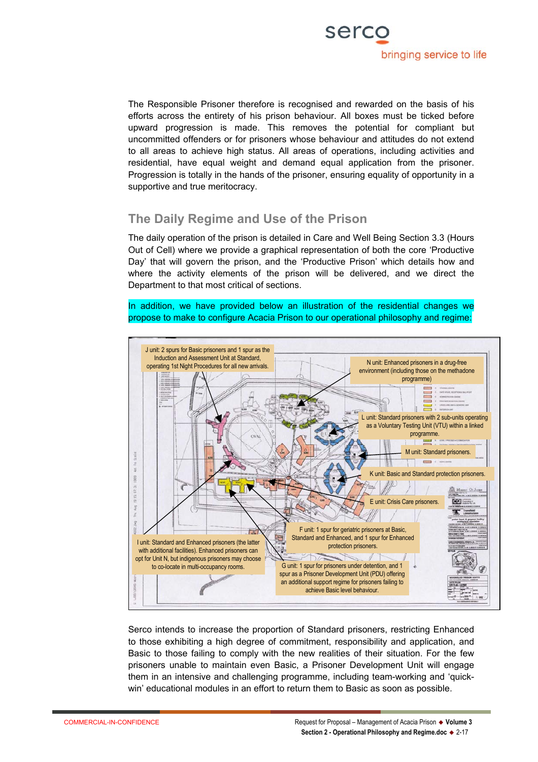The Responsible Prisoner therefore is recognised and rewarded on the basis of his efforts across the entirety of his prison behaviour. All boxes must be ticked before upward progression is made. This removes the potential for compliant but uncommitted offenders or for prisoners whose behaviour and attitudes do not extend to all areas to achieve high status. All areas of operations, including activities and residential, have equal weight and demand equal application from the prisoner. Progression is totally in the hands of the prisoner, ensuring equality of opportunity in a supportive and true meritocracy.

## The Daily Regime and Use of the Prison

The daily operation of the prison is detailed in Care and Well Being Section 3.3 (Hours Out of Cell) where we provide a graphical representation of both the core 'Productive Day' that will govern the prison, and the 'Productive Prison' which details how and where the activity elements of the prison will be delivered, and we direct the Department to that most critical of sections.

In addition, we have provided below an illustration of the residential changes we propose to make to configure Acacia Prison to our operational philosophy and regime:

J unit: 2 spurs for Basic prisoners and 1 spur as the Induction and Assessment Unit at Standard, operating 1st Night Procedures for all new arrivals.

N unit: Enhanced prisoners in a drug-free environment (including those on the methadone programme)

L unit: Standard prisoners with 2 sub-units operating as a Voluntary Testing Unit (VTU) within a linked programme.

M unit: Standard prisoners.

K unit: Basic and Standard protection prisoners.

E unit: Crisis Care prisoners.

F unit: 1 spur for geriatric prisoners at Basic, Standard and Enhanced, and 1 spur for Enhanced protection prisoners.

I unit: Standard and Enhanced prisoners (the latter with additional facilities). Enhanced prisoners can opt for Unit N, but indigenous prisoners may choose to co-locate in multi-occupancy rooms.

G unit: 1 spur for prisoners under detention, and 1 spur as a Prisoner Development Unit (PDU) offering an additional support regime for prisoners failing to achieve Basic level behaviour.

Serco intends to increase the proportion of Standard prisoners, restricting Enhanced to those exhibiting a high degree of commitment, responsibility and application, and Basic to those failing to comply with the new realities of their situation. For the few prisoners unable to maintain even Basic, a Prisoner Development Unit will engage them in an intensive and challenging programme, including team-working and 'quick-win' educational modules in an effort to return them to Basic as soon as possible.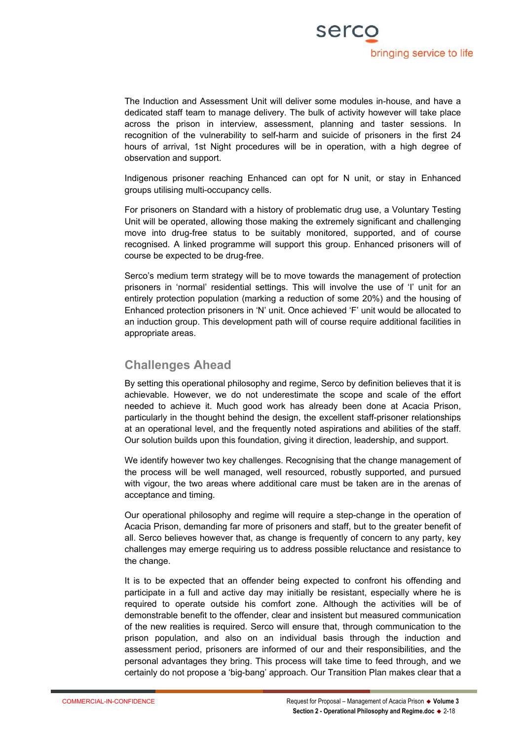The Induction and Assessment Unit will deliver some modules in-house, and have a dedicated staff team to manage delivery. The bulk of activity however will take place across the prison in interview, assessment, planning and taster sessions. In recognition of the vulnerability to self-harm and suicide of prisoners in the first 24 hours of arrival, 1st Night procedures will be in operation, with a high degree of observation and support.

Indigenous prisoner reaching Enhanced can opt for N unit, or stay in Enhanced groups utilising multi-occupancy cells.

For prisoners on Standard with a history of problematic drug use, a Voluntary Testing Unit will be operated, allowing those making the extremely significant and challenging move into drug-free status to be suitably monitored, supported, and of course recognised. A linked programme will support this group. Enhanced prisoners will of course be expected to be drug-free.

Serco's medium term strategy will be to move towards the management of protection prisoners in 'normal' residential settings. This will involve the use of 'I' unit for an entirely protection population (marking a reduction of some 20%) and the housing of Enhanced protection prisoners in 'N' unit. Once achieved 'F' unit would be allocated to an induction group. This development path will of course require additional facilities in appropriate areas.

## Challenges Ahead

By setting this operational philosophy and regime, Serco by definition believes that it is achievable. However, we do not underestimate the scope and scale of the effort needed to achieve it. Much good work has already been done at Acacia Prison, particularly in the thought behind the design, the excellent staff-prisoner relationships at an operational level, and the frequently noted aspirations and abilities of the staff. Our solution builds upon this foundation, giving it direction, leadership, and support.

We identify however two key challenges. Recognising that the change management of the process will be well managed, well resourced, robustly supported, and pursued with vigour, the two areas where additional care must be taken are in the arenas of acceptance and timing.

Our operational philosophy and regime will require a step-change in the operation of Acacia Prison, demanding far more of prisoners and staff, but to the greater benefit of all. Serco believes however that, as change is frequently of concern to any party, key challenges may emerge requiring us to address possible reluctance and resistance to the change.

It is to be expected that an offender being expected to confront his offending and participate in a full and active day may initially be resistant, especially where he is required to operate outside his comfort zone. Although the activities will be of demonstrable benefit to the offender, clear and insistent but measured communication of the new realities is required. Serco will ensure that, through communication to the prison population, and also on an individual basis through the induction and assessment period, prisoners are informed of our and their responsibilities, and the personal advantages they bring. This process will take time to feed through, and we certainly do not propose a 'big-bang' approach. Our Transition Plan makes clear that a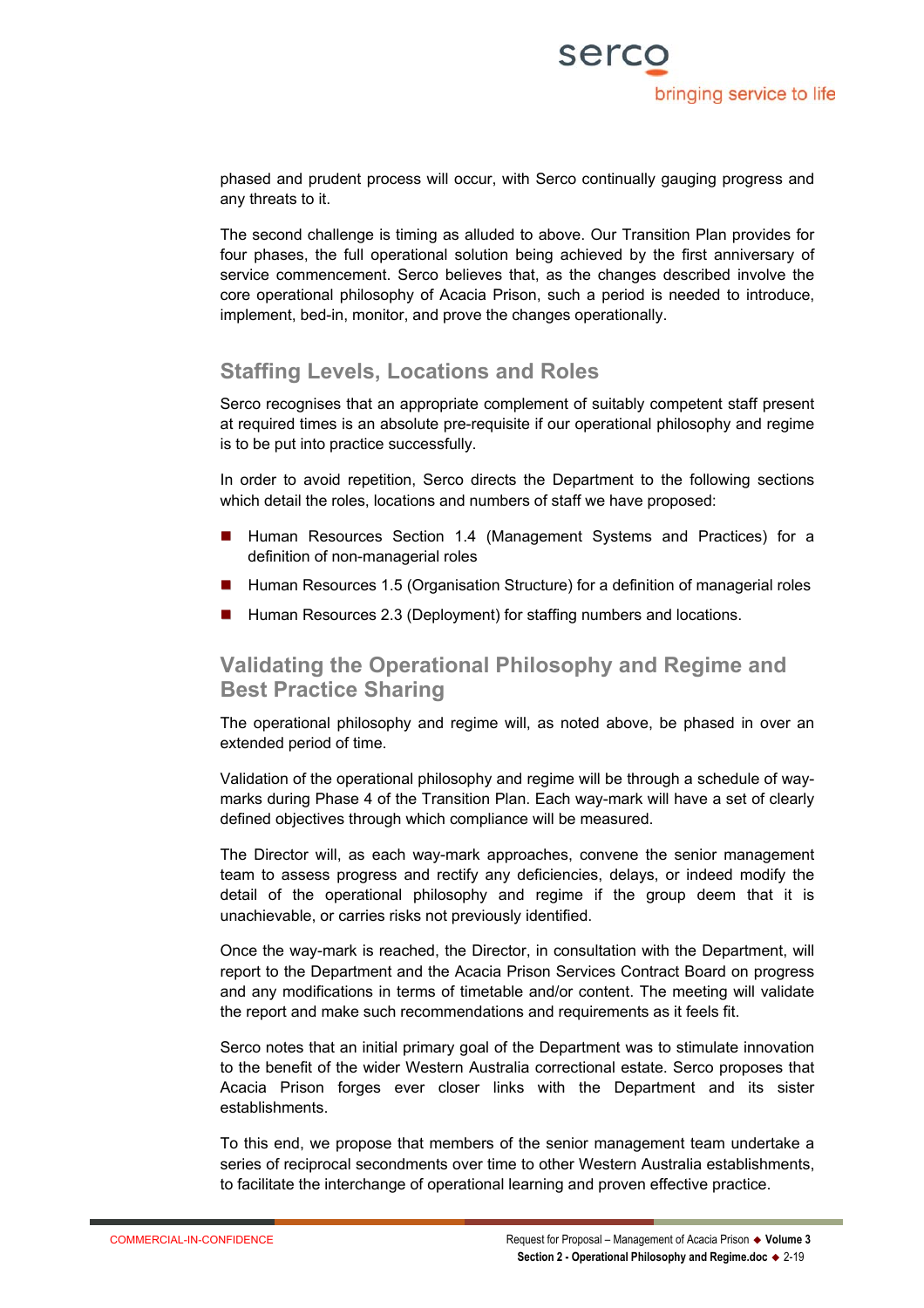phased and prudent process will occur, with Serco continually gauging progress and any threats to it.

The second challenge is timing as alluded to above. Our Transition Plan provides for four phases, the full operational solution being achieved by the first anniversary of service commencement. Serco believes that, as the changes described involve the core operational philosophy of Acacia Prison, such a period is needed to introduce, implement, bed-in, monitor, and prove the changes operationally.

## Staffing Levels, Locations and Roles

Serco recognises that an appropriate complement of suitably competent staff present at required times is an absolute pre-requisite if our operational philosophy and regime is to be put into practice successfully.

In order to avoid repetition, Serco directs the Department to the following sections which detail the roles, locations and numbers of staff we have proposed:

- Human Resources Section 1.4 (Management Systems and Practices) for a definition of non-managerial roles
- Human Resources 1.5 (Organisation Structure) for a definition of managerial roles
- Human Resources 2.3 (Deployment) for staffing numbers and locations.

## Validating the Operational Philosophy and Regime and Best Practice Sharing

The operational philosophy and regime will, as noted above, be phased in over an extended period of time.

Validation of the operational philosophy and regime will be through a schedule of way-marks during Phase 4 of the Transition Plan. Each way-mark will have a set of clearly defined objectives through which compliance will be measured.

The Director will, as each way-mark approaches, convene the senior management team to assess progress and rectify any deficiencies, delays, or indeed modify the detail of the operational philosophy and regime if the group deem that it is unachievable, or carries risks not previously identified.

Once the way-mark is reached, the Director, in consultation with the Department, will report to the Department and the Acacia Prison Services Contract Board on progress and any modifications in terms of timetable and/or content. The meeting will validate the report and make such recommendations and requirements as it feels fit.

Serco notes that an initial primary goal of the Department was to stimulate innovation to the benefit of the wider Western Australia correctional estate. Serco proposes that Acacia Prison forges ever closer links with the Department and its sister establishments.

To this end, we propose that members of the senior management team undertake a series of reciprocal secondments over time to other Western Australia establishments, to facilitate the interchange of operational learning and proven effective practice.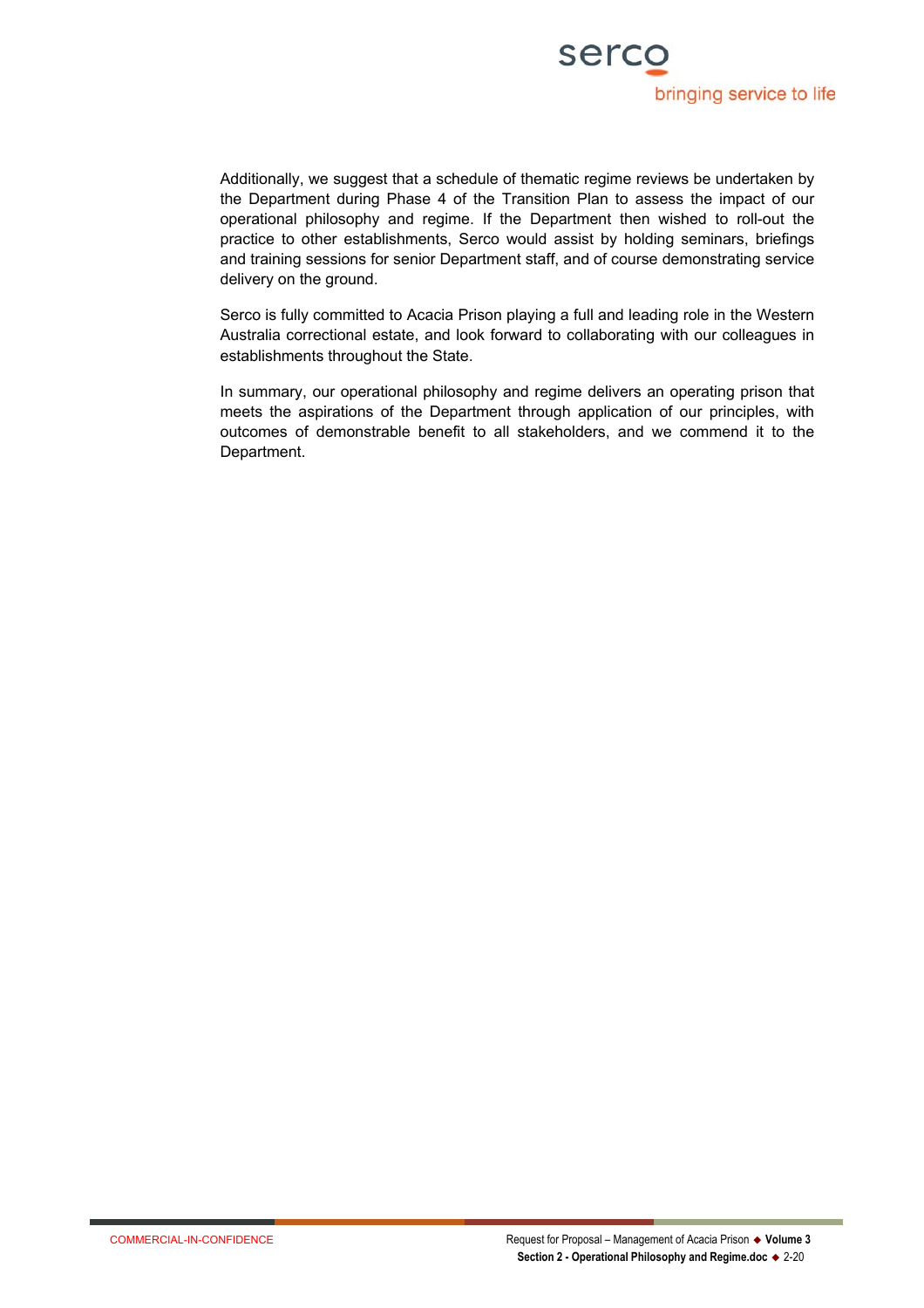Additionally, we suggest that a schedule of thematic regime reviews be undertaken by the Department during Phase 4 of the Transition Plan to assess the impact of our operational philosophy and regime. If the Department then wished to roll-out the practice to other establishments, Serco would assist by holding seminars, briefings and training sessions for senior Department staff, and of course demonstrating service delivery on the ground.

Serco is fully committed to Acacia Prison playing a full and leading role in the Western Australia correctional estate, and look forward to collaborating with our colleagues in establishments throughout the State.

In summary, our operational philosophy and regime delivers an operating prison that meets the aspirations of the Department through application of our principles, with outcomes of demonstrable benefit to all stakeholders, and we commend it to the Department.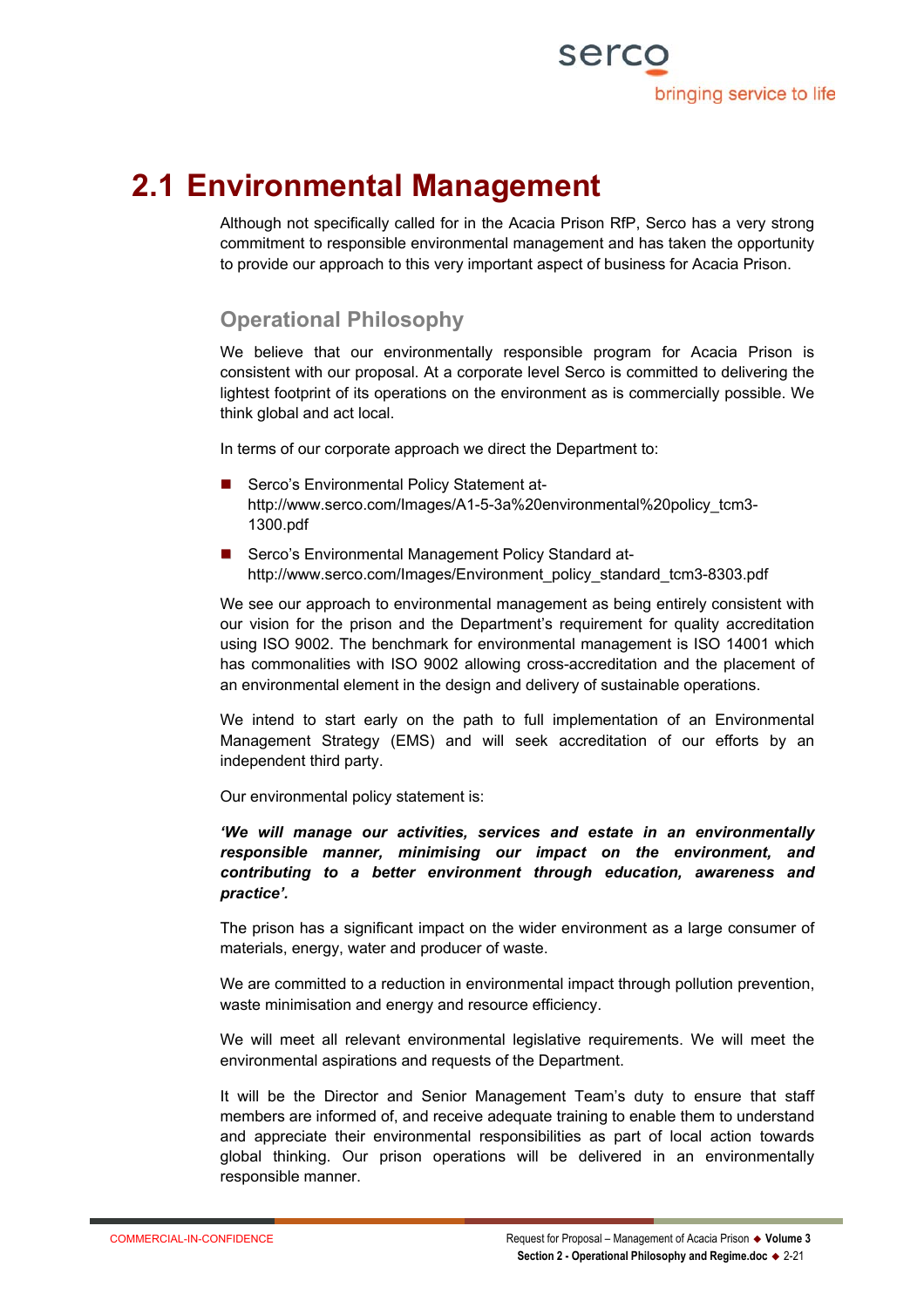# 2.1 Environmental Management

Although not specifically called for in the Acacia Prison RfP, Serco has a very strong commitment to responsible environmental management and has taken the opportunity to provide our approach to this very important aspect of business for Acacia Prison.

### Operational Philosophy

We believe that our environmentally responsible program for Acacia Prison is consistent with our proposal. At a corporate level Serco is committed to delivering the lightest footprint of its operations on the environment as is commercially possible. We think global and act local.

In terms of our corporate approach we direct the Department to:

- Serco's Environmental Policy Statement at- http://www.serco.com/Images/A1-5-3a%20environmental%20policy_tcm3-1300.pdf
- Serco's Environmental Management Policy Standard at- http://www.serco.com/Images/Environment_policy_standard_tcm3-8303.pdf

We see our approach to environmental management as being entirely consistent with our vision for the prison and the Department's requirement for quality accreditation using ISO 9002. The benchmark for environmental management is ISO 14001 which has commonalities with ISO 9002 allowing cross-accreditation and the placement of an environmental element in the design and delivery of sustainable operations.

We intend to start early on the path to full implementation of an Environmental Management Strategy (EMS) and will seek accreditation of our efforts by an independent third party.

Our environmental policy statement is:

***'We will manage our activities, services and estate in an environmentally responsible manner, minimising our impact on the environment, and contributing to a better environment through education, awareness and practice'.***

The prison has a significant impact on the wider environment as a large consumer of materials, energy, water and producer of waste.

We are committed to a reduction in environmental impact through pollution prevention, waste minimisation and energy and resource efficiency.

We will meet all relevant environmental legislative requirements. We will meet the environmental aspirations and requests of the Department.

It will be the Director and Senior Management Team's duty to ensure that staff members are informed of, and receive adequate training to enable them to understand and appreciate their environmental responsibilities as part of local action towards global thinking. Our prison operations will be delivered in an environmentally responsible manner.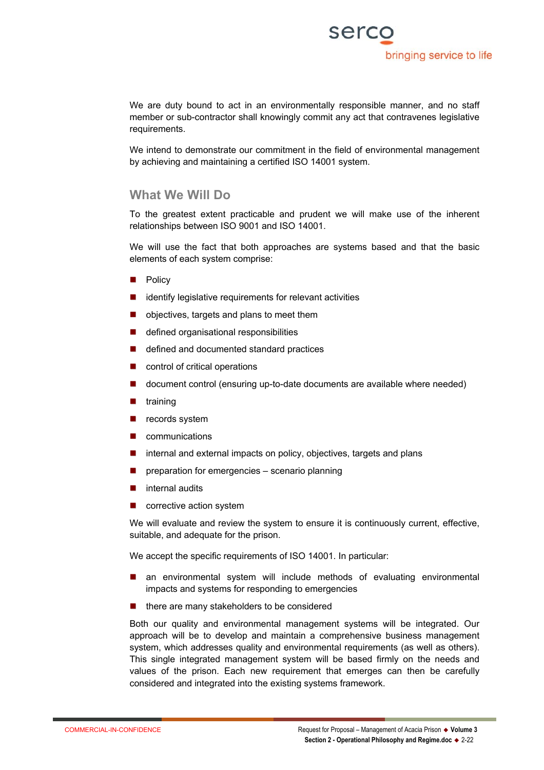We are duty bound to act in an environmentally responsible manner, and no staff member or sub-contractor shall knowingly commit any act that contravenes legislative requirements.

We intend to demonstrate our commitment in the field of environmental management by achieving and maintaining a certified ISO 14001 system.

## What We Will Do

To the greatest extent practicable and prudent we will make use of the inherent relationships between ISO 9001 and ISO 14001.

We will use the fact that both approaches are systems based and that the basic elements of each system comprise:

- Policy
- identify legislative requirements for relevant activities
- objectives, targets and plans to meet them
- defined organisational responsibilities
- defined and documented standard practices
- control of critical operations
- document control (ensuring up-to-date documents are available where needed)
- training
- records system
- communications
- internal and external impacts on policy, objectives, targets and plans
- preparation for emergencies – scenario planning
- internal audits
- corrective action system

We will evaluate and review the system to ensure it is continuously current, effective, suitable, and adequate for the prison.

We accept the specific requirements of ISO 14001. In particular:

- an environmental system will include methods of evaluating environmental impacts and systems for responding to emergencies
- there are many stakeholders to be considered

Both our quality and environmental management systems will be integrated. Our approach will be to develop and maintain a comprehensive business management system, which addresses quality and environmental requirements (as well as others). This single integrated management system will be based firmly on the needs and values of the prison. Each new requirement that emerges can then be carefully considered and integrated into the existing systems framework.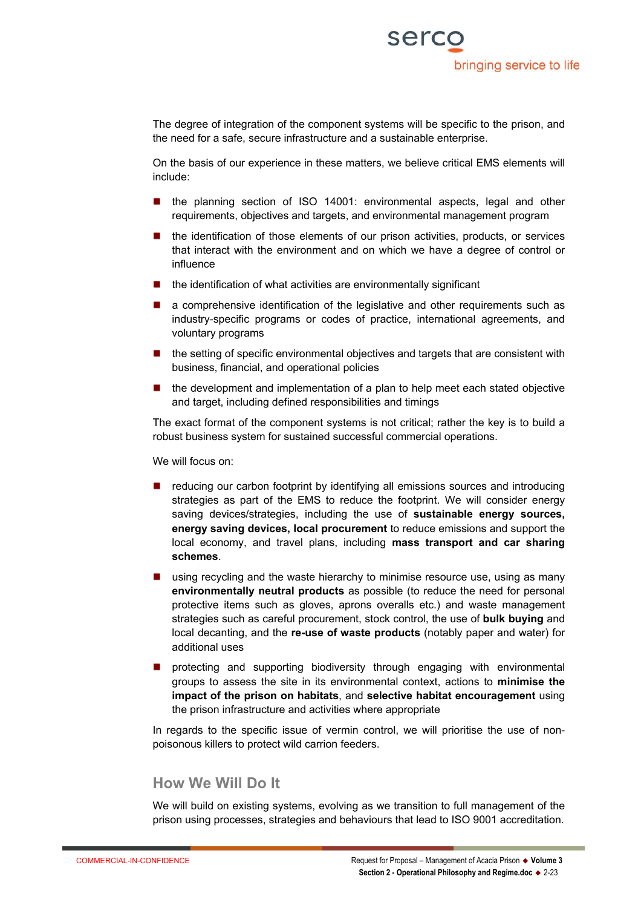The degree of integration of the component systems will be specific to the prison, and the need for a safe, secure infrastructure and a sustainable enterprise.

On the basis of our experience in these matters, we believe critical EMS elements will include:

- the planning section of ISO 14001: environmental aspects, legal and other requirements, objectives and targets, and environmental management program
- the identification of those elements of our prison activities, products, or services that interact with the environment and on which we have a degree of control or influence
- the identification of what activities are environmentally significant
- a comprehensive identification of the legislative and other requirements such as industry-specific programs or codes of practice, international agreements, and voluntary programs
- the setting of specific environmental objectives and targets that are consistent with business, financial, and operational policies
- the development and implementation of a plan to help meet each stated objective and target, including defined responsibilities and timings

The exact format of the component systems is not critical; rather the key is to build a robust business system for sustained successful commercial operations.

We will focus on:

- reducing our carbon footprint by identifying all emissions sources and introducing strategies as part of the EMS to reduce the footprint. We will consider energy saving devices/strategies, including the use of **sustainable energy sources, energy saving devices, local procurement** to reduce emissions and support the local economy, and travel plans, including **mass transport and car sharing schemes**.
- using recycling and the waste hierarchy to minimise resource use, using as many **environmentally neutral products** as possible (to reduce the need for personal protective items such as gloves, aprons overalls etc.) and waste management strategies such as careful procurement, stock control, the use of **bulk buying** and local decanting, and the **re-use of waste products** (notably paper and water) for additional uses
- protecting and supporting biodiversity through engaging with environmental groups to assess the site in its environmental context, actions to **minimise the impact of the prison on habitats**, and **selective habitat encouragement** using the prison infrastructure and activities where appropriate

In regards to the specific issue of vermin control, we will prioritise the use of non-poisonous killers to protect wild carrion feeders.

## How We Will Do It

We will build on existing systems, evolving as we transition to full management of the prison using processes, strategies and behaviours that lead to ISO 9001 accreditation.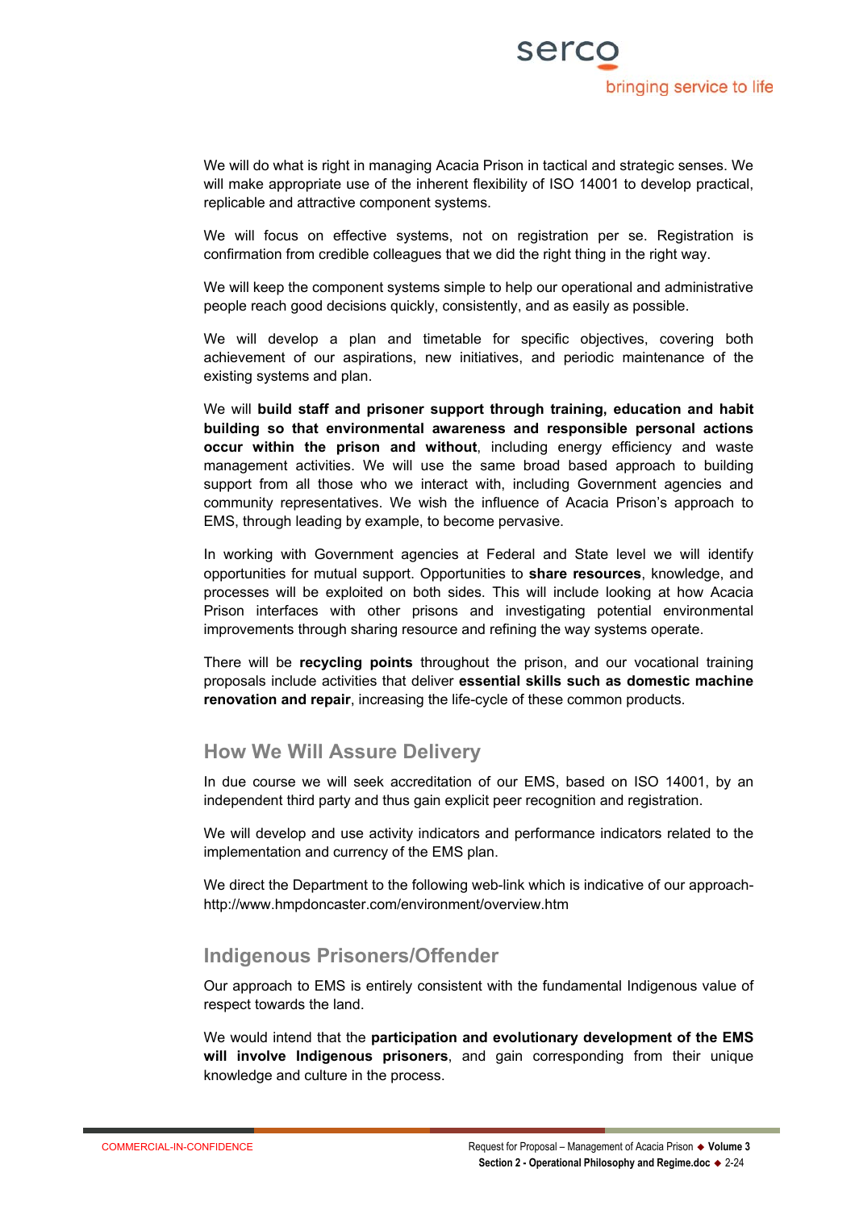We will do what is right in managing Acacia Prison in tactical and strategic senses. We will make appropriate use of the inherent flexibility of ISO 14001 to develop practical, replicable and attractive component systems.

We will focus on effective systems, not on registration per se. Registration is confirmation from credible colleagues that we did the right thing in the right way.

We will keep the component systems simple to help our operational and administrative people reach good decisions quickly, consistently, and as easily as possible.

We will develop a plan and timetable for specific objectives, covering both achievement of our aspirations, new initiatives, and periodic maintenance of the existing systems and plan.

We will **build staff and prisoner support through training, education and habit building so that environmental awareness and responsible personal actions occur within the prison and without**, including energy efficiency and waste management activities. We will use the same broad based approach to building support from all those who we interact with, including Government agencies and community representatives. We wish the influence of Acacia Prison's approach to EMS, through leading by example, to become pervasive.

In working with Government agencies at Federal and State level we will identify opportunities for mutual support. Opportunities to **share resources**, knowledge, and processes will be exploited on both sides. This will include looking at how Acacia Prison interfaces with other prisons and investigating potential environmental improvements through sharing resource and refining the way systems operate.

There will be **recycling points** throughout the prison, and our vocational training proposals include activities that deliver **essential skills such as domestic machine renovation and repair**, increasing the life-cycle of these common products.

## How We Will Assure Delivery

In due course we will seek accreditation of our EMS, based on ISO 14001, by an independent third party and thus gain explicit peer recognition and registration.

We will develop and use activity indicators and performance indicators related to the implementation and currency of the EMS plan.

We direct the Department to the following web-link which is indicative of our approach- http://www.hmpdoncaster.com/environment/overview.htm

## Indigenous Prisoners/Offender

Our approach to EMS is entirely consistent with the fundamental Indigenous value of respect towards the land.

We would intend that the **participation and evolutionary development of the EMS will involve Indigenous prisoners**, and gain corresponding from their unique knowledge and culture in the process.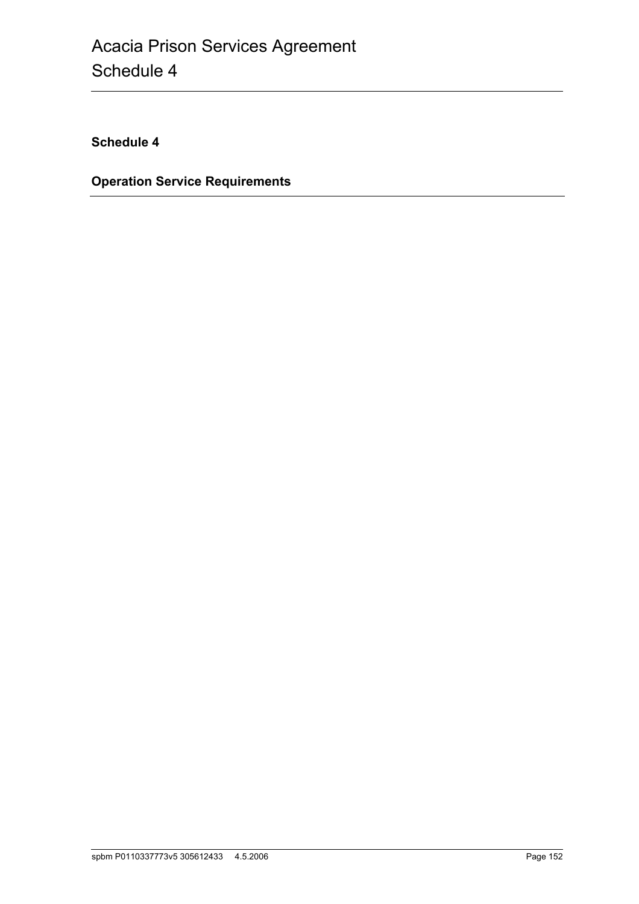## Schedule 4

## Operation Service Requirements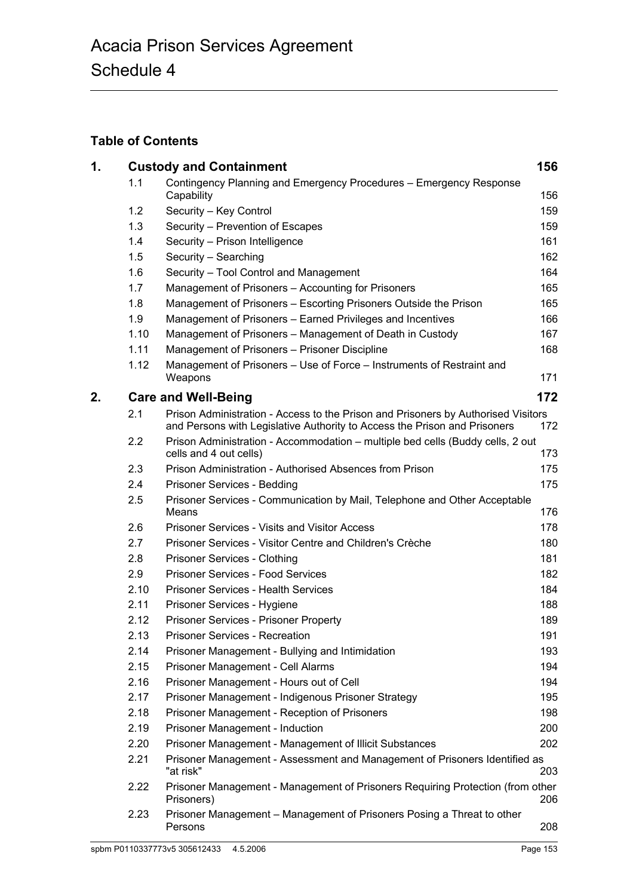# Acacia Prison Services Agreement

## Schedule 4

### Table of Contents

| | | | |
|---|---|---|---|
| **1.** | **Custody and Containment** | | **156** |
| | 1.1 | Contingency Planning and Emergency Procedures – Emergency Response Capability | 156 |
| | 1.2 | Security – Key Control | 159 |
| | 1.3 | Security – Prevention of Escapes | 159 |
| | 1.4 | Security – Prison Intelligence | 161 |
| | 1.5 | Security – Searching | 162 |
| | 1.6 | Security – Tool Control and Management | 164 |
| | 1.7 | Management of Prisoners – Accounting for Prisoners | 165 |
| | 1.8 | Management of Prisoners – Escorting Prisoners Outside the Prison | 165 |
| | 1.9 | Management of Prisoners – Earned Privileges and Incentives | 166 |
| | 1.10 | Management of Prisoners – Management of Death in Custody | 167 |
| | 1.11 | Management of Prisoners – Prisoner Discipline | 168 |
| | 1.12 | Management of Prisoners – Use of Force – Instruments of Restraint and Weapons | 171 |
| **2.** | **Care and Well-Being** | | **172** |
| | 2.1 | Prison Administration - Access to the Prison and Prisoners by Authorised Visitors and Persons with Legislative Authority to Access the Prison and Prisoners | 172 |
| | 2.2 | Prison Administration - Accommodation – multiple bed cells (Buddy cells, 2 out cells and 4 out cells) | 173 |
| | 2.3 | Prison Administration - Authorised Absences from Prison | 175 |
| | 2.4 | Prisoner Services - Bedding | 175 |
| | 2.5 | Prisoner Services - Communication by Mail, Telephone and Other Acceptable Means | 176 |
| | 2.6 | Prisoner Services - Visits and Visitor Access | 178 |
| | 2.7 | Prisoner Services - Visitor Centre and Children's Crèche | 180 |
| | 2.8 | Prisoner Services - Clothing | 181 |
| | 2.9 | Prisoner Services - Food Services | 182 |
| | 2.10 | Prisoner Services - Health Services | 184 |
| | 2.11 | Prisoner Services - Hygiene | 188 |
| | 2.12 | Prisoner Services - Prisoner Property | 189 |
| | 2.13 | Prisoner Services - Recreation | 191 |
| | 2.14 | Prisoner Management - Bullying and Intimidation | 193 |
| | 2.15 | Prisoner Management - Cell Alarms | 194 |
| | 2.16 | Prisoner Management - Hours out of Cell | 194 |
| | 2.17 | Prisoner Management - Indigenous Prisoner Strategy | 195 |
| | 2.18 | Prisoner Management - Reception of Prisoners | 198 |
| | 2.19 | Prisoner Management - Induction | 200 |
| | 2.20 | Prisoner Management - Management of Illicit Substances | 202 |
| | 2.21 | Prisoner Management - Assessment and Management of Prisoners Identified as "at risk" | 203 |
| | 2.22 | Prisoner Management - Management of Prisoners Requiring Protection (from other Prisoners) | 206 |
| | 2.23 | Prisoner Management – Management of Prisoners Posing a Threat to other Persons | 208 |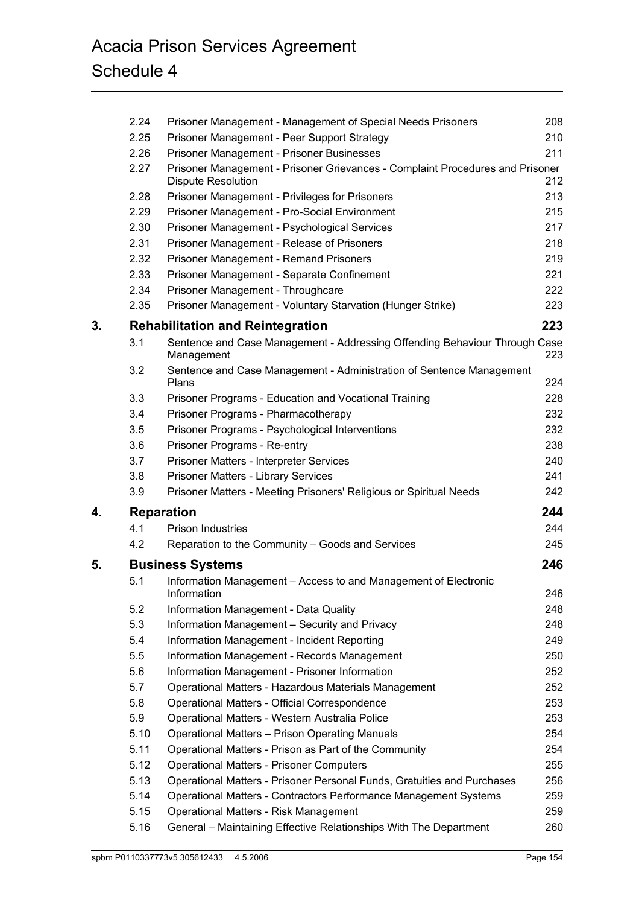| | | |
|---|---|---|
| 2.24 | Prisoner Management - Management of Special Needs Prisoners | 208 |
| 2.25 | Prisoner Management - Peer Support Strategy | 210 |
| 2.26 | Prisoner Management - Prisoner Businesses | 211 |
| 2.27 | Prisoner Management - Prisoner Grievances - Complaint Procedures and Prisoner Dispute Resolution | 212 |
| 2.28 | Prisoner Management - Privileges for Prisoners | 213 |
| 2.29 | Prisoner Management - Pro-Social Environment | 215 |
| 2.30 | Prisoner Management - Psychological Services | 217 |
| 2.31 | Prisoner Management - Release of Prisoners | 218 |
| 2.32 | Prisoner Management - Remand Prisoners | 219 |
| 2.33 | Prisoner Management - Separate Confinement | 221 |
| 2.34 | Prisoner Management - Throughcare | 222 |
| 2.35 | Prisoner Management - Voluntary Starvation (Hunger Strike) | 223 |
| **3.** | **Rehabilitation and Reintegration** | **223** |
| 3.1 | Sentence and Case Management - Addressing Offending Behaviour Through Case Management | 223 |
| 3.2 | Sentence and Case Management - Administration of Sentence Management Plans | 224 |
| 3.3 | Prisoner Programs - Education and Vocational Training | 228 |
| 3.4 | Prisoner Programs - Pharmacotherapy | 232 |
| 3.5 | Prisoner Programs - Psychological Interventions | 232 |
| 3.6 | Prisoner Programs - Re-entry | 238 |
| 3.7 | Prisoner Matters - Interpreter Services | 240 |
| 3.8 | Prisoner Matters - Library Services | 241 |
| 3.9 | Prisoner Matters - Meeting Prisoners' Religious or Spiritual Needs | 242 |
| **4.** | **Reparation** | **244** |
| 4.1 | Prison Industries | 244 |
| 4.2 | Reparation to the Community – Goods and Services | 245 |
| **5.** | **Business Systems** | **246** |
| 5.1 | Information Management – Access to and Management of Electronic Information | 246 |
| 5.2 | Information Management - Data Quality | 248 |
| 5.3 | Information Management – Security and Privacy | 248 |
| 5.4 | Information Management - Incident Reporting | 249 |
| 5.5 | Information Management - Records Management | 250 |
| 5.6 | Information Management - Prisoner Information | 252 |
| 5.7 | Operational Matters - Hazardous Materials Management | 252 |
| 5.8 | Operational Matters - Official Correspondence | 253 |
| 5.9 | Operational Matters - Western Australia Police | 253 |
| 5.10 | Operational Matters – Prison Operating Manuals | 254 |
| 5.11 | Operational Matters - Prison as Part of the Community | 254 |
| 5.12 | Operational Matters - Prisoner Computers | 255 |
| 5.13 | Operational Matters - Prisoner Personal Funds, Gratuities and Purchases | 256 |
| 5.14 | Operational Matters - Contractors Performance Management Systems | 259 |
| 5.15 | Operational Matters - Risk Management | 259 |
| 5.16 | General – Maintaining Effective Relationships With The Department | 260 |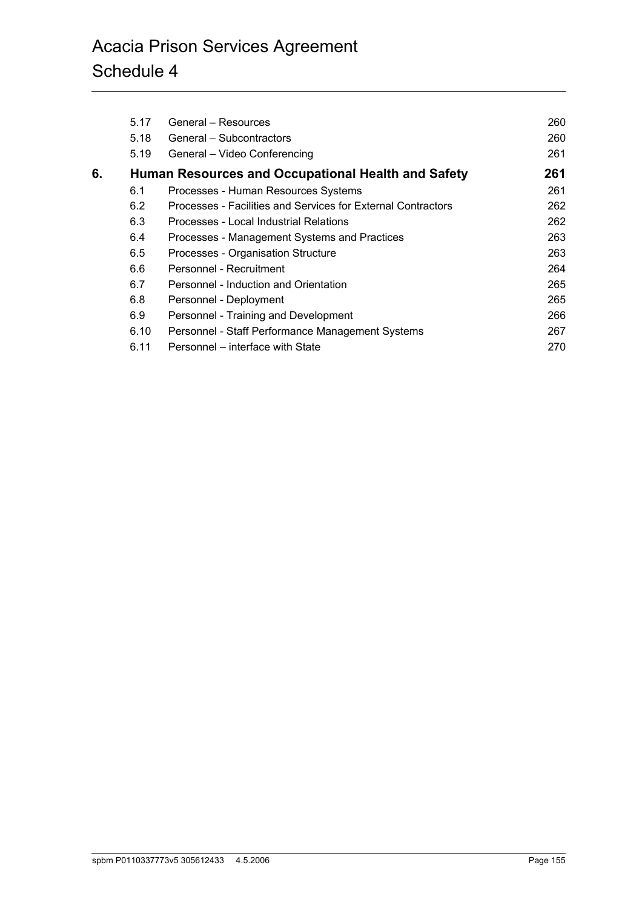| | | |
|---|---|---|
| 5.17 | General – Resources | 260 |
| 5.18 | General – Subcontractors | 260 |
| 5.19 | General – Video Conferencing | 261 |
| **6.** | **Human Resources and Occupational Health and Safety** | **261** |
| 6.1 | Processes - Human Resources Systems | 261 |
| 6.2 | Processes - Facilities and Services for External Contractors | 262 |
| 6.3 | Processes - Local Industrial Relations | 262 |
| 6.4 | Processes - Management Systems and Practices | 263 |
| 6.5 | Processes - Organisation Structure | 263 |
| 6.6 | Personnel - Recruitment | 264 |
| 6.7 | Personnel - Induction and Orientation | 265 |
| 6.8 | Personnel - Deployment | 265 |
| 6.9 | Personnel - Training and Development | 266 |
| 6.10 | Personnel - Staff Performance Management Systems | 267 |
| 6.11 | Personnel – interface with State | 270 |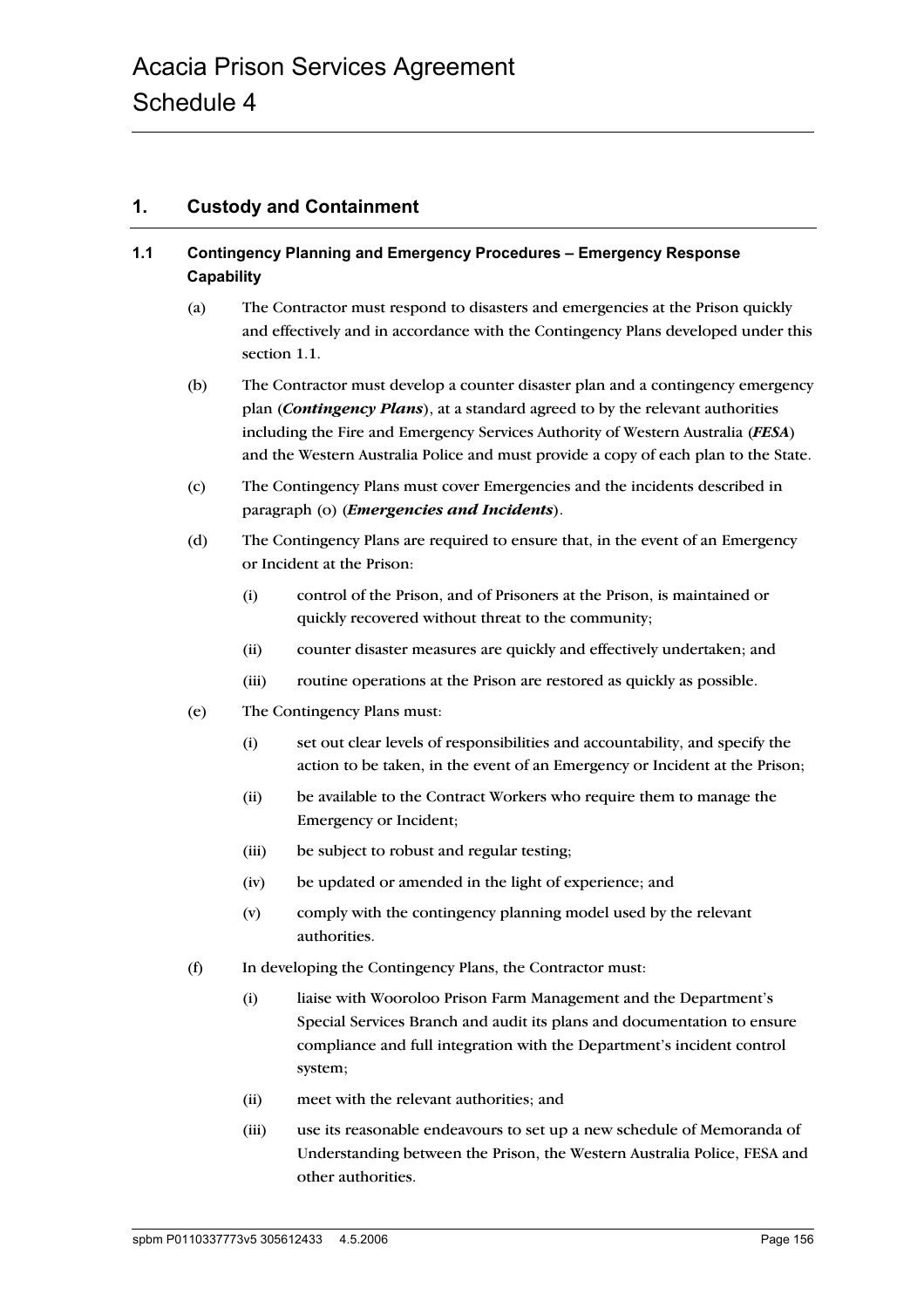## 1. Custody and Containment

### 1.1 Contingency Planning and Emergency Procedures – Emergency Response Capability

(a) The Contractor must respond to disasters and emergencies at the Prison quickly and effectively and in accordance with the Contingency Plans developed under this section 1.1.

(b) The Contractor must develop a counter disaster plan and a contingency emergency plan (***Contingency Plans***), at a standard agreed to by the relevant authorities including the Fire and Emergency Services Authority of Western Australia (***FESA***) and the Western Australia Police and must provide a copy of each plan to the State.

(c) The Contingency Plans must cover Emergencies and the incidents described in paragraph (o) (***Emergencies and Incidents***).

(d) The Contingency Plans are required to ensure that, in the event of an Emergency or Incident at the Prison:

(i) control of the Prison, and of Prisoners at the Prison, is maintained or quickly recovered without threat to the community;

(ii) counter disaster measures are quickly and effectively undertaken; and

(iii) routine operations at the Prison are restored as quickly as possible.

(e) The Contingency Plans must:

(i) set out clear levels of responsibilities and accountability, and specify the action to be taken, in the event of an Emergency or Incident at the Prison;

(ii) be available to the Contract Workers who require them to manage the Emergency or Incident;

(iii) be subject to robust and regular testing;

(iv) be updated or amended in the light of experience; and

(v) comply with the contingency planning model used by the relevant authorities.

(f) In developing the Contingency Plans, the Contractor must:

(i) liaise with Wooroloo Prison Farm Management and the Department's Special Services Branch and audit its plans and documentation to ensure compliance and full integration with the Department's incident control system;

(ii) meet with the relevant authorities; and

(iii) use its reasonable endeavours to set up a new schedule of Memoranda of Understanding between the Prison, the Western Australia Police, FESA and other authorities.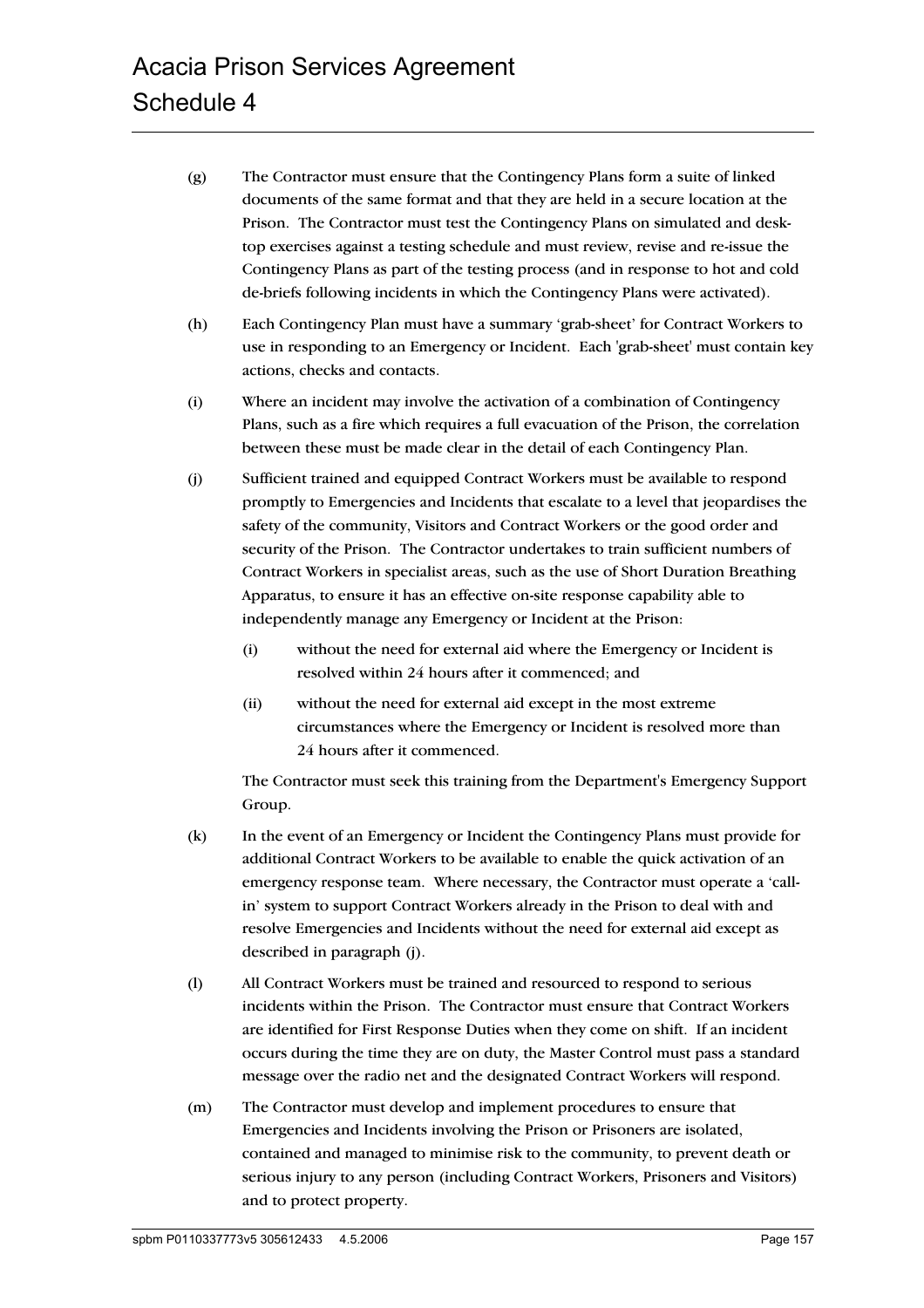(g) The Contractor must ensure that the Contingency Plans form a suite of linked documents of the same format and that they are held in a secure location at the Prison. The Contractor must test the Contingency Plans on simulated and desk-top exercises against a testing schedule and must review, revise and re-issue the Contingency Plans as part of the testing process (and in response to hot and cold de-briefs following incidents in which the Contingency Plans were activated).

(h) Each Contingency Plan must have a summary 'grab-sheet' for Contract Workers to use in responding to an Emergency or Incident. Each 'grab-sheet' must contain key actions, checks and contacts.

(i) Where an incident may involve the activation of a combination of Contingency Plans, such as a fire which requires a full evacuation of the Prison, the correlation between these must be made clear in the detail of each Contingency Plan.

(j) Sufficient trained and equipped Contract Workers must be available to respond promptly to Emergencies and Incidents that escalate to a level that jeopardises the safety of the community, Visitors and Contract Workers or the good order and security of the Prison. The Contractor undertakes to train sufficient numbers of Contract Workers in specialist areas, such as the use of Short Duration Breathing Apparatus, to ensure it has an effective on-site response capability able to independently manage any Emergency or Incident at the Prison:

   (i) without the need for external aid where the Emergency or Incident is resolved within 24 hours after it commenced; and

   (ii) without the need for external aid except in the most extreme circumstances where the Emergency or Incident is resolved more than 24 hours after it commenced.

   The Contractor must seek this training from the Department's Emergency Support Group.

(k) In the event of an Emergency or Incident the Contingency Plans must provide for additional Contract Workers to be available to enable the quick activation of an emergency response team. Where necessary, the Contractor must operate a 'call-in' system to support Contract Workers already in the Prison to deal with and resolve Emergencies and Incidents without the need for external aid except as described in paragraph (j).

(l) All Contract Workers must be trained and resourced to respond to serious incidents within the Prison. The Contractor must ensure that Contract Workers are identified for First Response Duties when they come on shift. If an incident occurs during the time they are on duty, the Master Control must pass a standard message over the radio net and the designated Contract Workers will respond.

(m) The Contractor must develop and implement procedures to ensure that Emergencies and Incidents involving the Prison or Prisoners are isolated, contained and managed to minimise risk to the community, to prevent death or serious injury to any person (including Contract Workers, Prisoners and Visitors) and to protect property.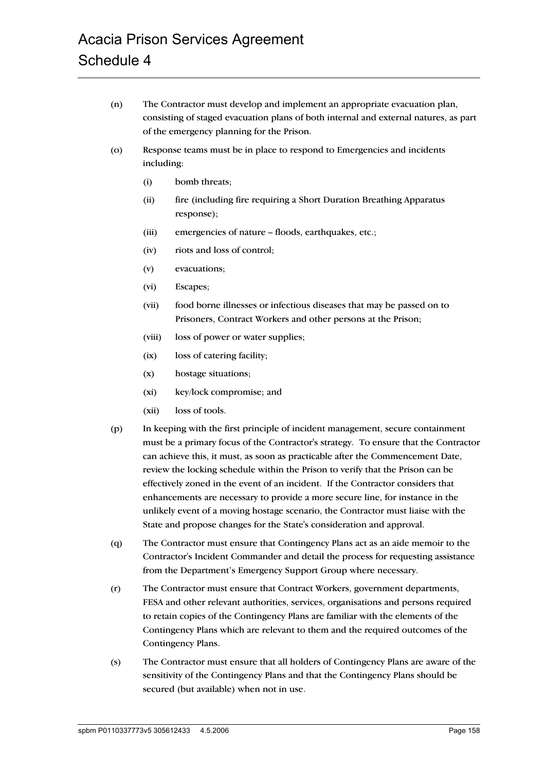(n) The Contractor must develop and implement an appropriate evacuation plan, consisting of staged evacuation plans of both internal and external natures, as part of the emergency planning for the Prison.

(o) Response teams must be in place to respond to Emergencies and incidents including:

   (i) bomb threats;

   (ii) fire (including fire requiring a Short Duration Breathing Apparatus response);

   (iii) emergencies of nature – floods, earthquakes, etc.;

   (iv) riots and loss of control;

   (v) evacuations;

   (vi) Escapes;

   (vii) food borne illnesses or infectious diseases that may be passed on to Prisoners, Contract Workers and other persons at the Prison;

   (viii) loss of power or water supplies;

   (ix) loss of catering facility;

   (x) hostage situations;

   (xi) key/lock compromise; and

   (xii) loss of tools.

(p) In keeping with the first principle of incident management, secure containment must be a primary focus of the Contractor's strategy. To ensure that the Contractor can achieve this, it must, as soon as practicable after the Commencement Date, review the locking schedule within the Prison to verify that the Prison can be effectively zoned in the event of an incident. If the Contractor considers that enhancements are necessary to provide a more secure line, for instance in the unlikely event of a moving hostage scenario, the Contractor must liaise with the State and propose changes for the State's consideration and approval.

(q) The Contractor must ensure that Contingency Plans act as an aide memoir to the Contractor's Incident Commander and detail the process for requesting assistance from the Department's Emergency Support Group where necessary.

(r) The Contractor must ensure that Contract Workers, government departments, FESA and other relevant authorities, services, organisations and persons required to retain copies of the Contingency Plans are familiar with the elements of the Contingency Plans which are relevant to them and the required outcomes of the Contingency Plans.

(s) The Contractor must ensure that all holders of Contingency Plans are aware of the sensitivity of the Contingency Plans and that the Contingency Plans should be secured (but available) when not in use.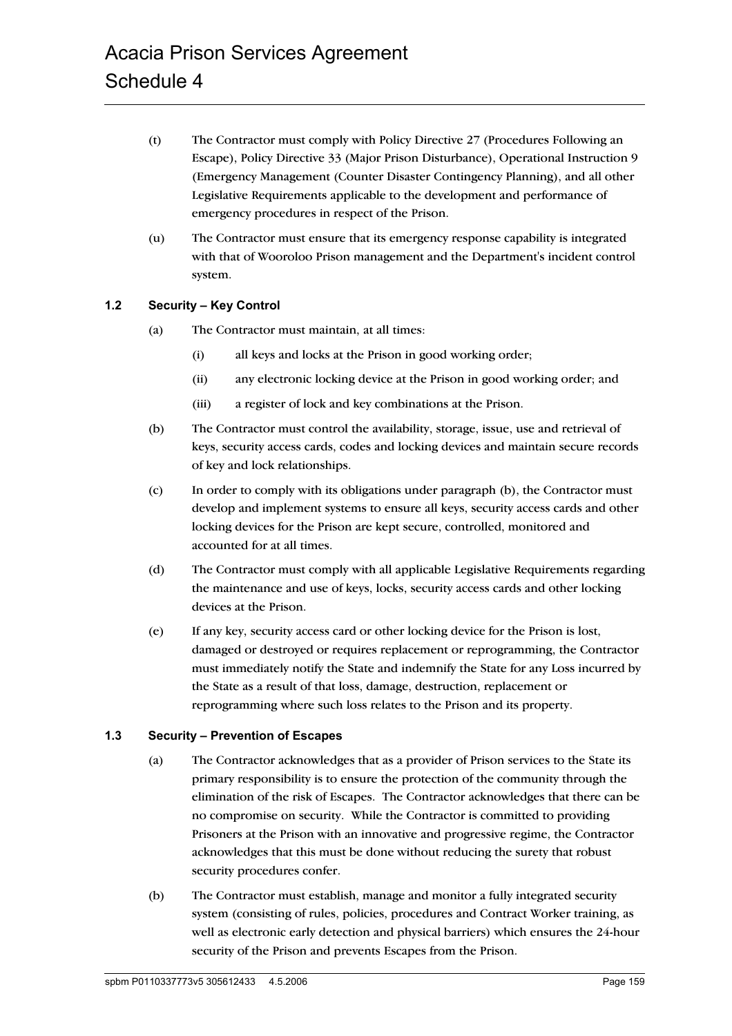(t) The Contractor must comply with Policy Directive 27 (Procedures Following an Escape), Policy Directive 33 (Major Prison Disturbance), Operational Instruction 9 (Emergency Management (Counter Disaster Contingency Planning), and all other Legislative Requirements applicable to the development and performance of emergency procedures in respect of the Prison.

(u) The Contractor must ensure that its emergency response capability is integrated with that of Wooroloo Prison management and the Department's incident control system.

### 1.2 Security – Key Control

(a) The Contractor must maintain, at all times:

  (i) all keys and locks at the Prison in good working order;

  (ii) any electronic locking device at the Prison in good working order; and

  (iii) a register of lock and key combinations at the Prison.

(b) The Contractor must control the availability, storage, issue, use and retrieval of keys, security access cards, codes and locking devices and maintain secure records of key and lock relationships.

(c) In order to comply with its obligations under paragraph (b), the Contractor must develop and implement systems to ensure all keys, security access cards and other locking devices for the Prison are kept secure, controlled, monitored and accounted for at all times.

(d) The Contractor must comply with all applicable Legislative Requirements regarding the maintenance and use of keys, locks, security access cards and other locking devices at the Prison.

(e) If any key, security access card or other locking device for the Prison is lost, damaged or destroyed or requires replacement or reprogramming, the Contractor must immediately notify the State and indemnify the State for any Loss incurred by the State as a result of that loss, damage, destruction, replacement or reprogramming where such loss relates to the Prison and its property.

### 1.3 Security – Prevention of Escapes

(a) The Contractor acknowledges that as a provider of Prison services to the State its primary responsibility is to ensure the protection of the community through the elimination of the risk of Escapes. The Contractor acknowledges that there can be no compromise on security. While the Contractor is committed to providing Prisoners at the Prison with an innovative and progressive regime, the Contractor acknowledges that this must be done without reducing the surety that robust security procedures confer.

(b) The Contractor must establish, manage and monitor a fully integrated security system (consisting of rules, policies, procedures and Contract Worker training, as well as electronic early detection and physical barriers) which ensures the 24-hour security of the Prison and prevents Escapes from the Prison.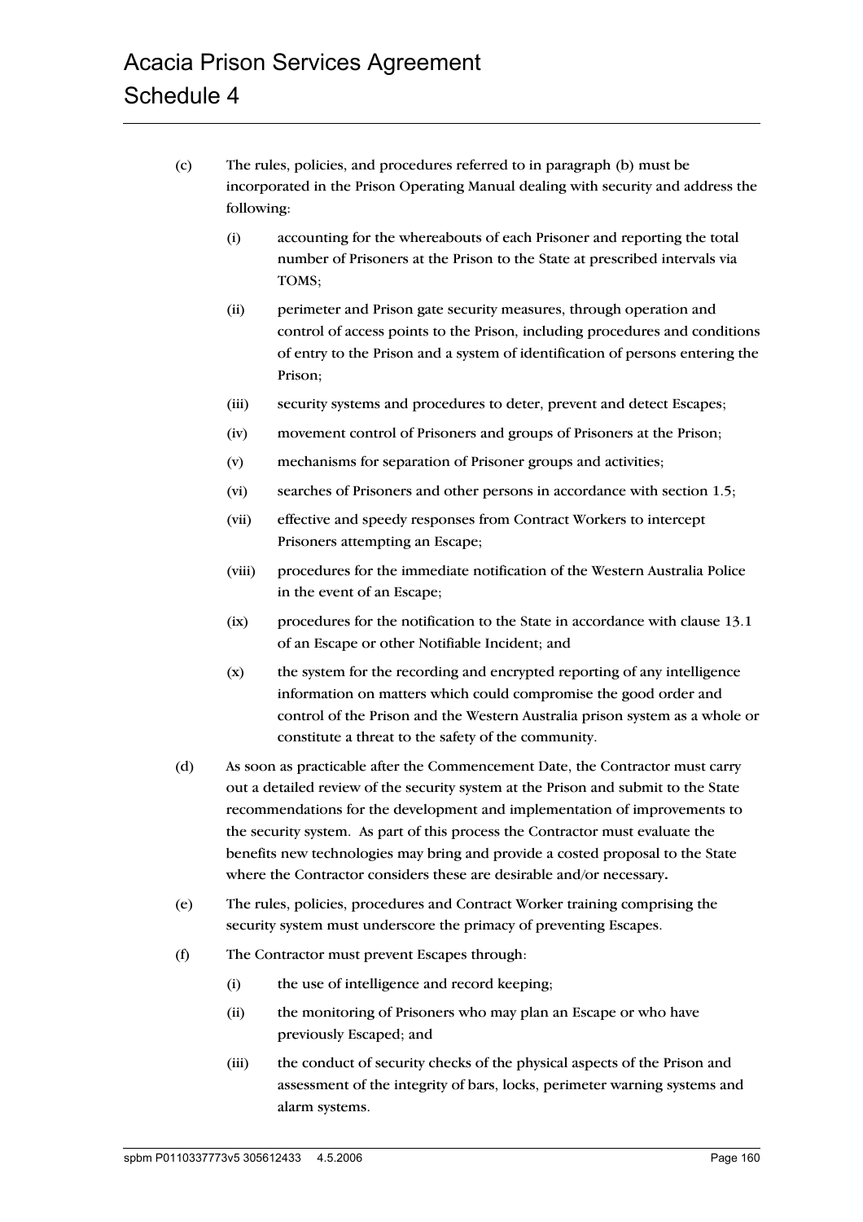(c) The rules, policies, and procedures referred to in paragraph (b) must be incorporated in the Prison Operating Manual dealing with security and address the following:

   (i) accounting for the whereabouts of each Prisoner and reporting the total number of Prisoners at the Prison to the State at prescribed intervals via TOMS;

   (ii) perimeter and Prison gate security measures, through operation and control of access points to the Prison, including procedures and conditions of entry to the Prison and a system of identification of persons entering the Prison;

   (iii) security systems and procedures to deter, prevent and detect Escapes;

   (iv) movement control of Prisoners and groups of Prisoners at the Prison;

   (v) mechanisms for separation of Prisoner groups and activities;

   (vi) searches of Prisoners and other persons in accordance with section 1.5;

   (vii) effective and speedy responses from Contract Workers to intercept Prisoners attempting an Escape;

   (viii) procedures for the immediate notification of the Western Australia Police in the event of an Escape;

   (ix) procedures for the notification to the State in accordance with clause 13.1 of an Escape or other Notifiable Incident; and

   (x) the system for the recording and encrypted reporting of any intelligence information on matters which could compromise the good order and control of the Prison and the Western Australia prison system as a whole or constitute a threat to the safety of the community.

(d) As soon as practicable after the Commencement Date, the Contractor must carry out a detailed review of the security system at the Prison and submit to the State recommendations for the development and implementation of improvements to the security system. As part of this process the Contractor must evaluate the benefits new technologies may bring and provide a costed proposal to the State where the Contractor considers these are desirable and/or necessary.

(e) The rules, policies, procedures and Contract Worker training comprising the security system must underscore the primacy of preventing Escapes.

(f) The Contractor must prevent Escapes through:

   (i) the use of intelligence and record keeping;

   (ii) the monitoring of Prisoners who may plan an Escape or who have previously Escaped; and

   (iii) the conduct of security checks of the physical aspects of the Prison and assessment of the integrity of bars, locks, perimeter warning systems and alarm systems.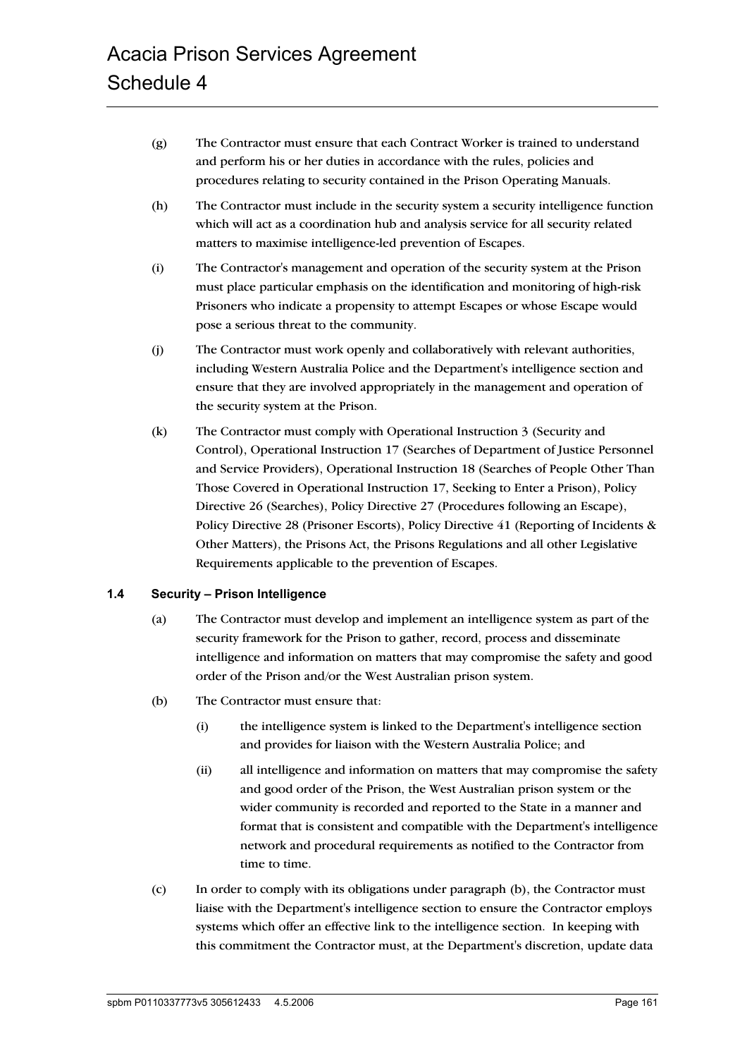(g) The Contractor must ensure that each Contract Worker is trained to understand and perform his or her duties in accordance with the rules, policies and procedures relating to security contained in the Prison Operating Manuals.

(h) The Contractor must include in the security system a security intelligence function which will act as a coordination hub and analysis service for all security related matters to maximise intelligence-led prevention of Escapes.

(i) The Contractor's management and operation of the security system at the Prison must place particular emphasis on the identification and monitoring of high-risk Prisoners who indicate a propensity to attempt Escapes or whose Escape would pose a serious threat to the community.

(j) The Contractor must work openly and collaboratively with relevant authorities, including Western Australia Police and the Department's intelligence section and ensure that they are involved appropriately in the management and operation of the security system at the Prison.

(k) The Contractor must comply with Operational Instruction 3 (Security and Control), Operational Instruction 17 (Searches of Department of Justice Personnel and Service Providers), Operational Instruction 18 (Searches of People Other Than Those Covered in Operational Instruction 17, Seeking to Enter a Prison), Policy Directive 26 (Searches), Policy Directive 27 (Procedures following an Escape), Policy Directive 28 (Prisoner Escorts), Policy Directive 41 (Reporting of Incidents & Other Matters), the Prisons Act, the Prisons Regulations and all other Legislative Requirements applicable to the prevention of Escapes.

### 1.4 Security – Prison Intelligence

(a) The Contractor must develop and implement an intelligence system as part of the security framework for the Prison to gather, record, process and disseminate intelligence and information on matters that may compromise the safety and good order of the Prison and/or the West Australian prison system.

(b) The Contractor must ensure that:

  (i) the intelligence system is linked to the Department's intelligence section and provides for liaison with the Western Australia Police; and

  (ii) all intelligence and information on matters that may compromise the safety and good order of the Prison, the West Australian prison system or the wider community is recorded and reported to the State in a manner and format that is consistent and compatible with the Department's intelligence network and procedural requirements as notified to the Contractor from time to time.

(c) In order to comply with its obligations under paragraph (b), the Contractor must liaise with the Department's intelligence section to ensure the Contractor employs systems which offer an effective link to the intelligence section. In keeping with this commitment the Contractor must, at the Department's discretion, update data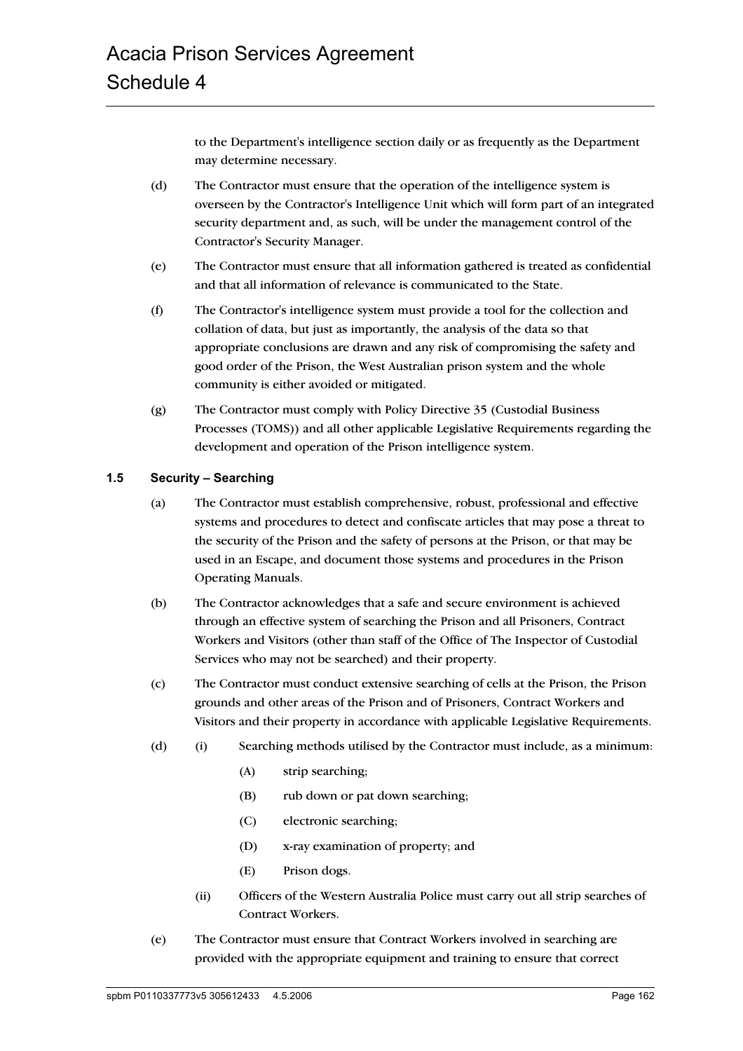to the Department's intelligence section daily or as frequently as the Department may determine necessary.

(d) The Contractor must ensure that the operation of the intelligence system is overseen by the Contractor's Intelligence Unit which will form part of an integrated security department and, as such, will be under the management control of the Contractor's Security Manager.

(e) The Contractor must ensure that all information gathered is treated as confidential and that all information of relevance is communicated to the State.

(f) The Contractor's intelligence system must provide a tool for the collection and collation of data, but just as importantly, the analysis of the data so that appropriate conclusions are drawn and any risk of compromising the safety and good order of the Prison, the West Australian prison system and the whole community is either avoided or mitigated.

(g) The Contractor must comply with Policy Directive 35 (Custodial Business Processes (TOMS)) and all other applicable Legislative Requirements regarding the development and operation of the Prison intelligence system.

### 1.5 Security – Searching

(a) The Contractor must establish comprehensive, robust, professional and effective systems and procedures to detect and confiscate articles that may pose a threat to the security of the Prison and the safety of persons at the Prison, or that may be used in an Escape, and document those systems and procedures in the Prison Operating Manuals.

(b) The Contractor acknowledges that a safe and secure environment is achieved through an effective system of searching the Prison and all Prisoners, Contract Workers and Visitors (other than staff of the Office of The Inspector of Custodial Services who may not be searched) and their property.

(c) The Contractor must conduct extensive searching of cells at the Prison, the Prison grounds and other areas of the Prison and of Prisoners, Contract Workers and Visitors and their property in accordance with applicable Legislative Requirements.

(d) (i) Searching methods utilised by the Contractor must include, as a minimum:

(A) strip searching;

(B) rub down or pat down searching;

(C) electronic searching;

(D) x-ray examination of property; and

(E) Prison dogs.

(ii) Officers of the Western Australia Police must carry out all strip searches of Contract Workers.

(e) The Contractor must ensure that Contract Workers involved in searching are provided with the appropriate equipment and training to ensure that correct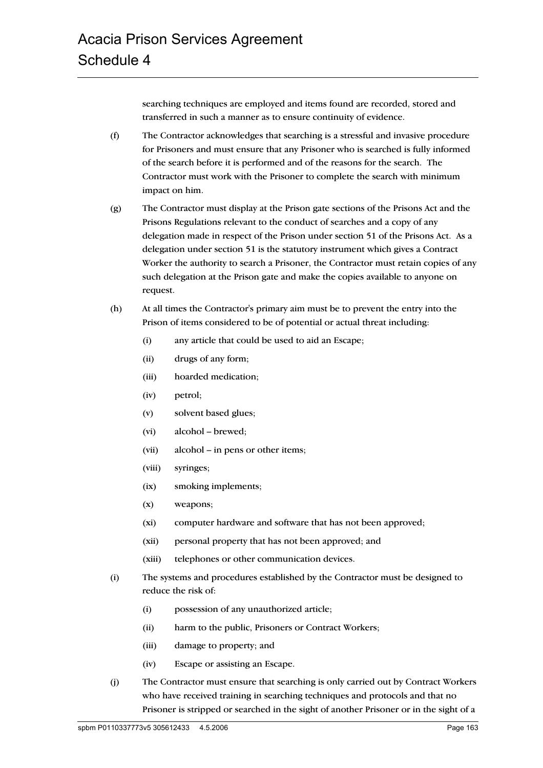searching techniques are employed and items found are recorded, stored and transferred in such a manner as to ensure continuity of evidence.

(f) The Contractor acknowledges that searching is a stressful and invasive procedure for Prisoners and must ensure that any Prisoner who is searched is fully informed of the search before it is performed and of the reasons for the search. The Contractor must work with the Prisoner to complete the search with minimum impact on him.

(g) The Contractor must display at the Prison gate sections of the Prisons Act and the Prisons Regulations relevant to the conduct of searches and a copy of any delegation made in respect of the Prison under section 51 of the Prisons Act. As a delegation under section 51 is the statutory instrument which gives a Contract Worker the authority to search a Prisoner, the Contractor must retain copies of any such delegation at the Prison gate and make the copies available to anyone on request.

(h) At all times the Contractor's primary aim must be to prevent the entry into the Prison of items considered to be of potential or actual threat including:

   (i) any article that could be used to aid an Escape;

   (ii) drugs of any form;

   (iii) hoarded medication;

   (iv) petrol;

   (v) solvent based glues;

   (vi) alcohol – brewed;

   (vii) alcohol – in pens or other items;

   (viii) syringes;

   (ix) smoking implements;

   (x) weapons;

   (xi) computer hardware and software that has not been approved;

   (xii) personal property that has not been approved; and

   (xiii) telephones or other communication devices.

(i) The systems and procedures established by the Contractor must be designed to reduce the risk of:

   (i) possession of any unauthorized article;

   (ii) harm to the public, Prisoners or Contract Workers;

   (iii) damage to property; and

   (iv) Escape or assisting an Escape.

(j) The Contractor must ensure that searching is only carried out by Contract Workers who have received training in searching techniques and protocols and that no Prisoner is stripped or searched in the sight of another Prisoner or in the sight of a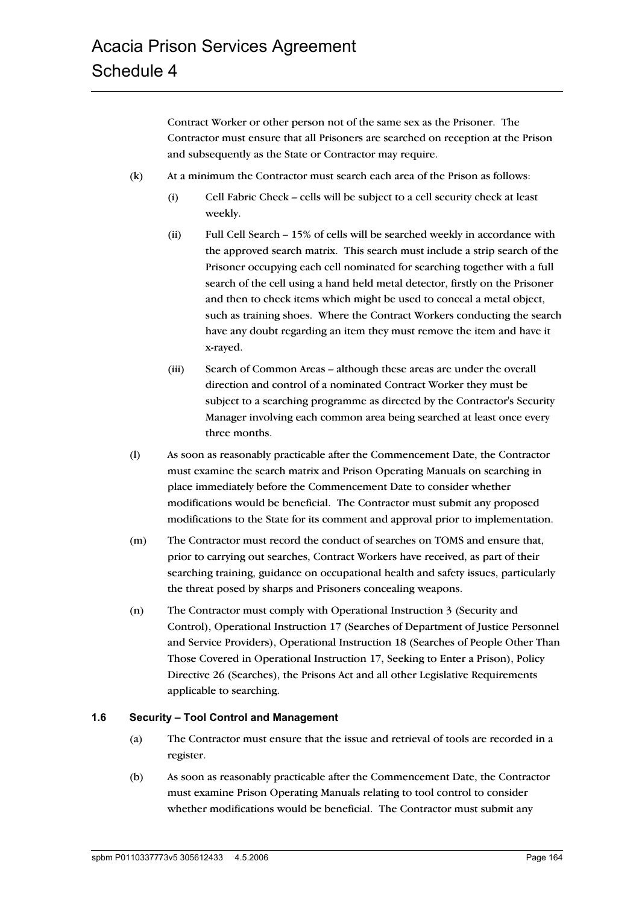Contract Worker or other person not of the same sex as the Prisoner. The Contractor must ensure that all Prisoners are searched on reception at the Prison and subsequently as the State or Contractor may require.

(k) At a minimum the Contractor must search each area of the Prison as follows:

(i) Cell Fabric Check – cells will be subject to a cell security check at least weekly.

(ii) Full Cell Search – 15% of cells will be searched weekly in accordance with the approved search matrix. This search must include a strip search of the Prisoner occupying each cell nominated for searching together with a full search of the cell using a hand held metal detector, firstly on the Prisoner and then to check items which might be used to conceal a metal object, such as training shoes. Where the Contract Workers conducting the search have any doubt regarding an item they must remove the item and have it x-rayed.

(iii) Search of Common Areas – although these areas are under the overall direction and control of a nominated Contract Worker they must be subject to a searching programme as directed by the Contractor's Security Manager involving each common area being searched at least once every three months.

(l) As soon as reasonably practicable after the Commencement Date, the Contractor must examine the search matrix and Prison Operating Manuals on searching in place immediately before the Commencement Date to consider whether modifications would be beneficial. The Contractor must submit any proposed modifications to the State for its comment and approval prior to implementation.

(m) The Contractor must record the conduct of searches on TOMS and ensure that, prior to carrying out searches, Contract Workers have received, as part of their searching training, guidance on occupational health and safety issues, particularly the threat posed by sharps and Prisoners concealing weapons.

(n) The Contractor must comply with Operational Instruction 3 (Security and Control), Operational Instruction 17 (Searches of Department of Justice Personnel and Service Providers), Operational Instruction 18 (Searches of People Other Than Those Covered in Operational Instruction 17, Seeking to Enter a Prison), Policy Directive 26 (Searches), the Prisons Act and all other Legislative Requirements applicable to searching.

### 1.6 Security – Tool Control and Management

(a) The Contractor must ensure that the issue and retrieval of tools are recorded in a register.

(b) As soon as reasonably practicable after the Commencement Date, the Contractor must examine Prison Operating Manuals relating to tool control to consider whether modifications would be beneficial. The Contractor must submit any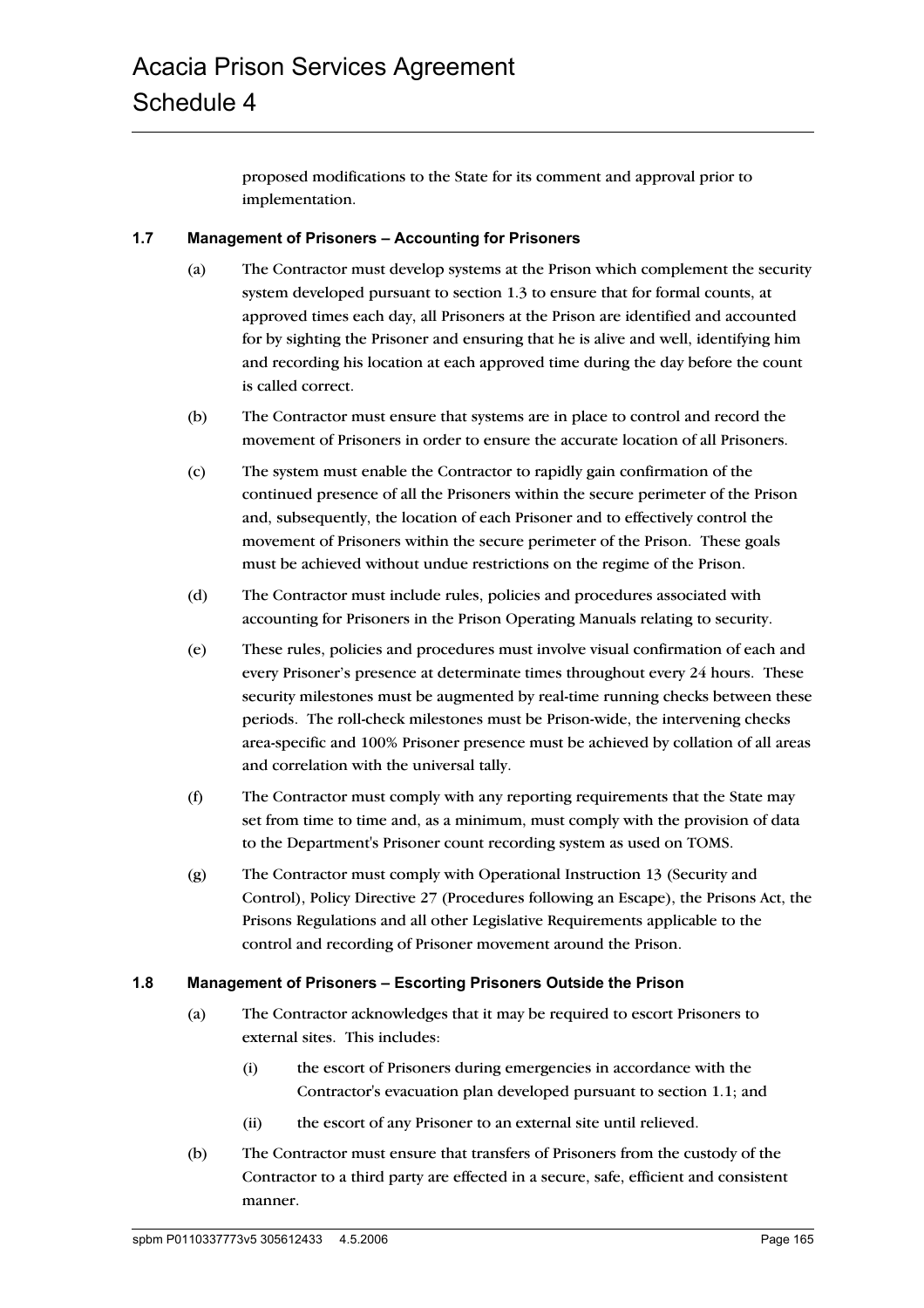proposed modifications to the State for its comment and approval prior to implementation.

### 1.7 Management of Prisoners – Accounting for Prisoners

(a) The Contractor must develop systems at the Prison which complement the security system developed pursuant to section 1.3 to ensure that for formal counts, at approved times each day, all Prisoners at the Prison are identified and accounted for by sighting the Prisoner and ensuring that he is alive and well, identifying him and recording his location at each approved time during the day before the count is called correct.

(b) The Contractor must ensure that systems are in place to control and record the movement of Prisoners in order to ensure the accurate location of all Prisoners.

(c) The system must enable the Contractor to rapidly gain confirmation of the continued presence of all the Prisoners within the secure perimeter of the Prison and, subsequently, the location of each Prisoner and to effectively control the movement of Prisoners within the secure perimeter of the Prison. These goals must be achieved without undue restrictions on the regime of the Prison.

(d) The Contractor must include rules, policies and procedures associated with accounting for Prisoners in the Prison Operating Manuals relating to security.

(e) These rules, policies and procedures must involve visual confirmation of each and every Prisoner's presence at determinate times throughout every 24 hours. These security milestones must be augmented by real-time running checks between these periods. The roll-check milestones must be Prison-wide, the intervening checks area-specific and 100% Prisoner presence must be achieved by collation of all areas and correlation with the universal tally.

(f) The Contractor must comply with any reporting requirements that the State may set from time to time and, as a minimum, must comply with the provision of data to the Department's Prisoner count recording system as used on TOMS.

(g) The Contractor must comply with Operational Instruction 13 (Security and Control), Policy Directive 27 (Procedures following an Escape), the Prisons Act, the Prisons Regulations and all other Legislative Requirements applicable to the control and recording of Prisoner movement around the Prison.

### 1.8 Management of Prisoners – Escorting Prisoners Outside the Prison

(a) The Contractor acknowledges that it may be required to escort Prisoners to external sites. This includes:

  (i) the escort of Prisoners during emergencies in accordance with the Contractor's evacuation plan developed pursuant to section 1.1; and

  (ii) the escort of any Prisoner to an external site until relieved.

(b) The Contractor must ensure that transfers of Prisoners from the custody of the Contractor to a third party are effected in a secure, safe, efficient and consistent manner.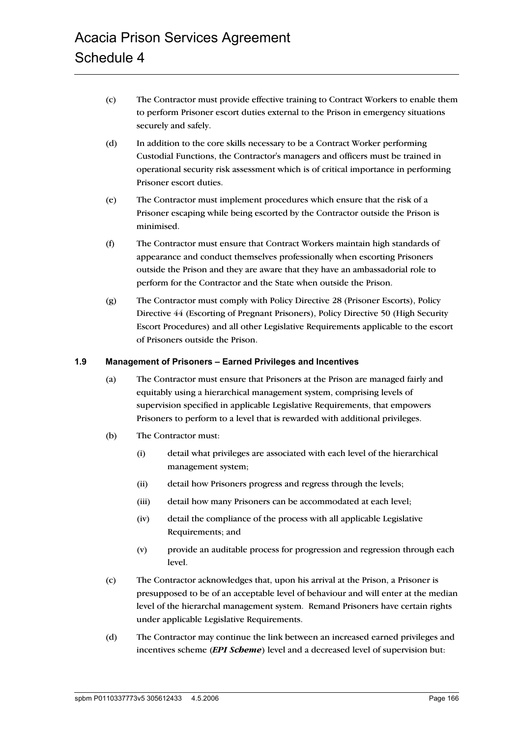(c) The Contractor must provide effective training to Contract Workers to enable them to perform Prisoner escort duties external to the Prison in emergency situations securely and safely.

(d) In addition to the core skills necessary to be a Contract Worker performing Custodial Functions, the Contractor's managers and officers must be trained in operational security risk assessment which is of critical importance in performing Prisoner escort duties.

(e) The Contractor must implement procedures which ensure that the risk of a Prisoner escaping while being escorted by the Contractor outside the Prison is minimised.

(f) The Contractor must ensure that Contract Workers maintain high standards of appearance and conduct themselves professionally when escorting Prisoners outside the Prison and they are aware that they have an ambassadorial role to perform for the Contractor and the State when outside the Prison.

(g) The Contractor must comply with Policy Directive 28 (Prisoner Escorts), Policy Directive 44 (Escorting of Pregnant Prisoners), Policy Directive 50 (High Security Escort Procedures) and all other Legislative Requirements applicable to the escort of Prisoners outside the Prison.

### 1.9 Management of Prisoners – Earned Privileges and Incentives

(a) The Contractor must ensure that Prisoners at the Prison are managed fairly and equitably using a hierarchical management system, comprising levels of supervision specified in applicable Legislative Requirements, that empowers Prisoners to perform to a level that is rewarded with additional privileges.

(b) The Contractor must:

(i) detail what privileges are associated with each level of the hierarchical management system;

(ii) detail how Prisoners progress and regress through the levels;

(iii) detail how many Prisoners can be accommodated at each level;

(iv) detail the compliance of the process with all applicable Legislative Requirements; and

(v) provide an auditable process for progression and regression through each level.

(c) The Contractor acknowledges that, upon his arrival at the Prison, a Prisoner is presupposed to be of an acceptable level of behaviour and will enter at the median level of the hierarchal management system. Remand Prisoners have certain rights under applicable Legislative Requirements.

(d) The Contractor may continue the link between an increased earned privileges and incentives scheme (***EPI Scheme***) level and a decreased level of supervision but: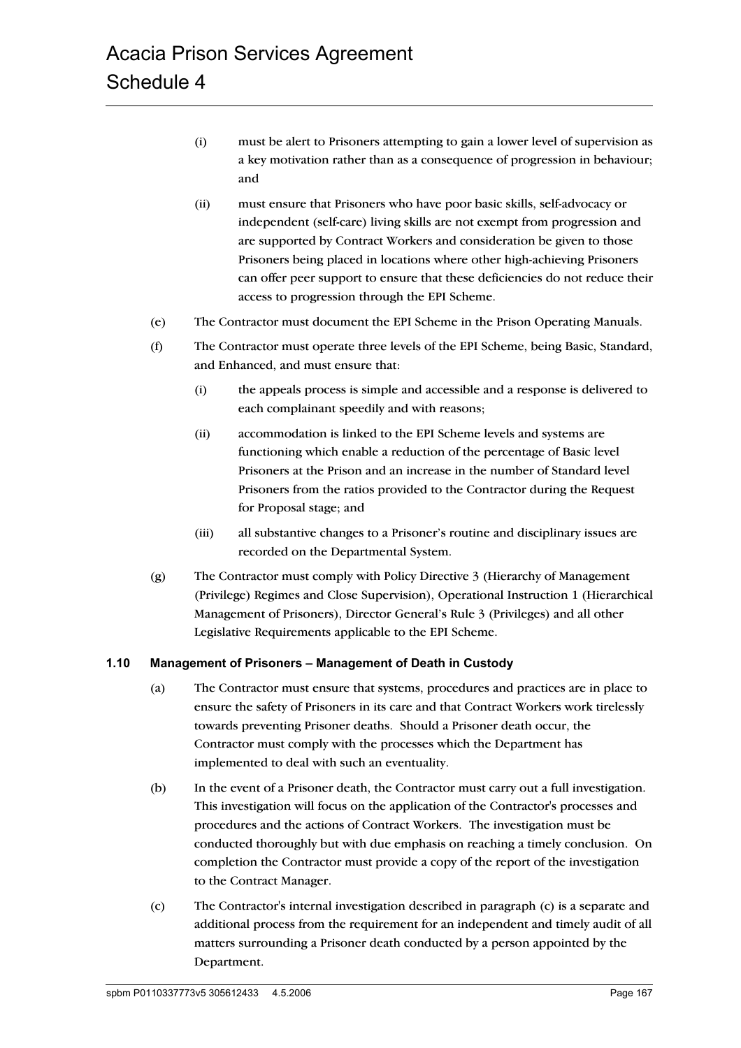(i) must be alert to Prisoners attempting to gain a lower level of supervision as a key motivation rather than as a consequence of progression in behaviour; and

(ii) must ensure that Prisoners who have poor basic skills, self-advocacy or independent (self-care) living skills are not exempt from progression and are supported by Contract Workers and consideration be given to those Prisoners being placed in locations where other high-achieving Prisoners can offer peer support to ensure that these deficiencies do not reduce their access to progression through the EPI Scheme.

(e) The Contractor must document the EPI Scheme in the Prison Operating Manuals.

(f) The Contractor must operate three levels of the EPI Scheme, being Basic, Standard, and Enhanced, and must ensure that:

(i) the appeals process is simple and accessible and a response is delivered to each complainant speedily and with reasons;

(ii) accommodation is linked to the EPI Scheme levels and systems are functioning which enable a reduction of the percentage of Basic level Prisoners at the Prison and an increase in the number of Standard level Prisoners from the ratios provided to the Contractor during the Request for Proposal stage; and

(iii) all substantive changes to a Prisoner's routine and disciplinary issues are recorded on the Departmental System.

(g) The Contractor must comply with Policy Directive 3 (Hierarchy of Management (Privilege) Regimes and Close Supervision), Operational Instruction 1 (Hierarchical Management of Prisoners), Director General's Rule 3 (Privileges) and all other Legislative Requirements applicable to the EPI Scheme.

### 1.10 Management of Prisoners – Management of Death in Custody

(a) The Contractor must ensure that systems, procedures and practices are in place to ensure the safety of Prisoners in its care and that Contract Workers work tirelessly towards preventing Prisoner deaths. Should a Prisoner death occur, the Contractor must comply with the processes which the Department has implemented to deal with such an eventuality.

(b) In the event of a Prisoner death, the Contractor must carry out a full investigation. This investigation will focus on the application of the Contractor's processes and procedures and the actions of Contract Workers. The investigation must be conducted thoroughly but with due emphasis on reaching a timely conclusion. On completion the Contractor must provide a copy of the report of the investigation to the Contract Manager.

(c) The Contractor's internal investigation described in paragraph (c) is a separate and additional process from the requirement for an independent and timely audit of all matters surrounding a Prisoner death conducted by a person appointed by the Department.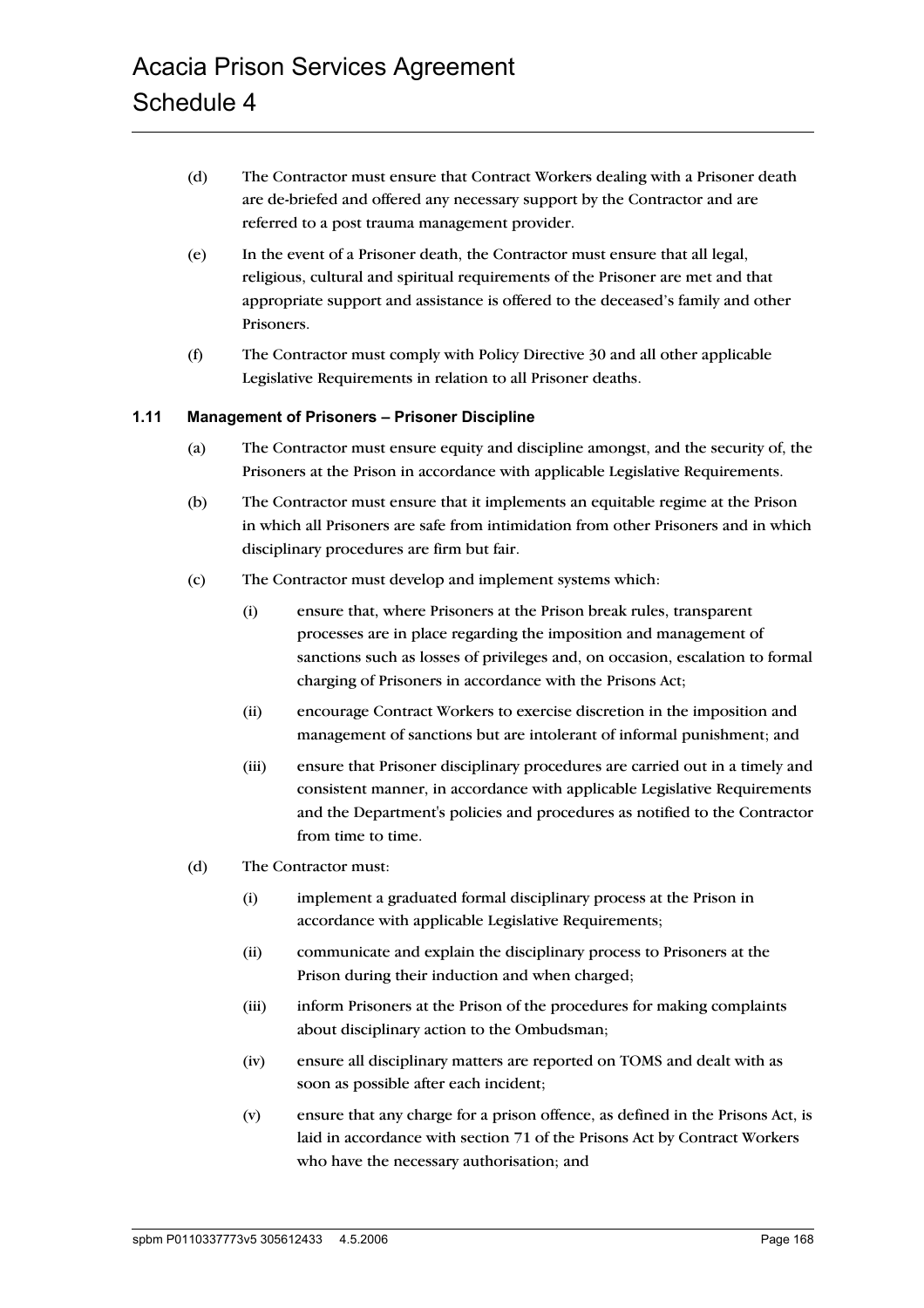(d) The Contractor must ensure that Contract Workers dealing with a Prisoner death are de-briefed and offered any necessary support by the Contractor and are referred to a post trauma management provider.

(e) In the event of a Prisoner death, the Contractor must ensure that all legal, religious, cultural and spiritual requirements of the Prisoner are met and that appropriate support and assistance is offered to the deceased's family and other Prisoners.

(f) The Contractor must comply with Policy Directive 30 and all other applicable Legislative Requirements in relation to all Prisoner deaths.

### 1.11 Management of Prisoners – Prisoner Discipline

(a) The Contractor must ensure equity and discipline amongst, and the security of, the Prisoners at the Prison in accordance with applicable Legislative Requirements.

(b) The Contractor must ensure that it implements an equitable regime at the Prison in which all Prisoners are safe from intimidation from other Prisoners and in which disciplinary procedures are firm but fair.

(c) The Contractor must develop and implement systems which:

(i) ensure that, where Prisoners at the Prison break rules, transparent processes are in place regarding the imposition and management of sanctions such as losses of privileges and, on occasion, escalation to formal charging of Prisoners in accordance with the Prisons Act;

(ii) encourage Contract Workers to exercise discretion in the imposition and management of sanctions but are intolerant of informal punishment; and

(iii) ensure that Prisoner disciplinary procedures are carried out in a timely and consistent manner, in accordance with applicable Legislative Requirements and the Department's policies and procedures as notified to the Contractor from time to time.

(d) The Contractor must:

(i) implement a graduated formal disciplinary process at the Prison in accordance with applicable Legislative Requirements;

(ii) communicate and explain the disciplinary process to Prisoners at the Prison during their induction and when charged;

(iii) inform Prisoners at the Prison of the procedures for making complaints about disciplinary action to the Ombudsman;

(iv) ensure all disciplinary matters are reported on TOMS and dealt with as soon as possible after each incident;

(v) ensure that any charge for a prison offence, as defined in the Prisons Act, is laid in accordance with section 71 of the Prisons Act by Contract Workers who have the necessary authorisation; and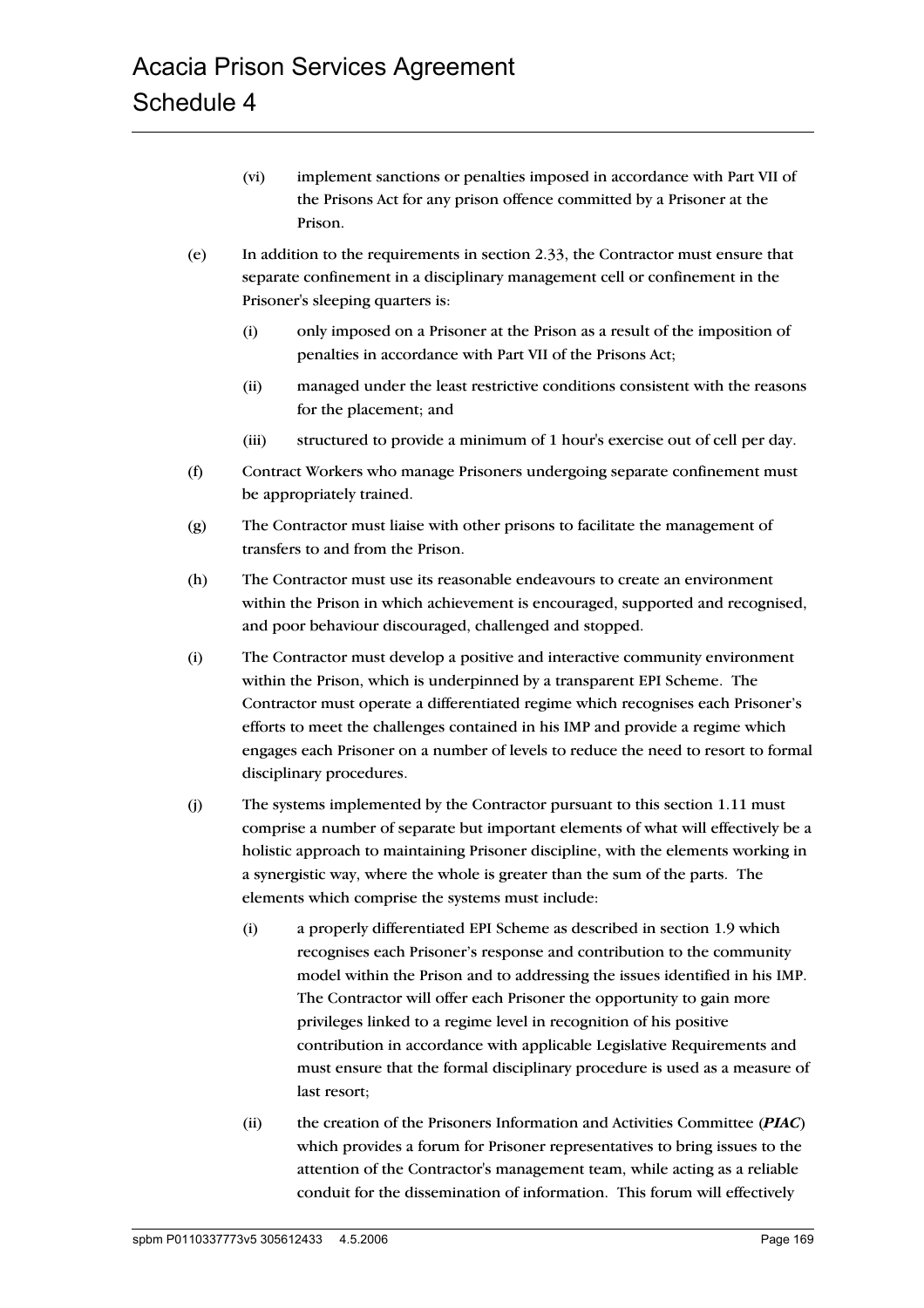(vi) implement sanctions or penalties imposed in accordance with Part VII of the Prisons Act for any prison offence committed by a Prisoner at the Prison.

(e) In addition to the requirements in section 2.33, the Contractor must ensure that separate confinement in a disciplinary management cell or confinement in the Prisoner's sleeping quarters is:

(i) only imposed on a Prisoner at the Prison as a result of the imposition of penalties in accordance with Part VII of the Prisons Act;

(ii) managed under the least restrictive conditions consistent with the reasons for the placement; and

(iii) structured to provide a minimum of 1 hour's exercise out of cell per day.

(f) Contract Workers who manage Prisoners undergoing separate confinement must be appropriately trained.

(g) The Contractor must liaise with other prisons to facilitate the management of transfers to and from the Prison.

(h) The Contractor must use its reasonable endeavours to create an environment within the Prison in which achievement is encouraged, supported and recognised, and poor behaviour discouraged, challenged and stopped.

(i) The Contractor must develop a positive and interactive community environment within the Prison, which is underpinned by a transparent EPI Scheme. The Contractor must operate a differentiated regime which recognises each Prisoner's efforts to meet the challenges contained in his IMP and provide a regime which engages each Prisoner on a number of levels to reduce the need to resort to formal disciplinary procedures.

(j) The systems implemented by the Contractor pursuant to this section 1.11 must comprise a number of separate but important elements of what will effectively be a holistic approach to maintaining Prisoner discipline, with the elements working in a synergistic way, where the whole is greater than the sum of the parts. The elements which comprise the systems must include:

(i) a properly differentiated EPI Scheme as described in section 1.9 which recognises each Prisoner's response and contribution to the community model within the Prison and to addressing the issues identified in his IMP. The Contractor will offer each Prisoner the opportunity to gain more privileges linked to a regime level in recognition of his positive contribution in accordance with applicable Legislative Requirements and must ensure that the formal disciplinary procedure is used as a measure of last resort;

(ii) the creation of the Prisoners Information and Activities Committee (***PIAC***) which provides a forum for Prisoner representatives to bring issues to the attention of the Contractor's management team, while acting as a reliable conduit for the dissemination of information. This forum will effectively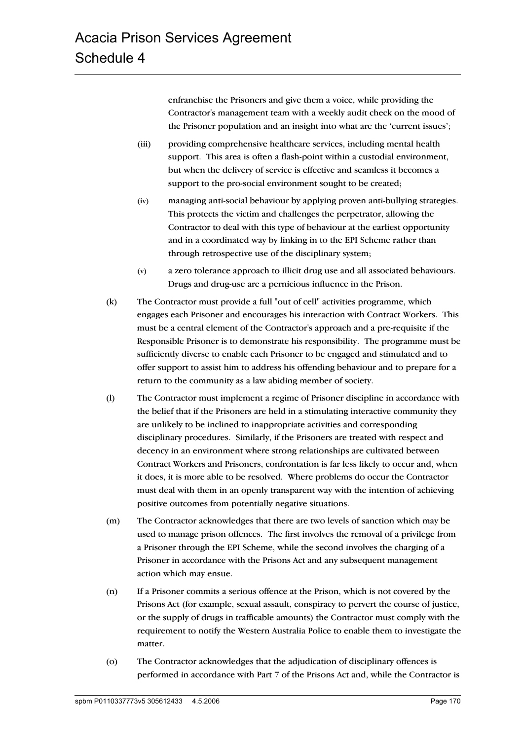enfranchise the Prisoners and give them a voice, while providing the Contractor's management team with a weekly audit check on the mood of the Prisoner population and an insight into what are the 'current issues';

(iii) providing comprehensive healthcare services, including mental health support. This area is often a flash-point within a custodial environment, but when the delivery of service is effective and seamless it becomes a support to the pro-social environment sought to be created;

(iv) managing anti-social behaviour by applying proven anti-bullying strategies. This protects the victim and challenges the perpetrator, allowing the Contractor to deal with this type of behaviour at the earliest opportunity and in a coordinated way by linking in to the EPI Scheme rather than through retrospective use of the disciplinary system;

(v) a zero tolerance approach to illicit drug use and all associated behaviours. Drugs and drug-use are a pernicious influence in the Prison.

(k) The Contractor must provide a full "out of cell" activities programme, which engages each Prisoner and encourages his interaction with Contract Workers. This must be a central element of the Contractor's approach and a pre-requisite if the Responsible Prisoner is to demonstrate his responsibility. The programme must be sufficiently diverse to enable each Prisoner to be engaged and stimulated and to offer support to assist him to address his offending behaviour and to prepare for a return to the community as a law abiding member of society.

(l) The Contractor must implement a regime of Prisoner discipline in accordance with the belief that if the Prisoners are held in a stimulating interactive community they are unlikely to be inclined to inappropriate activities and corresponding disciplinary procedures. Similarly, if the Prisoners are treated with respect and decency in an environment where strong relationships are cultivated between Contract Workers and Prisoners, confrontation is far less likely to occur and, when it does, it is more able to be resolved. Where problems do occur the Contractor must deal with them in an openly transparent way with the intention of achieving positive outcomes from potentially negative situations.

(m) The Contractor acknowledges that there are two levels of sanction which may be used to manage prison offences. The first involves the removal of a privilege from a Prisoner through the EPI Scheme, while the second involves the charging of a Prisoner in accordance with the Prisons Act and any subsequent management action which may ensue.

(n) If a Prisoner commits a serious offence at the Prison, which is not covered by the Prisons Act (for example, sexual assault, conspiracy to pervert the course of justice, or the supply of drugs in trafficable amounts) the Contractor must comply with the requirement to notify the Western Australia Police to enable them to investigate the matter.

(o) The Contractor acknowledges that the adjudication of disciplinary offences is performed in accordance with Part 7 of the Prisons Act and, while the Contractor is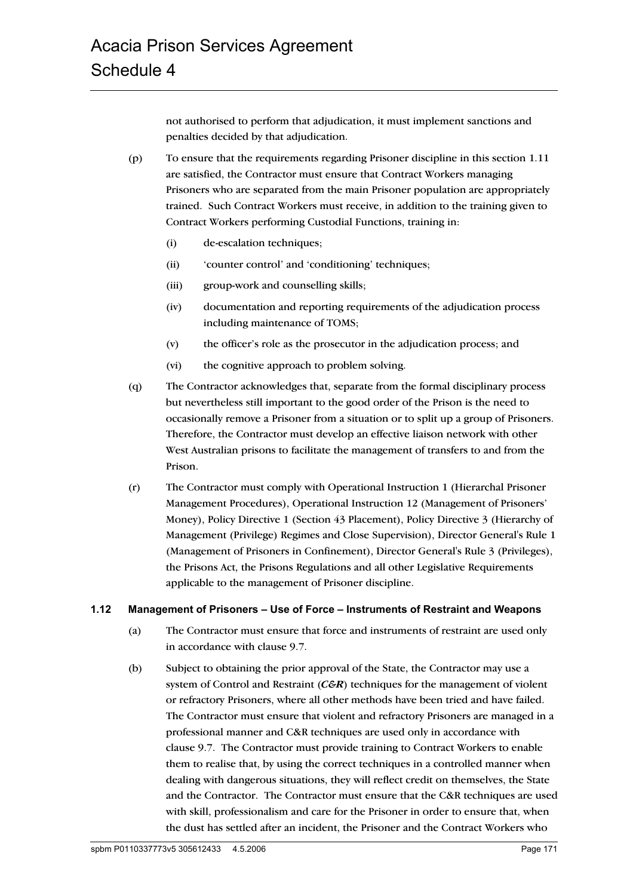not authorised to perform that adjudication, it must implement sanctions and penalties decided by that adjudication.

(p) To ensure that the requirements regarding Prisoner discipline in this section 1.11 are satisfied, the Contractor must ensure that Contract Workers managing Prisoners who are separated from the main Prisoner population are appropriately trained. Such Contract Workers must receive, in addition to the training given to Contract Workers performing Custodial Functions, training in:

(i) de-escalation techniques;

(ii) 'counter control' and 'conditioning' techniques;

(iii) group-work and counselling skills;

(iv) documentation and reporting requirements of the adjudication process including maintenance of TOMS;

(v) the officer's role as the prosecutor in the adjudication process; and

(vi) the cognitive approach to problem solving.

(q) The Contractor acknowledges that, separate from the formal disciplinary process but nevertheless still important to the good order of the Prison is the need to occasionally remove a Prisoner from a situation or to split up a group of Prisoners. Therefore, the Contractor must develop an effective liaison network with other West Australian prisons to facilitate the management of transfers to and from the Prison.

(r) The Contractor must comply with Operational Instruction 1 (Hierarchal Prisoner Management Procedures), Operational Instruction 12 (Management of Prisoners' Money), Policy Directive 1 (Section 43 Placement), Policy Directive 3 (Hierarchy of Management (Privilege) Regimes and Close Supervision), Director General's Rule 1 (Management of Prisoners in Confinement), Director General's Rule 3 (Privileges), the Prisons Act, the Prisons Regulations and all other Legislative Requirements applicable to the management of Prisoner discipline.

### 1.12 Management of Prisoners – Use of Force – Instruments of Restraint and Weapons

(a) The Contractor must ensure that force and instruments of restraint are used only in accordance with clause 9.7.

(b) Subject to obtaining the prior approval of the State, the Contractor may use a system of Control and Restraint (***C&R***) techniques for the management of violent or refractory Prisoners, where all other methods have been tried and have failed. The Contractor must ensure that violent and refractory Prisoners are managed in a professional manner and C&R techniques are used only in accordance with clause 9.7. The Contractor must provide training to Contract Workers to enable them to realise that, by using the correct techniques in a controlled manner when dealing with dangerous situations, they will reflect credit on themselves, the State and the Contractor. The Contractor must ensure that the C&R techniques are used with skill, professionalism and care for the Prisoner in order to ensure that, when the dust has settled after an incident, the Prisoner and the Contract Workers who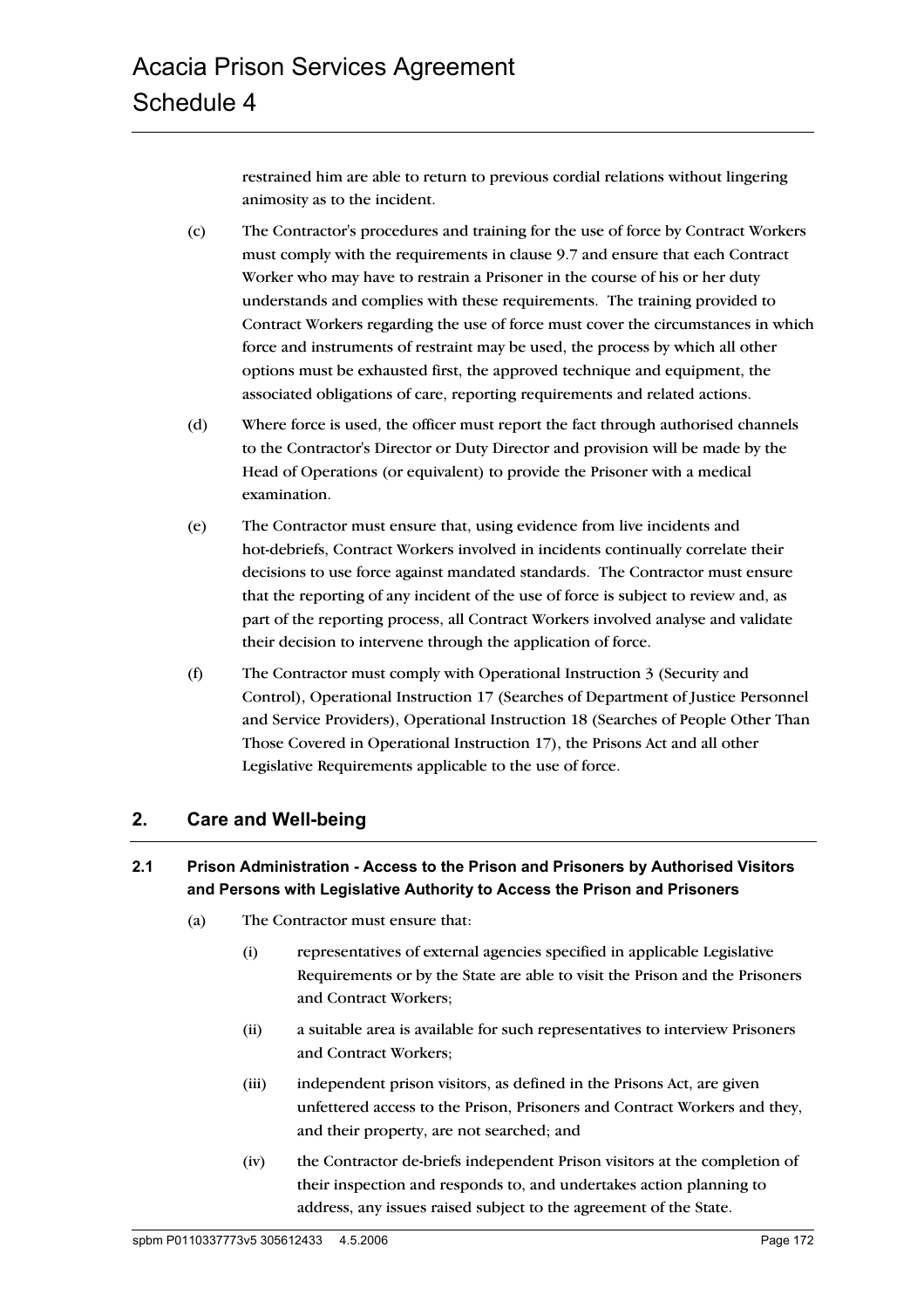restrained him are able to return to previous cordial relations without lingering animosity as to the incident.

(c) The Contractor's procedures and training for the use of force by Contract Workers must comply with the requirements in clause 9.7 and ensure that each Contract Worker who may have to restrain a Prisoner in the course of his or her duty understands and complies with these requirements. The training provided to Contract Workers regarding the use of force must cover the circumstances in which force and instruments of restraint may be used, the process by which all other options must be exhausted first, the approved technique and equipment, the associated obligations of care, reporting requirements and related actions.

(d) Where force is used, the officer must report the fact through authorised channels to the Contractor's Director or Duty Director and provision will be made by the Head of Operations (or equivalent) to provide the Prisoner with a medical examination.

(e) The Contractor must ensure that, using evidence from live incidents and hot-debriefs, Contract Workers involved in incidents continually correlate their decisions to use force against mandated standards. The Contractor must ensure that the reporting of any incident of the use of force is subject to review and, as part of the reporting process, all Contract Workers involved analyse and validate their decision to intervene through the application of force.

(f) The Contractor must comply with Operational Instruction 3 (Security and Control), Operational Instruction 17 (Searches of Department of Justice Personnel and Service Providers), Operational Instruction 18 (Searches of People Other Than Those Covered in Operational Instruction 17), the Prisons Act and all other Legislative Requirements applicable to the use of force.

## 2. Care and Well-being

### 2.1 Prison Administration - Access to the Prison and Prisoners by Authorised Visitors and Persons with Legislative Authority to Access the Prison and Prisoners

(a) The Contractor must ensure that:

(i) representatives of external agencies specified in applicable Legislative Requirements or by the State are able to visit the Prison and the Prisoners and Contract Workers;

(ii) a suitable area is available for such representatives to interview Prisoners and Contract Workers;

(iii) independent prison visitors, as defined in the Prisons Act, are given unfettered access to the Prison, Prisoners and Contract Workers and they, and their property, are not searched; and

(iv) the Contractor de-briefs independent Prison visitors at the completion of their inspection and responds to, and undertakes action planning to address, any issues raised subject to the agreement of the State.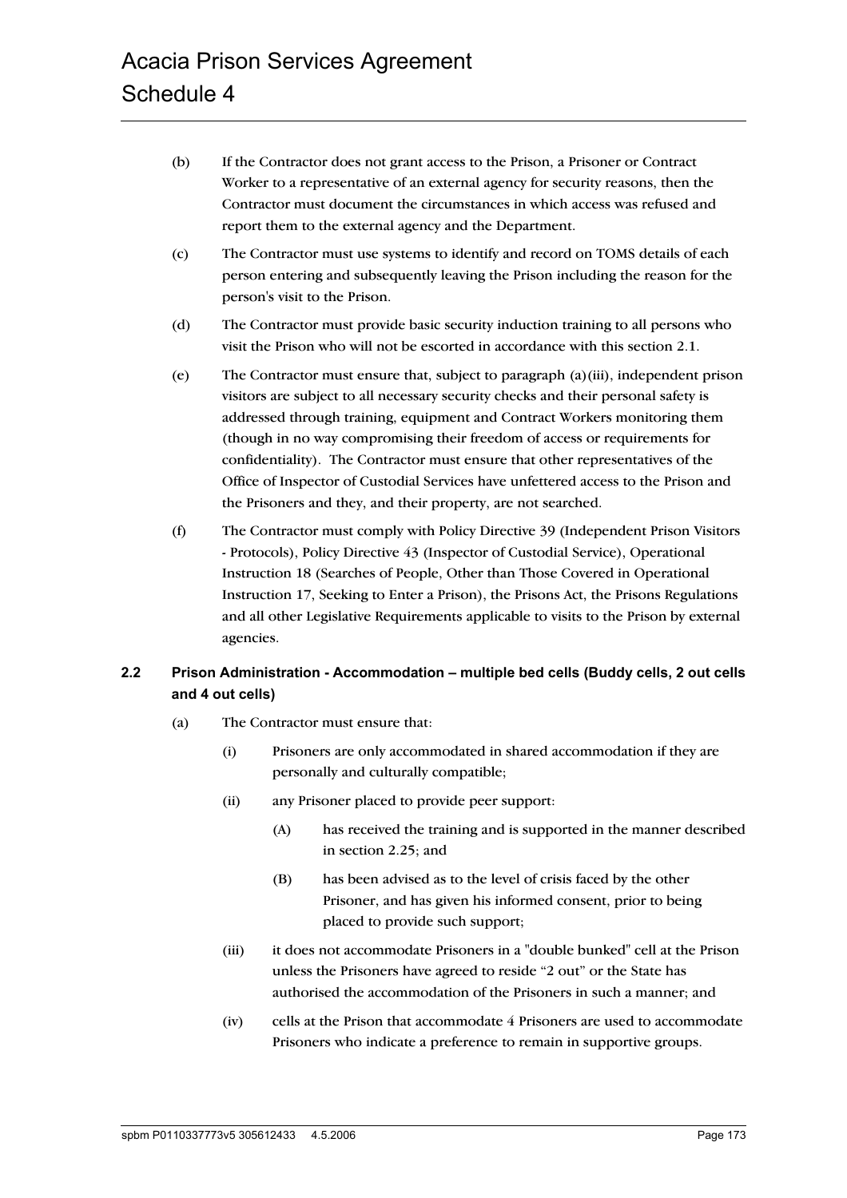(b) If the Contractor does not grant access to the Prison, a Prisoner or Contract Worker to a representative of an external agency for security reasons, then the Contractor must document the circumstances in which access was refused and report them to the external agency and the Department.

(c) The Contractor must use systems to identify and record on TOMS details of each person entering and subsequently leaving the Prison including the reason for the person's visit to the Prison.

(d) The Contractor must provide basic security induction training to all persons who visit the Prison who will not be escorted in accordance with this section 2.1.

(e) The Contractor must ensure that, subject to paragraph (a)(iii), independent prison visitors are subject to all necessary security checks and their personal safety is addressed through training, equipment and Contract Workers monitoring them (though in no way compromising their freedom of access or requirements for confidentiality). The Contractor must ensure that other representatives of the Office of Inspector of Custodial Services have unfettered access to the Prison and the Prisoners and they, and their property, are not searched.

(f) The Contractor must comply with Policy Directive 39 (Independent Prison Visitors - Protocols), Policy Directive 43 (Inspector of Custodial Service), Operational Instruction 18 (Searches of People, Other than Those Covered in Operational Instruction 17, Seeking to Enter a Prison), the Prisons Act, the Prisons Regulations and all other Legislative Requirements applicable to visits to the Prison by external agencies.

## 2.2 Prison Administration - Accommodation – multiple bed cells (Buddy cells, 2 out cells and 4 out cells)

(a) The Contractor must ensure that:

(i) Prisoners are only accommodated in shared accommodation if they are personally and culturally compatible;

(ii) any Prisoner placed to provide peer support:

(A) has received the training and is supported in the manner described in section 2.25; and

(B) has been advised as to the level of crisis faced by the other Prisoner, and has given his informed consent, prior to being placed to provide such support;

(iii) it does not accommodate Prisoners in a "double bunked" cell at the Prison unless the Prisoners have agreed to reside "2 out" or the State has authorised the accommodation of the Prisoners in such a manner; and

(iv) cells at the Prison that accommodate 4 Prisoners are used to accommodate Prisoners who indicate a preference to remain in supportive groups.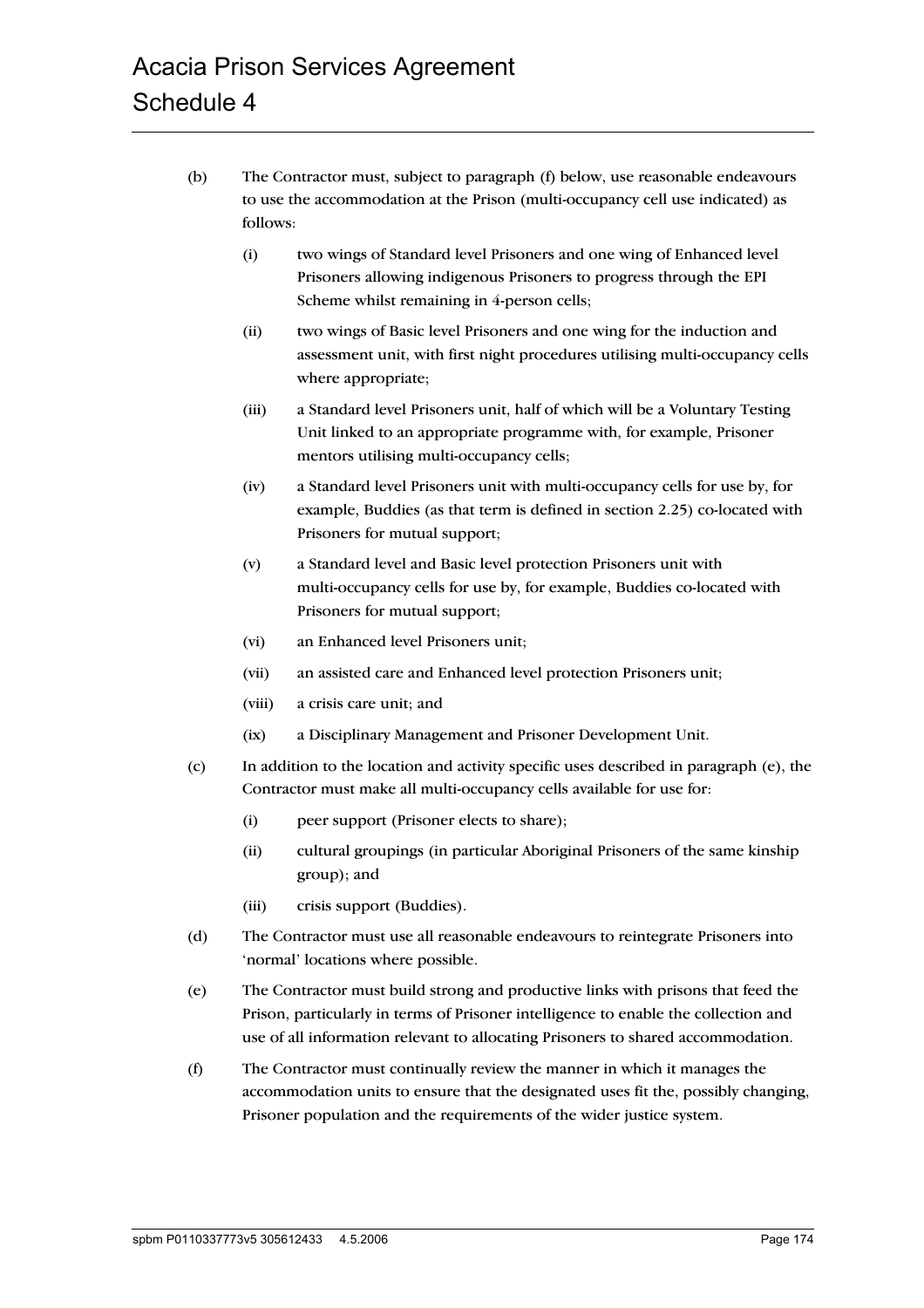(b) The Contractor must, subject to paragraph (f) below, use reasonable endeavours to use the accommodation at the Prison (multi-occupancy cell use indicated) as follows:

(i) two wings of Standard level Prisoners and one wing of Enhanced level Prisoners allowing indigenous Prisoners to progress through the EPI Scheme whilst remaining in 4-person cells;

(ii) two wings of Basic level Prisoners and one wing for the induction and assessment unit, with first night procedures utilising multi-occupancy cells where appropriate;

(iii) a Standard level Prisoners unit, half of which will be a Voluntary Testing Unit linked to an appropriate programme with, for example, Prisoner mentors utilising multi-occupancy cells;

(iv) a Standard level Prisoners unit with multi-occupancy cells for use by, for example, Buddies (as that term is defined in section 2.25) co-located with Prisoners for mutual support;

(v) a Standard level and Basic level protection Prisoners unit with multi-occupancy cells for use by, for example, Buddies co-located with Prisoners for mutual support;

(vi) an Enhanced level Prisoners unit;

(vii) an assisted care and Enhanced level protection Prisoners unit;

(viii) a crisis care unit; and

(ix) a Disciplinary Management and Prisoner Development Unit.

(c) In addition to the location and activity specific uses described in paragraph (e), the Contractor must make all multi-occupancy cells available for use for:

(i) peer support (Prisoner elects to share);

(ii) cultural groupings (in particular Aboriginal Prisoners of the same kinship group); and

(iii) crisis support (Buddies).

(d) The Contractor must use all reasonable endeavours to reintegrate Prisoners into 'normal' locations where possible.

(e) The Contractor must build strong and productive links with prisons that feed the Prison, particularly in terms of Prisoner intelligence to enable the collection and use of all information relevant to allocating Prisoners to shared accommodation.

(f) The Contractor must continually review the manner in which it manages the accommodation units to ensure that the designated uses fit the, possibly changing, Prisoner population and the requirements of the wider justice system.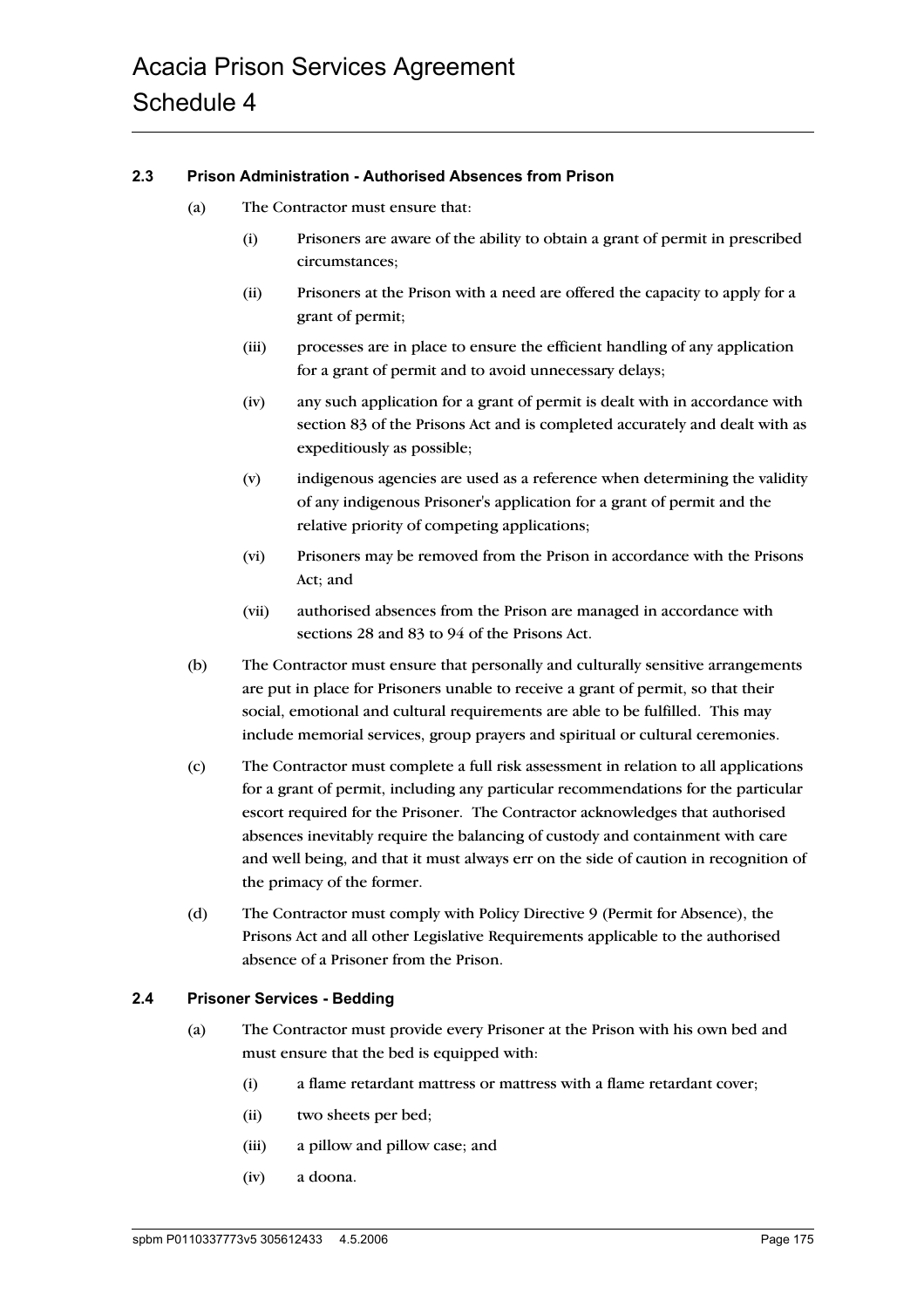### 2.3 Prison Administration - Authorised Absences from Prison

(a) The Contractor must ensure that:

  (i) Prisoners are aware of the ability to obtain a grant of permit in prescribed circumstances;

  (ii) Prisoners at the Prison with a need are offered the capacity to apply for a grant of permit;

  (iii) processes are in place to ensure the efficient handling of any application for a grant of permit and to avoid unnecessary delays;

  (iv) any such application for a grant of permit is dealt with in accordance with section 83 of the Prisons Act and is completed accurately and dealt with as expeditiously as possible;

  (v) indigenous agencies are used as a reference when determining the validity of any indigenous Prisoner's application for a grant of permit and the relative priority of competing applications;

  (vi) Prisoners may be removed from the Prison in accordance with the Prisons Act; and

  (vii) authorised absences from the Prison are managed in accordance with sections 28 and 83 to 94 of the Prisons Act.

(b) The Contractor must ensure that personally and culturally sensitive arrangements are put in place for Prisoners unable to receive a grant of permit, so that their social, emotional and cultural requirements are able to be fulfilled. This may include memorial services, group prayers and spiritual or cultural ceremonies.

(c) The Contractor must complete a full risk assessment in relation to all applications for a grant of permit, including any particular recommendations for the particular escort required for the Prisoner. The Contractor acknowledges that authorised absences inevitably require the balancing of custody and containment with care and well being, and that it must always err on the side of caution in recognition of the primacy of the former.

(d) The Contractor must comply with Policy Directive 9 (Permit for Absence), the Prisons Act and all other Legislative Requirements applicable to the authorised absence of a Prisoner from the Prison.

### 2.4 Prisoner Services - Bedding

(a) The Contractor must provide every Prisoner at the Prison with his own bed and must ensure that the bed is equipped with:

  (i) a flame retardant mattress or mattress with a flame retardant cover;

  (ii) two sheets per bed;

  (iii) a pillow and pillow case; and

  (iv) a doona.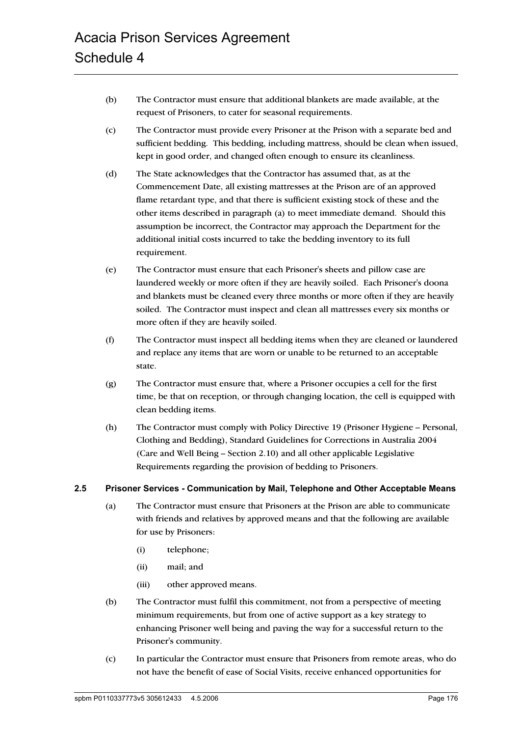(b) The Contractor must ensure that additional blankets are made available, at the request of Prisoners, to cater for seasonal requirements.

(c) The Contractor must provide every Prisoner at the Prison with a separate bed and sufficient bedding. This bedding, including mattress, should be clean when issued, kept in good order, and changed often enough to ensure its cleanliness.

(d) The State acknowledges that the Contractor has assumed that, as at the Commencement Date, all existing mattresses at the Prison are of an approved flame retardant type, and that there is sufficient existing stock of these and the other items described in paragraph (a) to meet immediate demand. Should this assumption be incorrect, the Contractor may approach the Department for the additional initial costs incurred to take the bedding inventory to its full requirement.

(e) The Contractor must ensure that each Prisoner's sheets and pillow case are laundered weekly or more often if they are heavily soiled. Each Prisoner's doona and blankets must be cleaned every three months or more often if they are heavily soiled. The Contractor must inspect and clean all mattresses every six months or more often if they are heavily soiled.

(f) The Contractor must inspect all bedding items when they are cleaned or laundered and replace any items that are worn or unable to be returned to an acceptable state.

(g) The Contractor must ensure that, where a Prisoner occupies a cell for the first time, be that on reception, or through changing location, the cell is equipped with clean bedding items.

(h) The Contractor must comply with Policy Directive 19 (Prisoner Hygiene – Personal, Clothing and Bedding), Standard Guidelines for Corrections in Australia 2004 (Care and Well Being – Section 2.10) and all other applicable Legislative Requirements regarding the provision of bedding to Prisoners.

### 2.5 Prisoner Services - Communication by Mail, Telephone and Other Acceptable Means

(a) The Contractor must ensure that Prisoners at the Prison are able to communicate with friends and relatives by approved means and that the following are available for use by Prisoners:

  (i) telephone;

  (ii) mail; and

  (iii) other approved means.

(b) The Contractor must fulfil this commitment, not from a perspective of meeting minimum requirements, but from one of active support as a key strategy to enhancing Prisoner well being and paving the way for a successful return to the Prisoner's community.

(c) In particular the Contractor must ensure that Prisoners from remote areas, who do not have the benefit of ease of Social Visits, receive enhanced opportunities for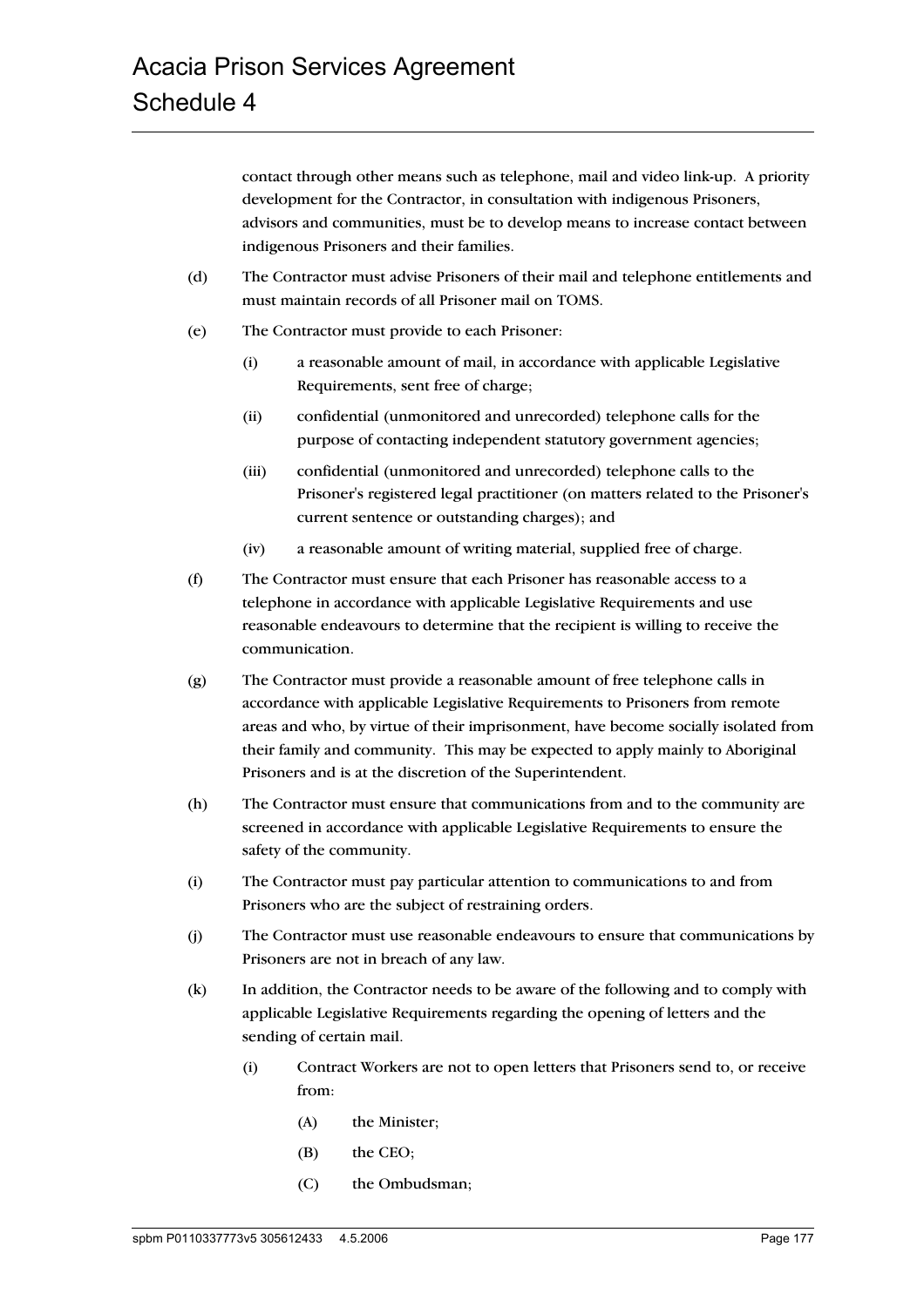contact through other means such as telephone, mail and video link-up. A priority development for the Contractor, in consultation with indigenous Prisoners, advisors and communities, must be to develop means to increase contact between indigenous Prisoners and their families.

(d) The Contractor must advise Prisoners of their mail and telephone entitlements and must maintain records of all Prisoner mail on TOMS.

(e) The Contractor must provide to each Prisoner:

- (i) a reasonable amount of mail, in accordance with applicable Legislative Requirements, sent free of charge;
- (ii) confidential (unmonitored and unrecorded) telephone calls for the purpose of contacting independent statutory government agencies;
- (iii) confidential (unmonitored and unrecorded) telephone calls to the Prisoner's registered legal practitioner (on matters related to the Prisoner's current sentence or outstanding charges); and
- (iv) a reasonable amount of writing material, supplied free of charge.

(f) The Contractor must ensure that each Prisoner has reasonable access to a telephone in accordance with applicable Legislative Requirements and use reasonable endeavours to determine that the recipient is willing to receive the communication.

(g) The Contractor must provide a reasonable amount of free telephone calls in accordance with applicable Legislative Requirements to Prisoners from remote areas and who, by virtue of their imprisonment, have become socially isolated from their family and community. This may be expected to apply mainly to Aboriginal Prisoners and is at the discretion of the Superintendent.

(h) The Contractor must ensure that communications from and to the community are screened in accordance with applicable Legislative Requirements to ensure the safety of the community.

(i) The Contractor must pay particular attention to communications to and from Prisoners who are the subject of restraining orders.

(j) The Contractor must use reasonable endeavours to ensure that communications by Prisoners are not in breach of any law.

(k) In addition, the Contractor needs to be aware of the following and to comply with applicable Legislative Requirements regarding the opening of letters and the sending of certain mail.

- (i) Contract Workers are not to open letters that Prisoners send to, or receive from:
  - (A) the Minister;
  - (B) the CEO;
  - (C) the Ombudsman;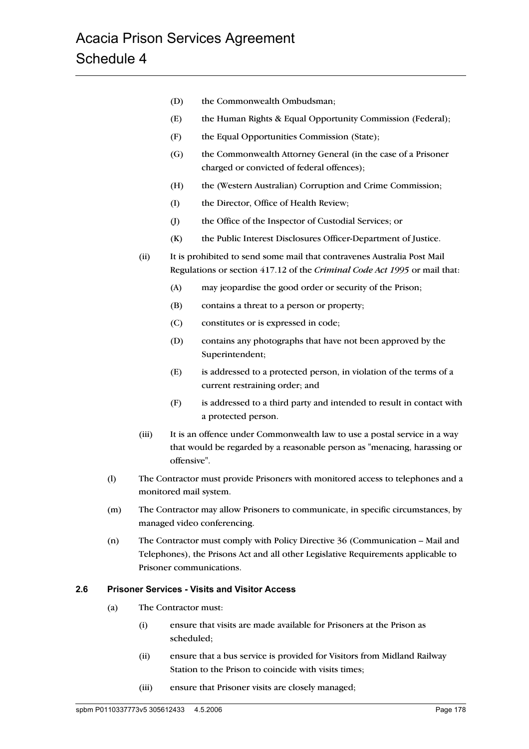(D) the Commonwealth Ombudsman;

(E) the Human Rights & Equal Opportunity Commission (Federal);

(F) the Equal Opportunities Commission (State);

(G) the Commonwealth Attorney General (in the case of a Prisoner charged or convicted of federal offences);

(H) the (Western Australian) Corruption and Crime Commission;

(I) the Director, Office of Health Review;

(J) the Office of the Inspector of Custodial Services; or

(K) the Public Interest Disclosures Officer-Department of Justice.

(ii) It is prohibited to send some mail that contravenes Australia Post Mail Regulations or section 417.12 of the *Criminal Code Act 1995* or mail that:

(A) may jeopardise the good order or security of the Prison;

(B) contains a threat to a person or property;

(C) constitutes or is expressed in code;

(D) contains any photographs that have not been approved by the Superintendent;

(E) is addressed to a protected person, in violation of the terms of a current restraining order; and

(F) is addressed to a third party and intended to result in contact with a protected person.

(iii) It is an offence under Commonwealth law to use a postal service in a way that would be regarded by a reasonable person as "menacing, harassing or offensive".

(l) The Contractor must provide Prisoners with monitored access to telephones and a monitored mail system.

(m) The Contractor may allow Prisoners to communicate, in specific circumstances, by managed video conferencing.

(n) The Contractor must comply with Policy Directive 36 (Communication – Mail and Telephones), the Prisons Act and all other Legislative Requirements applicable to Prisoner communications.

### 2.6 Prisoner Services - Visits and Visitor Access

(a) The Contractor must:

(i) ensure that visits are made available for Prisoners at the Prison as scheduled;

(ii) ensure that a bus service is provided for Visitors from Midland Railway Station to the Prison to coincide with visits times;

(iii) ensure that Prisoner visits are closely managed;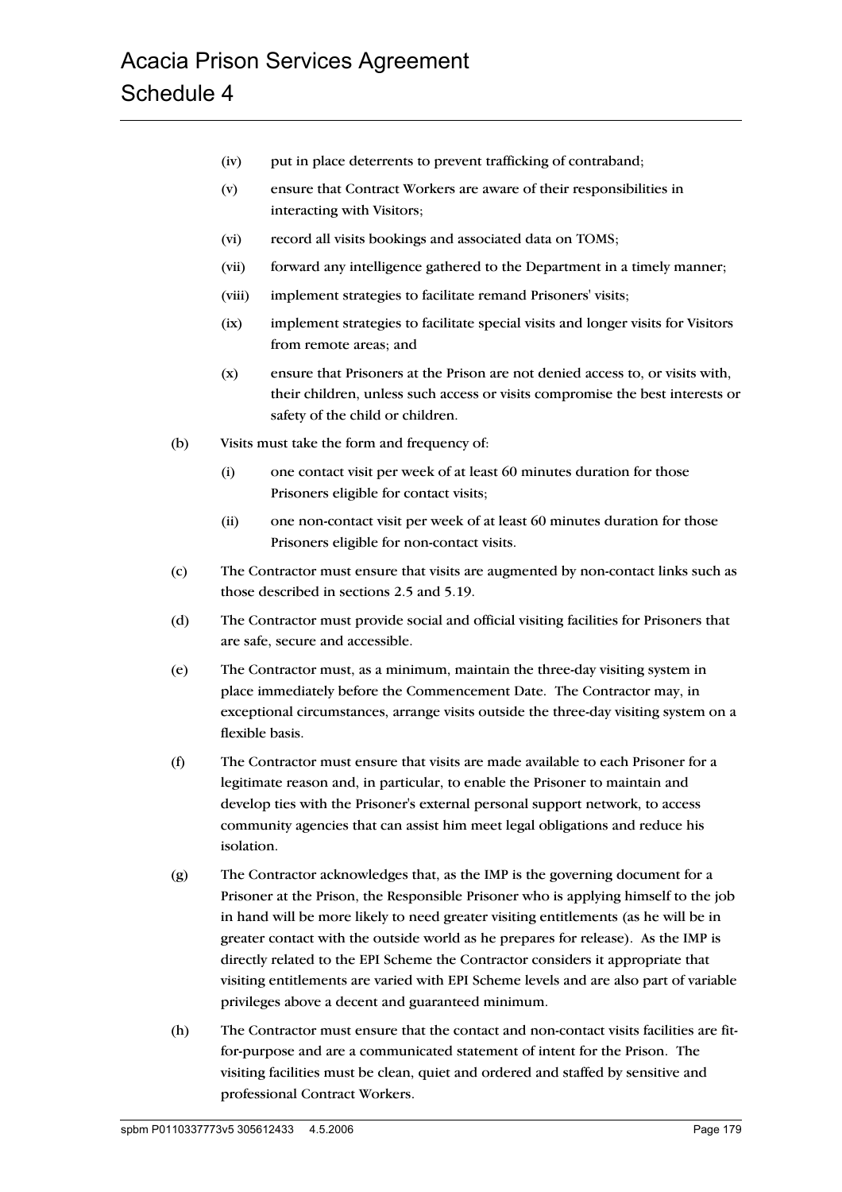(iv) put in place deterrents to prevent trafficking of contraband;

(v) ensure that Contract Workers are aware of their responsibilities in interacting with Visitors;

(vi) record all visits bookings and associated data on TOMS;

(vii) forward any intelligence gathered to the Department in a timely manner;

(viii) implement strategies to facilitate remand Prisoners' visits;

(ix) implement strategies to facilitate special visits and longer visits for Visitors from remote areas; and

(x) ensure that Prisoners at the Prison are not denied access to, or visits with, their children, unless such access or visits compromise the best interests or safety of the child or children.

(b) Visits must take the form and frequency of:

(i) one contact visit per week of at least 60 minutes duration for those Prisoners eligible for contact visits;

(ii) one non-contact visit per week of at least 60 minutes duration for those Prisoners eligible for non-contact visits.

(c) The Contractor must ensure that visits are augmented by non-contact links such as those described in sections 2.5 and 5.19.

(d) The Contractor must provide social and official visiting facilities for Prisoners that are safe, secure and accessible.

(e) The Contractor must, as a minimum, maintain the three-day visiting system in place immediately before the Commencement Date. The Contractor may, in exceptional circumstances, arrange visits outside the three-day visiting system on a flexible basis.

(f) The Contractor must ensure that visits are made available to each Prisoner for a legitimate reason and, in particular, to enable the Prisoner to maintain and develop ties with the Prisoner's external personal support network, to access community agencies that can assist him meet legal obligations and reduce his isolation.

(g) The Contractor acknowledges that, as the IMP is the governing document for a Prisoner at the Prison, the Responsible Prisoner who is applying himself to the job in hand will be more likely to need greater visiting entitlements (as he will be in greater contact with the outside world as he prepares for release). As the IMP is directly related to the EPI Scheme the Contractor considers it appropriate that visiting entitlements are varied with EPI Scheme levels and are also part of variable privileges above a decent and guaranteed minimum.

(h) The Contractor must ensure that the contact and non-contact visits facilities are fit-for-purpose and are a communicated statement of intent for the Prison. The visiting facilities must be clean, quiet and ordered and staffed by sensitive and professional Contract Workers.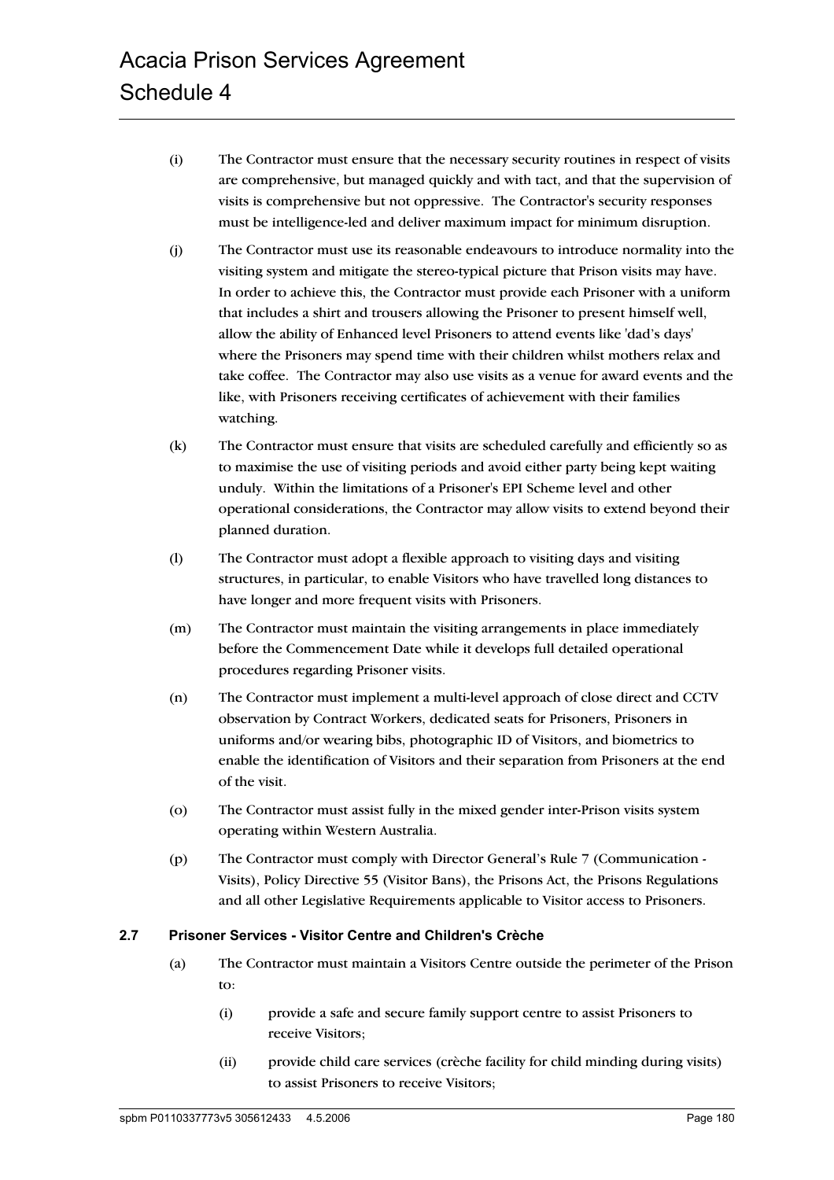(i) The Contractor must ensure that the necessary security routines in respect of visits are comprehensive, but managed quickly and with tact, and that the supervision of visits is comprehensive but not oppressive. The Contractor's security responses must be intelligence-led and deliver maximum impact for minimum disruption.

(j) The Contractor must use its reasonable endeavours to introduce normality into the visiting system and mitigate the stereo-typical picture that Prison visits may have. In order to achieve this, the Contractor must provide each Prisoner with a uniform that includes a shirt and trousers allowing the Prisoner to present himself well, allow the ability of Enhanced level Prisoners to attend events like 'dad's days' where the Prisoners may spend time with their children whilst mothers relax and take coffee. The Contractor may also use visits as a venue for award events and the like, with Prisoners receiving certificates of achievement with their families watching.

(k) The Contractor must ensure that visits are scheduled carefully and efficiently so as to maximise the use of visiting periods and avoid either party being kept waiting unduly. Within the limitations of a Prisoner's EPI Scheme level and other operational considerations, the Contractor may allow visits to extend beyond their planned duration.

(l) The Contractor must adopt a flexible approach to visiting days and visiting structures, in particular, to enable Visitors who have travelled long distances to have longer and more frequent visits with Prisoners.

(m) The Contractor must maintain the visiting arrangements in place immediately before the Commencement Date while it develops full detailed operational procedures regarding Prisoner visits.

(n) The Contractor must implement a multi-level approach of close direct and CCTV observation by Contract Workers, dedicated seats for Prisoners, Prisoners in uniforms and/or wearing bibs, photographic ID of Visitors, and biometrics to enable the identification of Visitors and their separation from Prisoners at the end of the visit.

(o) The Contractor must assist fully in the mixed gender inter-Prison visits system operating within Western Australia.

(p) The Contractor must comply with Director General's Rule 7 (Communication - Visits), Policy Directive 55 (Visitor Bans), the Prisons Act, the Prisons Regulations and all other Legislative Requirements applicable to Visitor access to Prisoners.

### 2.7 Prisoner Services - Visitor Centre and Children's Crèche

(a) The Contractor must maintain a Visitors Centre outside the perimeter of the Prison to:

   (i) provide a safe and secure family support centre to assist Prisoners to receive Visitors;

   (ii) provide child care services (crèche facility for child minding during visits) to assist Prisoners to receive Visitors;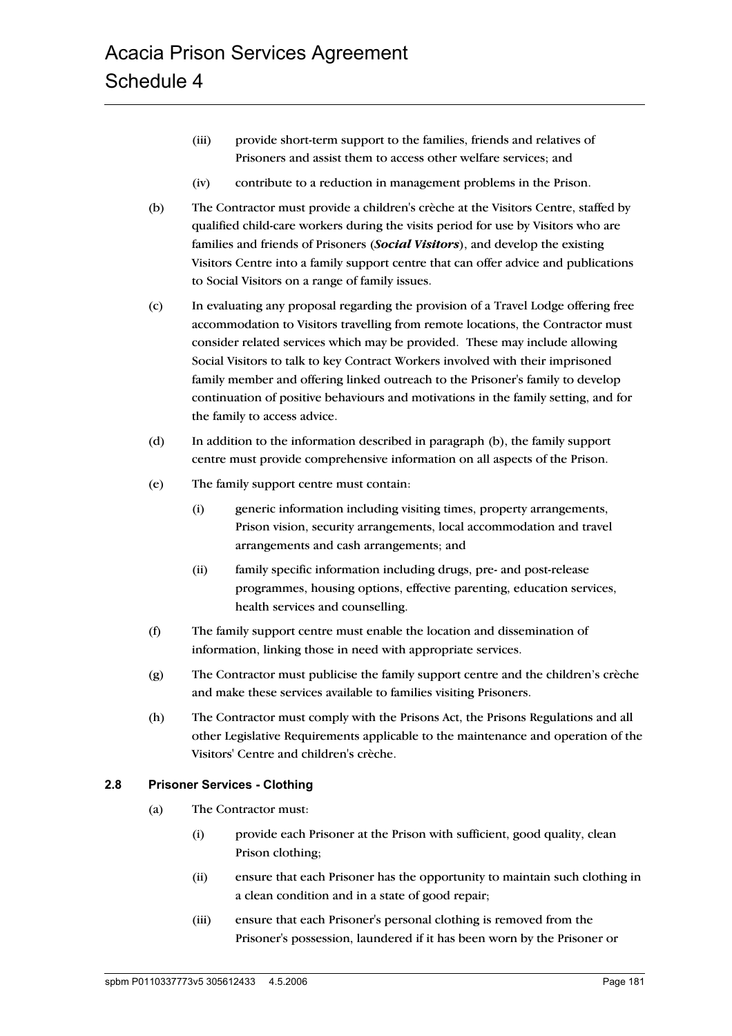(iii) provide short-term support to the families, friends and relatives of Prisoners and assist them to access other welfare services; and

(iv) contribute to a reduction in management problems in the Prison.

(b) The Contractor must provide a children's crèche at the Visitors Centre, staffed by qualified child-care workers during the visits period for use by Visitors who are families and friends of Prisoners (***Social Visitors***), and develop the existing Visitors Centre into a family support centre that can offer advice and publications to Social Visitors on a range of family issues.

(c) In evaluating any proposal regarding the provision of a Travel Lodge offering free accommodation to Visitors travelling from remote locations, the Contractor must consider related services which may be provided. These may include allowing Social Visitors to talk to key Contract Workers involved with their imprisoned family member and offering linked outreach to the Prisoner's family to develop continuation of positive behaviours and motivations in the family setting, and for the family to access advice.

(d) In addition to the information described in paragraph (b), the family support centre must provide comprehensive information on all aspects of the Prison.

(e) The family support centre must contain:

(i) generic information including visiting times, property arrangements, Prison vision, security arrangements, local accommodation and travel arrangements and cash arrangements; and

(ii) family specific information including drugs, pre- and post-release programmes, housing options, effective parenting, education services, health services and counselling.

(f) The family support centre must enable the location and dissemination of information, linking those in need with appropriate services.

(g) The Contractor must publicise the family support centre and the children's crèche and make these services available to families visiting Prisoners.

(h) The Contractor must comply with the Prisons Act, the Prisons Regulations and all other Legislative Requirements applicable to the maintenance and operation of the Visitors' Centre and children's crèche.

### 2.8 Prisoner Services - Clothing

(a) The Contractor must:

(i) provide each Prisoner at the Prison with sufficient, good quality, clean Prison clothing;

(ii) ensure that each Prisoner has the opportunity to maintain such clothing in a clean condition and in a state of good repair;

(iii) ensure that each Prisoner's personal clothing is removed from the Prisoner's possession, laundered if it has been worn by the Prisoner or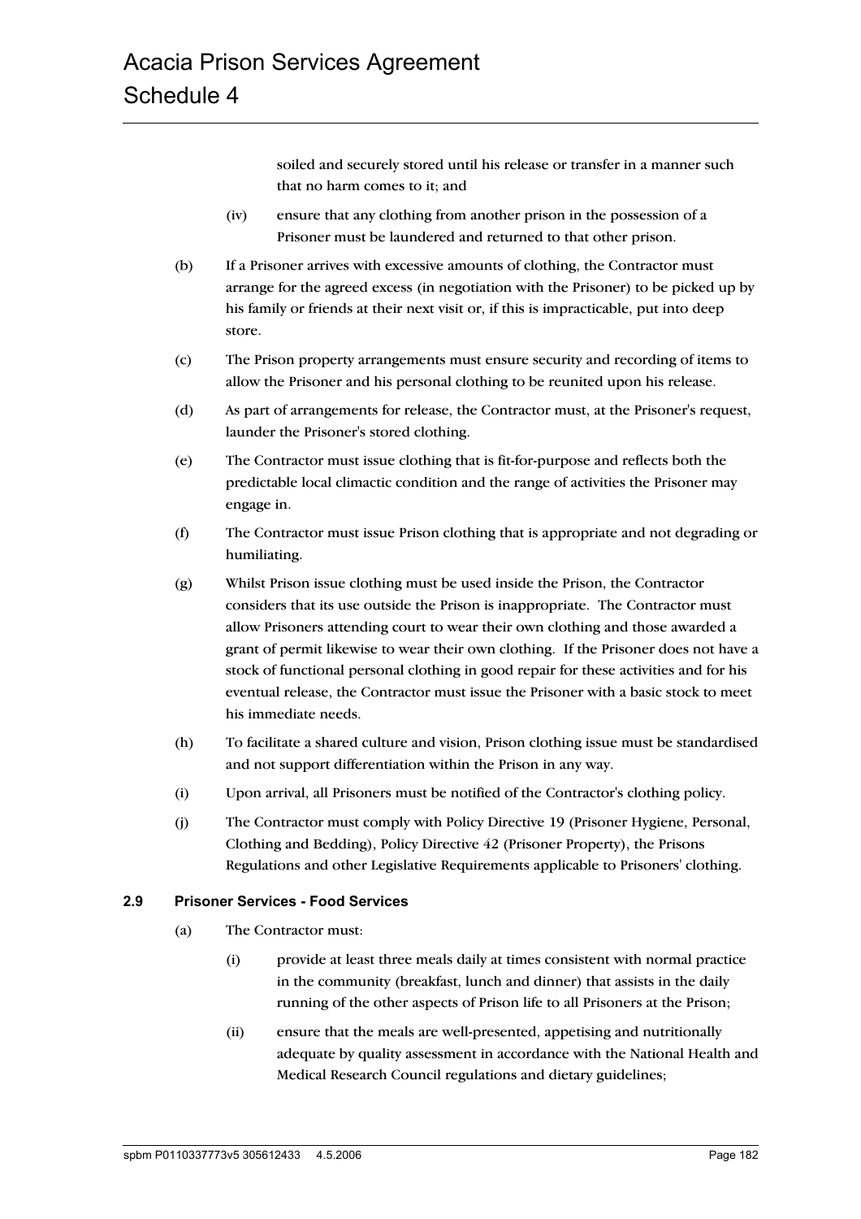soiled and securely stored until his release or transfer in a manner such that no harm comes to it; and

(iv) ensure that any clothing from another prison in the possession of a Prisoner must be laundered and returned to that other prison.

(b) If a Prisoner arrives with excessive amounts of clothing, the Contractor must arrange for the agreed excess (in negotiation with the Prisoner) to be picked up by his family or friends at their next visit or, if this is impracticable, put into deep store.

(c) The Prison property arrangements must ensure security and recording of items to allow the Prisoner and his personal clothing to be reunited upon his release.

(d) As part of arrangements for release, the Contractor must, at the Prisoner's request, launder the Prisoner's stored clothing.

(e) The Contractor must issue clothing that is fit-for-purpose and reflects both the predictable local climactic condition and the range of activities the Prisoner may engage in.

(f) The Contractor must issue Prison clothing that is appropriate and not degrading or humiliating.

(g) Whilst Prison issue clothing must be used inside the Prison, the Contractor considers that its use outside the Prison is inappropriate. The Contractor must allow Prisoners attending court to wear their own clothing and those awarded a grant of permit likewise to wear their own clothing. If the Prisoner does not have a stock of functional personal clothing in good repair for these activities and for his eventual release, the Contractor must issue the Prisoner with a basic stock to meet his immediate needs.

(h) To facilitate a shared culture and vision, Prison clothing issue must be standardised and not support differentiation within the Prison in any way.

(i) Upon arrival, all Prisoners must be notified of the Contractor's clothing policy.

(j) The Contractor must comply with Policy Directive 19 (Prisoner Hygiene, Personal, Clothing and Bedding), Policy Directive 42 (Prisoner Property), the Prisons Regulations and other Legislative Requirements applicable to Prisoners' clothing.

### 2.9 Prisoner Services - Food Services

(a) The Contractor must:

(i) provide at least three meals daily at times consistent with normal practice in the community (breakfast, lunch and dinner) that assists in the daily running of the other aspects of Prison life to all Prisoners at the Prison;

(ii) ensure that the meals are well-presented, appetising and nutritionally adequate by quality assessment in accordance with the National Health and Medical Research Council regulations and dietary guidelines;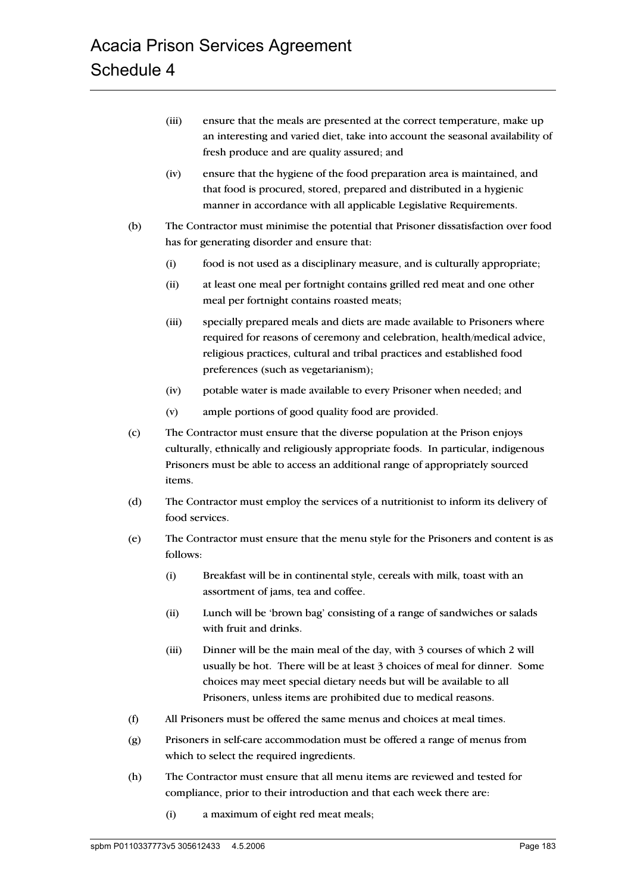(iii) ensure that the meals are presented at the correct temperature, make up an interesting and varied diet, take into account the seasonal availability of fresh produce and are quality assured; and

(iv) ensure that the hygiene of the food preparation area is maintained, and that food is procured, stored, prepared and distributed in a hygienic manner in accordance with all applicable Legislative Requirements.

(b) The Contractor must minimise the potential that Prisoner dissatisfaction over food has for generating disorder and ensure that:

(i) food is not used as a disciplinary measure, and is culturally appropriate;

(ii) at least one meal per fortnight contains grilled red meat and one other meal per fortnight contains roasted meats;

(iii) specially prepared meals and diets are made available to Prisoners where required for reasons of ceremony and celebration, health/medical advice, religious practices, cultural and tribal practices and established food preferences (such as vegetarianism);

(iv) potable water is made available to every Prisoner when needed; and

(v) ample portions of good quality food are provided.

(c) The Contractor must ensure that the diverse population at the Prison enjoys culturally, ethnically and religiously appropriate foods. In particular, indigenous Prisoners must be able to access an additional range of appropriately sourced items.

(d) The Contractor must employ the services of a nutritionist to inform its delivery of food services.

(e) The Contractor must ensure that the menu style for the Prisoners and content is as follows:

(i) Breakfast will be in continental style, cereals with milk, toast with an assortment of jams, tea and coffee.

(ii) Lunch will be 'brown bag' consisting of a range of sandwiches or salads with fruit and drinks.

(iii) Dinner will be the main meal of the day, with 3 courses of which 2 will usually be hot. There will be at least 3 choices of meal for dinner. Some choices may meet special dietary needs but will be available to all Prisoners, unless items are prohibited due to medical reasons.

(f) All Prisoners must be offered the same menus and choices at meal times.

(g) Prisoners in self-care accommodation must be offered a range of menus from which to select the required ingredients.

(h) The Contractor must ensure that all menu items are reviewed and tested for compliance, prior to their introduction and that each week there are:

(i) a maximum of eight red meat meals;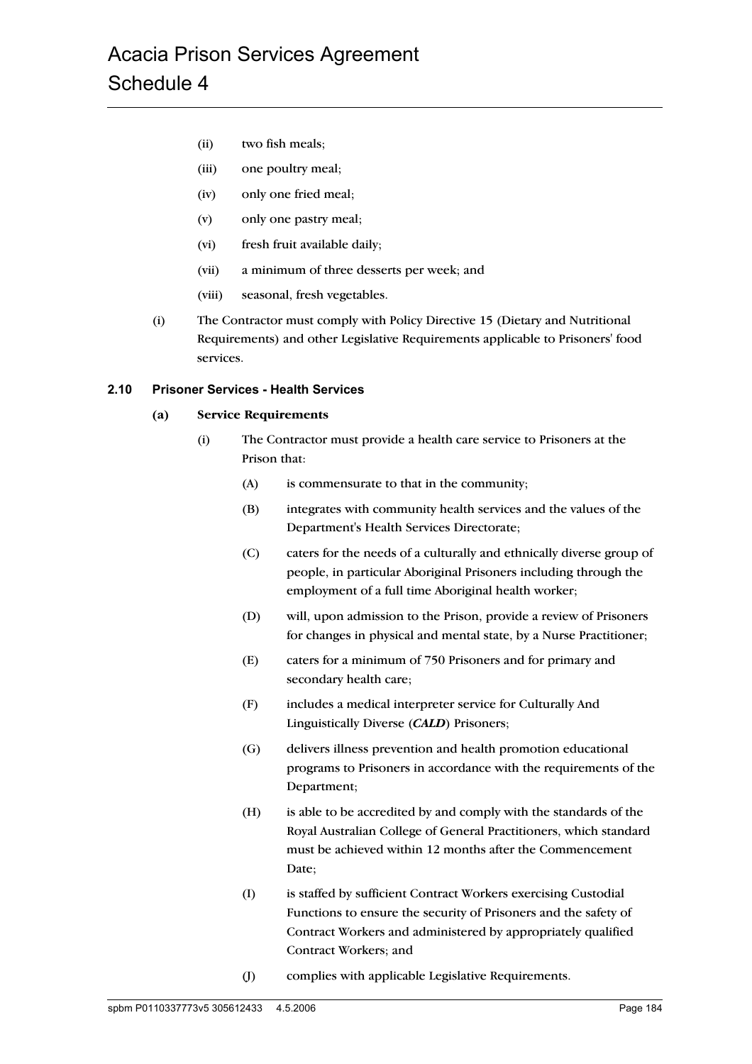(ii) two fish meals;

(iii) one poultry meal;

(iv) only one fried meal;

(v) only one pastry meal;

(vi) fresh fruit available daily;

(vii) a minimum of three desserts per week; and

(viii) seasonal, fresh vegetables.

(i) The Contractor must comply with Policy Directive 15 (Dietary and Nutritional Requirements) and other Legislative Requirements applicable to Prisoners' food services.

### 2.10 Prisoner Services - Health Services

**(a) Service Requirements**

(i) The Contractor must provide a health care service to Prisoners at the Prison that:

(A) is commensurate to that in the community;

(B) integrates with community health services and the values of the Department's Health Services Directorate;

(C) caters for the needs of a culturally and ethnically diverse group of people, in particular Aboriginal Prisoners including through the employment of a full time Aboriginal health worker;

(D) will, upon admission to the Prison, provide a review of Prisoners for changes in physical and mental state, by a Nurse Practitioner;

(E) caters for a minimum of 750 Prisoners and for primary and secondary health care;

(F) includes a medical interpreter service for Culturally And Linguistically Diverse (***CALD***) Prisoners;

(G) delivers illness prevention and health promotion educational programs to Prisoners in accordance with the requirements of the Department;

(H) is able to be accredited by and comply with the standards of the Royal Australian College of General Practitioners, which standard must be achieved within 12 months after the Commencement Date;

(I) is staffed by sufficient Contract Workers exercising Custodial Functions to ensure the security of Prisoners and the safety of Contract Workers and administered by appropriately qualified Contract Workers; and

(J) complies with applicable Legislative Requirements.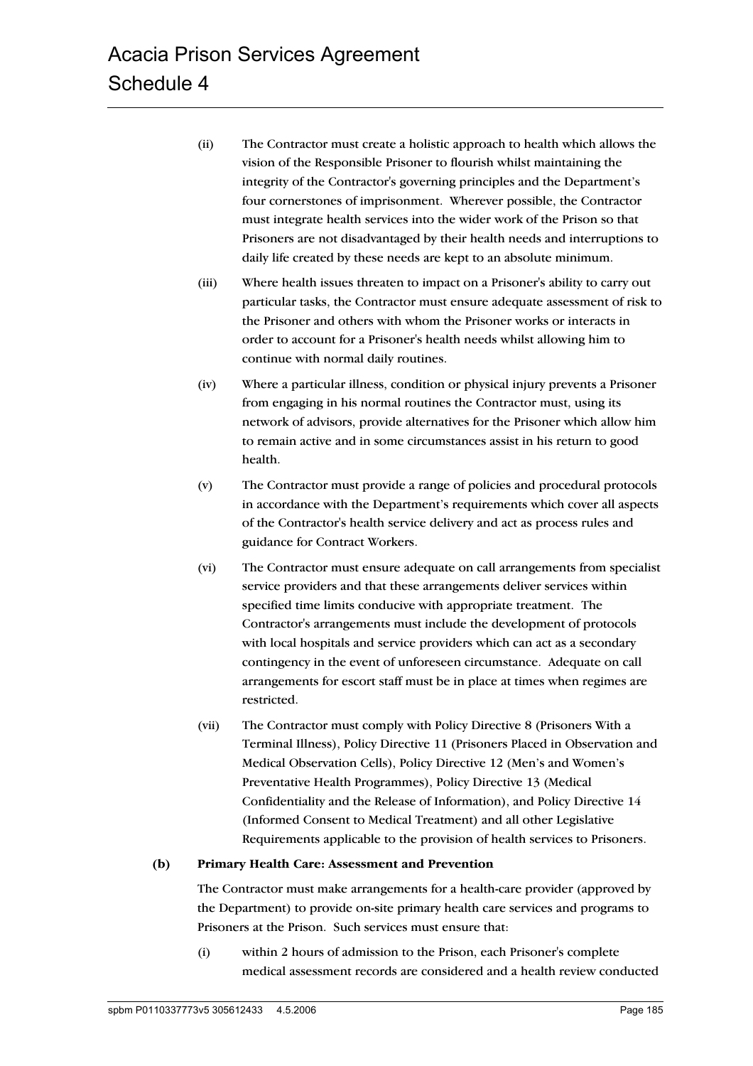(ii) The Contractor must create a holistic approach to health which allows the vision of the Responsible Prisoner to flourish whilst maintaining the integrity of the Contractor's governing principles and the Department's four cornerstones of imprisonment. Wherever possible, the Contractor must integrate health services into the wider work of the Prison so that Prisoners are not disadvantaged by their health needs and interruptions to daily life created by these needs are kept to an absolute minimum.

(iii) Where health issues threaten to impact on a Prisoner's ability to carry out particular tasks, the Contractor must ensure adequate assessment of risk to the Prisoner and others with whom the Prisoner works or interacts in order to account for a Prisoner's health needs whilst allowing him to continue with normal daily routines.

(iv) Where a particular illness, condition or physical injury prevents a Prisoner from engaging in his normal routines the Contractor must, using its network of advisors, provide alternatives for the Prisoner which allow him to remain active and in some circumstances assist in his return to good health.

(v) The Contractor must provide a range of policies and procedural protocols in accordance with the Department's requirements which cover all aspects of the Contractor's health service delivery and act as process rules and guidance for Contract Workers.

(vi) The Contractor must ensure adequate on call arrangements from specialist service providers and that these arrangements deliver services within specified time limits conducive with appropriate treatment. The Contractor's arrangements must include the development of protocols with local hospitals and service providers which can act as a secondary contingency in the event of unforeseen circumstance. Adequate on call arrangements for escort staff must be in place at times when regimes are restricted.

(vii) The Contractor must comply with Policy Directive 8 (Prisoners With a Terminal Illness), Policy Directive 11 (Prisoners Placed in Observation and Medical Observation Cells), Policy Directive 12 (Men's and Women's Preventative Health Programmes), Policy Directive 13 (Medical Confidentiality and the Release of Information), and Policy Directive 14 (Informed Consent to Medical Treatment) and all other Legislative Requirements applicable to the provision of health services to Prisoners.

**(b) Primary Health Care: Assessment and Prevention**

The Contractor must make arrangements for a health-care provider (approved by the Department) to provide on-site primary health care services and programs to Prisoners at the Prison. Such services must ensure that:

(i) within 2 hours of admission to the Prison, each Prisoner's complete medical assessment records are considered and a health review conducted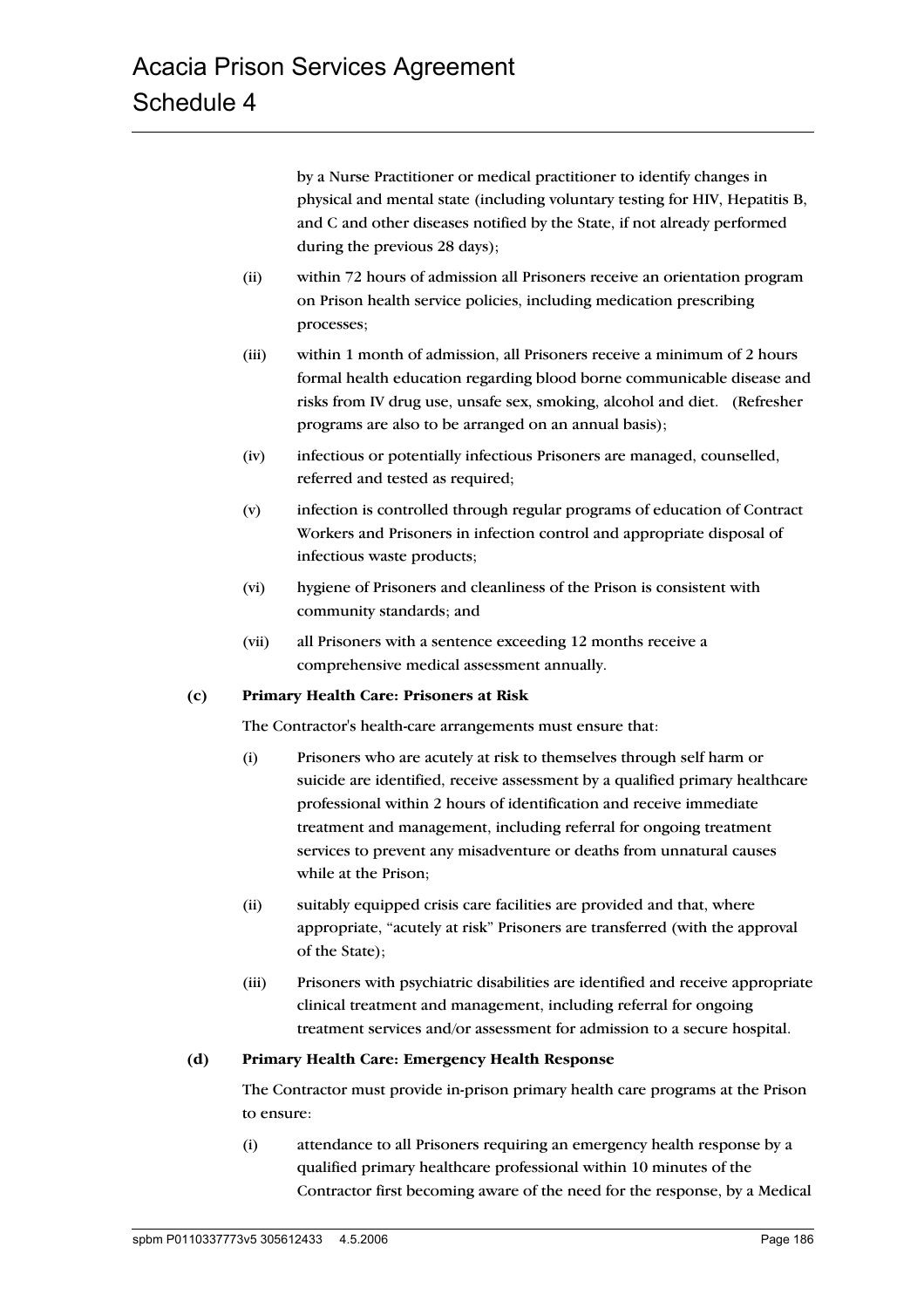by a Nurse Practitioner or medical practitioner to identify changes in physical and mental state (including voluntary testing for HIV, Hepatitis B, and C and other diseases notified by the State, if not already performed during the previous 28 days);

(ii) within 72 hours of admission all Prisoners receive an orientation program on Prison health service policies, including medication prescribing processes;

(iii) within 1 month of admission, all Prisoners receive a minimum of 2 hours formal health education regarding blood borne communicable disease and risks from IV drug use, unsafe sex, smoking, alcohol and diet. (Refresher programs are also to be arranged on an annual basis);

(iv) infectious or potentially infectious Prisoners are managed, counselled, referred and tested as required;

(v) infection is controlled through regular programs of education of Contract Workers and Prisoners in infection control and appropriate disposal of infectious waste products;

(vi) hygiene of Prisoners and cleanliness of the Prison is consistent with community standards; and

(vii) all Prisoners with a sentence exceeding 12 months receive a comprehensive medical assessment annually.

**(c) Primary Health Care: Prisoners at Risk**

The Contractor's health-care arrangements must ensure that:

(i) Prisoners who are acutely at risk to themselves through self harm or suicide are identified, receive assessment by a qualified primary healthcare professional within 2 hours of identification and receive immediate treatment and management, including referral for ongoing treatment services to prevent any misadventure or deaths from unnatural causes while at the Prison;

(ii) suitably equipped crisis care facilities are provided and that, where appropriate, "acutely at risk" Prisoners are transferred (with the approval of the State);

(iii) Prisoners with psychiatric disabilities are identified and receive appropriate clinical treatment and management, including referral for ongoing treatment services and/or assessment for admission to a secure hospital.

**(d) Primary Health Care: Emergency Health Response**

The Contractor must provide in-prison primary health care programs at the Prison to ensure:

(i) attendance to all Prisoners requiring an emergency health response by a qualified primary healthcare professional within 10 minutes of the Contractor first becoming aware of the need for the response, by a Medical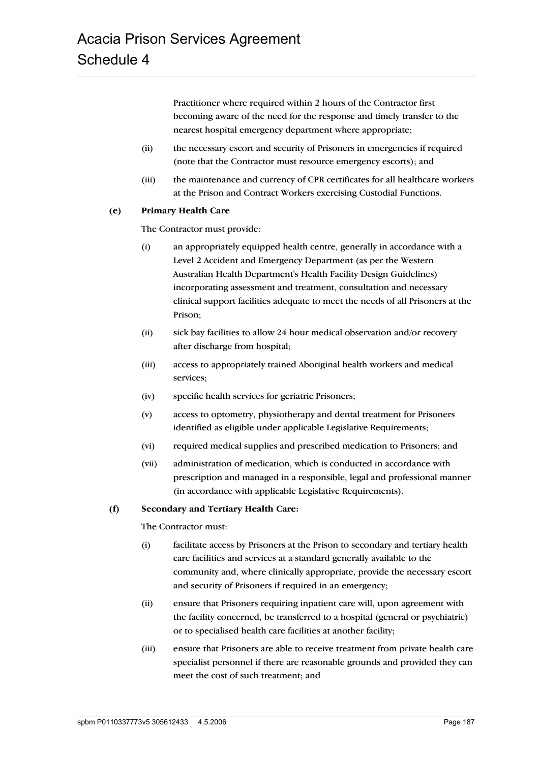Practitioner where required within 2 hours of the Contractor first becoming aware of the need for the response and timely transfer to the nearest hospital emergency department where appropriate;

(ii) the necessary escort and security of Prisoners in emergencies if required (note that the Contractor must resource emergency escorts); and

(iii) the maintenance and currency of CPR certificates for all healthcare workers at the Prison and Contract Workers exercising Custodial Functions.

**(e) Primary Health Care**

The Contractor must provide:

(i) an appropriately equipped health centre, generally in accordance with a Level 2 Accident and Emergency Department (as per the Western Australian Health Department's Health Facility Design Guidelines) incorporating assessment and treatment, consultation and necessary clinical support facilities adequate to meet the needs of all Prisoners at the Prison;

(ii) sick bay facilities to allow 24 hour medical observation and/or recovery after discharge from hospital;

(iii) access to appropriately trained Aboriginal health workers and medical services;

(iv) specific health services for geriatric Prisoners;

(v) access to optometry, physiotherapy and dental treatment for Prisoners identified as eligible under applicable Legislative Requirements;

(vi) required medical supplies and prescribed medication to Prisoners; and

(vii) administration of medication, which is conducted in accordance with prescription and managed in a responsible, legal and professional manner (in accordance with applicable Legislative Requirements).

**(f) Secondary and Tertiary Health Care:**

The Contractor must:

(i) facilitate access by Prisoners at the Prison to secondary and tertiary health care facilities and services at a standard generally available to the community and, where clinically appropriate, provide the necessary escort and security of Prisoners if required in an emergency;

(ii) ensure that Prisoners requiring inpatient care will, upon agreement with the facility concerned, be transferred to a hospital (general or psychiatric) or to specialised health care facilities at another facility;

(iii) ensure that Prisoners are able to receive treatment from private health care specialist personnel if there are reasonable grounds and provided they can meet the cost of such treatment; and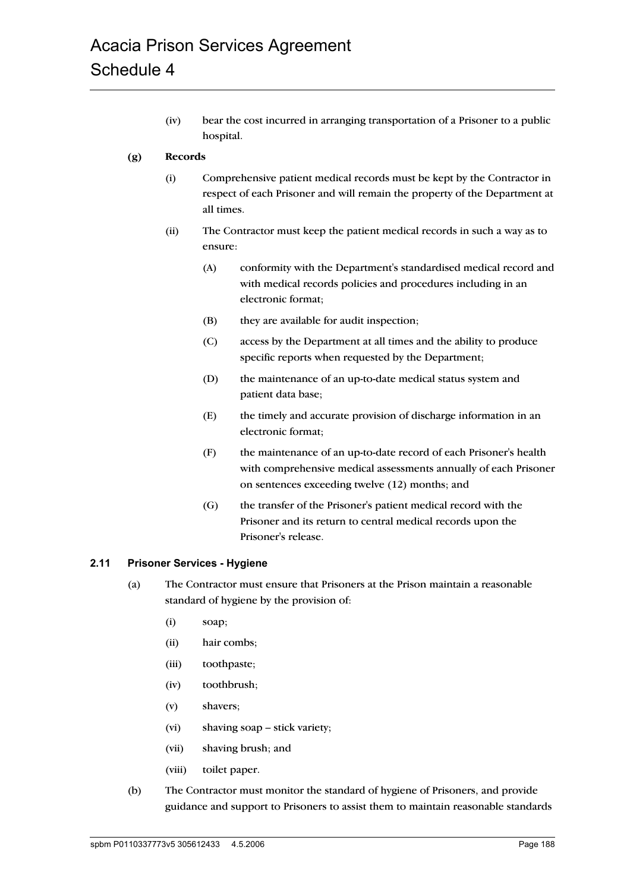(iv) bear the cost incurred in arranging transportation of a Prisoner to a public hospital.

**(g) Records**

(i) Comprehensive patient medical records must be kept by the Contractor in respect of each Prisoner and will remain the property of the Department at all times.

(ii) The Contractor must keep the patient medical records in such a way as to ensure:

(A) conformity with the Department's standardised medical record and with medical records policies and procedures including in an electronic format;

(B) they are available for audit inspection;

(C) access by the Department at all times and the ability to produce specific reports when requested by the Department;

(D) the maintenance of an up-to-date medical status system and patient data base;

(E) the timely and accurate provision of discharge information in an electronic format;

(F) the maintenance of an up-to-date record of each Prisoner's health with comprehensive medical assessments annually of each Prisoner on sentences exceeding twelve (12) months; and

(G) the transfer of the Prisoner's patient medical record with the Prisoner and its return to central medical records upon the Prisoner's release.

### 2.11 Prisoner Services - Hygiene

(a) The Contractor must ensure that Prisoners at the Prison maintain a reasonable standard of hygiene by the provision of:

(i) soap;

(ii) hair combs;

(iii) toothpaste;

(iv) toothbrush;

(v) shavers;

(vi) shaving soap – stick variety;

(vii) shaving brush; and

(viii) toilet paper.

(b) The Contractor must monitor the standard of hygiene of Prisoners, and provide guidance and support to Prisoners to assist them to maintain reasonable standards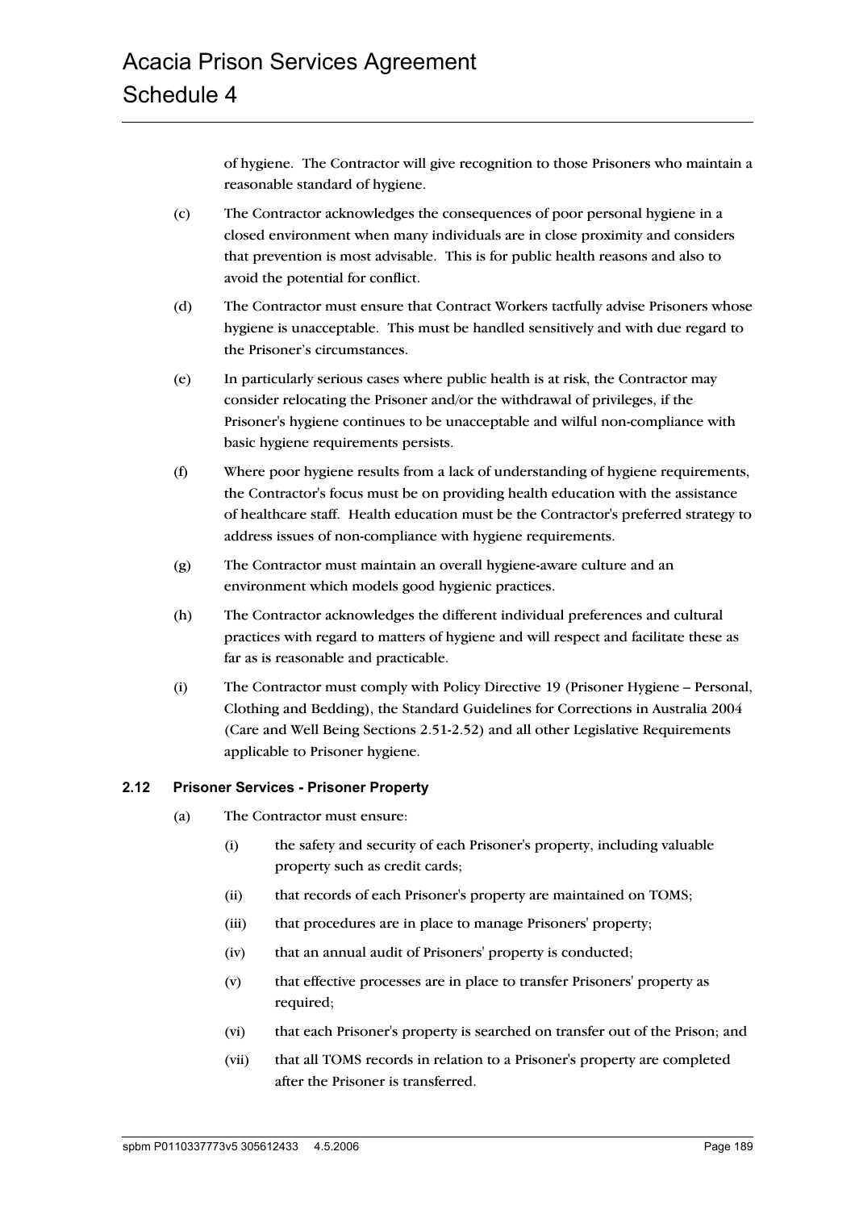of hygiene. The Contractor will give recognition to those Prisoners who maintain a reasonable standard of hygiene.

(c) The Contractor acknowledges the consequences of poor personal hygiene in a closed environment when many individuals are in close proximity and considers that prevention is most advisable. This is for public health reasons and also to avoid the potential for conflict.

(d) The Contractor must ensure that Contract Workers tactfully advise Prisoners whose hygiene is unacceptable. This must be handled sensitively and with due regard to the Prisoner's circumstances.

(e) In particularly serious cases where public health is at risk, the Contractor may consider relocating the Prisoner and/or the withdrawal of privileges, if the Prisoner's hygiene continues to be unacceptable and wilful non-compliance with basic hygiene requirements persists.

(f) Where poor hygiene results from a lack of understanding of hygiene requirements, the Contractor's focus must be on providing health education with the assistance of healthcare staff. Health education must be the Contractor's preferred strategy to address issues of non-compliance with hygiene requirements.

(g) The Contractor must maintain an overall hygiene-aware culture and an environment which models good hygienic practices.

(h) The Contractor acknowledges the different individual preferences and cultural practices with regard to matters of hygiene and will respect and facilitate these as far as is reasonable and practicable.

(i) The Contractor must comply with Policy Directive 19 (Prisoner Hygiene – Personal, Clothing and Bedding), the Standard Guidelines for Corrections in Australia 2004 (Care and Well Being Sections 2.51-2.52) and all other Legislative Requirements applicable to Prisoner hygiene.

### 2.12 Prisoner Services - Prisoner Property

(a) The Contractor must ensure:

   (i) the safety and security of each Prisoner's property, including valuable property such as credit cards;

   (ii) that records of each Prisoner's property are maintained on TOMS;

   (iii) that procedures are in place to manage Prisoners' property;

   (iv) that an annual audit of Prisoners' property is conducted;

   (v) that effective processes are in place to transfer Prisoners' property as required;

   (vi) that each Prisoner's property is searched on transfer out of the Prison; and

   (vii) that all TOMS records in relation to a Prisoner's property are completed after the Prisoner is transferred.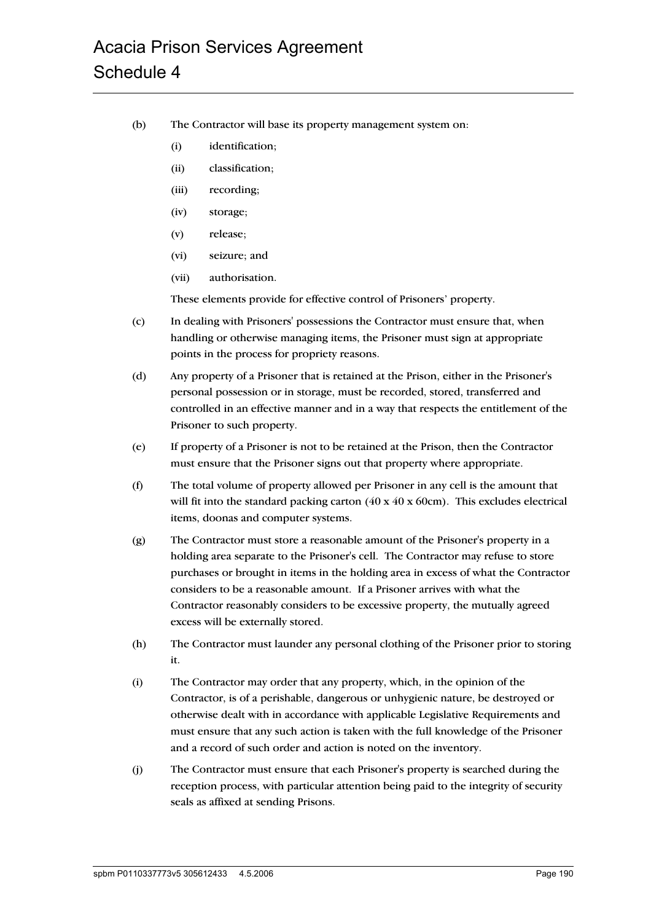(b) The Contractor will base its property management system on:

  (i) identification;

  (ii) classification;

  (iii) recording;

  (iv) storage;

  (v) release;

  (vi) seizure; and

  (vii) authorisation.

  These elements provide for effective control of Prisoners' property.

(c) In dealing with Prisoners' possessions the Contractor must ensure that, when handling or otherwise managing items, the Prisoner must sign at appropriate points in the process for propriety reasons.

(d) Any property of a Prisoner that is retained at the Prison, either in the Prisoner's personal possession or in storage, must be recorded, stored, transferred and controlled in an effective manner and in a way that respects the entitlement of the Prisoner to such property.

(e) If property of a Prisoner is not to be retained at the Prison, then the Contractor must ensure that the Prisoner signs out that property where appropriate.

(f) The total volume of property allowed per Prisoner in any cell is the amount that will fit into the standard packing carton (40 x 40 x 60cm). This excludes electrical items, doonas and computer systems.

(g) The Contractor must store a reasonable amount of the Prisoner's property in a holding area separate to the Prisoner's cell. The Contractor may refuse to store purchases or brought in items in the holding area in excess of what the Contractor considers to be a reasonable amount. If a Prisoner arrives with what the Contractor reasonably considers to be excessive property, the mutually agreed excess will be externally stored.

(h) The Contractor must launder any personal clothing of the Prisoner prior to storing it.

(i) The Contractor may order that any property, which, in the opinion of the Contractor, is of a perishable, dangerous or unhygienic nature, be destroyed or otherwise dealt with in accordance with applicable Legislative Requirements and must ensure that any such action is taken with the full knowledge of the Prisoner and a record of such order and action is noted on the inventory.

(j) The Contractor must ensure that each Prisoner's property is searched during the reception process, with particular attention being paid to the integrity of security seals as affixed at sending Prisons.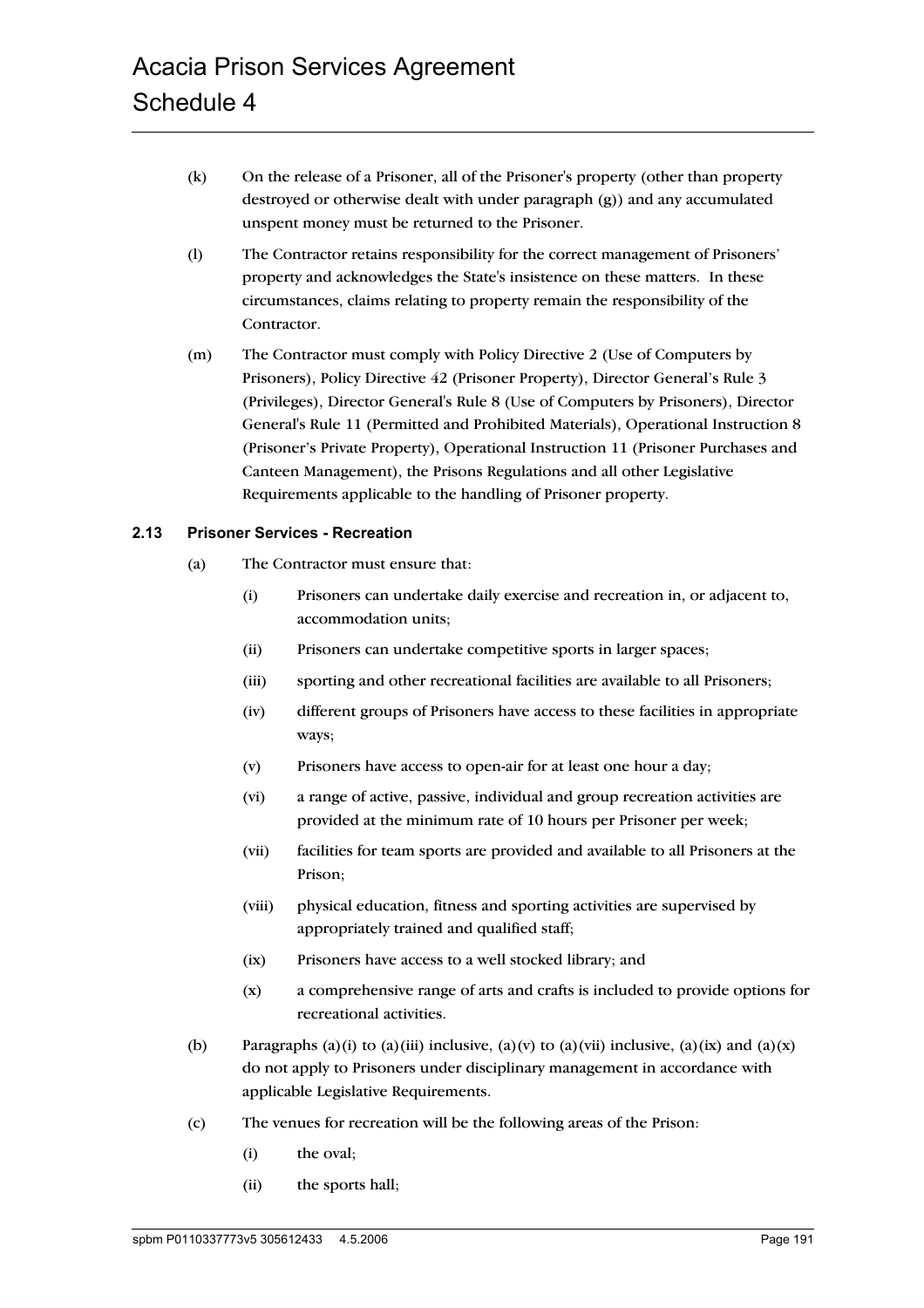(k) On the release of a Prisoner, all of the Prisoner's property (other than property destroyed or otherwise dealt with under paragraph (g)) and any accumulated unspent money must be returned to the Prisoner.

(l) The Contractor retains responsibility for the correct management of Prisoners' property and acknowledges the State's insistence on these matters. In these circumstances, claims relating to property remain the responsibility of the Contractor.

(m) The Contractor must comply with Policy Directive 2 (Use of Computers by Prisoners), Policy Directive 42 (Prisoner Property), Director General's Rule 3 (Privileges), Director General's Rule 8 (Use of Computers by Prisoners), Director General's Rule 11 (Permitted and Prohibited Materials), Operational Instruction 8 (Prisoner's Private Property), Operational Instruction 11 (Prisoner Purchases and Canteen Management), the Prisons Regulations and all other Legislative Requirements applicable to the handling of Prisoner property.

### 2.13 Prisoner Services - Recreation

(a) The Contractor must ensure that:

(i) Prisoners can undertake daily exercise and recreation in, or adjacent to, accommodation units;

(ii) Prisoners can undertake competitive sports in larger spaces;

(iii) sporting and other recreational facilities are available to all Prisoners;

(iv) different groups of Prisoners have access to these facilities in appropriate ways;

(v) Prisoners have access to open-air for at least one hour a day;

(vi) a range of active, passive, individual and group recreation activities are provided at the minimum rate of 10 hours per Prisoner per week;

(vii) facilities for team sports are provided and available to all Prisoners at the Prison;

(viii) physical education, fitness and sporting activities are supervised by appropriately trained and qualified staff;

(ix) Prisoners have access to a well stocked library; and

(x) a comprehensive range of arts and crafts is included to provide options for recreational activities.

(b) Paragraphs (a)(i) to (a)(iii) inclusive, (a)(v) to (a)(vii) inclusive, (a)(ix) and (a)(x) do not apply to Prisoners under disciplinary management in accordance with applicable Legislative Requirements.

(c) The venues for recreation will be the following areas of the Prison:

(i) the oval;

(ii) the sports hall;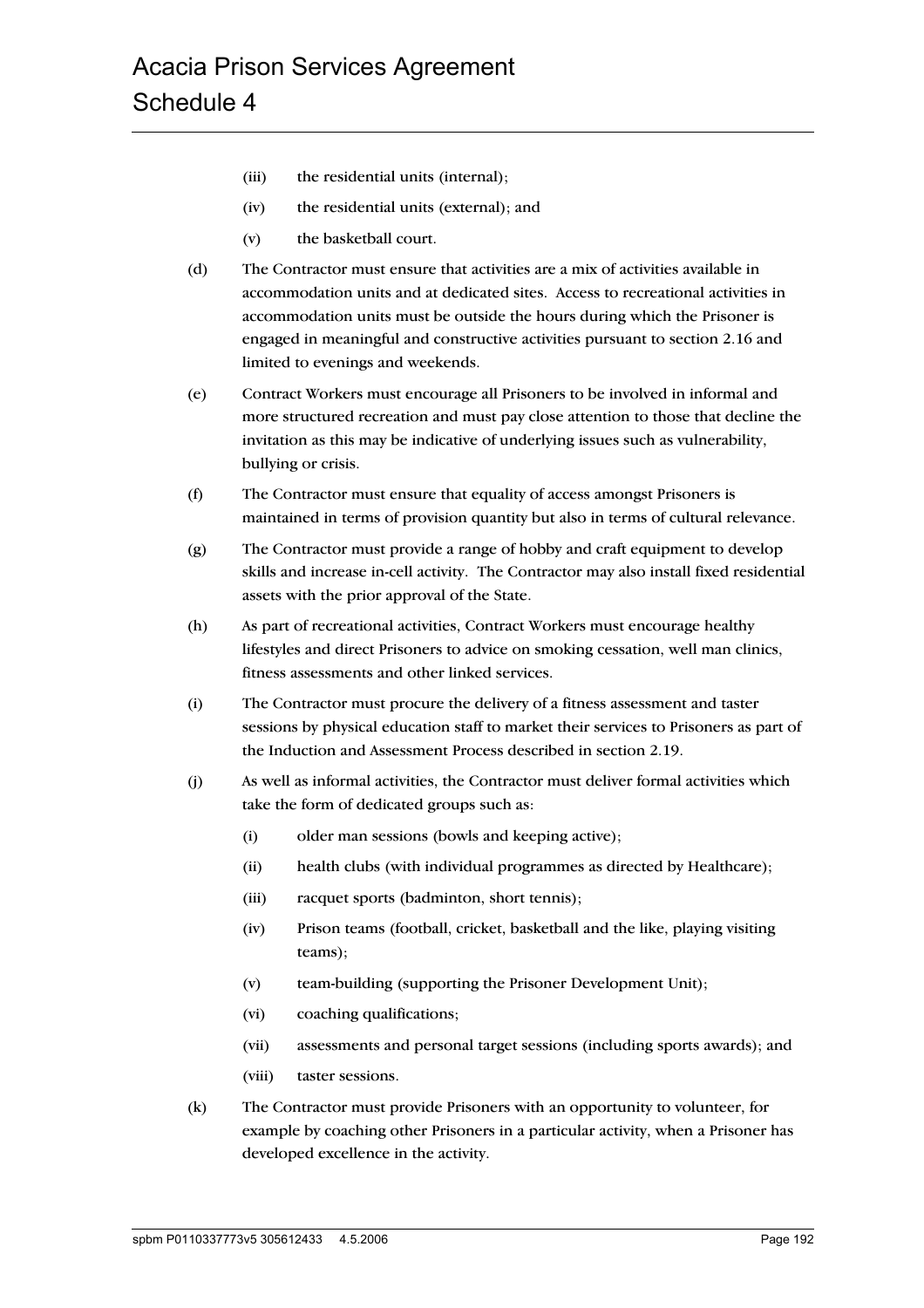(iii) the residential units (internal);

(iv) the residential units (external); and

(v) the basketball court.

(d) The Contractor must ensure that activities are a mix of activities available in accommodation units and at dedicated sites. Access to recreational activities in accommodation units must be outside the hours during which the Prisoner is engaged in meaningful and constructive activities pursuant to section 2.16 and limited to evenings and weekends.

(e) Contract Workers must encourage all Prisoners to be involved in informal and more structured recreation and must pay close attention to those that decline the invitation as this may be indicative of underlying issues such as vulnerability, bullying or crisis.

(f) The Contractor must ensure that equality of access amongst Prisoners is maintained in terms of provision quantity but also in terms of cultural relevance.

(g) The Contractor must provide a range of hobby and craft equipment to develop skills and increase in-cell activity. The Contractor may also install fixed residential assets with the prior approval of the State.

(h) As part of recreational activities, Contract Workers must encourage healthy lifestyles and direct Prisoners to advice on smoking cessation, well man clinics, fitness assessments and other linked services.

(i) The Contractor must procure the delivery of a fitness assessment and taster sessions by physical education staff to market their services to Prisoners as part of the Induction and Assessment Process described in section 2.19.

(j) As well as informal activities, the Contractor must deliver formal activities which take the form of dedicated groups such as:

(i) older man sessions (bowls and keeping active);

(ii) health clubs (with individual programmes as directed by Healthcare);

(iii) racquet sports (badminton, short tennis);

(iv) Prison teams (football, cricket, basketball and the like, playing visiting teams);

(v) team-building (supporting the Prisoner Development Unit);

(vi) coaching qualifications;

(vii) assessments and personal target sessions (including sports awards); and

(viii) taster sessions.

(k) The Contractor must provide Prisoners with an opportunity to volunteer, for example by coaching other Prisoners in a particular activity, when a Prisoner has developed excellence in the activity.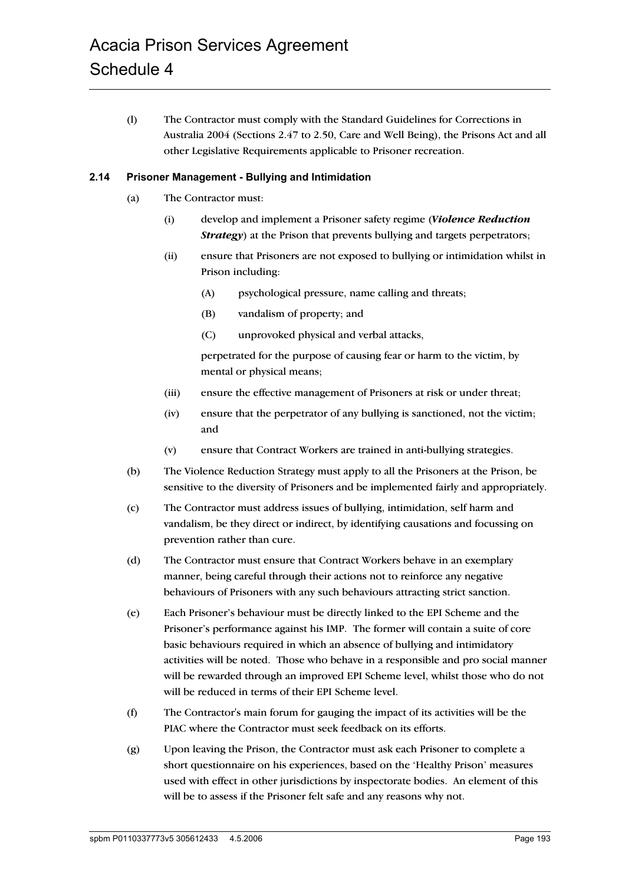(l) The Contractor must comply with the Standard Guidelines for Corrections in Australia 2004 (Sections 2.47 to 2.50, Care and Well Being), the Prisons Act and all other Legislative Requirements applicable to Prisoner recreation.

### 2.14 Prisoner Management - Bullying and Intimidation

(a) The Contractor must:

   (i) develop and implement a Prisoner safety regime (***Violence Reduction Strategy***) at the Prison that prevents bullying and targets perpetrators;

   (ii) ensure that Prisoners are not exposed to bullying or intimidation whilst in Prison including:

      (A) psychological pressure, name calling and threats;

      (B) vandalism of property; and

      (C) unprovoked physical and verbal attacks,

   perpetrated for the purpose of causing fear or harm to the victim, by mental or physical means;

   (iii) ensure the effective management of Prisoners at risk or under threat;

   (iv) ensure that the perpetrator of any bullying is sanctioned, not the victim; and

   (v) ensure that Contract Workers are trained in anti-bullying strategies.

(b) The Violence Reduction Strategy must apply to all the Prisoners at the Prison, be sensitive to the diversity of Prisoners and be implemented fairly and appropriately.

(c) The Contractor must address issues of bullying, intimidation, self harm and vandalism, be they direct or indirect, by identifying causations and focussing on prevention rather than cure.

(d) The Contractor must ensure that Contract Workers behave in an exemplary manner, being careful through their actions not to reinforce any negative behaviours of Prisoners with any such behaviours attracting strict sanction.

(e) Each Prisoner's behaviour must be directly linked to the EPI Scheme and the Prisoner's performance against his IMP. The former will contain a suite of core basic behaviours required in which an absence of bullying and intimidatory activities will be noted. Those who behave in a responsible and pro social manner will be rewarded through an improved EPI Scheme level, whilst those who do not will be reduced in terms of their EPI Scheme level.

(f) The Contractor's main forum for gauging the impact of its activities will be the PIAC where the Contractor must seek feedback on its efforts.

(g) Upon leaving the Prison, the Contractor must ask each Prisoner to complete a short questionnaire on his experiences, based on the 'Healthy Prison' measures used with effect in other jurisdictions by inspectorate bodies. An element of this will be to assess if the Prisoner felt safe and any reasons why not.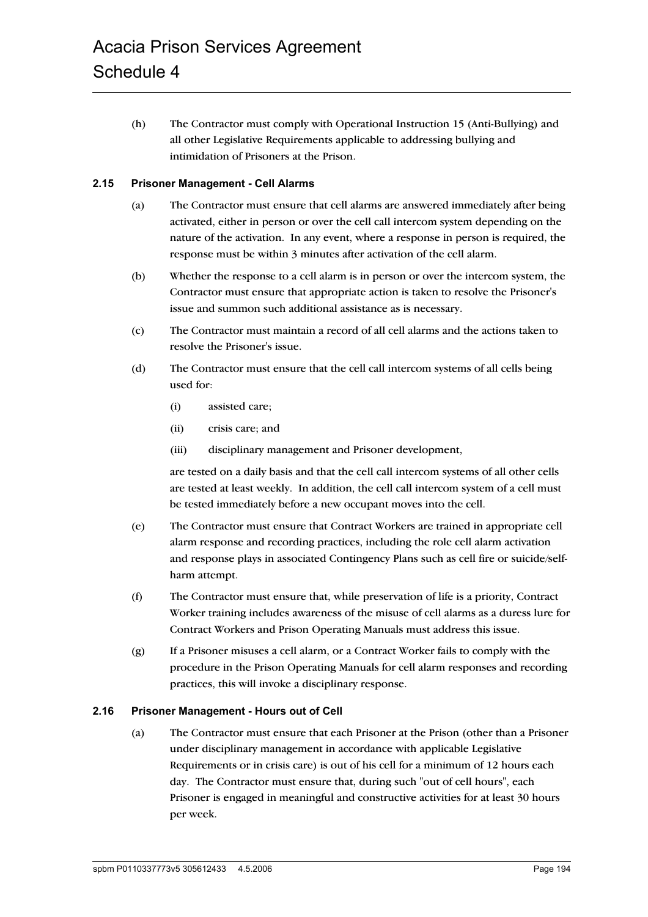(h) The Contractor must comply with Operational Instruction 15 (Anti-Bullying) and all other Legislative Requirements applicable to addressing bullying and intimidation of Prisoners at the Prison.

### 2.15 Prisoner Management - Cell Alarms

(a) The Contractor must ensure that cell alarms are answered immediately after being activated, either in person or over the cell call intercom system depending on the nature of the activation. In any event, where a response in person is required, the response must be within 3 minutes after activation of the cell alarm.

(b) Whether the response to a cell alarm is in person or over the intercom system, the Contractor must ensure that appropriate action is taken to resolve the Prisoner's issue and summon such additional assistance as is necessary.

(c) The Contractor must maintain a record of all cell alarms and the actions taken to resolve the Prisoner's issue.

(d) The Contractor must ensure that the cell call intercom systems of all cells being used for:

- (i) assisted care;
- (ii) crisis care; and
- (iii) disciplinary management and Prisoner development,

are tested on a daily basis and that the cell call intercom systems of all other cells are tested at least weekly. In addition, the cell call intercom system of a cell must be tested immediately before a new occupant moves into the cell.

(e) The Contractor must ensure that Contract Workers are trained in appropriate cell alarm response and recording practices, including the role cell alarm activation and response plays in associated Contingency Plans such as cell fire or suicide/self-harm attempt.

(f) The Contractor must ensure that, while preservation of life is a priority, Contract Worker training includes awareness of the misuse of cell alarms as a duress lure for Contract Workers and Prison Operating Manuals must address this issue.

(g) If a Prisoner misuses a cell alarm, or a Contract Worker fails to comply with the procedure in the Prison Operating Manuals for cell alarm responses and recording practices, this will invoke a disciplinary response.

### 2.16 Prisoner Management - Hours out of Cell

(a) The Contractor must ensure that each Prisoner at the Prison (other than a Prisoner under disciplinary management in accordance with applicable Legislative Requirements or in crisis care) is out of his cell for a minimum of 12 hours each day. The Contractor must ensure that, during such "out of cell hours", each Prisoner is engaged in meaningful and constructive activities for at least 30 hours per week.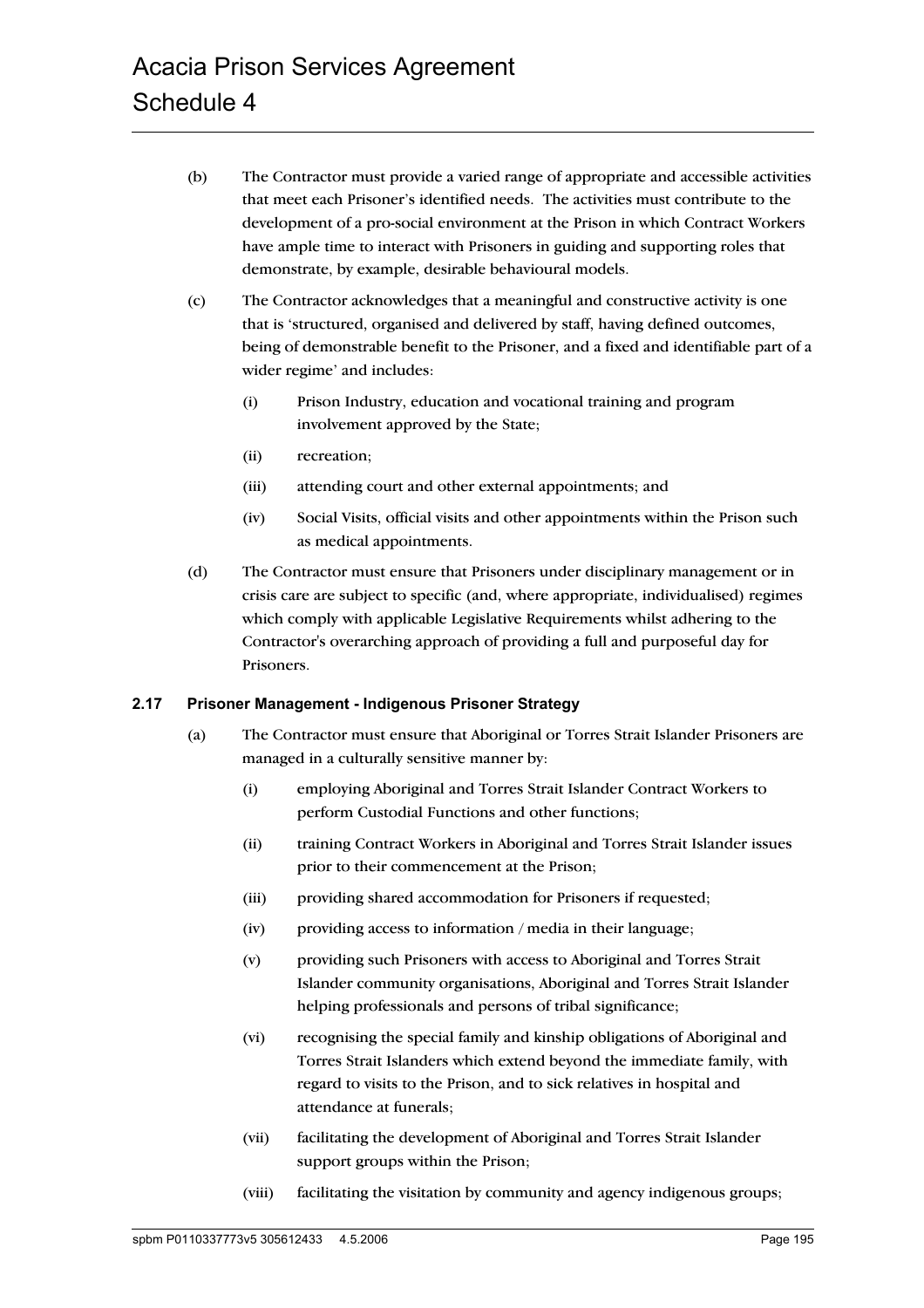(b) The Contractor must provide a varied range of appropriate and accessible activities that meet each Prisoner's identified needs. The activities must contribute to the development of a pro-social environment at the Prison in which Contract Workers have ample time to interact with Prisoners in guiding and supporting roles that demonstrate, by example, desirable behavioural models.

(c) The Contractor acknowledges that a meaningful and constructive activity is one that is 'structured, organised and delivered by staff, having defined outcomes, being of demonstrable benefit to the Prisoner, and a fixed and identifiable part of a wider regime' and includes:

   (i) Prison Industry, education and vocational training and program involvement approved by the State;

   (ii) recreation;

   (iii) attending court and other external appointments; and

   (iv) Social Visits, official visits and other appointments within the Prison such as medical appointments.

(d) The Contractor must ensure that Prisoners under disciplinary management or in crisis care are subject to specific (and, where appropriate, individualised) regimes which comply with applicable Legislative Requirements whilst adhering to the Contractor's overarching approach of providing a full and purposeful day for Prisoners.

### 2.17 Prisoner Management - Indigenous Prisoner Strategy

(a) The Contractor must ensure that Aboriginal or Torres Strait Islander Prisoners are managed in a culturally sensitive manner by:

   (i) employing Aboriginal and Torres Strait Islander Contract Workers to perform Custodial Functions and other functions;

   (ii) training Contract Workers in Aboriginal and Torres Strait Islander issues prior to their commencement at the Prison;

   (iii) providing shared accommodation for Prisoners if requested;

   (iv) providing access to information / media in their language;

   (v) providing such Prisoners with access to Aboriginal and Torres Strait Islander community organisations, Aboriginal and Torres Strait Islander helping professionals and persons of tribal significance;

   (vi) recognising the special family and kinship obligations of Aboriginal and Torres Strait Islanders which extend beyond the immediate family, with regard to visits to the Prison, and to sick relatives in hospital and attendance at funerals;

   (vii) facilitating the development of Aboriginal and Torres Strait Islander support groups within the Prison;

   (viii) facilitating the visitation by community and agency indigenous groups;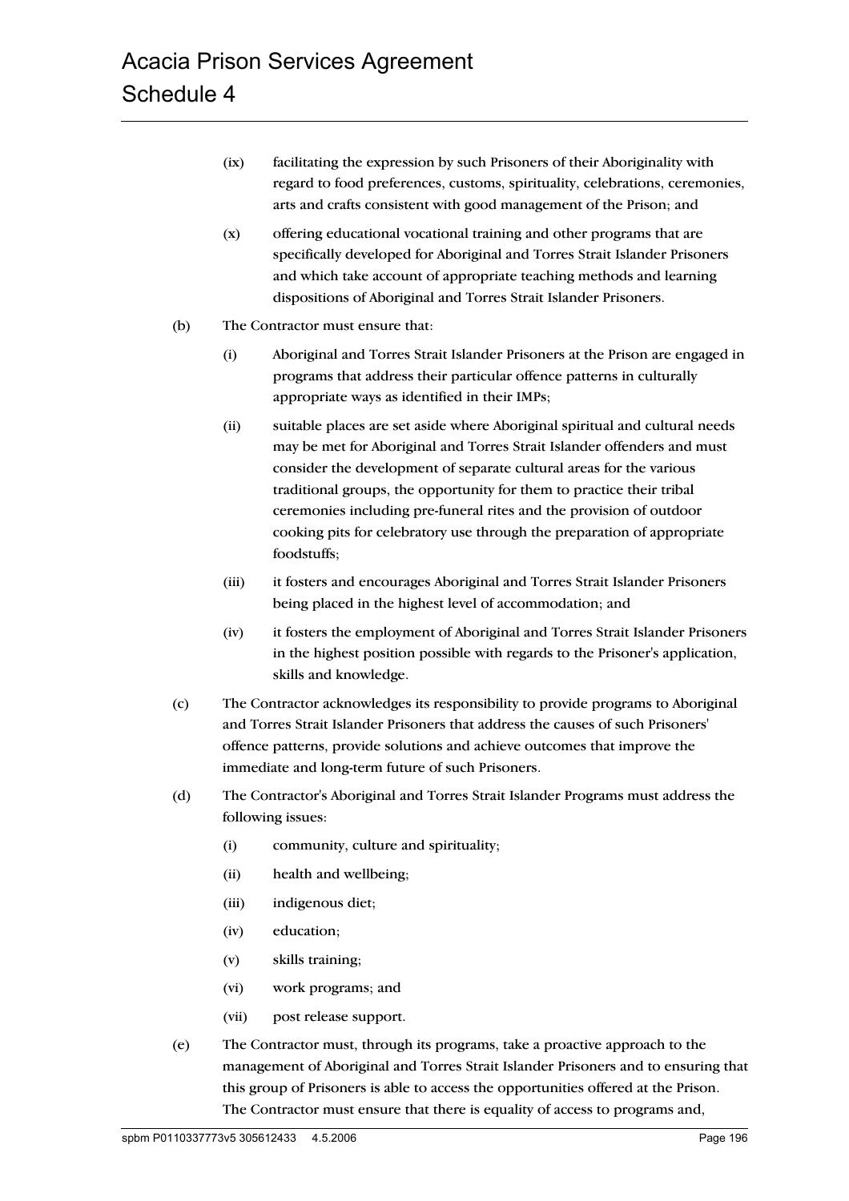(ix) facilitating the expression by such Prisoners of their Aboriginality with regard to food preferences, customs, spirituality, celebrations, ceremonies, arts and crafts consistent with good management of the Prison; and

(x) offering educational vocational training and other programs that are specifically developed for Aboriginal and Torres Strait Islander Prisoners and which take account of appropriate teaching methods and learning dispositions of Aboriginal and Torres Strait Islander Prisoners.

(b) The Contractor must ensure that:

(i) Aboriginal and Torres Strait Islander Prisoners at the Prison are engaged in programs that address their particular offence patterns in culturally appropriate ways as identified in their IMPs;

(ii) suitable places are set aside where Aboriginal spiritual and cultural needs may be met for Aboriginal and Torres Strait Islander offenders and must consider the development of separate cultural areas for the various traditional groups, the opportunity for them to practice their tribal ceremonies including pre-funeral rites and the provision of outdoor cooking pits for celebratory use through the preparation of appropriate foodstuffs;

(iii) it fosters and encourages Aboriginal and Torres Strait Islander Prisoners being placed in the highest level of accommodation; and

(iv) it fosters the employment of Aboriginal and Torres Strait Islander Prisoners in the highest position possible with regards to the Prisoner's application, skills and knowledge.

(c) The Contractor acknowledges its responsibility to provide programs to Aboriginal and Torres Strait Islander Prisoners that address the causes of such Prisoners' offence patterns, provide solutions and achieve outcomes that improve the immediate and long-term future of such Prisoners.

(d) The Contractor's Aboriginal and Torres Strait Islander Programs must address the following issues:

(i) community, culture and spirituality;

(ii) health and wellbeing;

(iii) indigenous diet;

(iv) education;

(v) skills training;

(vi) work programs; and

(vii) post release support.

(e) The Contractor must, through its programs, take a proactive approach to the management of Aboriginal and Torres Strait Islander Prisoners and to ensuring that this group of Prisoners is able to access the opportunities offered at the Prison. The Contractor must ensure that there is equality of access to programs and,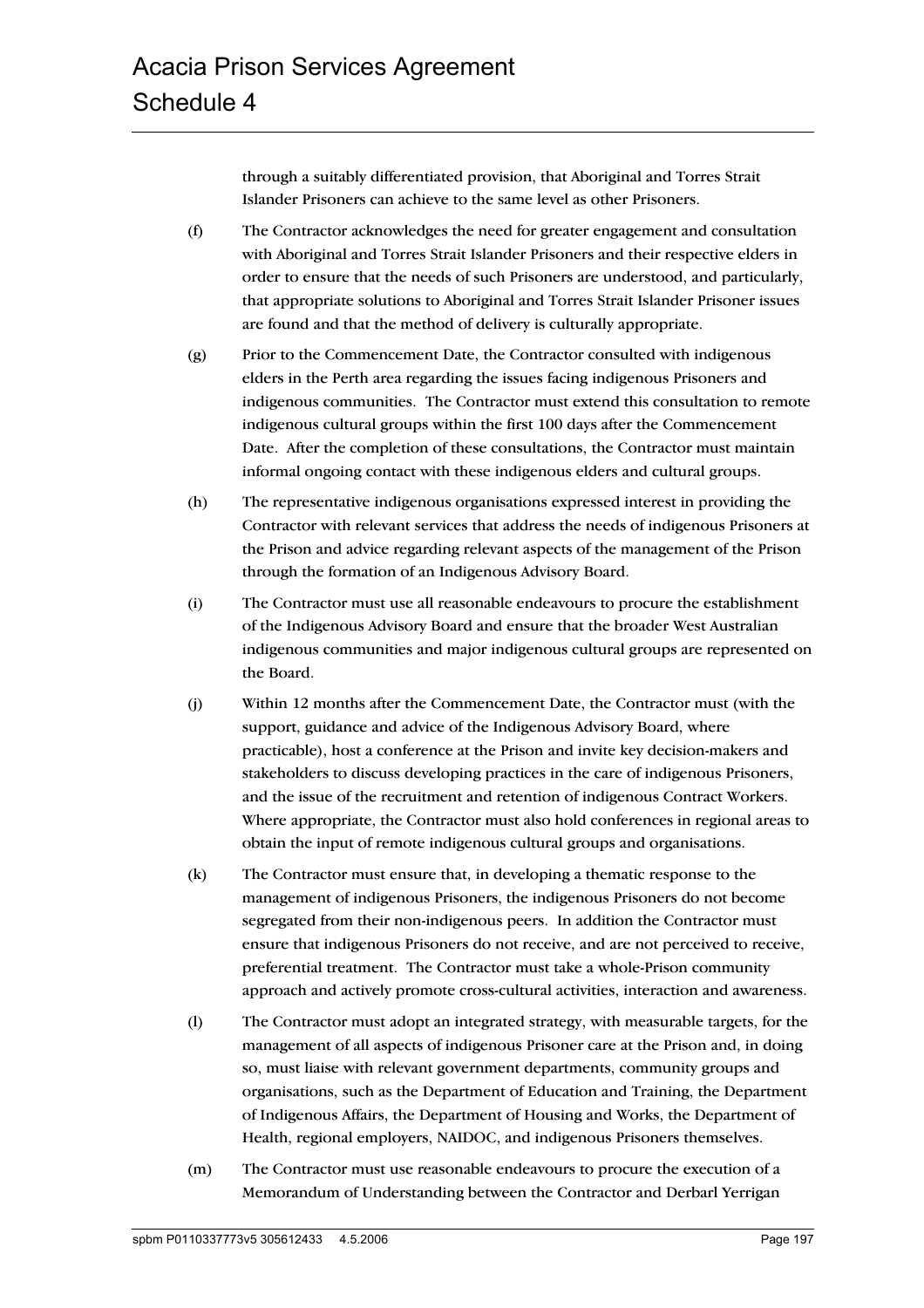through a suitably differentiated provision, that Aboriginal and Torres Strait Islander Prisoners can achieve to the same level as other Prisoners.

(f) The Contractor acknowledges the need for greater engagement and consultation with Aboriginal and Torres Strait Islander Prisoners and their respective elders in order to ensure that the needs of such Prisoners are understood, and particularly, that appropriate solutions to Aboriginal and Torres Strait Islander Prisoner issues are found and that the method of delivery is culturally appropriate.

(g) Prior to the Commencement Date, the Contractor consulted with indigenous elders in the Perth area regarding the issues facing indigenous Prisoners and indigenous communities. The Contractor must extend this consultation to remote indigenous cultural groups within the first 100 days after the Commencement Date. After the completion of these consultations, the Contractor must maintain informal ongoing contact with these indigenous elders and cultural groups.

(h) The representative indigenous organisations expressed interest in providing the Contractor with relevant services that address the needs of indigenous Prisoners at the Prison and advice regarding relevant aspects of the management of the Prison through the formation of an Indigenous Advisory Board.

(i) The Contractor must use all reasonable endeavours to procure the establishment of the Indigenous Advisory Board and ensure that the broader West Australian indigenous communities and major indigenous cultural groups are represented on the Board.

(j) Within 12 months after the Commencement Date, the Contractor must (with the support, guidance and advice of the Indigenous Advisory Board, where practicable), host a conference at the Prison and invite key decision-makers and stakeholders to discuss developing practices in the care of indigenous Prisoners, and the issue of the recruitment and retention of indigenous Contract Workers. Where appropriate, the Contractor must also hold conferences in regional areas to obtain the input of remote indigenous cultural groups and organisations.

(k) The Contractor must ensure that, in developing a thematic response to the management of indigenous Prisoners, the indigenous Prisoners do not become segregated from their non-indigenous peers. In addition the Contractor must ensure that indigenous Prisoners do not receive, and are not perceived to receive, preferential treatment. The Contractor must take a whole-Prison community approach and actively promote cross-cultural activities, interaction and awareness.

(l) The Contractor must adopt an integrated strategy, with measurable targets, for the management of all aspects of indigenous Prisoner care at the Prison and, in doing so, must liaise with relevant government departments, community groups and organisations, such as the Department of Education and Training, the Department of Indigenous Affairs, the Department of Housing and Works, the Department of Health, regional employers, NAIDOC, and indigenous Prisoners themselves.

(m) The Contractor must use reasonable endeavours to procure the execution of a Memorandum of Understanding between the Contractor and Derbarl Yerrigan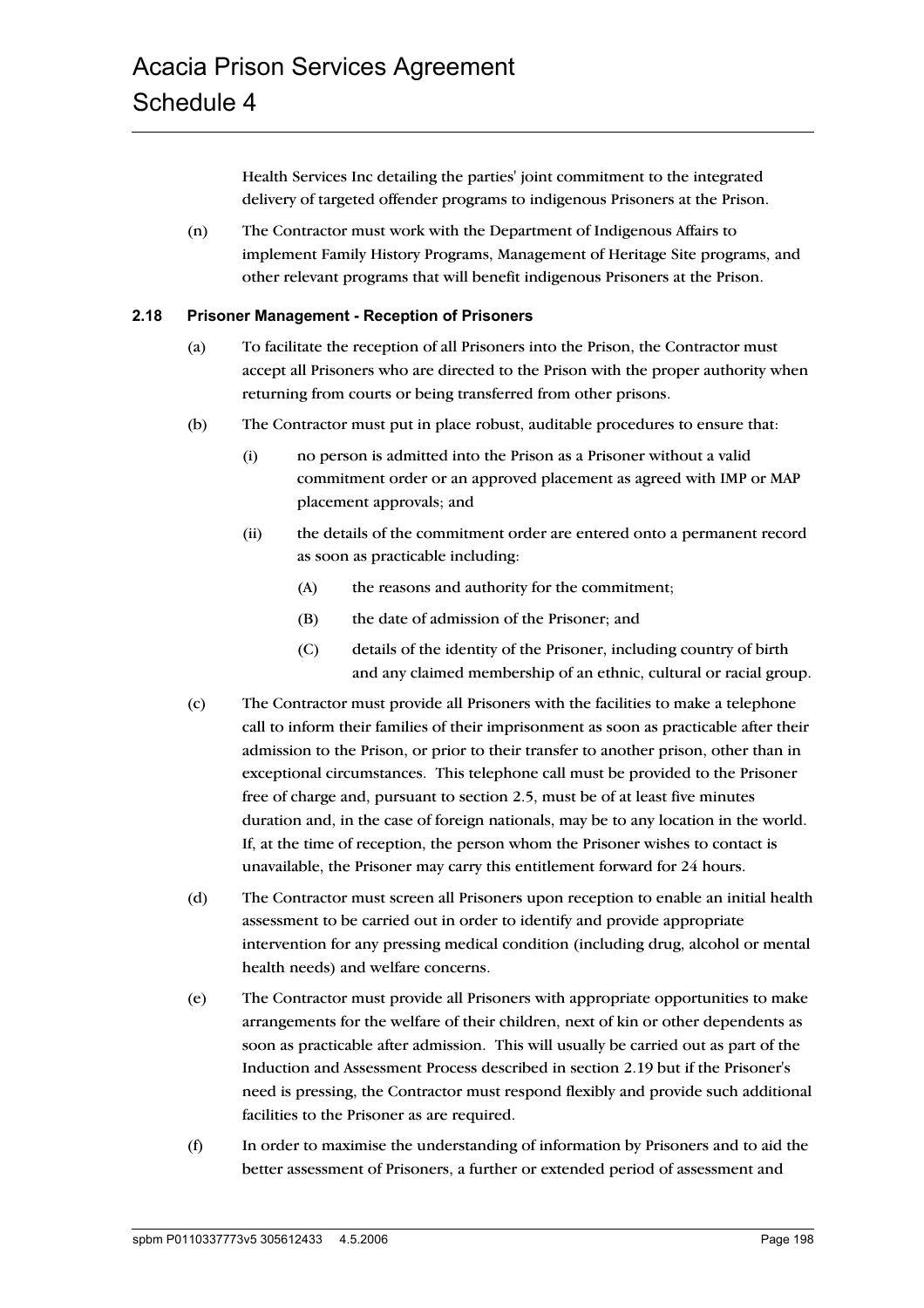Health Services Inc detailing the parties' joint commitment to the integrated delivery of targeted offender programs to indigenous Prisoners at the Prison.

(n) The Contractor must work with the Department of Indigenous Affairs to implement Family History Programs, Management of Heritage Site programs, and other relevant programs that will benefit indigenous Prisoners at the Prison.

### 2.18 Prisoner Management - Reception of Prisoners

(a) To facilitate the reception of all Prisoners into the Prison, the Contractor must accept all Prisoners who are directed to the Prison with the proper authority when returning from courts or being transferred from other prisons.

(b) The Contractor must put in place robust, auditable procedures to ensure that:

- (i) no person is admitted into the Prison as a Prisoner without a valid commitment order or an approved placement as agreed with IMP or MAP placement approvals; and
- (ii) the details of the commitment order are entered onto a permanent record as soon as practicable including:
  - (A) the reasons and authority for the commitment;
  - (B) the date of admission of the Prisoner; and
  - (C) details of the identity of the Prisoner, including country of birth and any claimed membership of an ethnic, cultural or racial group.

(c) The Contractor must provide all Prisoners with the facilities to make a telephone call to inform their families of their imprisonment as soon as practicable after their admission to the Prison, or prior to their transfer to another prison, other than in exceptional circumstances. This telephone call must be provided to the Prisoner free of charge and, pursuant to section 2.5, must be of at least five minutes duration and, in the case of foreign nationals, may be to any location in the world. If, at the time of reception, the person whom the Prisoner wishes to contact is unavailable, the Prisoner may carry this entitlement forward for 24 hours.

(d) The Contractor must screen all Prisoners upon reception to enable an initial health assessment to be carried out in order to identify and provide appropriate intervention for any pressing medical condition (including drug, alcohol or mental health needs) and welfare concerns.

(e) The Contractor must provide all Prisoners with appropriate opportunities to make arrangements for the welfare of their children, next of kin or other dependents as soon as practicable after admission. This will usually be carried out as part of the Induction and Assessment Process described in section 2.19 but if the Prisoner's need is pressing, the Contractor must respond flexibly and provide such additional facilities to the Prisoner as are required.

(f) In order to maximise the understanding of information by Prisoners and to aid the better assessment of Prisoners, a further or extended period of assessment and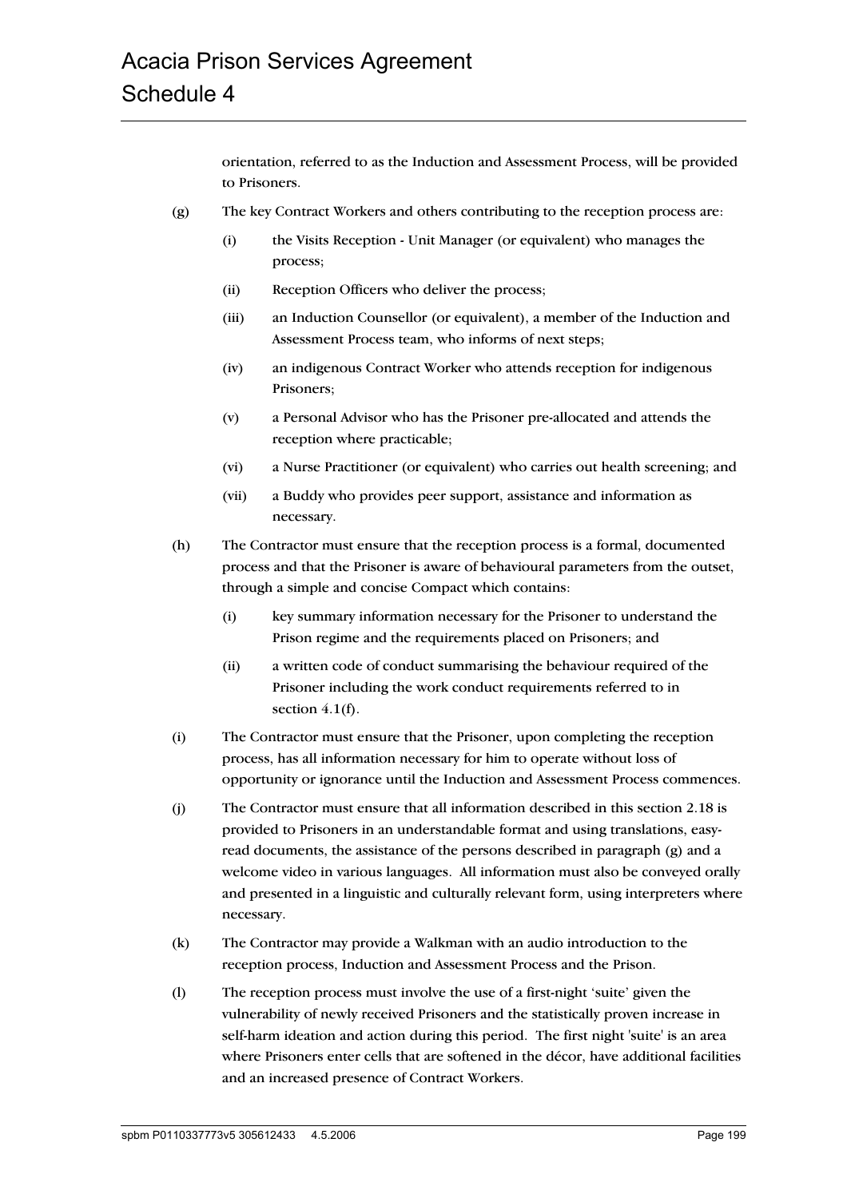orientation, referred to as the Induction and Assessment Process, will be provided to Prisoners.

(g) The key Contract Workers and others contributing to the reception process are:

(i) the Visits Reception - Unit Manager (or equivalent) who manages the process;

(ii) Reception Officers who deliver the process;

(iii) an Induction Counsellor (or equivalent), a member of the Induction and Assessment Process team, who informs of next steps;

(iv) an indigenous Contract Worker who attends reception for indigenous Prisoners;

(v) a Personal Advisor who has the Prisoner pre-allocated and attends the reception where practicable;

(vi) a Nurse Practitioner (or equivalent) who carries out health screening; and

(vii) a Buddy who provides peer support, assistance and information as necessary.

(h) The Contractor must ensure that the reception process is a formal, documented process and that the Prisoner is aware of behavioural parameters from the outset, through a simple and concise Compact which contains:

(i) key summary information necessary for the Prisoner to understand the Prison regime and the requirements placed on Prisoners; and

(ii) a written code of conduct summarising the behaviour required of the Prisoner including the work conduct requirements referred to in section 4.1(f).

(i) The Contractor must ensure that the Prisoner, upon completing the reception process, has all information necessary for him to operate without loss of opportunity or ignorance until the Induction and Assessment Process commences.

(j) The Contractor must ensure that all information described in this section 2.18 is provided to Prisoners in an understandable format and using translations, easy-read documents, the assistance of the persons described in paragraph (g) and a welcome video in various languages. All information must also be conveyed orally and presented in a linguistic and culturally relevant form, using interpreters where necessary.

(k) The Contractor may provide a Walkman with an audio introduction to the reception process, Induction and Assessment Process and the Prison.

(l) The reception process must involve the use of a first-night 'suite' given the vulnerability of newly received Prisoners and the statistically proven increase in self-harm ideation and action during this period. The first night 'suite' is an area where Prisoners enter cells that are softened in the décor, have additional facilities and an increased presence of Contract Workers.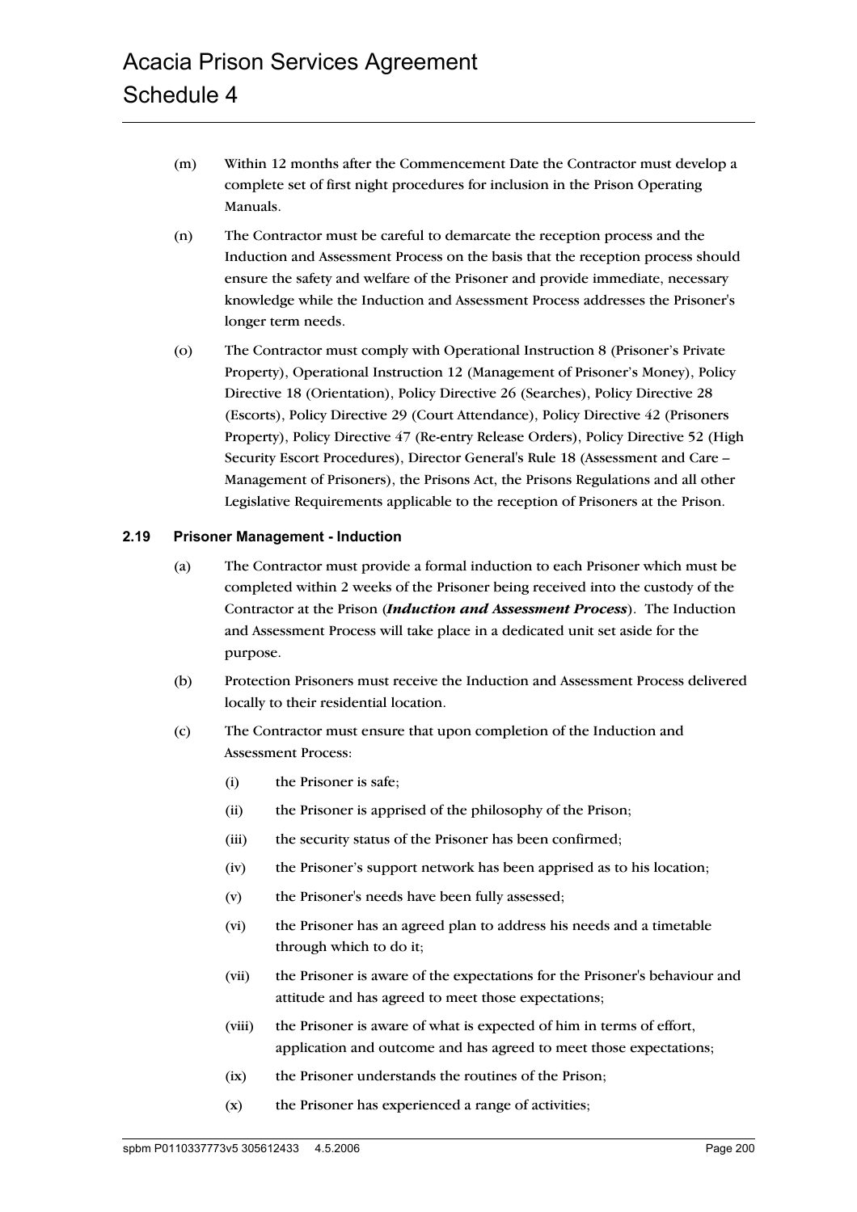(m) Within 12 months after the Commencement Date the Contractor must develop a complete set of first night procedures for inclusion in the Prison Operating Manuals.

(n) The Contractor must be careful to demarcate the reception process and the Induction and Assessment Process on the basis that the reception process should ensure the safety and welfare of the Prisoner and provide immediate, necessary knowledge while the Induction and Assessment Process addresses the Prisoner's longer term needs.

(o) The Contractor must comply with Operational Instruction 8 (Prisoner's Private Property), Operational Instruction 12 (Management of Prisoner's Money), Policy Directive 18 (Orientation), Policy Directive 26 (Searches), Policy Directive 28 (Escorts), Policy Directive 29 (Court Attendance), Policy Directive 42 (Prisoners Property), Policy Directive 47 (Re-entry Release Orders), Policy Directive 52 (High Security Escort Procedures), Director General's Rule 18 (Assessment and Care – Management of Prisoners), the Prisons Act, the Prisons Regulations and all other Legislative Requirements applicable to the reception of Prisoners at the Prison.

### 2.19 Prisoner Management - Induction

(a) The Contractor must provide a formal induction to each Prisoner which must be completed within 2 weeks of the Prisoner being received into the custody of the Contractor at the Prison (***Induction and Assessment Process***). The Induction and Assessment Process will take place in a dedicated unit set aside for the purpose.

(b) Protection Prisoners must receive the Induction and Assessment Process delivered locally to their residential location.

(c) The Contractor must ensure that upon completion of the Induction and Assessment Process:

- (i) the Prisoner is safe;
- (ii) the Prisoner is apprised of the philosophy of the Prison;
- (iii) the security status of the Prisoner has been confirmed;
- (iv) the Prisoner's support network has been apprised as to his location;
- (v) the Prisoner's needs have been fully assessed;
- (vi) the Prisoner has an agreed plan to address his needs and a timetable through which to do it;
- (vii) the Prisoner is aware of the expectations for the Prisoner's behaviour and attitude and has agreed to meet those expectations;
- (viii) the Prisoner is aware of what is expected of him in terms of effort, application and outcome and has agreed to meet those expectations;
- (ix) the Prisoner understands the routines of the Prison;
- (x) the Prisoner has experienced a range of activities;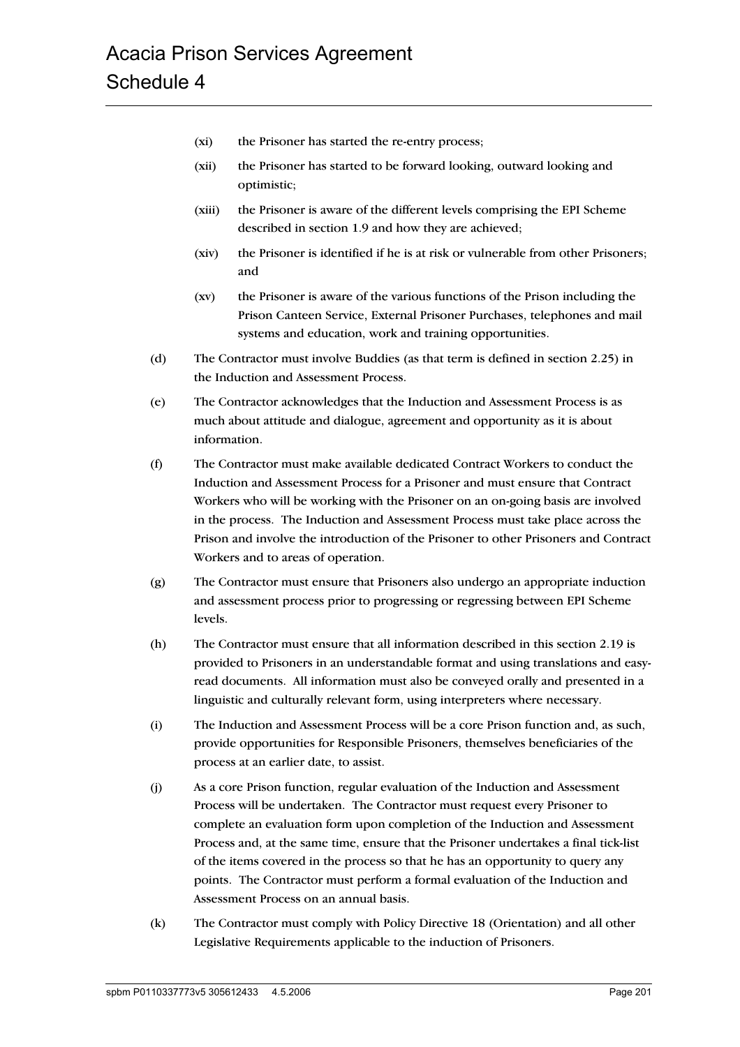(xi) the Prisoner has started the re-entry process;

(xii) the Prisoner has started to be forward looking, outward looking and optimistic;

(xiii) the Prisoner is aware of the different levels comprising the EPI Scheme described in section 1.9 and how they are achieved;

(xiv) the Prisoner is identified if he is at risk or vulnerable from other Prisoners; and

(xv) the Prisoner is aware of the various functions of the Prison including the Prison Canteen Service, External Prisoner Purchases, telephones and mail systems and education, work and training opportunities.

(d) The Contractor must involve Buddies (as that term is defined in section 2.25) in the Induction and Assessment Process.

(e) The Contractor acknowledges that the Induction and Assessment Process is as much about attitude and dialogue, agreement and opportunity as it is about information.

(f) The Contractor must make available dedicated Contract Workers to conduct the Induction and Assessment Process for a Prisoner and must ensure that Contract Workers who will be working with the Prisoner on an on-going basis are involved in the process. The Induction and Assessment Process must take place across the Prison and involve the introduction of the Prisoner to other Prisoners and Contract Workers and to areas of operation.

(g) The Contractor must ensure that Prisoners also undergo an appropriate induction and assessment process prior to progressing or regressing between EPI Scheme levels.

(h) The Contractor must ensure that all information described in this section 2.19 is provided to Prisoners in an understandable format and using translations and easy-read documents. All information must also be conveyed orally and presented in a linguistic and culturally relevant form, using interpreters where necessary.

(i) The Induction and Assessment Process will be a core Prison function and, as such, provide opportunities for Responsible Prisoners, themselves beneficiaries of the process at an earlier date, to assist.

(j) As a core Prison function, regular evaluation of the Induction and Assessment Process will be undertaken. The Contractor must request every Prisoner to complete an evaluation form upon completion of the Induction and Assessment Process and, at the same time, ensure that the Prisoner undertakes a final tick-list of the items covered in the process so that he has an opportunity to query any points. The Contractor must perform a formal evaluation of the Induction and Assessment Process on an annual basis.

(k) The Contractor must comply with Policy Directive 18 (Orientation) and all other Legislative Requirements applicable to the induction of Prisoners.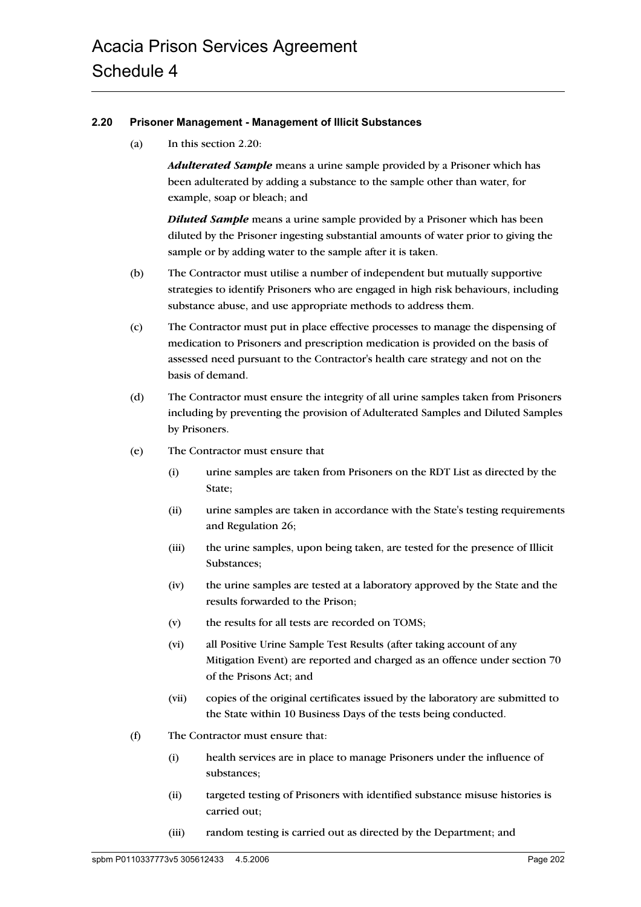### 2.20 Prisoner Management - Management of Illicit Substances

(a) In this section 2.20:

***Adulterated Sample*** means a urine sample provided by a Prisoner which has been adulterated by adding a substance to the sample other than water, for example, soap or bleach; and

***Diluted Sample*** means a urine sample provided by a Prisoner which has been diluted by the Prisoner ingesting substantial amounts of water prior to giving the sample or by adding water to the sample after it is taken.

(b) The Contractor must utilise a number of independent but mutually supportive strategies to identify Prisoners who are engaged in high risk behaviours, including substance abuse, and use appropriate methods to address them.

(c) The Contractor must put in place effective processes to manage the dispensing of medication to Prisoners and prescription medication is provided on the basis of assessed need pursuant to the Contractor's health care strategy and not on the basis of demand.

(d) The Contractor must ensure the integrity of all urine samples taken from Prisoners including by preventing the provision of Adulterated Samples and Diluted Samples by Prisoners.

(e) The Contractor must ensure that

(i) urine samples are taken from Prisoners on the RDT List as directed by the State;

(ii) urine samples are taken in accordance with the State's testing requirements and Regulation 26;

(iii) the urine samples, upon being taken, are tested for the presence of Illicit Substances;

(iv) the urine samples are tested at a laboratory approved by the State and the results forwarded to the Prison;

(v) the results for all tests are recorded on TOMS;

(vi) all Positive Urine Sample Test Results (after taking account of any Mitigation Event) are reported and charged as an offence under section 70 of the Prisons Act; and

(vii) copies of the original certificates issued by the laboratory are submitted to the State within 10 Business Days of the tests being conducted.

(f) The Contractor must ensure that:

(i) health services are in place to manage Prisoners under the influence of substances;

(ii) targeted testing of Prisoners with identified substance misuse histories is carried out;

(iii) random testing is carried out as directed by the Department; and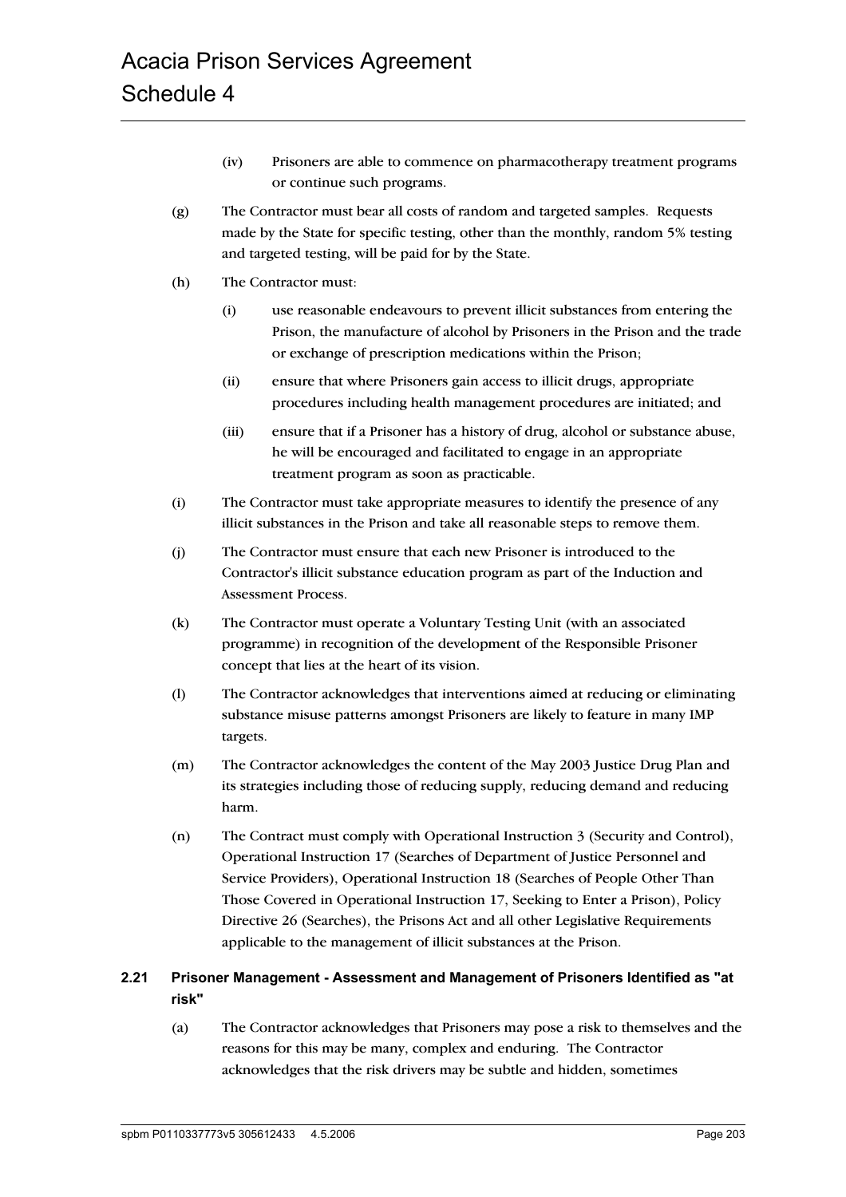(iv) Prisoners are able to commence on pharmacotherapy treatment programs or continue such programs.

(g) The Contractor must bear all costs of random and targeted samples. Requests made by the State for specific testing, other than the monthly, random 5% testing and targeted testing, will be paid for by the State.

(h) The Contractor must:

(i) use reasonable endeavours to prevent illicit substances from entering the Prison, the manufacture of alcohol by Prisoners in the Prison and the trade or exchange of prescription medications within the Prison;

(ii) ensure that where Prisoners gain access to illicit drugs, appropriate procedures including health management procedures are initiated; and

(iii) ensure that if a Prisoner has a history of drug, alcohol or substance abuse, he will be encouraged and facilitated to engage in an appropriate treatment program as soon as practicable.

(i) The Contractor must take appropriate measures to identify the presence of any illicit substances in the Prison and take all reasonable steps to remove them.

(j) The Contractor must ensure that each new Prisoner is introduced to the Contractor's illicit substance education program as part of the Induction and Assessment Process.

(k) The Contractor must operate a Voluntary Testing Unit (with an associated programme) in recognition of the development of the Responsible Prisoner concept that lies at the heart of its vision.

(l) The Contractor acknowledges that interventions aimed at reducing or eliminating substance misuse patterns amongst Prisoners are likely to feature in many IMP targets.

(m) The Contractor acknowledges the content of the May 2003 Justice Drug Plan and its strategies including those of reducing supply, reducing demand and reducing harm.

(n) The Contract must comply with Operational Instruction 3 (Security and Control), Operational Instruction 17 (Searches of Department of Justice Personnel and Service Providers), Operational Instruction 18 (Searches of People Other Than Those Covered in Operational Instruction 17, Seeking to Enter a Prison), Policy Directive 26 (Searches), the Prisons Act and all other Legislative Requirements applicable to the management of illicit substances at the Prison.

### 2.21 Prisoner Management - Assessment and Management of Prisoners Identified as "at risk"

(a) The Contractor acknowledges that Prisoners may pose a risk to themselves and the reasons for this may be many, complex and enduring. The Contractor acknowledges that the risk drivers may be subtle and hidden, sometimes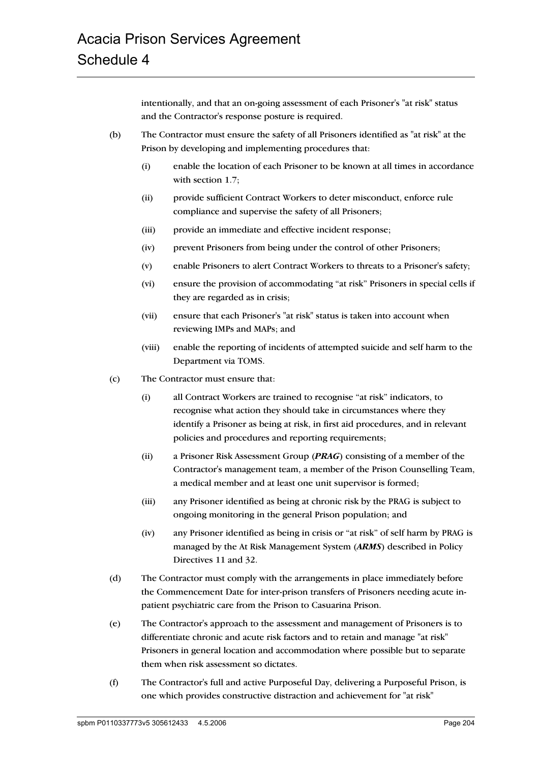intentionally, and that an on-going assessment of each Prisoner's "at risk" status and the Contractor's response posture is required.

(b) The Contractor must ensure the safety of all Prisoners identified as "at risk" at the Prison by developing and implementing procedures that:

(i) enable the location of each Prisoner to be known at all times in accordance with section 1.7;

(ii) provide sufficient Contract Workers to deter misconduct, enforce rule compliance and supervise the safety of all Prisoners;

(iii) provide an immediate and effective incident response;

(iv) prevent Prisoners from being under the control of other Prisoners;

(v) enable Prisoners to alert Contract Workers to threats to a Prisoner's safety;

(vi) ensure the provision of accommodating "at risk" Prisoners in special cells if they are regarded as in crisis;

(vii) ensure that each Prisoner's "at risk" status is taken into account when reviewing IMPs and MAPs; and

(viii) enable the reporting of incidents of attempted suicide and self harm to the Department via TOMS.

(c) The Contractor must ensure that:

(i) all Contract Workers are trained to recognise "at risk" indicators, to recognise what action they should take in circumstances where they identify a Prisoner as being at risk, in first aid procedures, and in relevant policies and procedures and reporting requirements;

(ii) a Prisoner Risk Assessment Group (***PRAG***) consisting of a member of the Contractor's management team, a member of the Prison Counselling Team, a medical member and at least one unit supervisor is formed;

(iii) any Prisoner identified as being at chronic risk by the PRAG is subject to ongoing monitoring in the general Prison population; and

(iv) any Prisoner identified as being in crisis or "at risk" of self harm by PRAG is managed by the At Risk Management System (***ARMS***) described in Policy Directives 11 and 32.

(d) The Contractor must comply with the arrangements in place immediately before the Commencement Date for inter-prison transfers of Prisoners needing acute in-patient psychiatric care from the Prison to Casuarina Prison.

(e) The Contractor's approach to the assessment and management of Prisoners is to differentiate chronic and acute risk factors and to retain and manage "at risk" Prisoners in general location and accommodation where possible but to separate them when risk assessment so dictates.

(f) The Contractor's full and active Purposeful Day, delivering a Purposeful Prison, is one which provides constructive distraction and achievement for "at risk"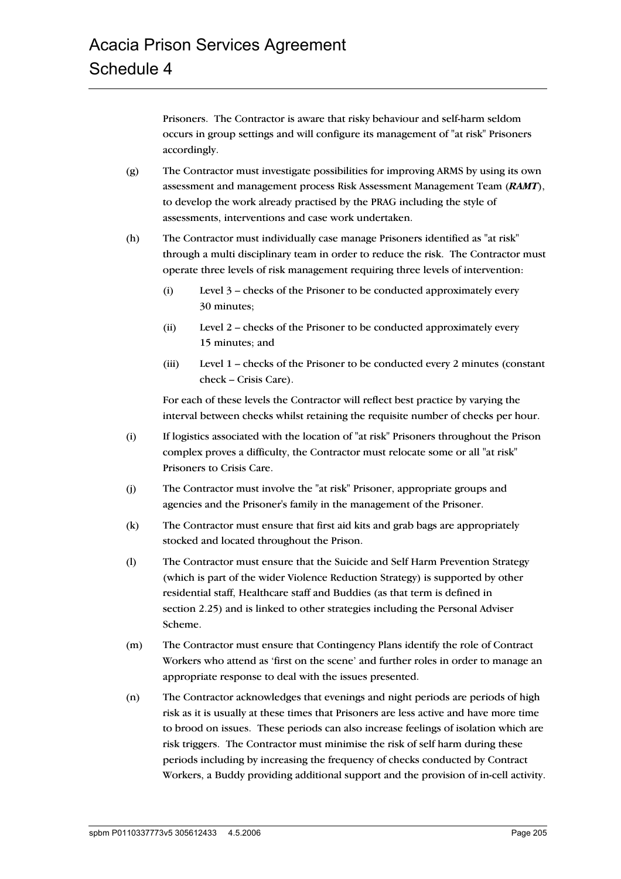Prisoners. The Contractor is aware that risky behaviour and self-harm seldom occurs in group settings and will configure its management of "at risk" Prisoners accordingly.

(g) The Contractor must investigate possibilities for improving ARMS by using its own assessment and management process Risk Assessment Management Team (***RAMT***), to develop the work already practised by the PRAG including the style of assessments, interventions and case work undertaken.

(h) The Contractor must individually case manage Prisoners identified as "at risk" through a multi disciplinary team in order to reduce the risk. The Contractor must operate three levels of risk management requiring three levels of intervention:

  (i) Level 3 – checks of the Prisoner to be conducted approximately every 30 minutes;

  (ii) Level 2 – checks of the Prisoner to be conducted approximately every 15 minutes; and

  (iii) Level 1 – checks of the Prisoner to be conducted every 2 minutes (constant check – Crisis Care).

  For each of these levels the Contractor will reflect best practice by varying the interval between checks whilst retaining the requisite number of checks per hour.

(i) If logistics associated with the location of "at risk" Prisoners throughout the Prison complex proves a difficulty, the Contractor must relocate some or all "at risk" Prisoners to Crisis Care.

(j) The Contractor must involve the "at risk" Prisoner, appropriate groups and agencies and the Prisoner's family in the management of the Prisoner.

(k) The Contractor must ensure that first aid kits and grab bags are appropriately stocked and located throughout the Prison.

(l) The Contractor must ensure that the Suicide and Self Harm Prevention Strategy (which is part of the wider Violence Reduction Strategy) is supported by other residential staff, Healthcare staff and Buddies (as that term is defined in section 2.25) and is linked to other strategies including the Personal Adviser Scheme.

(m) The Contractor must ensure that Contingency Plans identify the role of Contract Workers who attend as 'first on the scene' and further roles in order to manage an appropriate response to deal with the issues presented.

(n) The Contractor acknowledges that evenings and night periods are periods of high risk as it is usually at these times that Prisoners are less active and have more time to brood on issues. These periods can also increase feelings of isolation which are risk triggers. The Contractor must minimise the risk of self harm during these periods including by increasing the frequency of checks conducted by Contract Workers, a Buddy providing additional support and the provision of in-cell activity.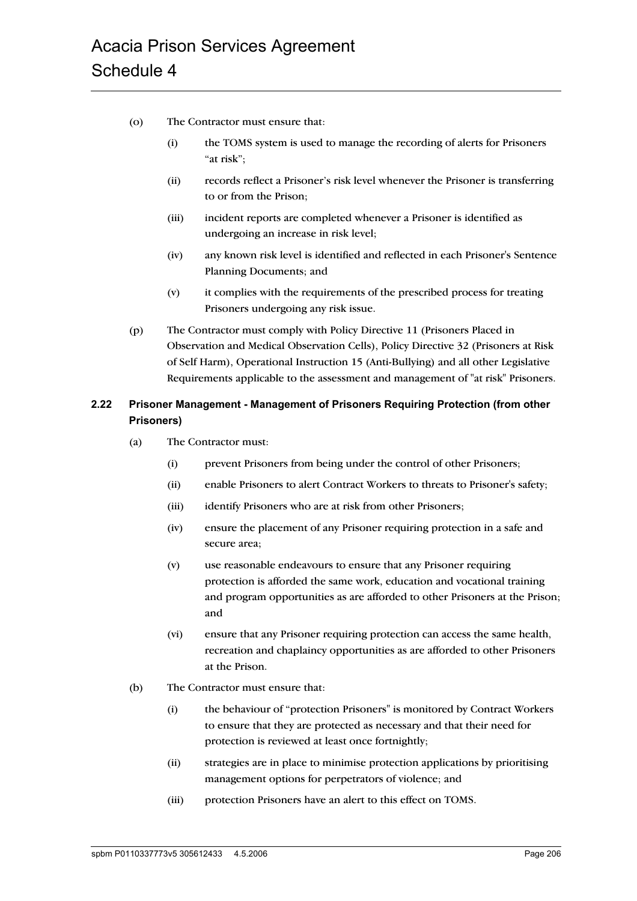(o) The Contractor must ensure that:

(i) the TOMS system is used to manage the recording of alerts for Prisoners "at risk";

(ii) records reflect a Prisoner's risk level whenever the Prisoner is transferring to or from the Prison;

(iii) incident reports are completed whenever a Prisoner is identified as undergoing an increase in risk level;

(iv) any known risk level is identified and reflected in each Prisoner's Sentence Planning Documents; and

(v) it complies with the requirements of the prescribed process for treating Prisoners undergoing any risk issue.

(p) The Contractor must comply with Policy Directive 11 (Prisoners Placed in Observation and Medical Observation Cells), Policy Directive 32 (Prisoners at Risk of Self Harm), Operational Instruction 15 (Anti-Bullying) and all other Legislative Requirements applicable to the assessment and management of "at risk" Prisoners.

### 2.22 Prisoner Management - Management of Prisoners Requiring Protection (from other Prisoners)

(a) The Contractor must:

(i) prevent Prisoners from being under the control of other Prisoners;

(ii) enable Prisoners to alert Contract Workers to threats to Prisoner's safety;

(iii) identify Prisoners who are at risk from other Prisoners;

(iv) ensure the placement of any Prisoner requiring protection in a safe and secure area;

(v) use reasonable endeavours to ensure that any Prisoner requiring protection is afforded the same work, education and vocational training and program opportunities as are afforded to other Prisoners at the Prison; and

(vi) ensure that any Prisoner requiring protection can access the same health, recreation and chaplaincy opportunities as are afforded to other Prisoners at the Prison.

(b) The Contractor must ensure that:

(i) the behaviour of "protection Prisoners" is monitored by Contract Workers to ensure that they are protected as necessary and that their need for protection is reviewed at least once fortnightly;

(ii) strategies are in place to minimise protection applications by prioritising management options for perpetrators of violence; and

(iii) protection Prisoners have an alert to this effect on TOMS.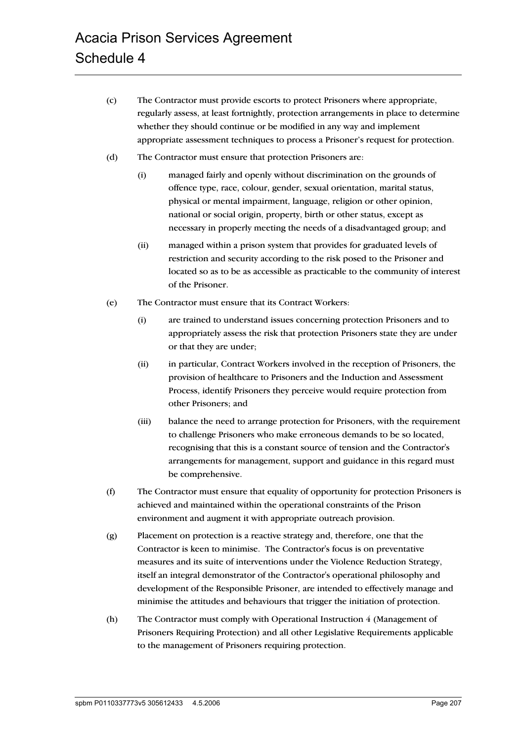(c) The Contractor must provide escorts to protect Prisoners where appropriate, regularly assess, at least fortnightly, protection arrangements in place to determine whether they should continue or be modified in any way and implement appropriate assessment techniques to process a Prisoner's request for protection.

(d) The Contractor must ensure that protection Prisoners are:

  (i) managed fairly and openly without discrimination on the grounds of offence type, race, colour, gender, sexual orientation, marital status, physical or mental impairment, language, religion or other opinion, national or social origin, property, birth or other status, except as necessary in properly meeting the needs of a disadvantaged group; and

  (ii) managed within a prison system that provides for graduated levels of restriction and security according to the risk posed to the Prisoner and located so as to be as accessible as practicable to the community of interest of the Prisoner.

(e) The Contractor must ensure that its Contract Workers:

  (i) are trained to understand issues concerning protection Prisoners and to appropriately assess the risk that protection Prisoners state they are under or that they are under;

  (ii) in particular, Contract Workers involved in the reception of Prisoners, the provision of healthcare to Prisoners and the Induction and Assessment Process, identify Prisoners they perceive would require protection from other Prisoners; and

  (iii) balance the need to arrange protection for Prisoners, with the requirement to challenge Prisoners who make erroneous demands to be so located, recognising that this is a constant source of tension and the Contractor's arrangements for management, support and guidance in this regard must be comprehensive.

(f) The Contractor must ensure that equality of opportunity for protection Prisoners is achieved and maintained within the operational constraints of the Prison environment and augment it with appropriate outreach provision.

(g) Placement on protection is a reactive strategy and, therefore, one that the Contractor is keen to minimise. The Contractor's focus is on preventative measures and its suite of interventions under the Violence Reduction Strategy, itself an integral demonstrator of the Contractor's operational philosophy and development of the Responsible Prisoner, are intended to effectively manage and minimise the attitudes and behaviours that trigger the initiation of protection.

(h) The Contractor must comply with Operational Instruction 4 (Management of Prisoners Requiring Protection) and all other Legislative Requirements applicable to the management of Prisoners requiring protection.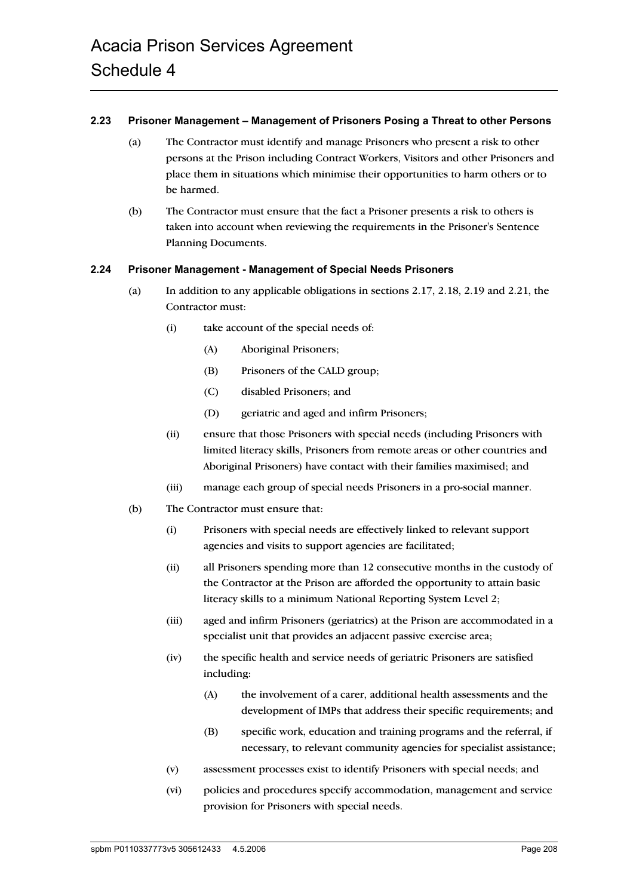### 2.23 Prisoner Management – Management of Prisoners Posing a Threat to other Persons

(a) The Contractor must identify and manage Prisoners who present a risk to other persons at the Prison including Contract Workers, Visitors and other Prisoners and place them in situations which minimise their opportunities to harm others or to be harmed.

(b) The Contractor must ensure that the fact a Prisoner presents a risk to others is taken into account when reviewing the requirements in the Prisoner's Sentence Planning Documents.

### 2.24 Prisoner Management - Management of Special Needs Prisoners

(a) In addition to any applicable obligations in sections 2.17, 2.18, 2.19 and 2.21, the Contractor must:

- (i) take account of the special needs of:
  - (A) Aboriginal Prisoners;
  - (B) Prisoners of the CALD group;
  - (C) disabled Prisoners; and
  - (D) geriatric and aged and infirm Prisoners;
- (ii) ensure that those Prisoners with special needs (including Prisoners with limited literacy skills, Prisoners from remote areas or other countries and Aboriginal Prisoners) have contact with their families maximised; and
- (iii) manage each group of special needs Prisoners in a pro-social manner.

(b) The Contractor must ensure that:

- (i) Prisoners with special needs are effectively linked to relevant support agencies and visits to support agencies are facilitated;
- (ii) all Prisoners spending more than 12 consecutive months in the custody of the Contractor at the Prison are afforded the opportunity to attain basic literacy skills to a minimum National Reporting System Level 2;
- (iii) aged and infirm Prisoners (geriatrics) at the Prison are accommodated in a specialist unit that provides an adjacent passive exercise area;
- (iv) the specific health and service needs of geriatric Prisoners are satisfied including:
  - (A) the involvement of a carer, additional health assessments and the development of IMPs that address their specific requirements; and
  - (B) specific work, education and training programs and the referral, if necessary, to relevant community agencies for specialist assistance;
- (v) assessment processes exist to identify Prisoners with special needs; and
- (vi) policies and procedures specify accommodation, management and service provision for Prisoners with special needs.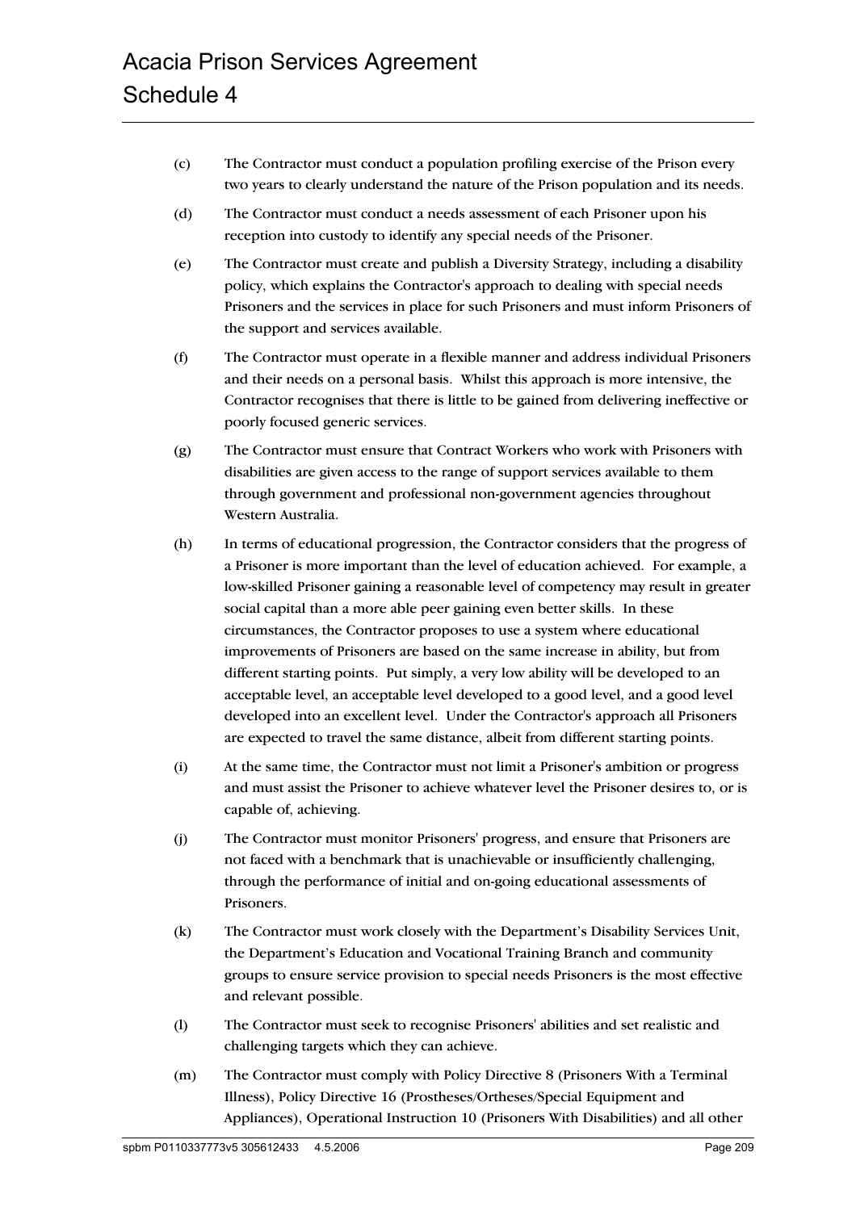(c) The Contractor must conduct a population profiling exercise of the Prison every two years to clearly understand the nature of the Prison population and its needs.

(d) The Contractor must conduct a needs assessment of each Prisoner upon his reception into custody to identify any special needs of the Prisoner.

(e) The Contractor must create and publish a Diversity Strategy, including a disability policy, which explains the Contractor's approach to dealing with special needs Prisoners and the services in place for such Prisoners and must inform Prisoners of the support and services available.

(f) The Contractor must operate in a flexible manner and address individual Prisoners and their needs on a personal basis. Whilst this approach is more intensive, the Contractor recognises that there is little to be gained from delivering ineffective or poorly focused generic services.

(g) The Contractor must ensure that Contract Workers who work with Prisoners with disabilities are given access to the range of support services available to them through government and professional non-government agencies throughout Western Australia.

(h) In terms of educational progression, the Contractor considers that the progress of a Prisoner is more important than the level of education achieved. For example, a low-skilled Prisoner gaining a reasonable level of competency may result in greater social capital than a more able peer gaining even better skills. In these circumstances, the Contractor proposes to use a system where educational improvements of Prisoners are based on the same increase in ability, but from different starting points. Put simply, a very low ability will be developed to an acceptable level, an acceptable level developed to a good level, and a good level developed into an excellent level. Under the Contractor's approach all Prisoners are expected to travel the same distance, albeit from different starting points.

(i) At the same time, the Contractor must not limit a Prisoner's ambition or progress and must assist the Prisoner to achieve whatever level the Prisoner desires to, or is capable of, achieving.

(j) The Contractor must monitor Prisoners' progress, and ensure that Prisoners are not faced with a benchmark that is unachievable or insufficiently challenging, through the performance of initial and on-going educational assessments of Prisoners.

(k) The Contractor must work closely with the Department's Disability Services Unit, the Department's Education and Vocational Training Branch and community groups to ensure service provision to special needs Prisoners is the most effective and relevant possible.

(l) The Contractor must seek to recognise Prisoners' abilities and set realistic and challenging targets which they can achieve.

(m) The Contractor must comply with Policy Directive 8 (Prisoners With a Terminal Illness), Policy Directive 16 (Prostheses/Ortheses/Special Equipment and Appliances), Operational Instruction 10 (Prisoners With Disabilities) and all other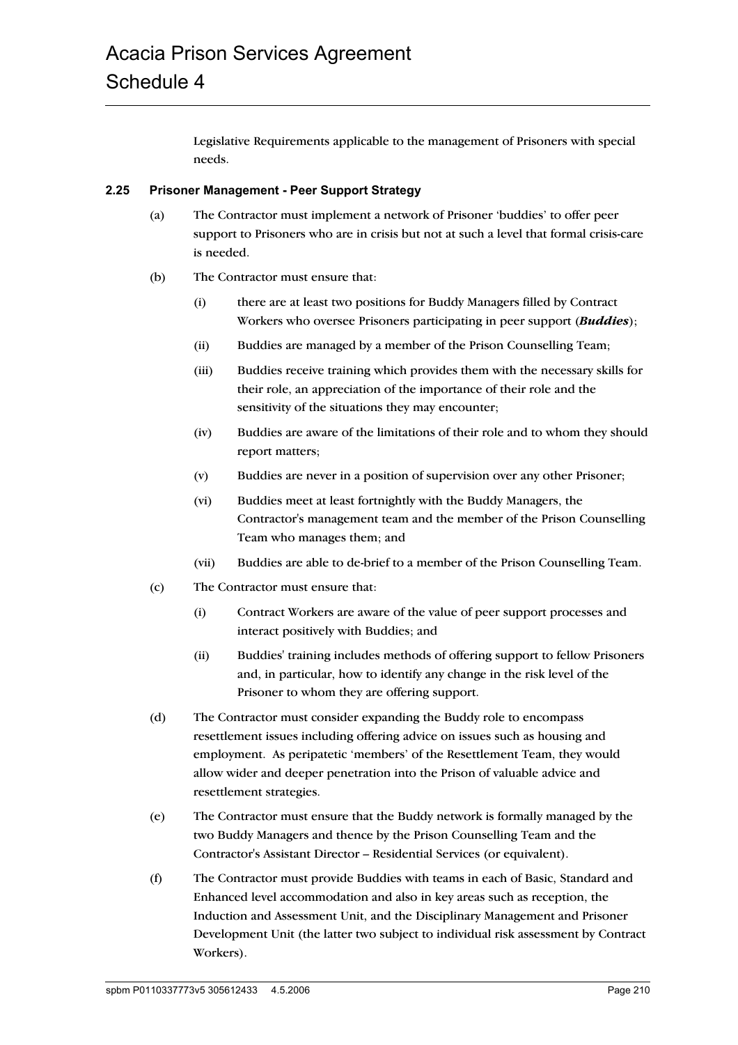Legislative Requirements applicable to the management of Prisoners with special needs.

### 2.25 Prisoner Management - Peer Support Strategy

(a) The Contractor must implement a network of Prisoner 'buddies' to offer peer support to Prisoners who are in crisis but not at such a level that formal crisis-care is needed.

(b) The Contractor must ensure that:

(i) there are at least two positions for Buddy Managers filled by Contract Workers who oversee Prisoners participating in peer support (***Buddies***);

(ii) Buddies are managed by a member of the Prison Counselling Team;

(iii) Buddies receive training which provides them with the necessary skills for their role, an appreciation of the importance of their role and the sensitivity of the situations they may encounter;

(iv) Buddies are aware of the limitations of their role and to whom they should report matters;

(v) Buddies are never in a position of supervision over any other Prisoner;

(vi) Buddies meet at least fortnightly with the Buddy Managers, the Contractor's management team and the member of the Prison Counselling Team who manages them; and

(vii) Buddies are able to de-brief to a member of the Prison Counselling Team.

(c) The Contractor must ensure that:

(i) Contract Workers are aware of the value of peer support processes and interact positively with Buddies; and

(ii) Buddies' training includes methods of offering support to fellow Prisoners and, in particular, how to identify any change in the risk level of the Prisoner to whom they are offering support.

(d) The Contractor must consider expanding the Buddy role to encompass resettlement issues including offering advice on issues such as housing and employment. As peripatetic 'members' of the Resettlement Team, they would allow wider and deeper penetration into the Prison of valuable advice and resettlement strategies.

(e) The Contractor must ensure that the Buddy network is formally managed by the two Buddy Managers and thence by the Prison Counselling Team and the Contractor's Assistant Director – Residential Services (or equivalent).

(f) The Contractor must provide Buddies with teams in each of Basic, Standard and Enhanced level accommodation and also in key areas such as reception, the Induction and Assessment Unit, and the Disciplinary Management and Prisoner Development Unit (the latter two subject to individual risk assessment by Contract Workers).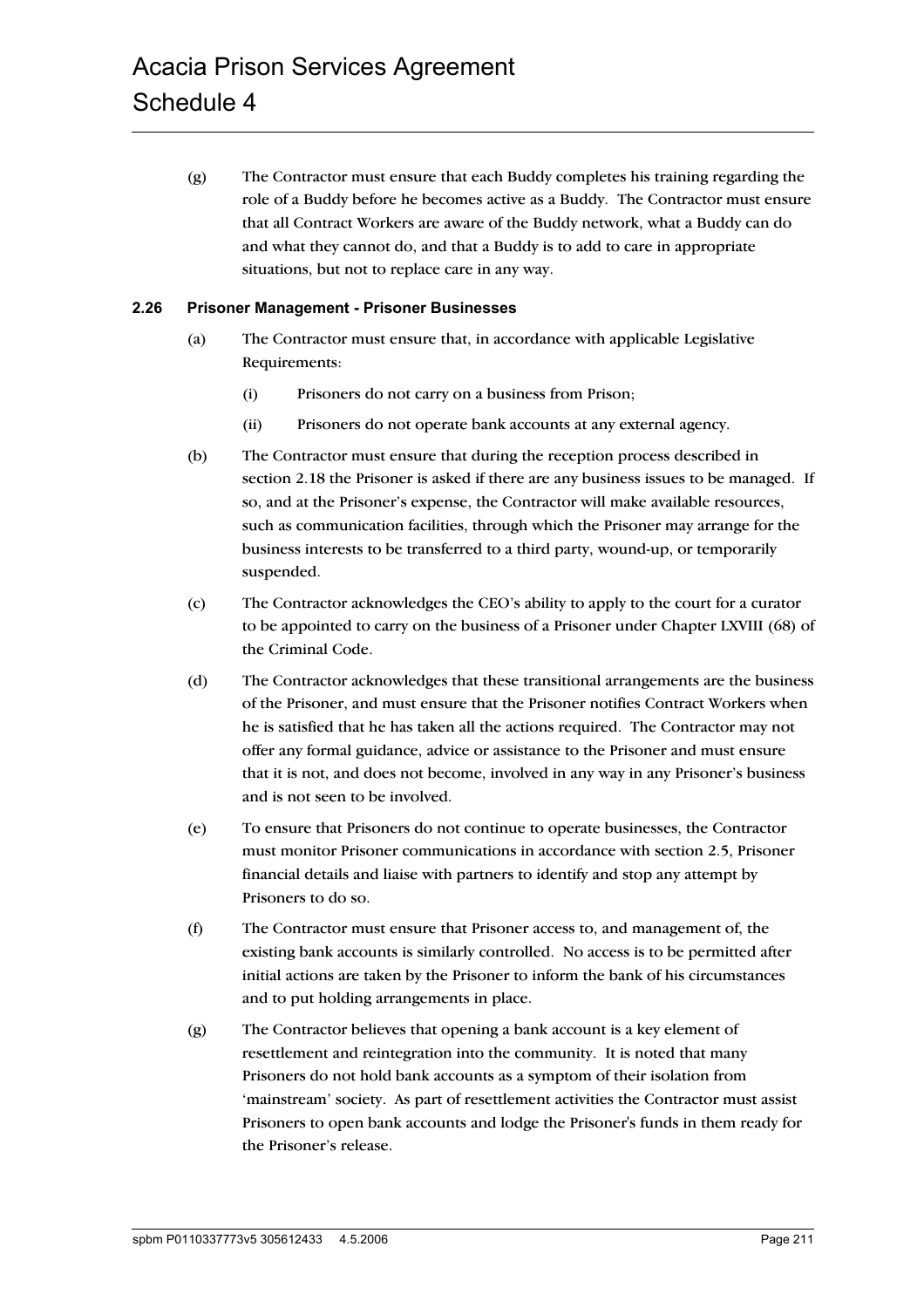(g) The Contractor must ensure that each Buddy completes his training regarding the role of a Buddy before he becomes active as a Buddy. The Contractor must ensure that all Contract Workers are aware of the Buddy network, what a Buddy can do and what they cannot do, and that a Buddy is to add to care in appropriate situations, but not to replace care in any way.

### 2.26 Prisoner Management - Prisoner Businesses

(a) The Contractor must ensure that, in accordance with applicable Legislative Requirements:

(i) Prisoners do not carry on a business from Prison;

(ii) Prisoners do not operate bank accounts at any external agency.

(b) The Contractor must ensure that during the reception process described in section 2.18 the Prisoner is asked if there are any business issues to be managed. If so, and at the Prisoner's expense, the Contractor will make available resources, such as communication facilities, through which the Prisoner may arrange for the business interests to be transferred to a third party, wound-up, or temporarily suspended.

(c) The Contractor acknowledges the CEO's ability to apply to the court for a curator to be appointed to carry on the business of a Prisoner under Chapter LXVIII (68) of the Criminal Code.

(d) The Contractor acknowledges that these transitional arrangements are the business of the Prisoner, and must ensure that the Prisoner notifies Contract Workers when he is satisfied that he has taken all the actions required. The Contractor may not offer any formal guidance, advice or assistance to the Prisoner and must ensure that it is not, and does not become, involved in any way in any Prisoner's business and is not seen to be involved.

(e) To ensure that Prisoners do not continue to operate businesses, the Contractor must monitor Prisoner communications in accordance with section 2.5, Prisoner financial details and liaise with partners to identify and stop any attempt by Prisoners to do so.

(f) The Contractor must ensure that Prisoner access to, and management of, the existing bank accounts is similarly controlled. No access is to be permitted after initial actions are taken by the Prisoner to inform the bank of his circumstances and to put holding arrangements in place.

(g) The Contractor believes that opening a bank account is a key element of resettlement and reintegration into the community. It is noted that many Prisoners do not hold bank accounts as a symptom of their isolation from 'mainstream' society. As part of resettlement activities the Contractor must assist Prisoners to open bank accounts and lodge the Prisoner's funds in them ready for the Prisoner's release.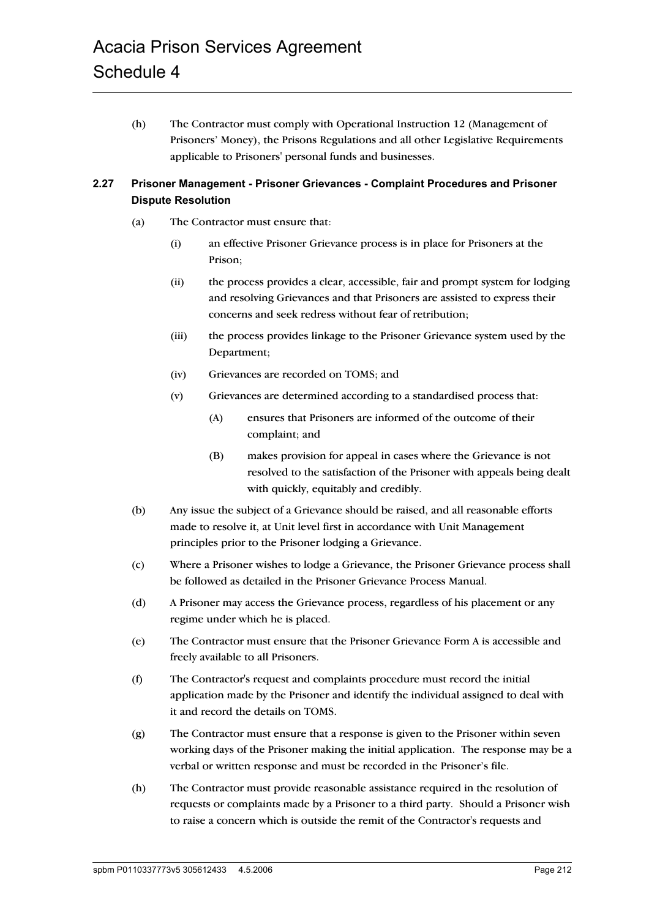(h) The Contractor must comply with Operational Instruction 12 (Management of Prisoners' Money), the Prisons Regulations and all other Legislative Requirements applicable to Prisoners' personal funds and businesses.

### 2.27 Prisoner Management - Prisoner Grievances - Complaint Procedures and Prisoner Dispute Resolution

(a) The Contractor must ensure that:

(i) an effective Prisoner Grievance process is in place for Prisoners at the Prison;

(ii) the process provides a clear, accessible, fair and prompt system for lodging and resolving Grievances and that Prisoners are assisted to express their concerns and seek redress without fear of retribution;

(iii) the process provides linkage to the Prisoner Grievance system used by the Department;

(iv) Grievances are recorded on TOMS; and

(v) Grievances are determined according to a standardised process that:

(A) ensures that Prisoners are informed of the outcome of their complaint; and

(B) makes provision for appeal in cases where the Grievance is not resolved to the satisfaction of the Prisoner with appeals being dealt with quickly, equitably and credibly.

(b) Any issue the subject of a Grievance should be raised, and all reasonable efforts made to resolve it, at Unit level first in accordance with Unit Management principles prior to the Prisoner lodging a Grievance.

(c) Where a Prisoner wishes to lodge a Grievance, the Prisoner Grievance process shall be followed as detailed in the Prisoner Grievance Process Manual.

(d) A Prisoner may access the Grievance process, regardless of his placement or any regime under which he is placed.

(e) The Contractor must ensure that the Prisoner Grievance Form A is accessible and freely available to all Prisoners.

(f) The Contractor's request and complaints procedure must record the initial application made by the Prisoner and identify the individual assigned to deal with it and record the details on TOMS.

(g) The Contractor must ensure that a response is given to the Prisoner within seven working days of the Prisoner making the initial application. The response may be a verbal or written response and must be recorded in the Prisoner's file.

(h) The Contractor must provide reasonable assistance required in the resolution of requests or complaints made by a Prisoner to a third party. Should a Prisoner wish to raise a concern which is outside the remit of the Contractor's requests and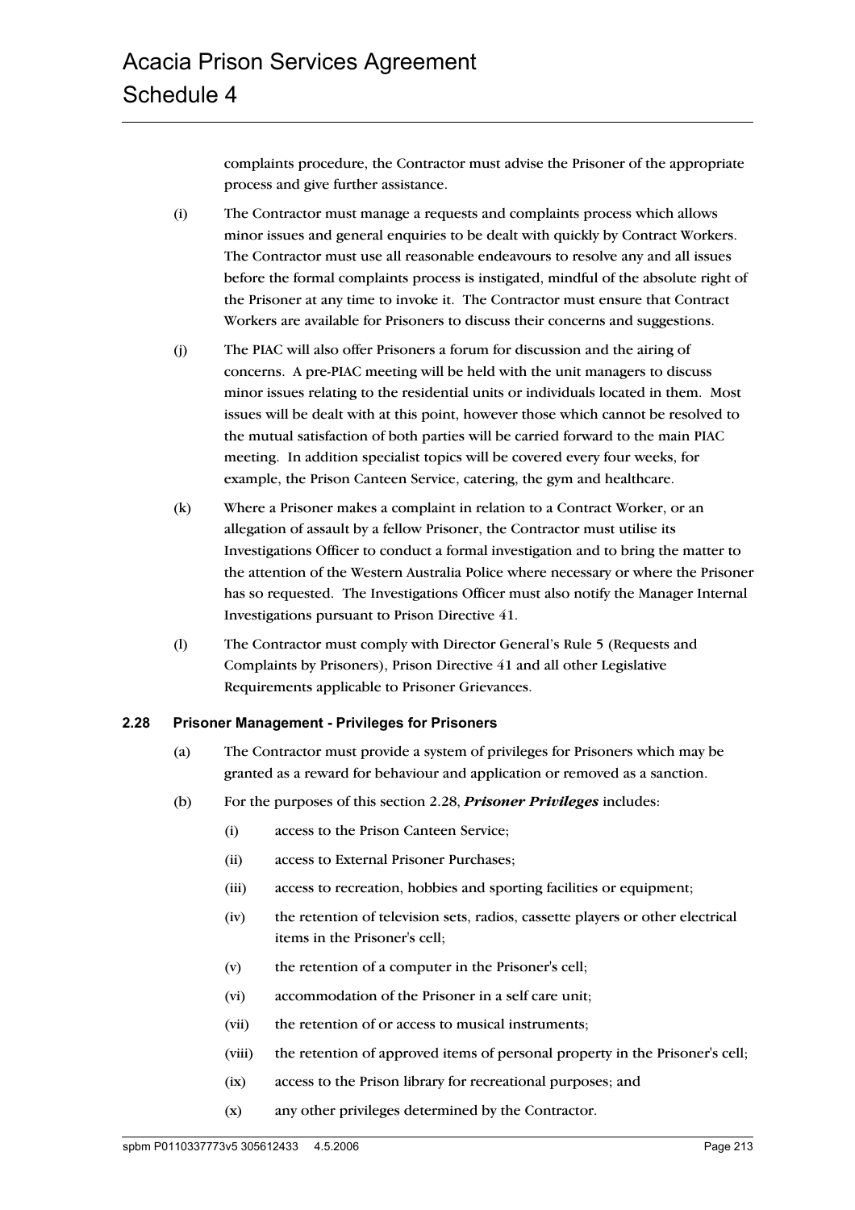complaints procedure, the Contractor must advise the Prisoner of the appropriate process and give further assistance.

(i) The Contractor must manage a requests and complaints process which allows minor issues and general enquiries to be dealt with quickly by Contract Workers. The Contractor must use all reasonable endeavours to resolve any and all issues before the formal complaints process is instigated, mindful of the absolute right of the Prisoner at any time to invoke it. The Contractor must ensure that Contract Workers are available for Prisoners to discuss their concerns and suggestions.

(j) The PIAC will also offer Prisoners a forum for discussion and the airing of concerns. A pre-PIAC meeting will be held with the unit managers to discuss minor issues relating to the residential units or individuals located in them. Most issues will be dealt with at this point, however those which cannot be resolved to the mutual satisfaction of both parties will be carried forward to the main PIAC meeting. In addition specialist topics will be covered every four weeks, for example, the Prison Canteen Service, catering, the gym and healthcare.

(k) Where a Prisoner makes a complaint in relation to a Contract Worker, or an allegation of assault by a fellow Prisoner, the Contractor must utilise its Investigations Officer to conduct a formal investigation and to bring the matter to the attention of the Western Australia Police where necessary or where the Prisoner has so requested. The Investigations Officer must also notify the Manager Internal Investigations pursuant to Prison Directive 41.

(l) The Contractor must comply with Director General's Rule 5 (Requests and Complaints by Prisoners), Prison Directive 41 and all other Legislative Requirements applicable to Prisoner Grievances.

### 2.28 Prisoner Management - Privileges for Prisoners

(a) The Contractor must provide a system of privileges for Prisoners which may be granted as a reward for behaviour and application or removed as a sanction.

(b) For the purposes of this section 2.28, ***Prisoner Privileges*** includes:

- (i) access to the Prison Canteen Service;
- (ii) access to External Prisoner Purchases;
- (iii) access to recreation, hobbies and sporting facilities or equipment;
- (iv) the retention of television sets, radios, cassette players or other electrical items in the Prisoner's cell;
- (v) the retention of a computer in the Prisoner's cell;
- (vi) accommodation of the Prisoner in a self care unit;
- (vii) the retention of or access to musical instruments;
- (viii) the retention of approved items of personal property in the Prisoner's cell;
- (ix) access to the Prison library for recreational purposes; and
- (x) any other privileges determined by the Contractor.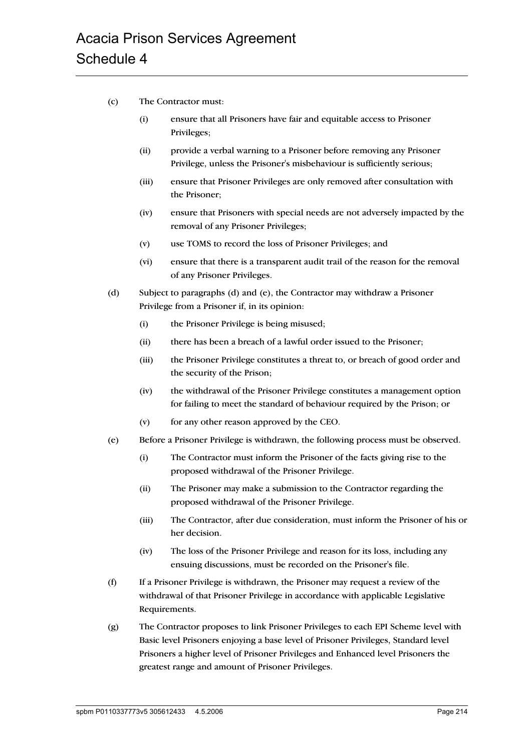(c) The Contractor must:

(i) ensure that all Prisoners have fair and equitable access to Prisoner Privileges;

(ii) provide a verbal warning to a Prisoner before removing any Prisoner Privilege, unless the Prisoner's misbehaviour is sufficiently serious;

(iii) ensure that Prisoner Privileges are only removed after consultation with the Prisoner;

(iv) ensure that Prisoners with special needs are not adversely impacted by the removal of any Prisoner Privileges;

(v) use TOMS to record the loss of Prisoner Privileges; and

(vi) ensure that there is a transparent audit trail of the reason for the removal of any Prisoner Privileges.

(d) Subject to paragraphs (d) and (e), the Contractor may withdraw a Prisoner Privilege from a Prisoner if, in its opinion:

(i) the Prisoner Privilege is being misused;

(ii) there has been a breach of a lawful order issued to the Prisoner;

(iii) the Prisoner Privilege constitutes a threat to, or breach of good order and the security of the Prison;

(iv) the withdrawal of the Prisoner Privilege constitutes a management option for failing to meet the standard of behaviour required by the Prison; or

(v) for any other reason approved by the CEO.

(e) Before a Prisoner Privilege is withdrawn, the following process must be observed.

(i) The Contractor must inform the Prisoner of the facts giving rise to the proposed withdrawal of the Prisoner Privilege.

(ii) The Prisoner may make a submission to the Contractor regarding the proposed withdrawal of the Prisoner Privilege.

(iii) The Contractor, after due consideration, must inform the Prisoner of his or her decision.

(iv) The loss of the Prisoner Privilege and reason for its loss, including any ensuing discussions, must be recorded on the Prisoner's file.

(f) If a Prisoner Privilege is withdrawn, the Prisoner may request a review of the withdrawal of that Prisoner Privilege in accordance with applicable Legislative Requirements.

(g) The Contractor proposes to link Prisoner Privileges to each EPI Scheme level with Basic level Prisoners enjoying a base level of Prisoner Privileges, Standard level Prisoners a higher level of Prisoner Privileges and Enhanced level Prisoners the greatest range and amount of Prisoner Privileges.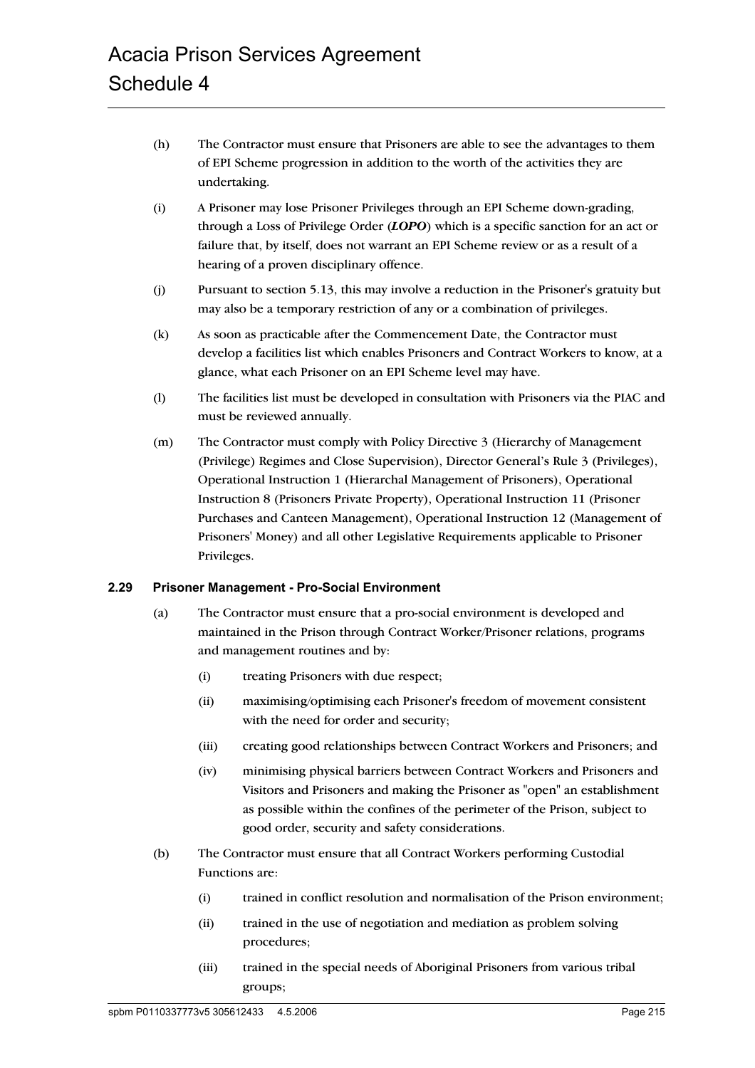(h) The Contractor must ensure that Prisoners are able to see the advantages to them of EPI Scheme progression in addition to the worth of the activities they are undertaking.

(i) A Prisoner may lose Prisoner Privileges through an EPI Scheme down-grading, through a Loss of Privilege Order (***LOPO***) which is a specific sanction for an act or failure that, by itself, does not warrant an EPI Scheme review or as a result of a hearing of a proven disciplinary offence.

(j) Pursuant to section 5.13, this may involve a reduction in the Prisoner's gratuity but may also be a temporary restriction of any or a combination of privileges.

(k) As soon as practicable after the Commencement Date, the Contractor must develop a facilities list which enables Prisoners and Contract Workers to know, at a glance, what each Prisoner on an EPI Scheme level may have.

(l) The facilities list must be developed in consultation with Prisoners via the PIAC and must be reviewed annually.

(m) The Contractor must comply with Policy Directive 3 (Hierarchy of Management (Privilege) Regimes and Close Supervision), Director General's Rule 3 (Privileges), Operational Instruction 1 (Hierarchal Management of Prisoners), Operational Instruction 8 (Prisoners Private Property), Operational Instruction 11 (Prisoner Purchases and Canteen Management), Operational Instruction 12 (Management of Prisoners' Money) and all other Legislative Requirements applicable to Prisoner Privileges.

### 2.29 Prisoner Management - Pro-Social Environment

(a) The Contractor must ensure that a pro-social environment is developed and maintained in the Prison through Contract Worker/Prisoner relations, programs and management routines and by:

  (i) treating Prisoners with due respect;

  (ii) maximising/optimising each Prisoner's freedom of movement consistent with the need for order and security;

  (iii) creating good relationships between Contract Workers and Prisoners; and

  (iv) minimising physical barriers between Contract Workers and Prisoners and Visitors and Prisoners and making the Prisoner as "open" an establishment as possible within the confines of the perimeter of the Prison, subject to good order, security and safety considerations.

(b) The Contractor must ensure that all Contract Workers performing Custodial Functions are:

  (i) trained in conflict resolution and normalisation of the Prison environment;

  (ii) trained in the use of negotiation and mediation as problem solving procedures;

  (iii) trained in the special needs of Aboriginal Prisoners from various tribal groups;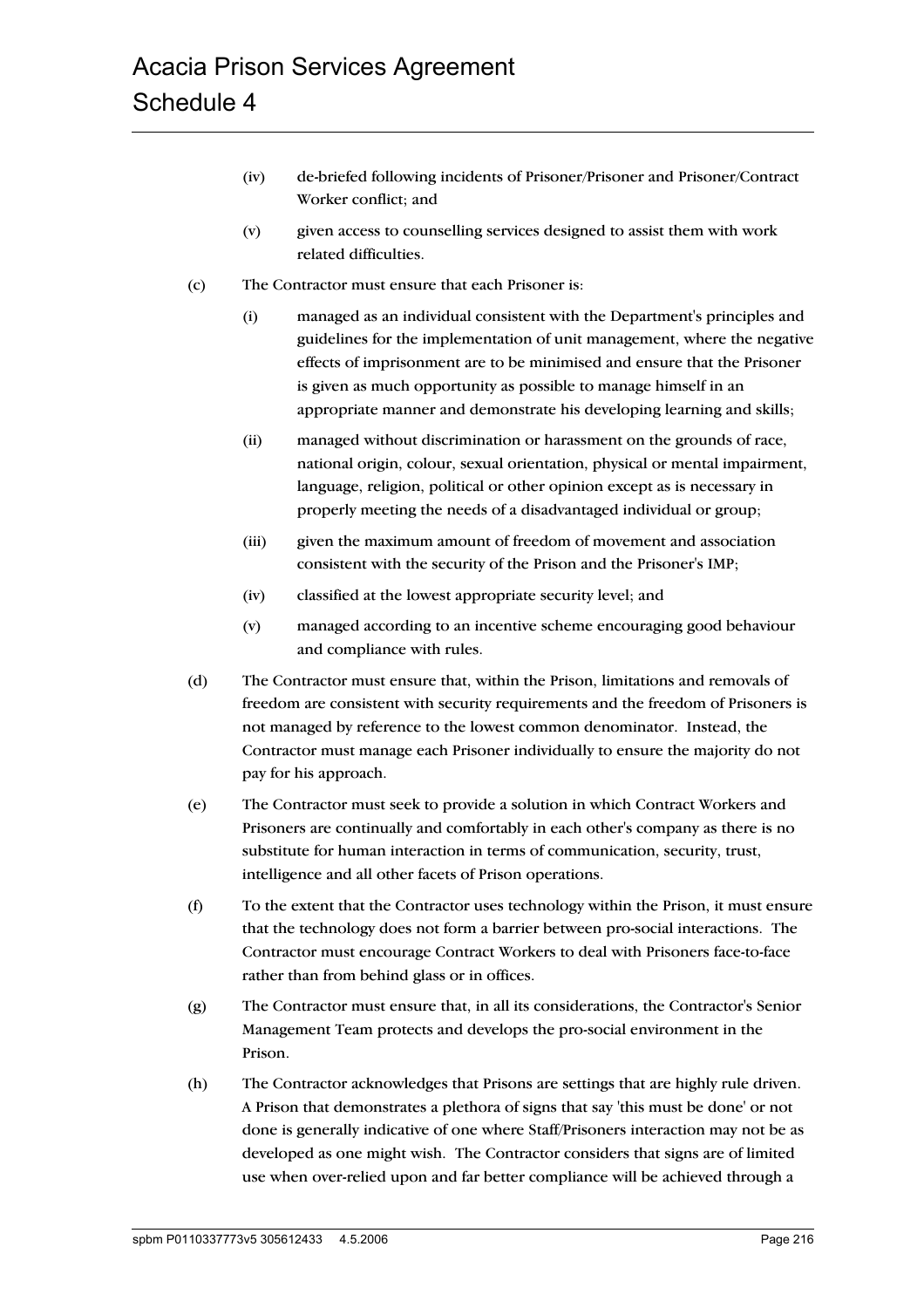(iv) de-briefed following incidents of Prisoner/Prisoner and Prisoner/Contract Worker conflict; and

(v) given access to counselling services designed to assist them with work related difficulties.

(c) The Contractor must ensure that each Prisoner is:

(i) managed as an individual consistent with the Department's principles and guidelines for the implementation of unit management, where the negative effects of imprisonment are to be minimised and ensure that the Prisoner is given as much opportunity as possible to manage himself in an appropriate manner and demonstrate his developing learning and skills;

(ii) managed without discrimination or harassment on the grounds of race, national origin, colour, sexual orientation, physical or mental impairment, language, religion, political or other opinion except as is necessary in properly meeting the needs of a disadvantaged individual or group;

(iii) given the maximum amount of freedom of movement and association consistent with the security of the Prison and the Prisoner's IMP;

(iv) classified at the lowest appropriate security level; and

(v) managed according to an incentive scheme encouraging good behaviour and compliance with rules.

(d) The Contractor must ensure that, within the Prison, limitations and removals of freedom are consistent with security requirements and the freedom of Prisoners is not managed by reference to the lowest common denominator. Instead, the Contractor must manage each Prisoner individually to ensure the majority do not pay for his approach.

(e) The Contractor must seek to provide a solution in which Contract Workers and Prisoners are continually and comfortably in each other's company as there is no substitute for human interaction in terms of communication, security, trust, intelligence and all other facets of Prison operations.

(f) To the extent that the Contractor uses technology within the Prison, it must ensure that the technology does not form a barrier between pro-social interactions. The Contractor must encourage Contract Workers to deal with Prisoners face-to-face rather than from behind glass or in offices.

(g) The Contractor must ensure that, in all its considerations, the Contractor's Senior Management Team protects and develops the pro-social environment in the Prison.

(h) The Contractor acknowledges that Prisons are settings that are highly rule driven. A Prison that demonstrates a plethora of signs that say 'this must be done' or not done is generally indicative of one where Staff/Prisoners interaction may not be as developed as one might wish. The Contractor considers that signs are of limited use when over-relied upon and far better compliance will be achieved through a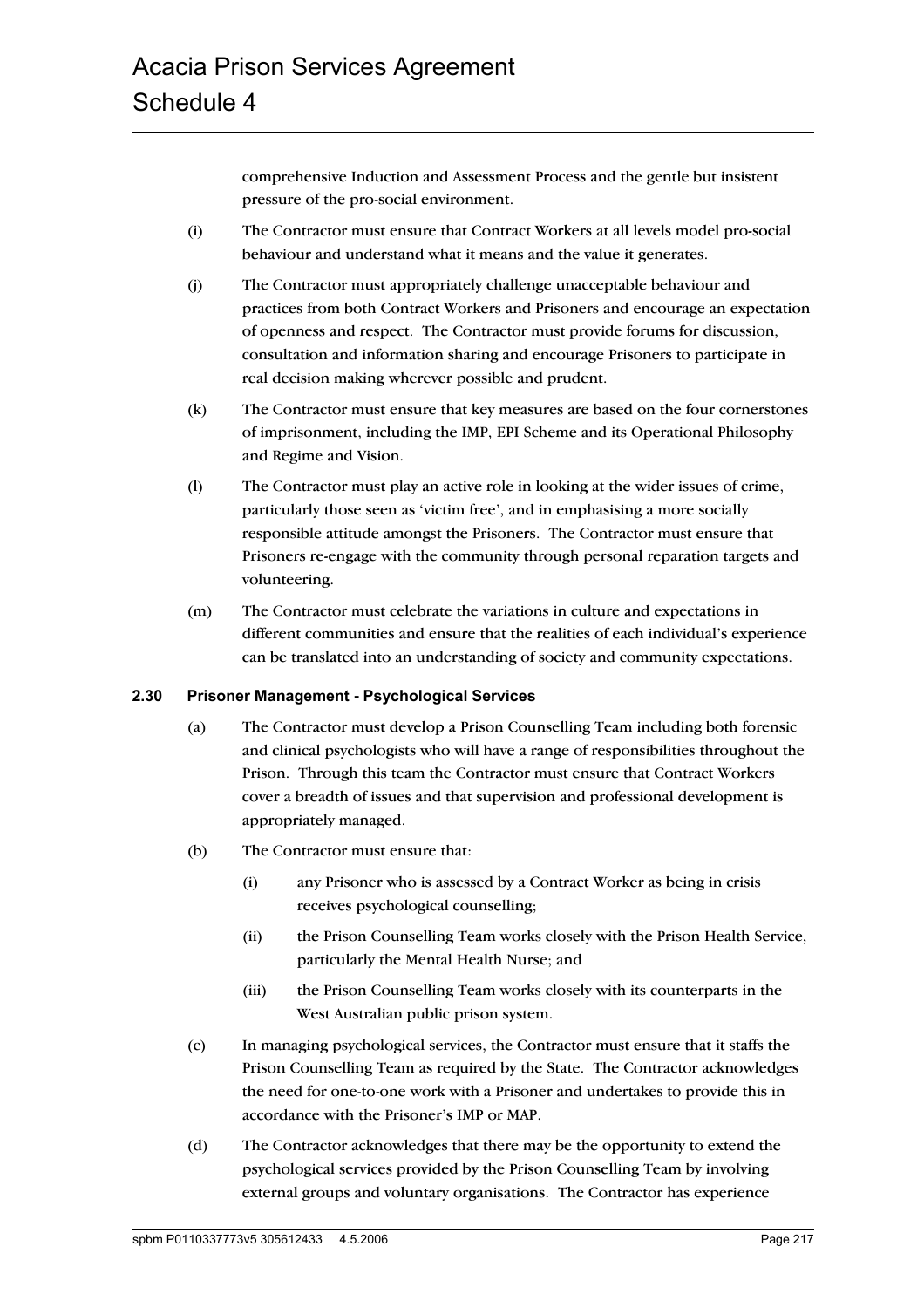comprehensive Induction and Assessment Process and the gentle but insistent pressure of the pro-social environment.

(i) The Contractor must ensure that Contract Workers at all levels model pro-social behaviour and understand what it means and the value it generates.

(j) The Contractor must appropriately challenge unacceptable behaviour and practices from both Contract Workers and Prisoners and encourage an expectation of openness and respect. The Contractor must provide forums for discussion, consultation and information sharing and encourage Prisoners to participate in real decision making wherever possible and prudent.

(k) The Contractor must ensure that key measures are based on the four cornerstones of imprisonment, including the IMP, EPI Scheme and its Operational Philosophy and Regime and Vision.

(l) The Contractor must play an active role in looking at the wider issues of crime, particularly those seen as 'victim free', and in emphasising a more socially responsible attitude amongst the Prisoners. The Contractor must ensure that Prisoners re-engage with the community through personal reparation targets and volunteering.

(m) The Contractor must celebrate the variations in culture and expectations in different communities and ensure that the realities of each individual's experience can be translated into an understanding of society and community expectations.

### 2.30 Prisoner Management - Psychological Services

(a) The Contractor must develop a Prison Counselling Team including both forensic and clinical psychologists who will have a range of responsibilities throughout the Prison. Through this team the Contractor must ensure that Contract Workers cover a breadth of issues and that supervision and professional development is appropriately managed.

(b) The Contractor must ensure that:

- (i) any Prisoner who is assessed by a Contract Worker as being in crisis receives psychological counselling;
- (ii) the Prison Counselling Team works closely with the Prison Health Service, particularly the Mental Health Nurse; and
- (iii) the Prison Counselling Team works closely with its counterparts in the West Australian public prison system.

(c) In managing psychological services, the Contractor must ensure that it staffs the Prison Counselling Team as required by the State. The Contractor acknowledges the need for one-to-one work with a Prisoner and undertakes to provide this in accordance with the Prisoner's IMP or MAP.

(d) The Contractor acknowledges that there may be the opportunity to extend the psychological services provided by the Prison Counselling Team by involving external groups and voluntary organisations. The Contractor has experience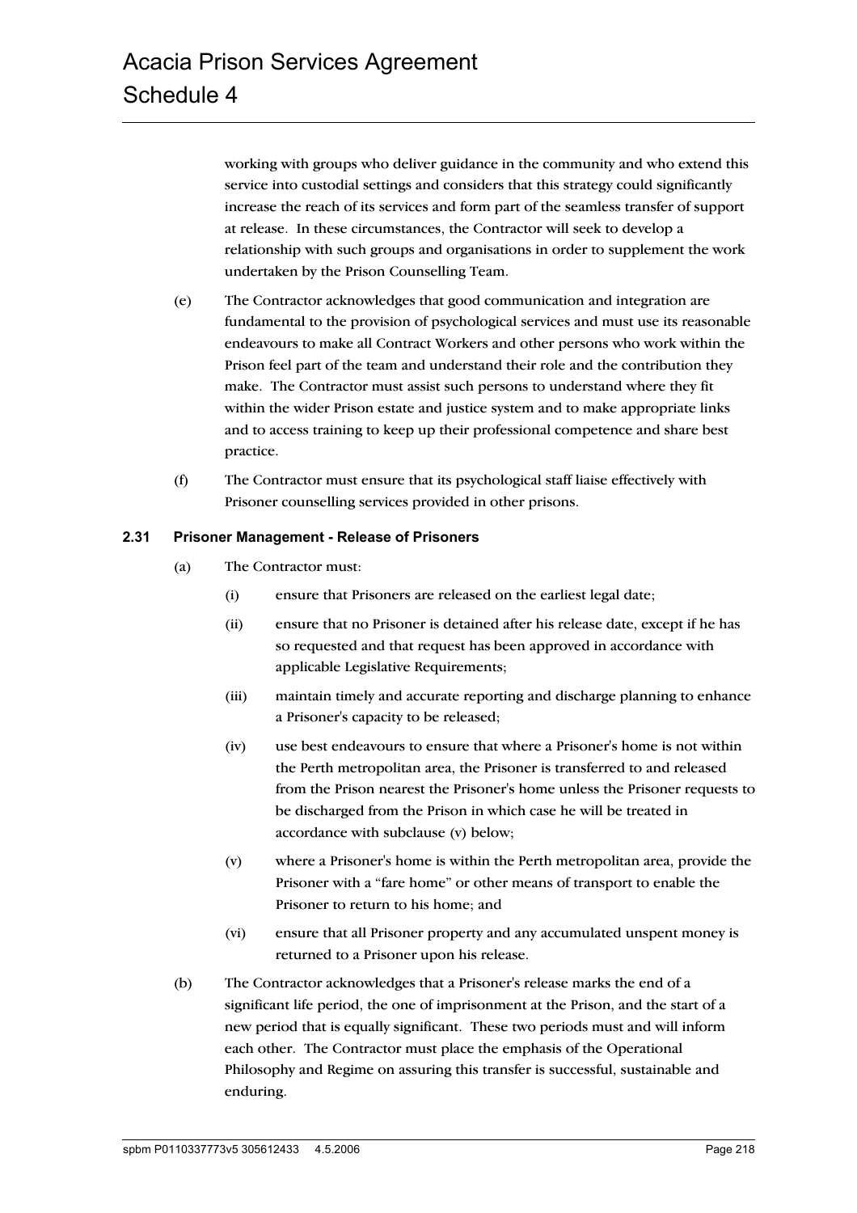working with groups who deliver guidance in the community and who extend this service into custodial settings and considers that this strategy could significantly increase the reach of its services and form part of the seamless transfer of support at release. In these circumstances, the Contractor will seek to develop a relationship with such groups and organisations in order to supplement the work undertaken by the Prison Counselling Team.

(e) The Contractor acknowledges that good communication and integration are fundamental to the provision of psychological services and must use its reasonable endeavours to make all Contract Workers and other persons who work within the Prison feel part of the team and understand their role and the contribution they make. The Contractor must assist such persons to understand where they fit within the wider Prison estate and justice system and to make appropriate links and to access training to keep up their professional competence and share best practice.

(f) The Contractor must ensure that its psychological staff liaise effectively with Prisoner counselling services provided in other prisons.

### 2.31 Prisoner Management - Release of Prisoners

(a) The Contractor must:

(i) ensure that Prisoners are released on the earliest legal date;

(ii) ensure that no Prisoner is detained after his release date, except if he has so requested and that request has been approved in accordance with applicable Legislative Requirements;

(iii) maintain timely and accurate reporting and discharge planning to enhance a Prisoner's capacity to be released;

(iv) use best endeavours to ensure that where a Prisoner's home is not within the Perth metropolitan area, the Prisoner is transferred to and released from the Prison nearest the Prisoner's home unless the Prisoner requests to be discharged from the Prison in which case he will be treated in accordance with subclause (v) below;

(v) where a Prisoner's home is within the Perth metropolitan area, provide the Prisoner with a "fare home" or other means of transport to enable the Prisoner to return to his home; and

(vi) ensure that all Prisoner property and any accumulated unspent money is returned to a Prisoner upon his release.

(b) The Contractor acknowledges that a Prisoner's release marks the end of a significant life period, the one of imprisonment at the Prison, and the start of a new period that is equally significant. These two periods must and will inform each other. The Contractor must place the emphasis of the Operational Philosophy and Regime on assuring this transfer is successful, sustainable and enduring.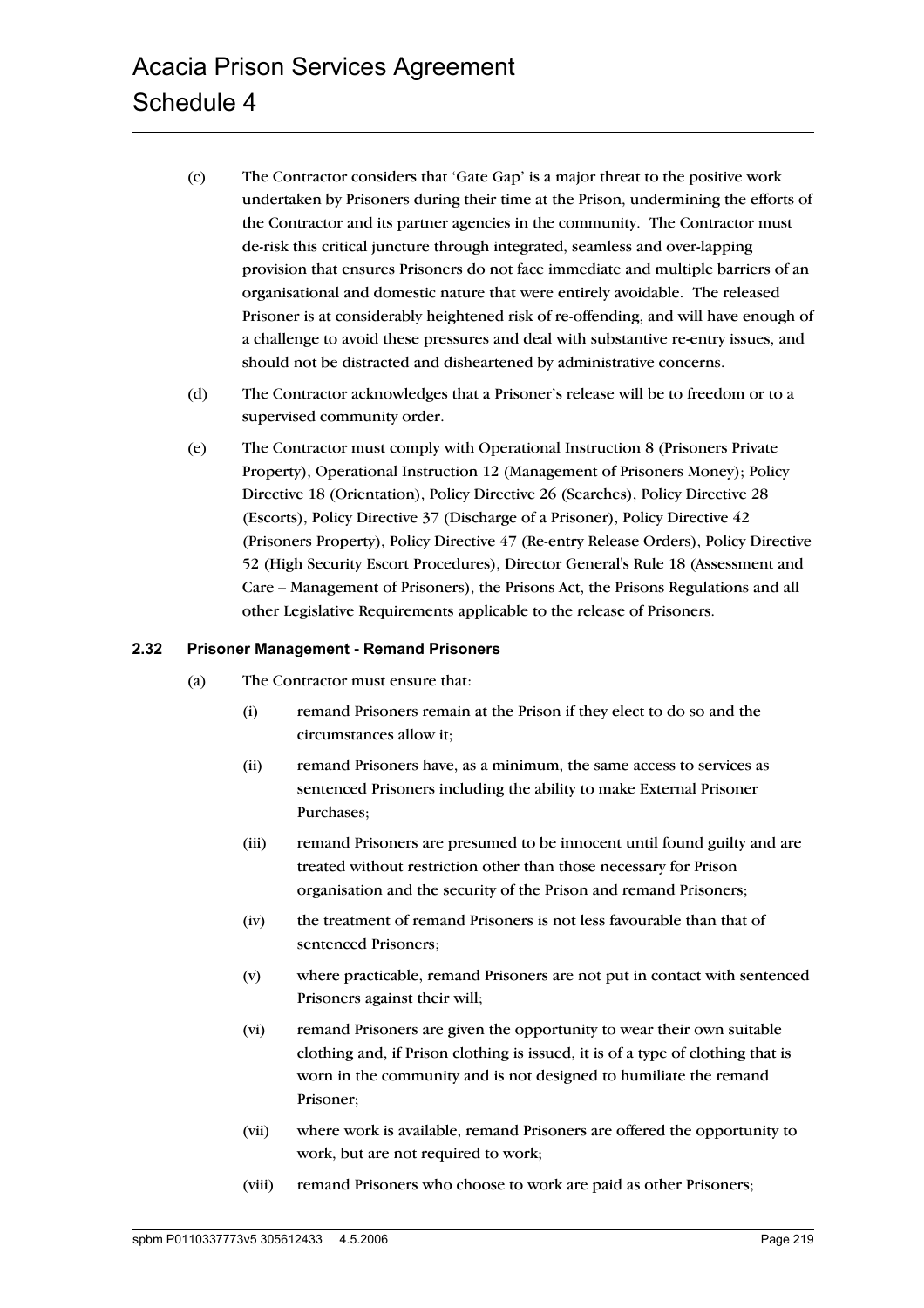(c) The Contractor considers that 'Gate Gap' is a major threat to the positive work undertaken by Prisoners during their time at the Prison, undermining the efforts of the Contractor and its partner agencies in the community. The Contractor must de-risk this critical juncture through integrated, seamless and over-lapping provision that ensures Prisoners do not face immediate and multiple barriers of an organisational and domestic nature that were entirely avoidable. The released Prisoner is at considerably heightened risk of re-offending, and will have enough of a challenge to avoid these pressures and deal with substantive re-entry issues, and should not be distracted and disheartened by administrative concerns.

(d) The Contractor acknowledges that a Prisoner's release will be to freedom or to a supervised community order.

(e) The Contractor must comply with Operational Instruction 8 (Prisoners Private Property), Operational Instruction 12 (Management of Prisoners Money); Policy Directive 18 (Orientation), Policy Directive 26 (Searches), Policy Directive 28 (Escorts), Policy Directive 37 (Discharge of a Prisoner), Policy Directive 42 (Prisoners Property), Policy Directive 47 (Re-entry Release Orders), Policy Directive 52 (High Security Escort Procedures), Director General's Rule 18 (Assessment and Care – Management of Prisoners), the Prisons Act, the Prisons Regulations and all other Legislative Requirements applicable to the release of Prisoners.

### 2.32 Prisoner Management - Remand Prisoners

(a) The Contractor must ensure that:

(i) remand Prisoners remain at the Prison if they elect to do so and the circumstances allow it;

(ii) remand Prisoners have, as a minimum, the same access to services as sentenced Prisoners including the ability to make External Prisoner Purchases;

(iii) remand Prisoners are presumed to be innocent until found guilty and are treated without restriction other than those necessary for Prison organisation and the security of the Prison and remand Prisoners;

(iv) the treatment of remand Prisoners is not less favourable than that of sentenced Prisoners;

(v) where practicable, remand Prisoners are not put in contact with sentenced Prisoners against their will;

(vi) remand Prisoners are given the opportunity to wear their own suitable clothing and, if Prison clothing is issued, it is of a type of clothing that is worn in the community and is not designed to humiliate the remand Prisoner;

(vii) where work is available, remand Prisoners are offered the opportunity to work, but are not required to work;

(viii) remand Prisoners who choose to work are paid as other Prisoners;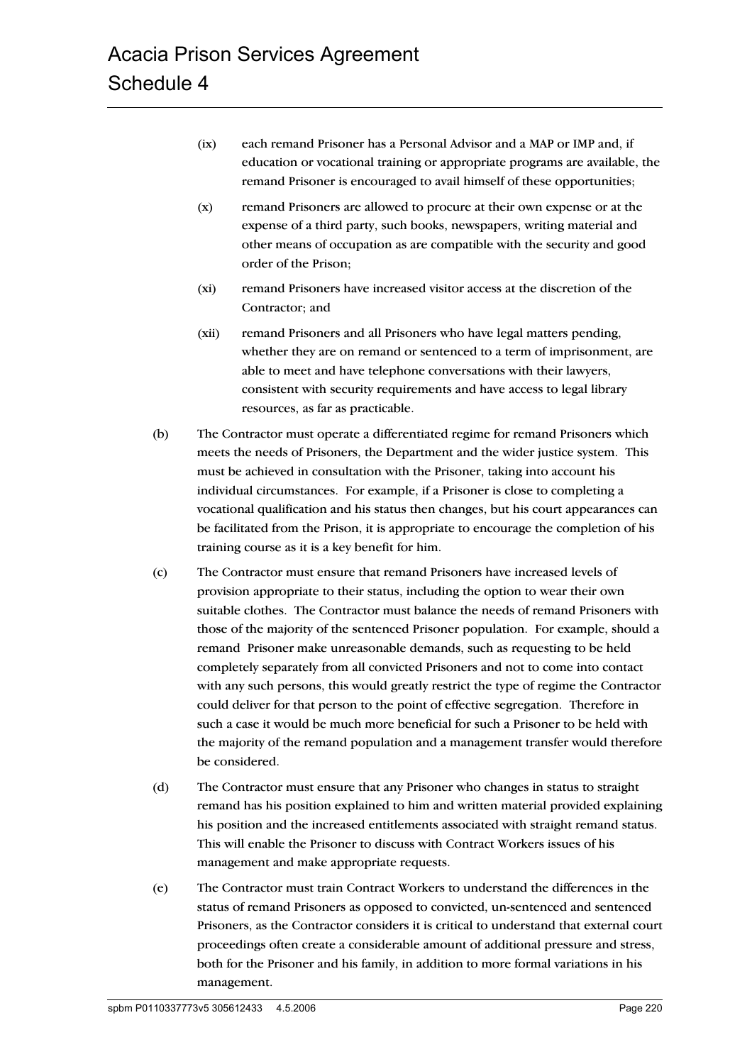(ix) each remand Prisoner has a Personal Advisor and a MAP or IMP and, if education or vocational training or appropriate programs are available, the remand Prisoner is encouraged to avail himself of these opportunities;

(x) remand Prisoners are allowed to procure at their own expense or at the expense of a third party, such books, newspapers, writing material and other means of occupation as are compatible with the security and good order of the Prison;

(xi) remand Prisoners have increased visitor access at the discretion of the Contractor; and

(xii) remand Prisoners and all Prisoners who have legal matters pending, whether they are on remand or sentenced to a term of imprisonment, are able to meet and have telephone conversations with their lawyers, consistent with security requirements and have access to legal library resources, as far as practicable.

(b) The Contractor must operate a differentiated regime for remand Prisoners which meets the needs of Prisoners, the Department and the wider justice system. This must be achieved in consultation with the Prisoner, taking into account his individual circumstances. For example, if a Prisoner is close to completing a vocational qualification and his status then changes, but his court appearances can be facilitated from the Prison, it is appropriate to encourage the completion of his training course as it is a key benefit for him.

(c) The Contractor must ensure that remand Prisoners have increased levels of provision appropriate to their status, including the option to wear their own suitable clothes. The Contractor must balance the needs of remand Prisoners with those of the majority of the sentenced Prisoner population. For example, should a remand Prisoner make unreasonable demands, such as requesting to be held completely separately from all convicted Prisoners and not to come into contact with any such persons, this would greatly restrict the type of regime the Contractor could deliver for that person to the point of effective segregation. Therefore in such a case it would be much more beneficial for such a Prisoner to be held with the majority of the remand population and a management transfer would therefore be considered.

(d) The Contractor must ensure that any Prisoner who changes in status to straight remand has his position explained to him and written material provided explaining his position and the increased entitlements associated with straight remand status. This will enable the Prisoner to discuss with Contract Workers issues of his management and make appropriate requests.

(e) The Contractor must train Contract Workers to understand the differences in the status of remand Prisoners as opposed to convicted, un-sentenced and sentenced Prisoners, as the Contractor considers it is critical to understand that external court proceedings often create a considerable amount of additional pressure and stress, both for the Prisoner and his family, in addition to more formal variations in his management.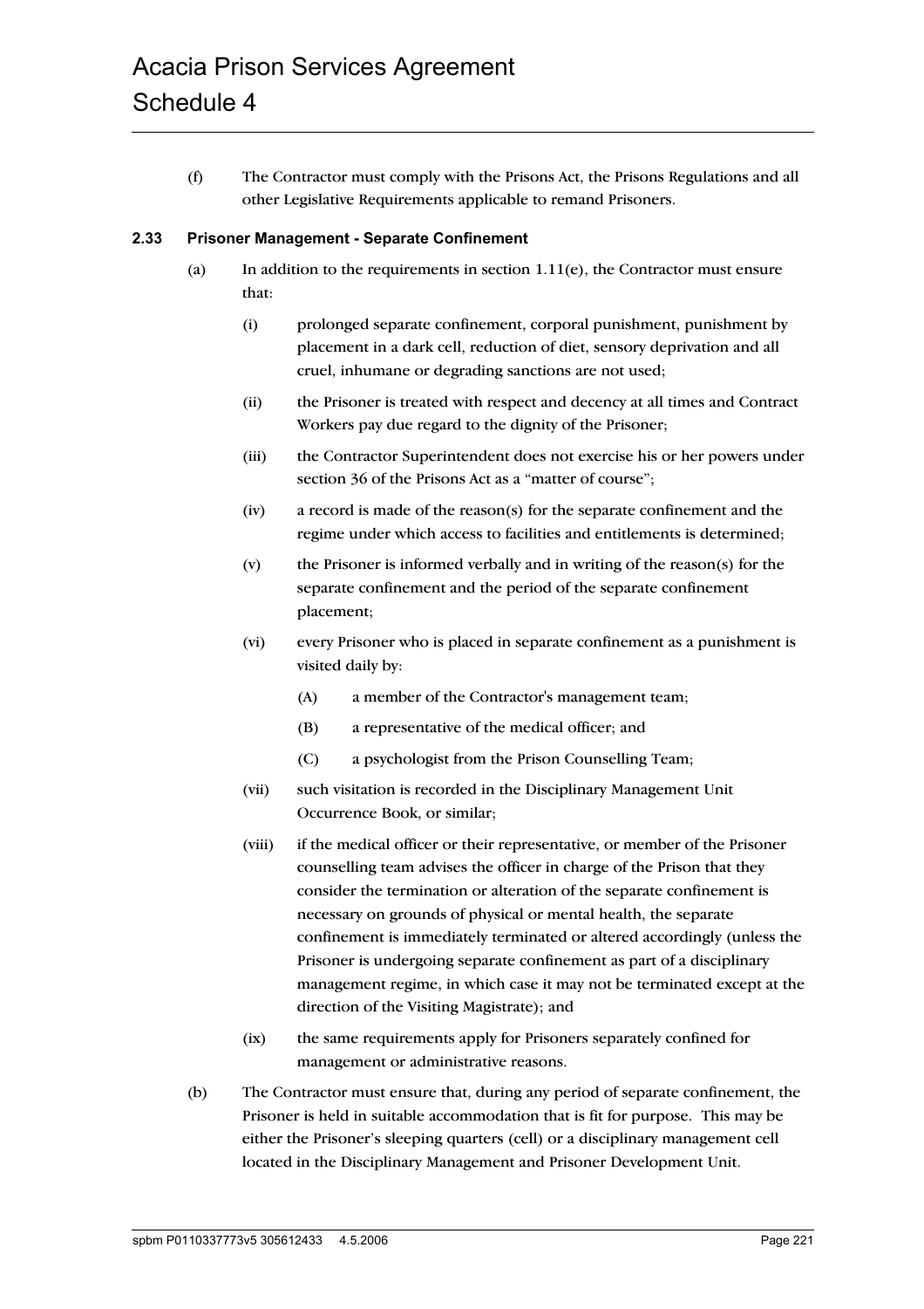(f) The Contractor must comply with the Prisons Act, the Prisons Regulations and all other Legislative Requirements applicable to remand Prisoners.

### 2.33 Prisoner Management - Separate Confinement

(a) In addition to the requirements in section 1.11(e), the Contractor must ensure that:

   (i) prolonged separate confinement, corporal punishment, punishment by placement in a dark cell, reduction of diet, sensory deprivation and all cruel, inhumane or degrading sanctions are not used;

   (ii) the Prisoner is treated with respect and decency at all times and Contract Workers pay due regard to the dignity of the Prisoner;

   (iii) the Contractor Superintendent does not exercise his or her powers under section 36 of the Prisons Act as a "matter of course";

   (iv) a record is made of the reason(s) for the separate confinement and the regime under which access to facilities and entitlements is determined;

   (v) the Prisoner is informed verbally and in writing of the reason(s) for the separate confinement and the period of the separate confinement placement;

   (vi) every Prisoner who is placed in separate confinement as a punishment is visited daily by:

      (A) a member of the Contractor's management team;

      (B) a representative of the medical officer; and

      (C) a psychologist from the Prison Counselling Team;

   (vii) such visitation is recorded in the Disciplinary Management Unit Occurrence Book, or similar;

   (viii) if the medical officer or their representative, or member of the Prisoner counselling team advises the officer in charge of the Prison that they consider the termination or alteration of the separate confinement is necessary on grounds of physical or mental health, the separate confinement is immediately terminated or altered accordingly (unless the Prisoner is undergoing separate confinement as part of a disciplinary management regime, in which case it may not be terminated except at the direction of the Visiting Magistrate); and

   (ix) the same requirements apply for Prisoners separately confined for management or administrative reasons.

(b) The Contractor must ensure that, during any period of separate confinement, the Prisoner is held in suitable accommodation that is fit for purpose. This may be either the Prisoner's sleeping quarters (cell) or a disciplinary management cell located in the Disciplinary Management and Prisoner Development Unit.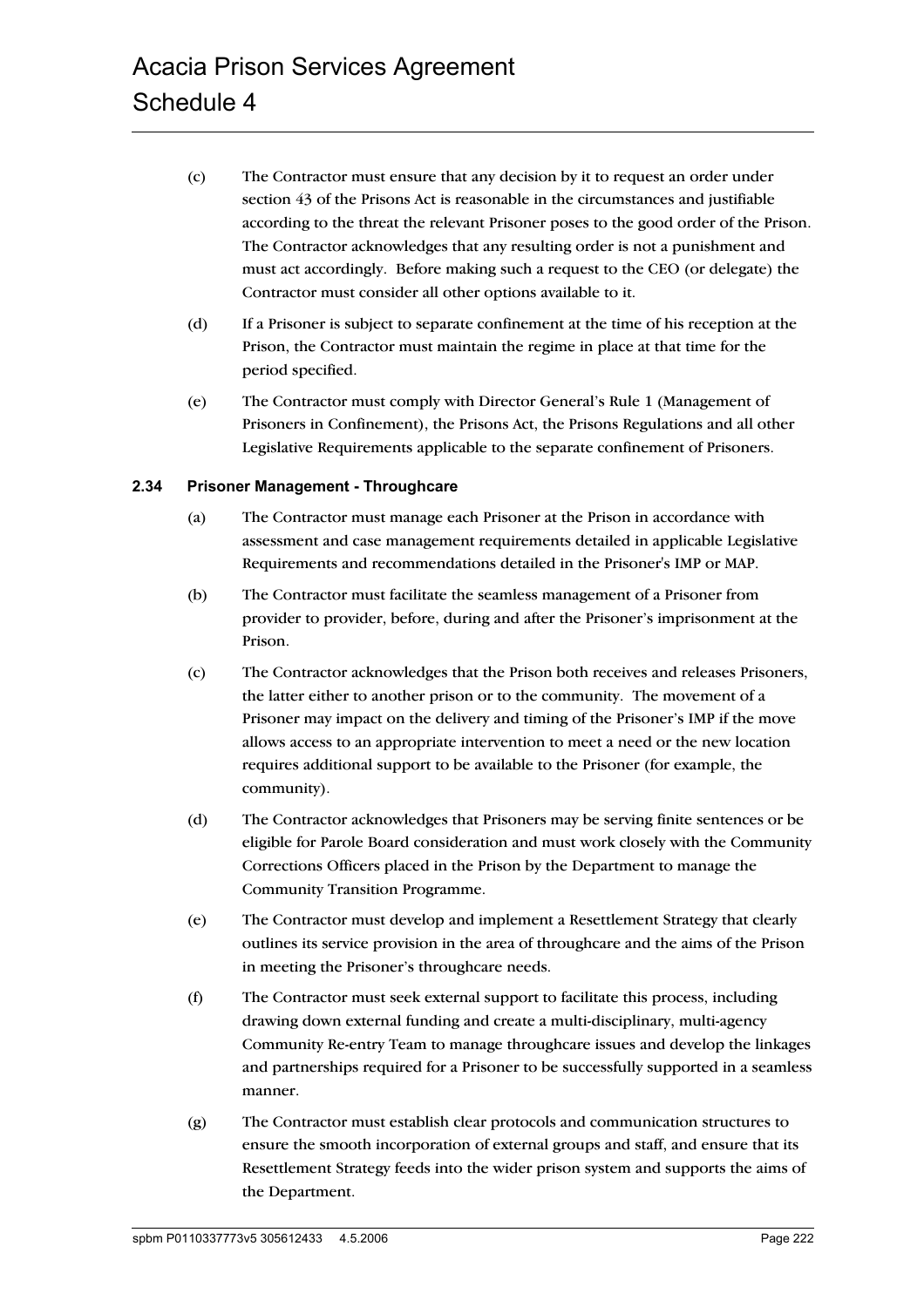(c) The Contractor must ensure that any decision by it to request an order under section 43 of the Prisons Act is reasonable in the circumstances and justifiable according to the threat the relevant Prisoner poses to the good order of the Prison. The Contractor acknowledges that any resulting order is not a punishment and must act accordingly. Before making such a request to the CEO (or delegate) the Contractor must consider all other options available to it.

(d) If a Prisoner is subject to separate confinement at the time of his reception at the Prison, the Contractor must maintain the regime in place at that time for the period specified.

(e) The Contractor must comply with Director General's Rule 1 (Management of Prisoners in Confinement), the Prisons Act, the Prisons Regulations and all other Legislative Requirements applicable to the separate confinement of Prisoners.

### 2.34 Prisoner Management - Throughcare

(a) The Contractor must manage each Prisoner at the Prison in accordance with assessment and case management requirements detailed in applicable Legislative Requirements and recommendations detailed in the Prisoner's IMP or MAP.

(b) The Contractor must facilitate the seamless management of a Prisoner from provider to provider, before, during and after the Prisoner's imprisonment at the Prison.

(c) The Contractor acknowledges that the Prison both receives and releases Prisoners, the latter either to another prison or to the community. The movement of a Prisoner may impact on the delivery and timing of the Prisoner's IMP if the move allows access to an appropriate intervention to meet a need or the new location requires additional support to be available to the Prisoner (for example, the community).

(d) The Contractor acknowledges that Prisoners may be serving finite sentences or be eligible for Parole Board consideration and must work closely with the Community Corrections Officers placed in the Prison by the Department to manage the Community Transition Programme.

(e) The Contractor must develop and implement a Resettlement Strategy that clearly outlines its service provision in the area of throughcare and the aims of the Prison in meeting the Prisoner's throughcare needs.

(f) The Contractor must seek external support to facilitate this process, including drawing down external funding and create a multi-disciplinary, multi-agency Community Re-entry Team to manage throughcare issues and develop the linkages and partnerships required for a Prisoner to be successfully supported in a seamless manner.

(g) The Contractor must establish clear protocols and communication structures to ensure the smooth incorporation of external groups and staff, and ensure that its Resettlement Strategy feeds into the wider prison system and supports the aims of the Department.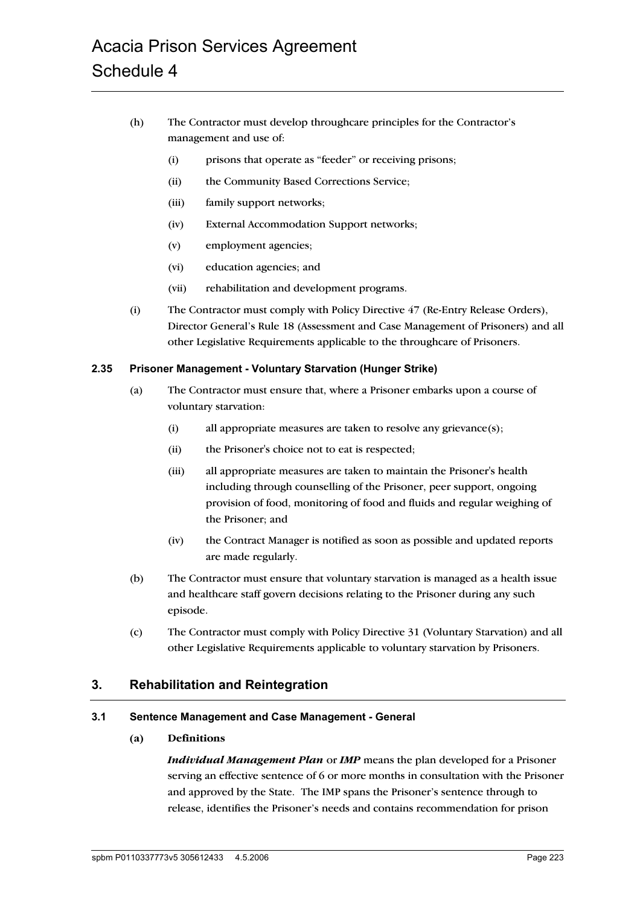(h) The Contractor must develop throughcare principles for the Contractor's management and use of:

(i) prisons that operate as "feeder" or receiving prisons;

(ii) the Community Based Corrections Service;

(iii) family support networks;

(iv) External Accommodation Support networks;

(v) employment agencies;

(vi) education agencies; and

(vii) rehabilitation and development programs.

(i) The Contractor must comply with Policy Directive 47 (Re-Entry Release Orders), Director General's Rule 18 (Assessment and Case Management of Prisoners) and all other Legislative Requirements applicable to the throughcare of Prisoners.

### 2.35 Prisoner Management - Voluntary Starvation (Hunger Strike)

(a) The Contractor must ensure that, where a Prisoner embarks upon a course of voluntary starvation:

(i) all appropriate measures are taken to resolve any grievance(s);

(ii) the Prisoner's choice not to eat is respected;

(iii) all appropriate measures are taken to maintain the Prisoner's health including through counselling of the Prisoner, peer support, ongoing provision of food, monitoring of food and fluids and regular weighing of the Prisoner; and

(iv) the Contract Manager is notified as soon as possible and updated reports are made regularly.

(b) The Contractor must ensure that voluntary starvation is managed as a health issue and healthcare staff govern decisions relating to the Prisoner during any such episode.

(c) The Contractor must comply with Policy Directive 31 (Voluntary Starvation) and all other Legislative Requirements applicable to voluntary starvation by Prisoners.

## 3. Rehabilitation and Reintegration

### 3.1 Sentence Management and Case Management - General

**(a) Definitions**

***Individual Management Plan*** or ***IMP*** means the plan developed for a Prisoner serving an effective sentence of 6 or more months in consultation with the Prisoner and approved by the State. The IMP spans the Prisoner's sentence through to release, identifies the Prisoner's needs and contains recommendation for prison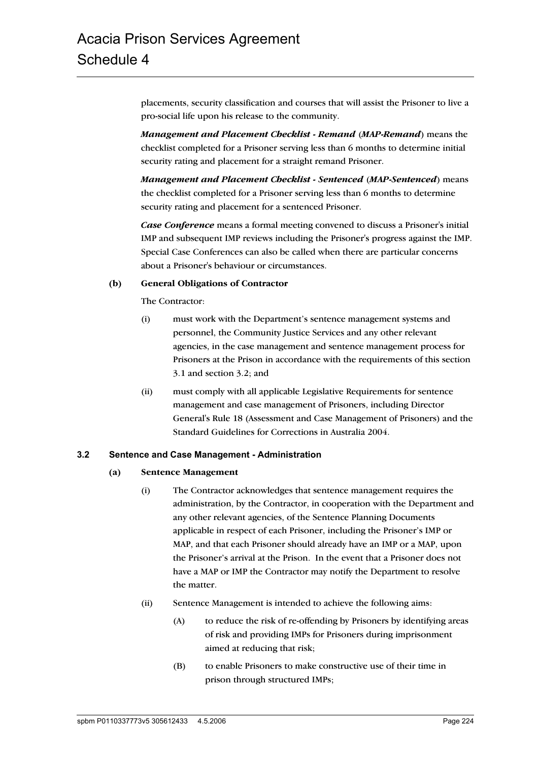placements, security classification and courses that will assist the Prisoner to live a pro-social life upon his release to the community.

***Management and Placement Checklist - Remand*** (***MAP-Remand***) means the checklist completed for a Prisoner serving less than 6 months to determine initial security rating and placement for a straight remand Prisoner.

***Management and Placement Checklist - Sentenced*** (***MAP-Sentenced***) means the checklist completed for a Prisoner serving less than 6 months to determine security rating and placement for a sentenced Prisoner.

***Case Conference*** means a formal meeting convened to discuss a Prisoner's initial IMP and subsequent IMP reviews including the Prisoner's progress against the IMP. Special Case Conferences can also be called when there are particular concerns about a Prisoner's behaviour or circumstances.

**(b) General Obligations of Contractor**

The Contractor:

(i) must work with the Department's sentence management systems and personnel, the Community Justice Services and any other relevant agencies, in the case management and sentence management process for Prisoners at the Prison in accordance with the requirements of this section 3.1 and section 3.2; and

(ii) must comply with all applicable Legislative Requirements for sentence management and case management of Prisoners, including Director General's Rule 18 (Assessment and Case Management of Prisoners) and the Standard Guidelines for Corrections in Australia 2004.

## 3.2 Sentence and Case Management - Administration

**(a) Sentence Management**

(i) The Contractor acknowledges that sentence management requires the administration, by the Contractor, in cooperation with the Department and any other relevant agencies, of the Sentence Planning Documents applicable in respect of each Prisoner, including the Prisoner's IMP or MAP, and that each Prisoner should already have an IMP or a MAP, upon the Prisoner's arrival at the Prison. In the event that a Prisoner does not have a MAP or IMP the Contractor may notify the Department to resolve the matter.

(ii) Sentence Management is intended to achieve the following aims:

(A) to reduce the risk of re-offending by Prisoners by identifying areas of risk and providing IMPs for Prisoners during imprisonment aimed at reducing that risk;

(B) to enable Prisoners to make constructive use of their time in prison through structured IMPs;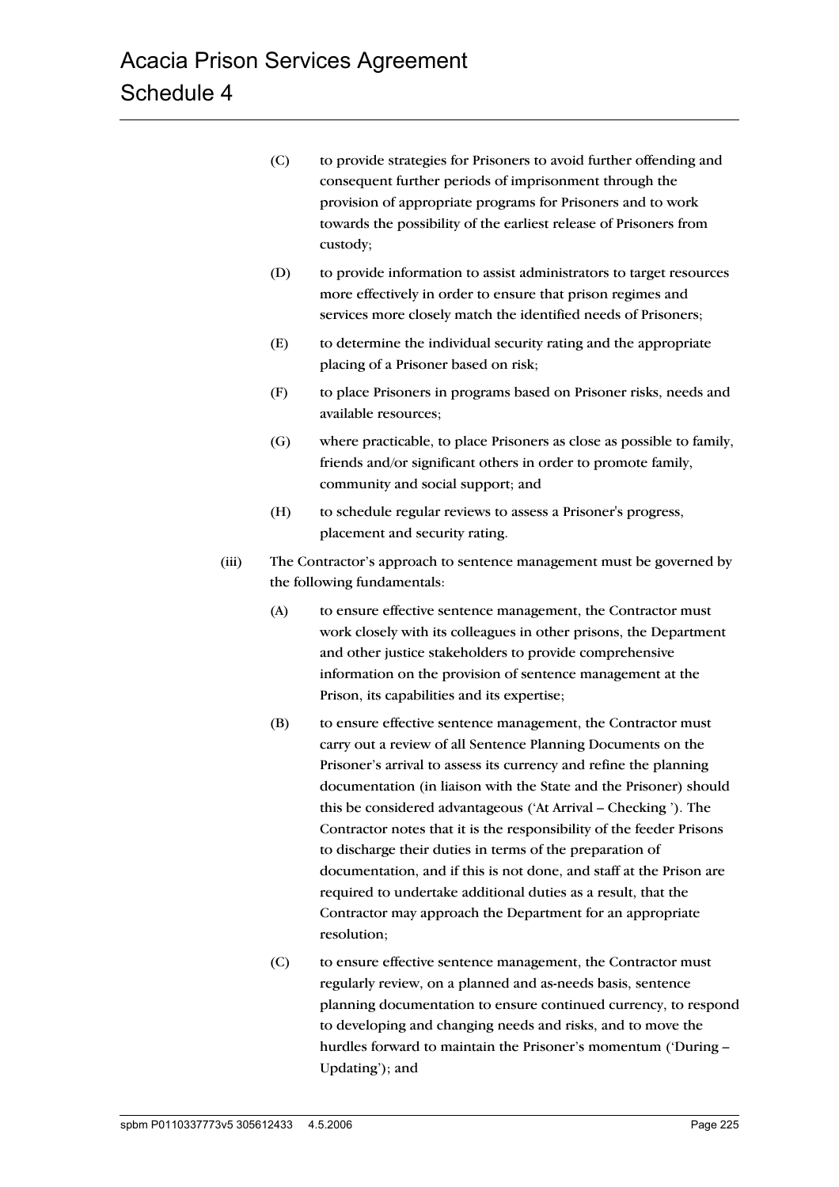(C) to provide strategies for Prisoners to avoid further offending and consequent further periods of imprisonment through the provision of appropriate programs for Prisoners and to work towards the possibility of the earliest release of Prisoners from custody;

(D) to provide information to assist administrators to target resources more effectively in order to ensure that prison regimes and services more closely match the identified needs of Prisoners;

(E) to determine the individual security rating and the appropriate placing of a Prisoner based on risk;

(F) to place Prisoners in programs based on Prisoner risks, needs and available resources;

(G) where practicable, to place Prisoners as close as possible to family, friends and/or significant others in order to promote family, community and social support; and

(H) to schedule regular reviews to assess a Prisoner's progress, placement and security rating.

(iii) The Contractor's approach to sentence management must be governed by the following fundamentals:

(A) to ensure effective sentence management, the Contractor must work closely with its colleagues in other prisons, the Department and other justice stakeholders to provide comprehensive information on the provision of sentence management at the Prison, its capabilities and its expertise;

(B) to ensure effective sentence management, the Contractor must carry out a review of all Sentence Planning Documents on the Prisoner's arrival to assess its currency and refine the planning documentation (in liaison with the State and the Prisoner) should this be considered advantageous ('At Arrival – Checking '). The Contractor notes that it is the responsibility of the feeder Prisons to discharge their duties in terms of the preparation of documentation, and if this is not done, and staff at the Prison are required to undertake additional duties as a result, that the Contractor may approach the Department for an appropriate resolution;

(C) to ensure effective sentence management, the Contractor must regularly review, on a planned and as-needs basis, sentence planning documentation to ensure continued currency, to respond to developing and changing needs and risks, and to move the hurdles forward to maintain the Prisoner's momentum ('During – Updating'); and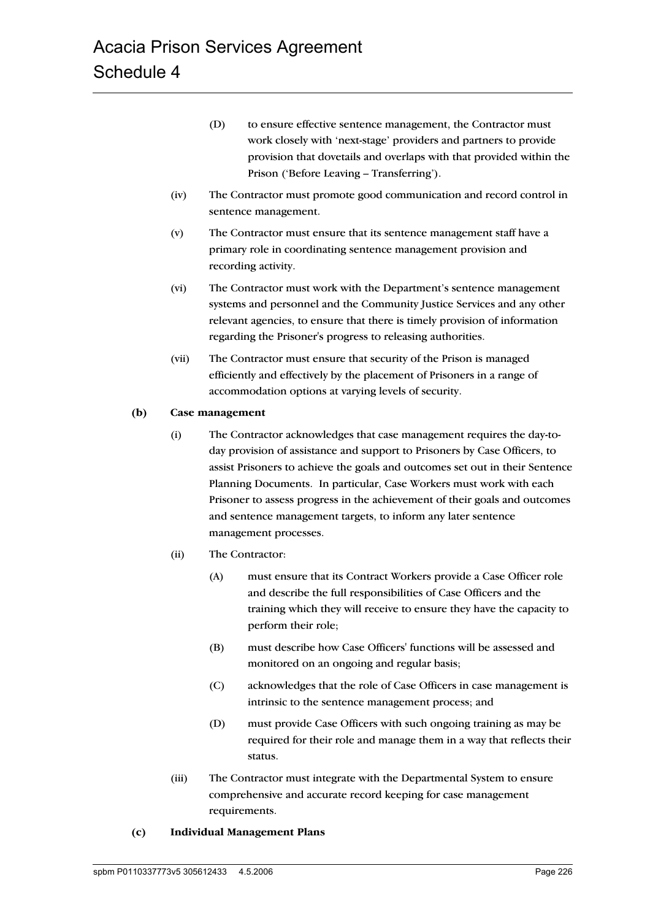(D) to ensure effective sentence management, the Contractor must work closely with 'next-stage' providers and partners to provide provision that dovetails and overlaps with that provided within the Prison ('Before Leaving – Transferring').

(iv) The Contractor must promote good communication and record control in sentence management.

(v) The Contractor must ensure that its sentence management staff have a primary role in coordinating sentence management provision and recording activity.

(vi) The Contractor must work with the Department's sentence management systems and personnel and the Community Justice Services and any other relevant agencies, to ensure that there is timely provision of information regarding the Prisoner's progress to releasing authorities.

(vii) The Contractor must ensure that security of the Prison is managed efficiently and effectively by the placement of Prisoners in a range of accommodation options at varying levels of security.

**(b) Case management**

(i) The Contractor acknowledges that case management requires the day-to-day provision of assistance and support to Prisoners by Case Officers, to assist Prisoners to achieve the goals and outcomes set out in their Sentence Planning Documents. In particular, Case Workers must work with each Prisoner to assess progress in the achievement of their goals and outcomes and sentence management targets, to inform any later sentence management processes.

(ii) The Contractor:

(A) must ensure that its Contract Workers provide a Case Officer role and describe the full responsibilities of Case Officers and the training which they will receive to ensure they have the capacity to perform their role;

(B) must describe how Case Officers' functions will be assessed and monitored on an ongoing and regular basis;

(C) acknowledges that the role of Case Officers in case management is intrinsic to the sentence management process; and

(D) must provide Case Officers with such ongoing training as may be required for their role and manage them in a way that reflects their status.

(iii) The Contractor must integrate with the Departmental System to ensure comprehensive and accurate record keeping for case management requirements.

**(c) Individual Management Plans**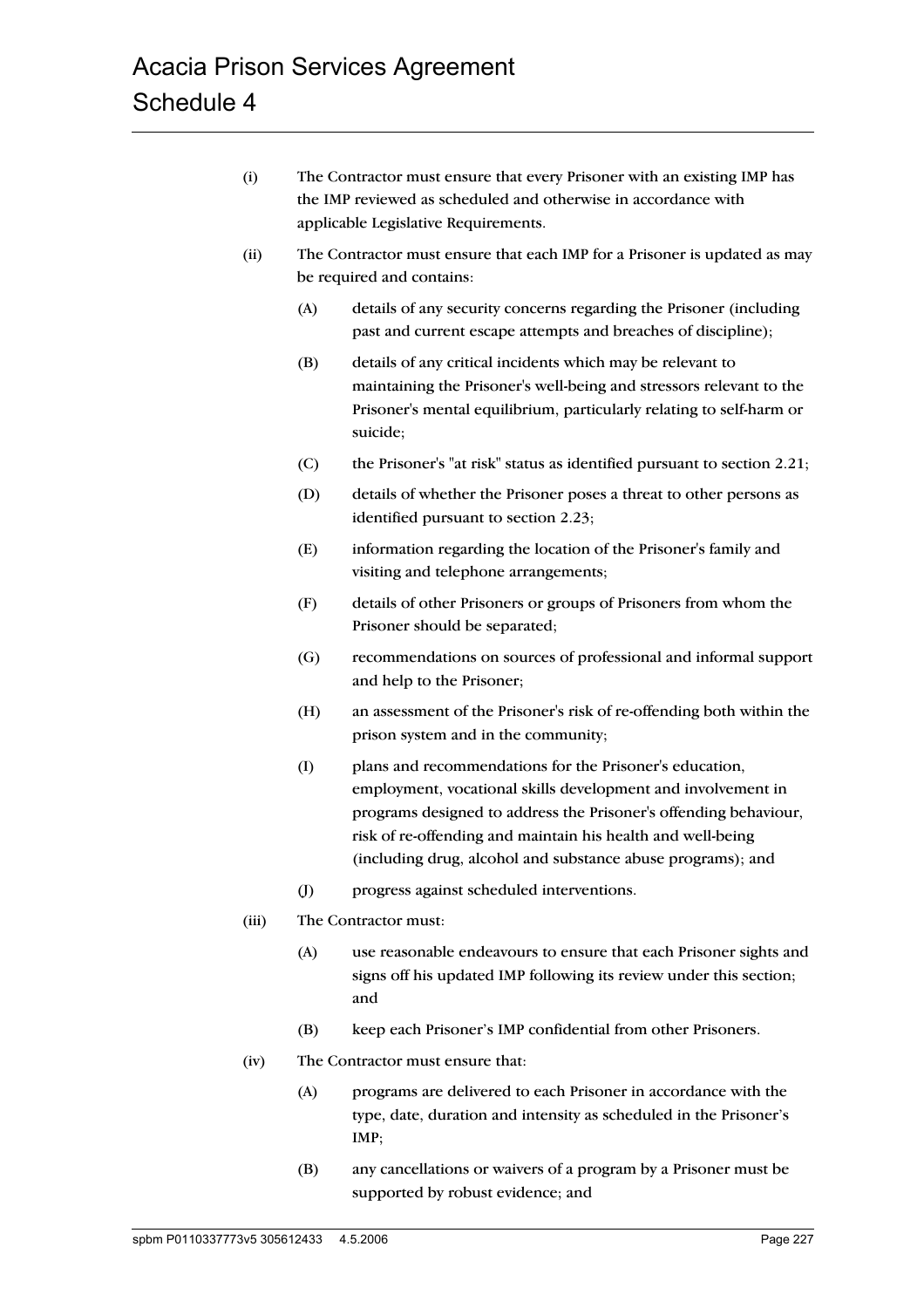(i) The Contractor must ensure that every Prisoner with an existing IMP has the IMP reviewed as scheduled and otherwise in accordance with applicable Legislative Requirements.

(ii) The Contractor must ensure that each IMP for a Prisoner is updated as may be required and contains:

   (A) details of any security concerns regarding the Prisoner (including past and current escape attempts and breaches of discipline);

   (B) details of any critical incidents which may be relevant to maintaining the Prisoner's well-being and stressors relevant to the Prisoner's mental equilibrium, particularly relating to self-harm or suicide;

   (C) the Prisoner's "at risk" status as identified pursuant to section 2.21;

   (D) details of whether the Prisoner poses a threat to other persons as identified pursuant to section 2.23;

   (E) information regarding the location of the Prisoner's family and visiting and telephone arrangements;

   (F) details of other Prisoners or groups of Prisoners from whom the Prisoner should be separated;

   (G) recommendations on sources of professional and informal support and help to the Prisoner;

   (H) an assessment of the Prisoner's risk of re-offending both within the prison system and in the community;

   (I) plans and recommendations for the Prisoner's education, employment, vocational skills development and involvement in programs designed to address the Prisoner's offending behaviour, risk of re-offending and maintain his health and well-being (including drug, alcohol and substance abuse programs); and

   (J) progress against scheduled interventions.

(iii) The Contractor must:

   (A) use reasonable endeavours to ensure that each Prisoner sights and signs off his updated IMP following its review under this section; and

   (B) keep each Prisoner's IMP confidential from other Prisoners.

(iv) The Contractor must ensure that:

   (A) programs are delivered to each Prisoner in accordance with the type, date, duration and intensity as scheduled in the Prisoner's IMP;

   (B) any cancellations or waivers of a program by a Prisoner must be supported by robust evidence; and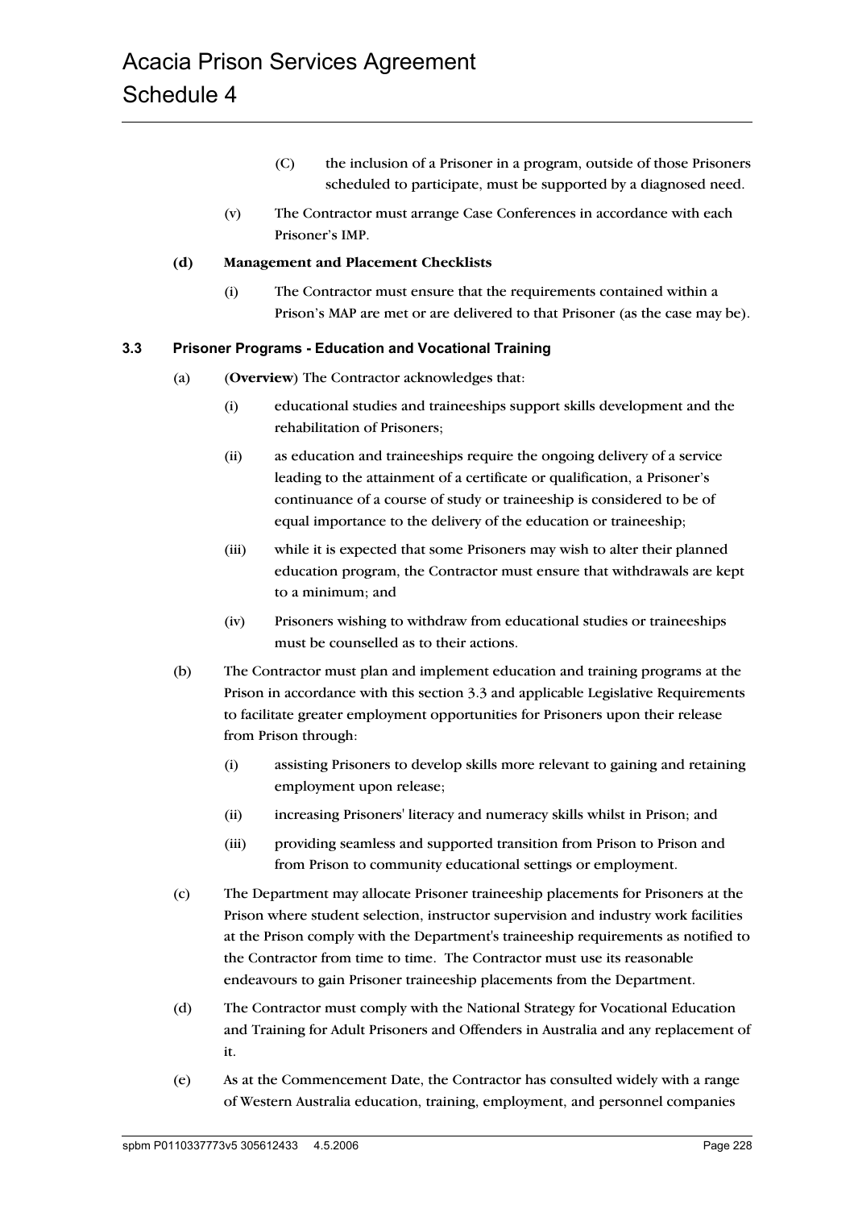(C) the inclusion of a Prisoner in a program, outside of those Prisoners scheduled to participate, must be supported by a diagnosed need.

(v) The Contractor must arrange Case Conferences in accordance with each Prisoner's IMP.

**(d) Management and Placement Checklists**

(i) The Contractor must ensure that the requirements contained within a Prison's MAP are met or are delivered to that Prisoner (as the case may be).

### 3.3 Prisoner Programs - Education and Vocational Training

(a) (**Overview**) The Contractor acknowledges that:

(i) educational studies and traineeships support skills development and the rehabilitation of Prisoners;

(ii) as education and traineeships require the ongoing delivery of a service leading to the attainment of a certificate or qualification, a Prisoner's continuance of a course of study or traineeship is considered to be of equal importance to the delivery of the education or traineeship;

(iii) while it is expected that some Prisoners may wish to alter their planned education program, the Contractor must ensure that withdrawals are kept to a minimum; and

(iv) Prisoners wishing to withdraw from educational studies or traineeships must be counselled as to their actions.

(b) The Contractor must plan and implement education and training programs at the Prison in accordance with this section 3.3 and applicable Legislative Requirements to facilitate greater employment opportunities for Prisoners upon their release from Prison through:

(i) assisting Prisoners to develop skills more relevant to gaining and retaining employment upon release;

(ii) increasing Prisoners' literacy and numeracy skills whilst in Prison; and

(iii) providing seamless and supported transition from Prison to Prison and from Prison to community educational settings or employment.

(c) The Department may allocate Prisoner traineeship placements for Prisoners at the Prison where student selection, instructor supervision and industry work facilities at the Prison comply with the Department's traineeship requirements as notified to the Contractor from time to time. The Contractor must use its reasonable endeavours to gain Prisoner traineeship placements from the Department.

(d) The Contractor must comply with the National Strategy for Vocational Education and Training for Adult Prisoners and Offenders in Australia and any replacement of it.

(e) As at the Commencement Date, the Contractor has consulted widely with a range of Western Australia education, training, employment, and personnel companies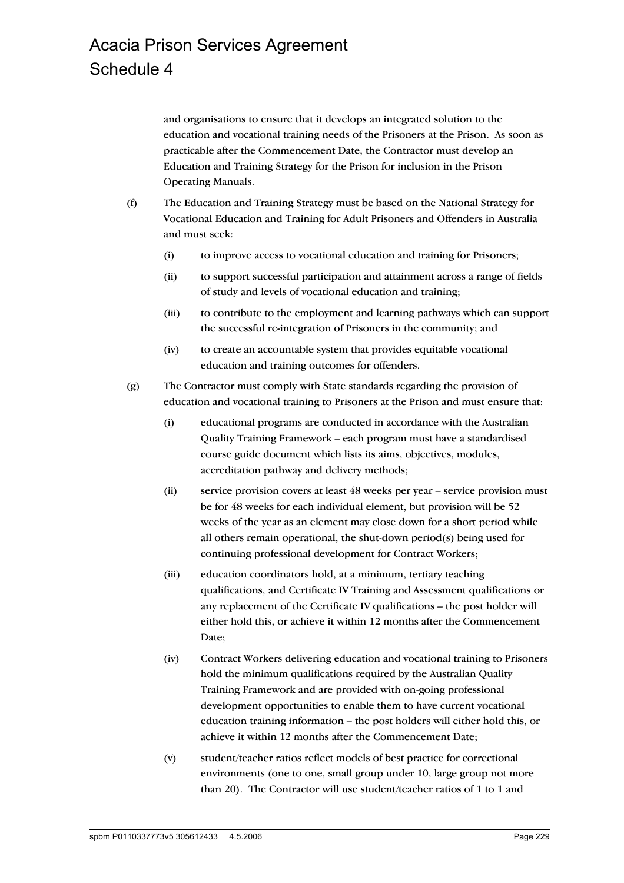and organisations to ensure that it develops an integrated solution to the education and vocational training needs of the Prisoners at the Prison. As soon as practicable after the Commencement Date, the Contractor must develop an Education and Training Strategy for the Prison for inclusion in the Prison Operating Manuals.

(f) The Education and Training Strategy must be based on the National Strategy for Vocational Education and Training for Adult Prisoners and Offenders in Australia and must seek:

(i) to improve access to vocational education and training for Prisoners;

(ii) to support successful participation and attainment across a range of fields of study and levels of vocational education and training;

(iii) to contribute to the employment and learning pathways which can support the successful re-integration of Prisoners in the community; and

(iv) to create an accountable system that provides equitable vocational education and training outcomes for offenders.

(g) The Contractor must comply with State standards regarding the provision of education and vocational training to Prisoners at the Prison and must ensure that:

(i) educational programs are conducted in accordance with the Australian Quality Training Framework – each program must have a standardised course guide document which lists its aims, objectives, modules, accreditation pathway and delivery methods;

(ii) service provision covers at least 48 weeks per year – service provision must be for 48 weeks for each individual element, but provision will be 52 weeks of the year as an element may close down for a short period while all others remain operational, the shut-down period(s) being used for continuing professional development for Contract Workers;

(iii) education coordinators hold, at a minimum, tertiary teaching qualifications, and Certificate IV Training and Assessment qualifications or any replacement of the Certificate IV qualifications – the post holder will either hold this, or achieve it within 12 months after the Commencement Date;

(iv) Contract Workers delivering education and vocational training to Prisoners hold the minimum qualifications required by the Australian Quality Training Framework and are provided with on-going professional development opportunities to enable them to have current vocational education training information – the post holders will either hold this, or achieve it within 12 months after the Commencement Date;

(v) student/teacher ratios reflect models of best practice for correctional environments (one to one, small group under 10, large group not more than 20). The Contractor will use student/teacher ratios of 1 to 1 and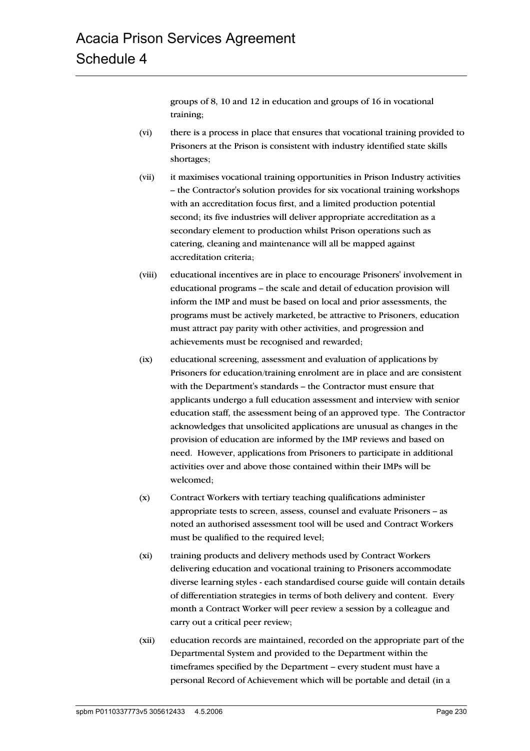groups of 8, 10 and 12 in education and groups of 16 in vocational training;

(vi) there is a process in place that ensures that vocational training provided to Prisoners at the Prison is consistent with industry identified state skills shortages;

(vii) it maximises vocational training opportunities in Prison Industry activities – the Contractor's solution provides for six vocational training workshops with an accreditation focus first, and a limited production potential second; its five industries will deliver appropriate accreditation as a secondary element to production whilst Prison operations such as catering, cleaning and maintenance will all be mapped against accreditation criteria;

(viii) educational incentives are in place to encourage Prisoners' involvement in educational programs – the scale and detail of education provision will inform the IMP and must be based on local and prior assessments, the programs must be actively marketed, be attractive to Prisoners, education must attract pay parity with other activities, and progression and achievements must be recognised and rewarded;

(ix) educational screening, assessment and evaluation of applications by Prisoners for education/training enrolment are in place and are consistent with the Department's standards – the Contractor must ensure that applicants undergo a full education assessment and interview with senior education staff, the assessment being of an approved type. The Contractor acknowledges that unsolicited applications are unusual as changes in the provision of education are informed by the IMP reviews and based on need. However, applications from Prisoners to participate in additional activities over and above those contained within their IMPs will be welcomed;

(x) Contract Workers with tertiary teaching qualifications administer appropriate tests to screen, assess, counsel and evaluate Prisoners – as noted an authorised assessment tool will be used and Contract Workers must be qualified to the required level;

(xi) training products and delivery methods used by Contract Workers delivering education and vocational training to Prisoners accommodate diverse learning styles - each standardised course guide will contain details of differentiation strategies in terms of both delivery and content. Every month a Contract Worker will peer review a session by a colleague and carry out a critical peer review;

(xii) education records are maintained, recorded on the appropriate part of the Departmental System and provided to the Department within the timeframes specified by the Department – every student must have a personal Record of Achievement which will be portable and detail (in a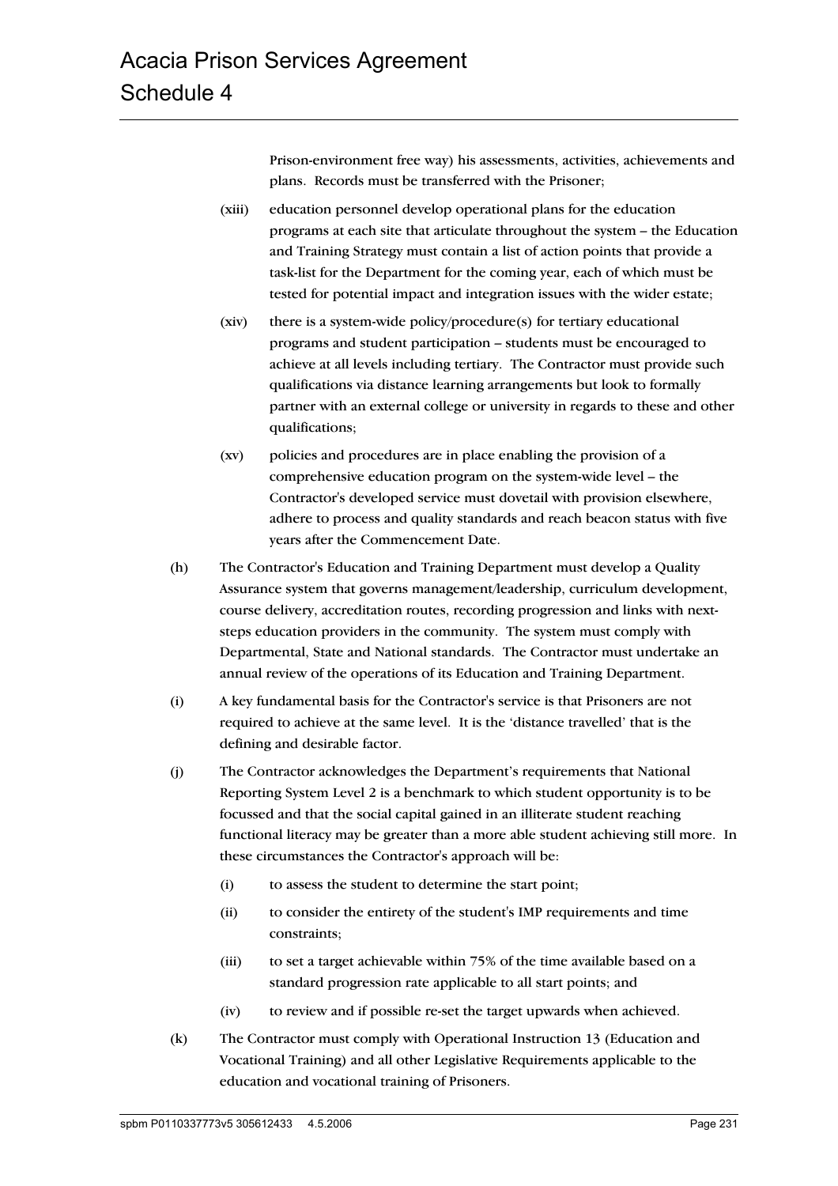Prison-environment free way) his assessments, activities, achievements and plans. Records must be transferred with the Prisoner;

(xiii) education personnel develop operational plans for the education programs at each site that articulate throughout the system – the Education and Training Strategy must contain a list of action points that provide a task-list for the Department for the coming year, each of which must be tested for potential impact and integration issues with the wider estate;

(xiv) there is a system-wide policy/procedure(s) for tertiary educational programs and student participation – students must be encouraged to achieve at all levels including tertiary. The Contractor must provide such qualifications via distance learning arrangements but look to formally partner with an external college or university in regards to these and other qualifications;

(xv) policies and procedures are in place enabling the provision of a comprehensive education program on the system-wide level – the Contractor's developed service must dovetail with provision elsewhere, adhere to process and quality standards and reach beacon status with five years after the Commencement Date.

(h) The Contractor's Education and Training Department must develop a Quality Assurance system that governs management/leadership, curriculum development, course delivery, accreditation routes, recording progression and links with next-steps education providers in the community. The system must comply with Departmental, State and National standards. The Contractor must undertake an annual review of the operations of its Education and Training Department.

(i) A key fundamental basis for the Contractor's service is that Prisoners are not required to achieve at the same level. It is the 'distance travelled' that is the defining and desirable factor.

(j) The Contractor acknowledges the Department's requirements that National Reporting System Level 2 is a benchmark to which student opportunity is to be focussed and that the social capital gained in an illiterate student reaching functional literacy may be greater than a more able student achieving still more. In these circumstances the Contractor's approach will be:

(i) to assess the student to determine the start point;

(ii) to consider the entirety of the student's IMP requirements and time constraints;

(iii) to set a target achievable within 75% of the time available based on a standard progression rate applicable to all start points; and

(iv) to review and if possible re-set the target upwards when achieved.

(k) The Contractor must comply with Operational Instruction 13 (Education and Vocational Training) and all other Legislative Requirements applicable to the education and vocational training of Prisoners.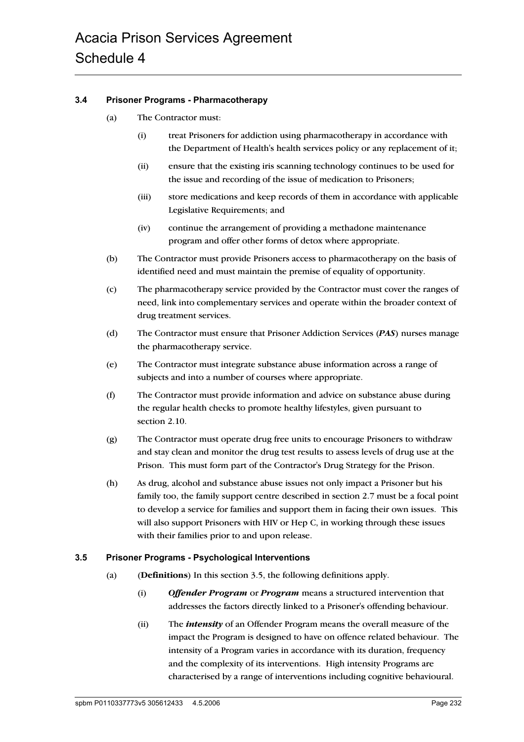### 3.4 Prisoner Programs - Pharmacotherapy

(a) The Contractor must:

(i) treat Prisoners for addiction using pharmacotherapy in accordance with the Department of Health's health services policy or any replacement of it;

(ii) ensure that the existing iris scanning technology continues to be used for the issue and recording of the issue of medication to Prisoners;

(iii) store medications and keep records of them in accordance with applicable Legislative Requirements; and

(iv) continue the arrangement of providing a methadone maintenance program and offer other forms of detox where appropriate.

(b) The Contractor must provide Prisoners access to pharmacotherapy on the basis of identified need and must maintain the premise of equality of opportunity.

(c) The pharmacotherapy service provided by the Contractor must cover the ranges of need, link into complementary services and operate within the broader context of drug treatment services.

(d) The Contractor must ensure that Prisoner Addiction Services (***PAS***) nurses manage the pharmacotherapy service.

(e) The Contractor must integrate substance abuse information across a range of subjects and into a number of courses where appropriate.

(f) The Contractor must provide information and advice on substance abuse during the regular health checks to promote healthy lifestyles, given pursuant to section 2.10.

(g) The Contractor must operate drug free units to encourage Prisoners to withdraw and stay clean and monitor the drug test results to assess levels of drug use at the Prison. This must form part of the Contractor's Drug Strategy for the Prison.

(h) As drug, alcohol and substance abuse issues not only impact a Prisoner but his family too, the family support centre described in section 2.7 must be a focal point to develop a service for families and support them in facing their own issues. This will also support Prisoners with HIV or Hep C, in working through these issues with their families prior to and upon release.

### 3.5 Prisoner Programs - Psychological Interventions

(a) (**Definitions**) In this section 3.5, the following definitions apply.

(i) ***Offender Program*** or ***Program*** means a structured intervention that addresses the factors directly linked to a Prisoner's offending behaviour.

(ii) The ***intensity*** of an Offender Program means the overall measure of the impact the Program is designed to have on offence related behaviour. The intensity of a Program varies in accordance with its duration, frequency and the complexity of its interventions. High intensity Programs are characterised by a range of interventions including cognitive behavioural.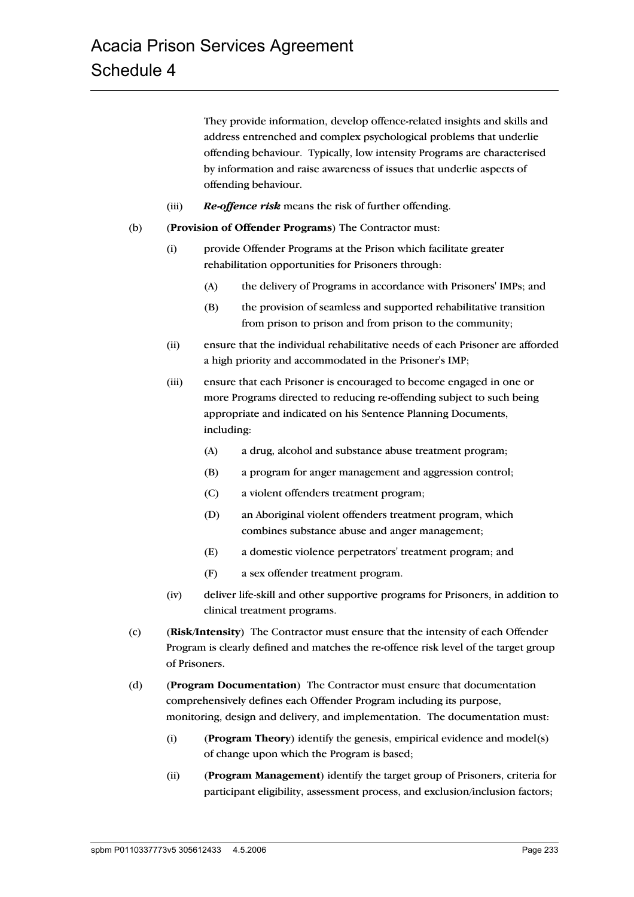They provide information, develop offence-related insights and skills and address entrenched and complex psychological problems that underlie offending behaviour. Typically, low intensity Programs are characterised by information and raise awareness of issues that underlie aspects of offending behaviour.

(iii) ***Re-offence risk*** means the risk of further offending.

(b) (**Provision of Offender Programs**) The Contractor must:

(i) provide Offender Programs at the Prison which facilitate greater rehabilitation opportunities for Prisoners through:

(A) the delivery of Programs in accordance with Prisoners' IMPs; and

(B) the provision of seamless and supported rehabilitative transition from prison to prison and from prison to the community;

(ii) ensure that the individual rehabilitative needs of each Prisoner are afforded a high priority and accommodated in the Prisoner's IMP;

(iii) ensure that each Prisoner is encouraged to become engaged in one or more Programs directed to reducing re-offending subject to such being appropriate and indicated on his Sentence Planning Documents, including:

(A) a drug, alcohol and substance abuse treatment program;

(B) a program for anger management and aggression control;

(C) a violent offenders treatment program;

(D) an Aboriginal violent offenders treatment program, which combines substance abuse and anger management;

(E) a domestic violence perpetrators' treatment program; and

(F) a sex offender treatment program.

(iv) deliver life-skill and other supportive programs for Prisoners, in addition to clinical treatment programs.

(c) (**Risk/Intensity**) The Contractor must ensure that the intensity of each Offender Program is clearly defined and matches the re-offence risk level of the target group of Prisoners.

(d) (**Program Documentation**) The Contractor must ensure that documentation comprehensively defines each Offender Program including its purpose, monitoring, design and delivery, and implementation. The documentation must:

(i) (**Program Theory**) identify the genesis, empirical evidence and model(s) of change upon which the Program is based;

(ii) (**Program Management**) identify the target group of Prisoners, criteria for participant eligibility, assessment process, and exclusion/inclusion factors;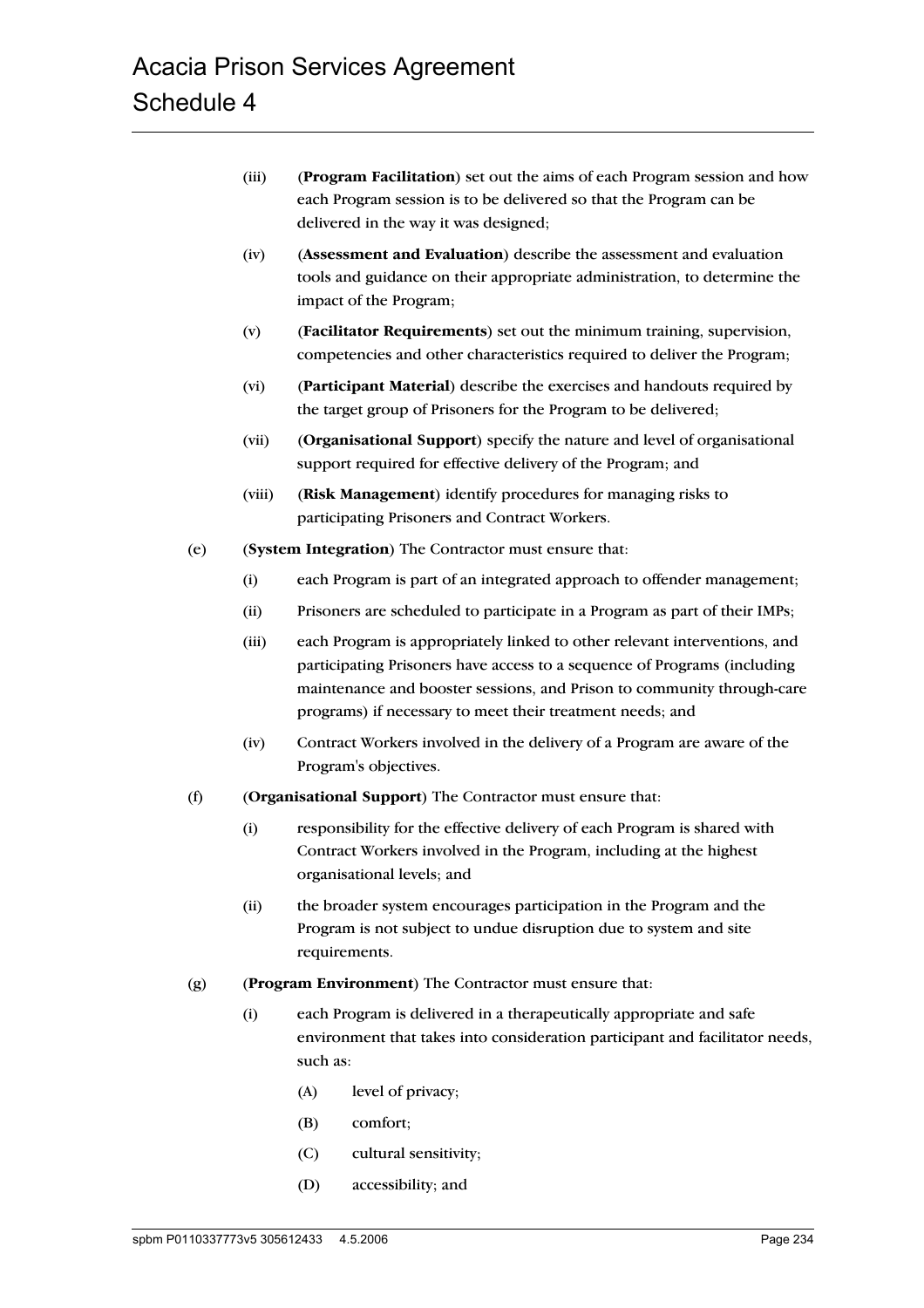(iii) (**Program Facilitation**) set out the aims of each Program session and how each Program session is to be delivered so that the Program can be delivered in the way it was designed;

(iv) (**Assessment and Evaluation**) describe the assessment and evaluation tools and guidance on their appropriate administration, to determine the impact of the Program;

(v) (**Facilitator Requirements**) set out the minimum training, supervision, competencies and other characteristics required to deliver the Program;

(vi) (**Participant Material**) describe the exercises and handouts required by the target group of Prisoners for the Program to be delivered;

(vii) (**Organisational Support**) specify the nature and level of organisational support required for effective delivery of the Program; and

(viii) (**Risk Management**) identify procedures for managing risks to participating Prisoners and Contract Workers.

(e) (**System Integration**) The Contractor must ensure that:

(i) each Program is part of an integrated approach to offender management;

(ii) Prisoners are scheduled to participate in a Program as part of their IMPs;

(iii) each Program is appropriately linked to other relevant interventions, and participating Prisoners have access to a sequence of Programs (including maintenance and booster sessions, and Prison to community through-care programs) if necessary to meet their treatment needs; and

(iv) Contract Workers involved in the delivery of a Program are aware of the Program's objectives.

(f) (**Organisational Support**) The Contractor must ensure that:

(i) responsibility for the effective delivery of each Program is shared with Contract Workers involved in the Program, including at the highest organisational levels; and

(ii) the broader system encourages participation in the Program and the Program is not subject to undue disruption due to system and site requirements.

(g) (**Program Environment**) The Contractor must ensure that:

(i) each Program is delivered in a therapeutically appropriate and safe environment that takes into consideration participant and facilitator needs, such as:

(A) level of privacy;

(B) comfort;

(C) cultural sensitivity;

(D) accessibility; and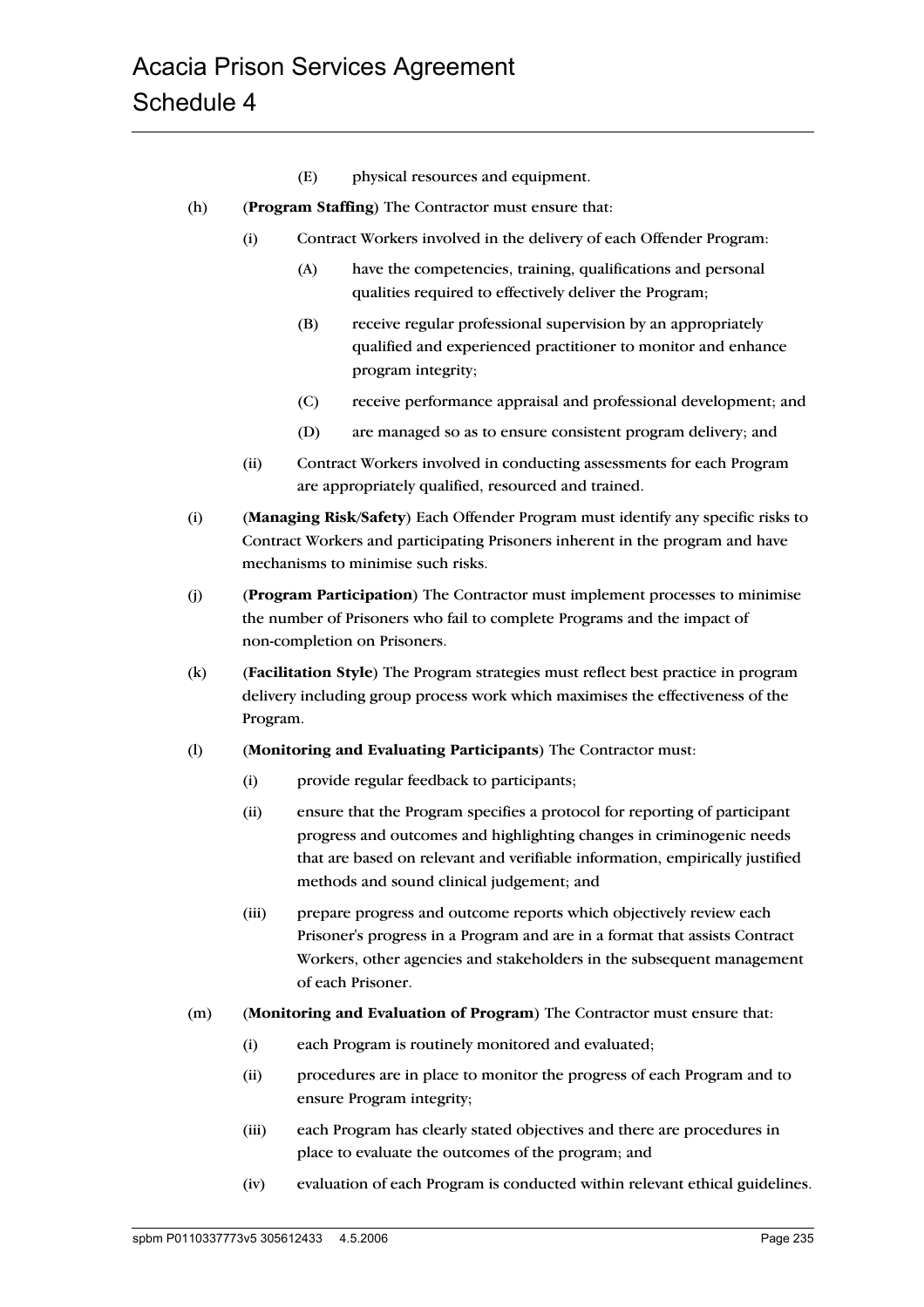(E) physical resources and equipment.

(h) (**Program Staffing**) The Contractor must ensure that:

(i) Contract Workers involved in the delivery of each Offender Program:

(A) have the competencies, training, qualifications and personal qualities required to effectively deliver the Program;

(B) receive regular professional supervision by an appropriately qualified and experienced practitioner to monitor and enhance program integrity;

(C) receive performance appraisal and professional development; and

(D) are managed so as to ensure consistent program delivery; and

(ii) Contract Workers involved in conducting assessments for each Program are appropriately qualified, resourced and trained.

(i) (**Managing Risk/Safety**) Each Offender Program must identify any specific risks to Contract Workers and participating Prisoners inherent in the program and have mechanisms to minimise such risks.

(j) (**Program Participation**) The Contractor must implement processes to minimise the number of Prisoners who fail to complete Programs and the impact of non-completion on Prisoners.

(k) (**Facilitation Style**) The Program strategies must reflect best practice in program delivery including group process work which maximises the effectiveness of the Program.

(l) (**Monitoring and Evaluating Participants**) The Contractor must:

(i) provide regular feedback to participants;

(ii) ensure that the Program specifies a protocol for reporting of participant progress and outcomes and highlighting changes in criminogenic needs that are based on relevant and verifiable information, empirically justified methods and sound clinical judgement; and

(iii) prepare progress and outcome reports which objectively review each Prisoner's progress in a Program and are in a format that assists Contract Workers, other agencies and stakeholders in the subsequent management of each Prisoner.

(m) (**Monitoring and Evaluation of Program**) The Contractor must ensure that:

(i) each Program is routinely monitored and evaluated;

(ii) procedures are in place to monitor the progress of each Program and to ensure Program integrity;

(iii) each Program has clearly stated objectives and there are procedures in place to evaluate the outcomes of the program; and

(iv) evaluation of each Program is conducted within relevant ethical guidelines.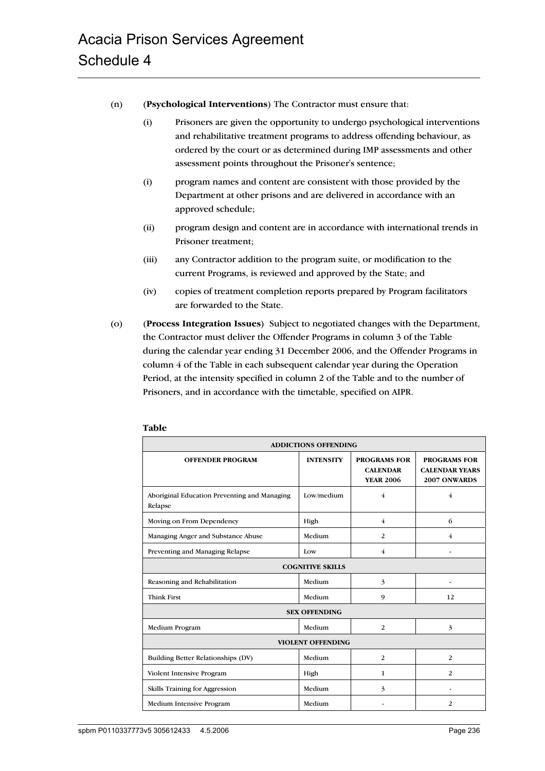(n) (**Psychological Interventions**) The Contractor must ensure that:

(i) Prisoners are given the opportunity to undergo psychological interventions and rehabilitative treatment programs to address offending behaviour, as ordered by the court or as determined during IMP assessments and other assessment points throughout the Prisoner's sentence;

(i) program names and content are consistent with those provided by the Department at other prisons and are delivered in accordance with an approved schedule;

(ii) program design and content are in accordance with international trends in Prisoner treatment;

(iii) any Contractor addition to the program suite, or modification to the current Programs, is reviewed and approved by the State; and

(iv) copies of treatment completion reports prepared by Program facilitators are forwarded to the State.

(o) (**Process Integration Issues**) Subject to negotiated changes with the Department, the Contractor must deliver the Offender Programs in column 3 of the Table during the calendar year ending 31 December 2006, and the Offender Programs in column 4 of the Table in each subsequent calendar year during the Operation Period, at the intensity specified in column 2 of the Table and to the number of Prisoners, and in accordance with the timetable, specified on AIPR.

**Table**

| OFFENDER PROGRAM | INTENSITY | PROGRAMS FOR CALENDAR YEAR 2006 | PROGRAMS FOR CALENDAR YEARS 2007 ONWARDS |
|---|---|---|---|
| **ADDICTIONS OFFENDING** | | | |
| Aboriginal Education Preventing and Managing Relapse | Low/medium | 4 | 4 |
| Moving on From Dependency | High | 4 | 6 |
| Managing Anger and Substance Abuse | Medium | 2 | 4 |
| Preventing and Managing Relapse | Low | 4 | - |
| **COGNITIVE SKILLS** | | | |
| Reasoning and Rehabilitation | Medium | 3 | - |
| Think First | Medium | 9 | 12 |
| **SEX OFFENDING** | | | |
| Medium Program | Medium | 2 | 3 |
| **VIOLENT OFFENDING** | | | |
| Building Better Relationships (DV) | Medium | 2 | 2 |
| Violent Intensive Program | High | 1 | 2 |
| Skills Training for Aggression | Medium | 3 | - |
| Medium Intensive Program | Medium | - | 2 |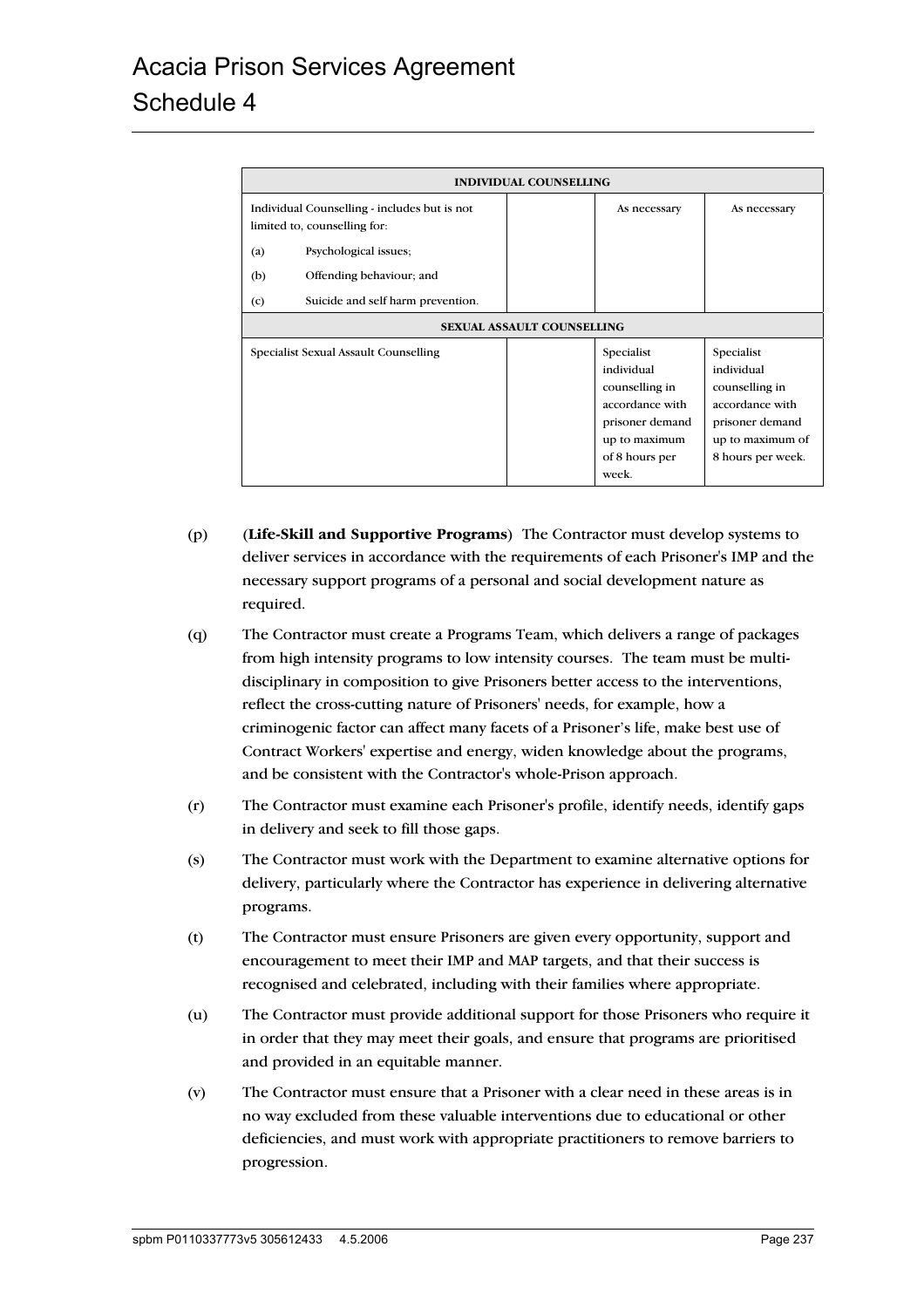| INDIVIDUAL COUNSELLING | | | |
|---|---|---|---|
| Individual Counselling - includes but is not limited to, counselling for:<br>(a) Psychological issues;<br>(b) Offending behaviour; and<br>(c) Suicide and self harm prevention. | | As necessary | As necessary |
| **SEXUAL ASSAULT COUNSELLING** | | | |
| Specialist Sexual Assault Counselling | | Specialist individual counselling in accordance with prisoner demand up to maximum of 8 hours per week. | Specialist individual counselling in accordance with prisoner demand up to maximum of 8 hours per week. |

(p) (**Life-Skill and Supportive Programs**) The Contractor must develop systems to deliver services in accordance with the requirements of each Prisoner's IMP and the necessary support programs of a personal and social development nature as required.

(q) The Contractor must create a Programs Team, which delivers a range of packages from high intensity programs to low intensity courses. The team must be multi-disciplinary in composition to give Prisoners better access to the interventions, reflect the cross-cutting nature of Prisoners' needs, for example, how a criminogenic factor can affect many facets of a Prisoner's life, make best use of Contract Workers' expertise and energy, widen knowledge about the programs, and be consistent with the Contractor's whole-Prison approach.

(r) The Contractor must examine each Prisoner's profile, identify needs, identify gaps in delivery and seek to fill those gaps.

(s) The Contractor must work with the Department to examine alternative options for delivery, particularly where the Contractor has experience in delivering alternative programs.

(t) The Contractor must ensure Prisoners are given every opportunity, support and encouragement to meet their IMP and MAP targets, and that their success is recognised and celebrated, including with their families where appropriate.

(u) The Contractor must provide additional support for those Prisoners who require it in order that they may meet their goals, and ensure that programs are prioritised and provided in an equitable manner.

(v) The Contractor must ensure that a Prisoner with a clear need in these areas is in no way excluded from these valuable interventions due to educational or other deficiencies, and must work with appropriate practitioners to remove barriers to progression.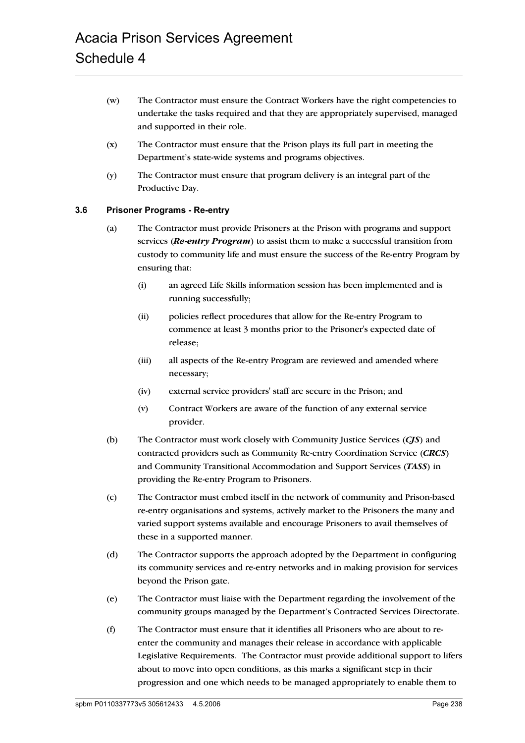(w) The Contractor must ensure the Contract Workers have the right competencies to undertake the tasks required and that they are appropriately supervised, managed and supported in their role.

(x) The Contractor must ensure that the Prison plays its full part in meeting the Department's state-wide systems and programs objectives.

(y) The Contractor must ensure that program delivery is an integral part of the Productive Day.

### 3.6 Prisoner Programs - Re-entry

(a) The Contractor must provide Prisoners at the Prison with programs and support services (***Re-entry Program***) to assist them to make a successful transition from custody to community life and must ensure the success of the Re-entry Program by ensuring that:

  (i) an agreed Life Skills information session has been implemented and is running successfully;

  (ii) policies reflect procedures that allow for the Re-entry Program to commence at least 3 months prior to the Prisoner's expected date of release;

  (iii) all aspects of the Re-entry Program are reviewed and amended where necessary;

  (iv) external service providers' staff are secure in the Prison; and

  (v) Contract Workers are aware of the function of any external service provider.

(b) The Contractor must work closely with Community Justice Services (***CJS***) and contracted providers such as Community Re-entry Coordination Service (***CRCS***) and Community Transitional Accommodation and Support Services (***TASS***) in providing the Re-entry Program to Prisoners.

(c) The Contractor must embed itself in the network of community and Prison-based re-entry organisations and systems, actively market to the Prisoners the many and varied support systems available and encourage Prisoners to avail themselves of these in a supported manner.

(d) The Contractor supports the approach adopted by the Department in configuring its community services and re-entry networks and in making provision for services beyond the Prison gate.

(e) The Contractor must liaise with the Department regarding the involvement of the community groups managed by the Department's Contracted Services Directorate.

(f) The Contractor must ensure that it identifies all Prisoners who are about to re-enter the community and manages their release in accordance with applicable Legislative Requirements. The Contractor must provide additional support to lifers about to move into open conditions, as this marks a significant step in their progression and one which needs to be managed appropriately to enable them to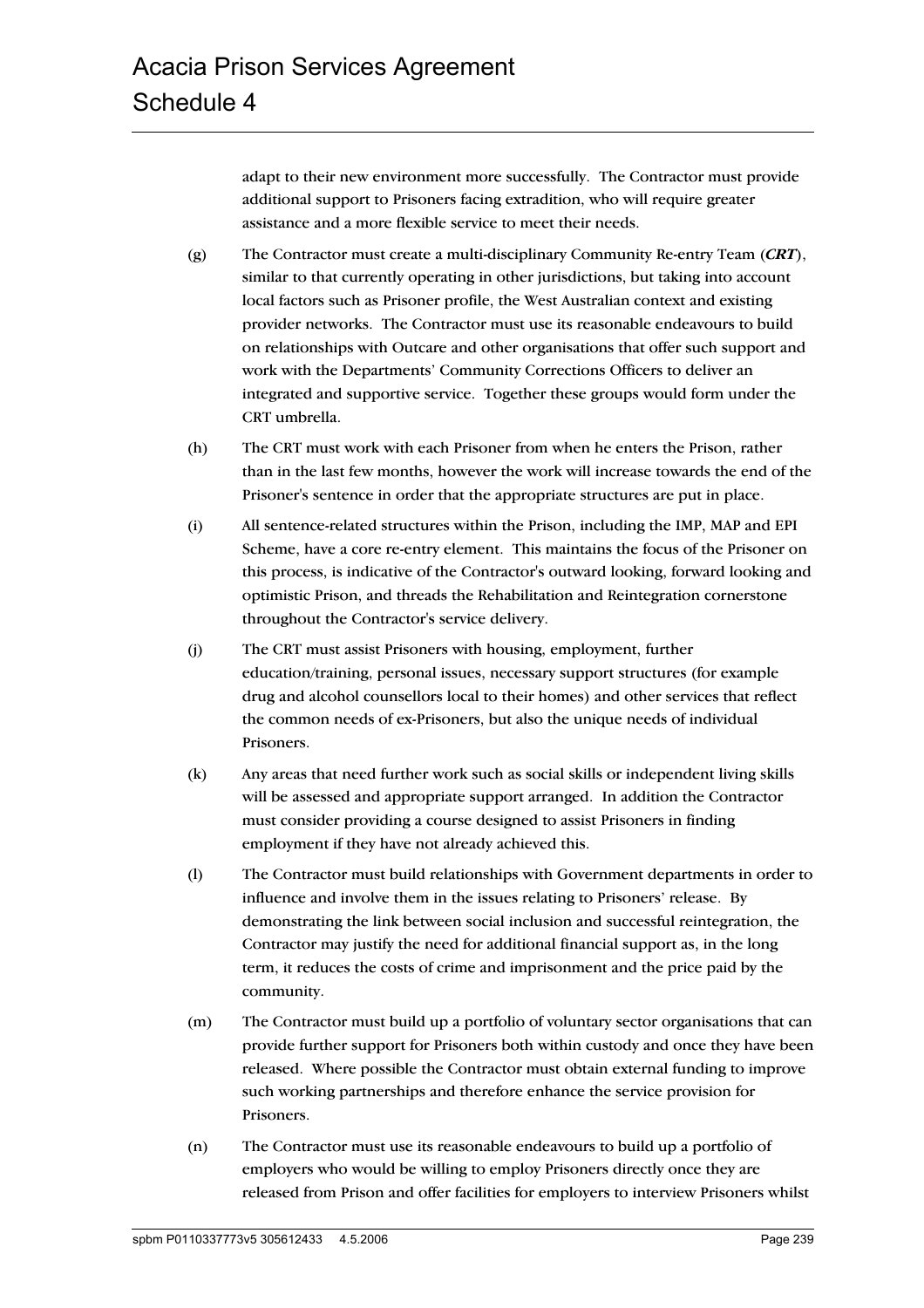adapt to their new environment more successfully. The Contractor must provide additional support to Prisoners facing extradition, who will require greater assistance and a more flexible service to meet their needs.

(g) The Contractor must create a multi-disciplinary Community Re-entry Team (***CRT***), similar to that currently operating in other jurisdictions, but taking into account local factors such as Prisoner profile, the West Australian context and existing provider networks. The Contractor must use its reasonable endeavours to build on relationships with Outcare and other organisations that offer such support and work with the Departments' Community Corrections Officers to deliver an integrated and supportive service. Together these groups would form under the CRT umbrella.

(h) The CRT must work with each Prisoner from when he enters the Prison, rather than in the last few months, however the work will increase towards the end of the Prisoner's sentence in order that the appropriate structures are put in place.

(i) All sentence-related structures within the Prison, including the IMP, MAP and EPI Scheme, have a core re-entry element. This maintains the focus of the Prisoner on this process, is indicative of the Contractor's outward looking, forward looking and optimistic Prison, and threads the Rehabilitation and Reintegration cornerstone throughout the Contractor's service delivery.

(j) The CRT must assist Prisoners with housing, employment, further education/training, personal issues, necessary support structures (for example drug and alcohol counsellors local to their homes) and other services that reflect the common needs of ex-Prisoners, but also the unique needs of individual Prisoners.

(k) Any areas that need further work such as social skills or independent living skills will be assessed and appropriate support arranged. In addition the Contractor must consider providing a course designed to assist Prisoners in finding employment if they have not already achieved this.

(l) The Contractor must build relationships with Government departments in order to influence and involve them in the issues relating to Prisoners' release. By demonstrating the link between social inclusion and successful reintegration, the Contractor may justify the need for additional financial support as, in the long term, it reduces the costs of crime and imprisonment and the price paid by the community.

(m) The Contractor must build up a portfolio of voluntary sector organisations that can provide further support for Prisoners both within custody and once they have been released. Where possible the Contractor must obtain external funding to improve such working partnerships and therefore enhance the service provision for Prisoners.

(n) The Contractor must use its reasonable endeavours to build up a portfolio of employers who would be willing to employ Prisoners directly once they are released from Prison and offer facilities for employers to interview Prisoners whilst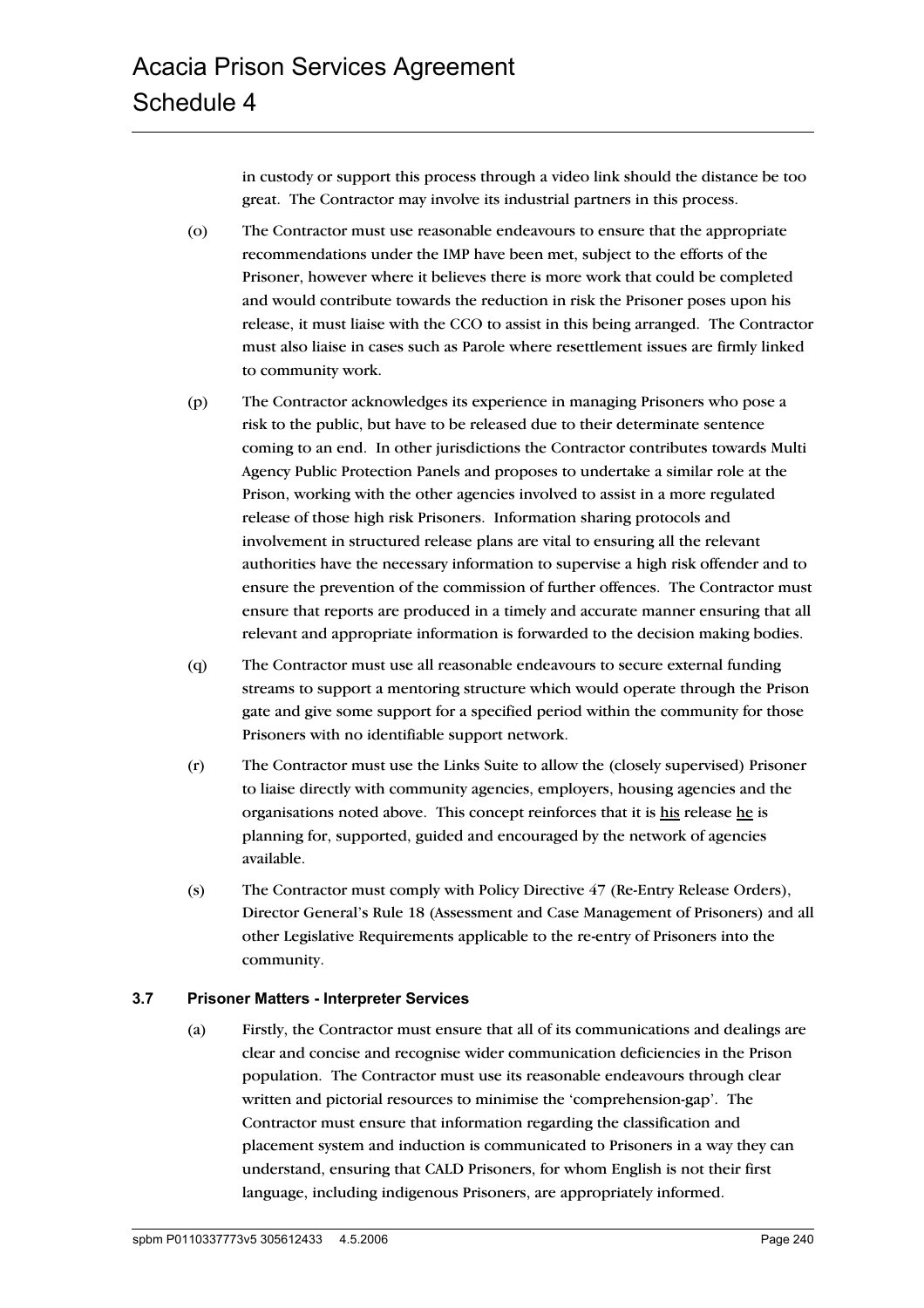in custody or support this process through a video link should the distance be too great. The Contractor may involve its industrial partners in this process.

(o) The Contractor must use reasonable endeavours to ensure that the appropriate recommendations under the IMP have been met, subject to the efforts of the Prisoner, however where it believes there is more work that could be completed and would contribute towards the reduction in risk the Prisoner poses upon his release, it must liaise with the CCO to assist in this being arranged. The Contractor must also liaise in cases such as Parole where resettlement issues are firmly linked to community work.

(p) The Contractor acknowledges its experience in managing Prisoners who pose a risk to the public, but have to be released due to their determinate sentence coming to an end. In other jurisdictions the Contractor contributes towards Multi Agency Public Protection Panels and proposes to undertake a similar role at the Prison, working with the other agencies involved to assist in a more regulated release of those high risk Prisoners. Information sharing protocols and involvement in structured release plans are vital to ensuring all the relevant authorities have the necessary information to supervise a high risk offender and to ensure the prevention of the commission of further offences. The Contractor must ensure that reports are produced in a timely and accurate manner ensuring that all relevant and appropriate information is forwarded to the decision making bodies.

(q) The Contractor must use all reasonable endeavours to secure external funding streams to support a mentoring structure which would operate through the Prison gate and give some support for a specified period within the community for those Prisoners with no identifiable support network.

(r) The Contractor must use the Links Suite to allow the (closely supervised) Prisoner to liaise directly with community agencies, employers, housing agencies and the organisations noted above. This concept reinforces that it is <u>his</u> release <u>he</u> is planning for, supported, guided and encouraged by the network of agencies available.

(s) The Contractor must comply with Policy Directive 47 (Re-Entry Release Orders), Director General's Rule 18 (Assessment and Case Management of Prisoners) and all other Legislative Requirements applicable to the re-entry of Prisoners into the community.

### 3.7 Prisoner Matters - Interpreter Services

(a) Firstly, the Contractor must ensure that all of its communications and dealings are clear and concise and recognise wider communication deficiencies in the Prison population. The Contractor must use its reasonable endeavours through clear written and pictorial resources to minimise the 'comprehension-gap'. The Contractor must ensure that information regarding the classification and placement system and induction is communicated to Prisoners in a way they can understand, ensuring that CALD Prisoners, for whom English is not their first language, including indigenous Prisoners, are appropriately informed.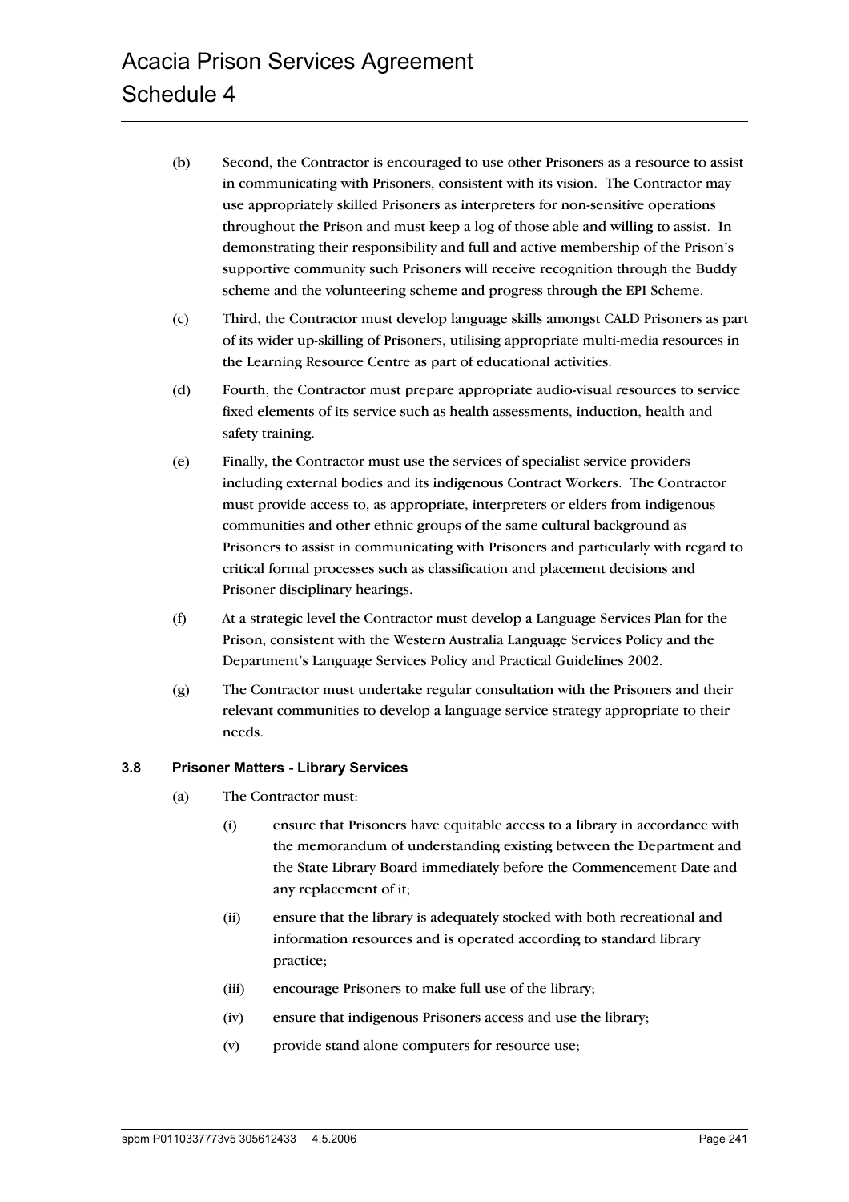(b) Second, the Contractor is encouraged to use other Prisoners as a resource to assist in communicating with Prisoners, consistent with its vision. The Contractor may use appropriately skilled Prisoners as interpreters for non-sensitive operations throughout the Prison and must keep a log of those able and willing to assist. In demonstrating their responsibility and full and active membership of the Prison's supportive community such Prisoners will receive recognition through the Buddy scheme and the volunteering scheme and progress through the EPI Scheme.

(c) Third, the Contractor must develop language skills amongst CALD Prisoners as part of its wider up-skilling of Prisoners, utilising appropriate multi-media resources in the Learning Resource Centre as part of educational activities.

(d) Fourth, the Contractor must prepare appropriate audio-visual resources to service fixed elements of its service such as health assessments, induction, health and safety training.

(e) Finally, the Contractor must use the services of specialist service providers including external bodies and its indigenous Contract Workers. The Contractor must provide access to, as appropriate, interpreters or elders from indigenous communities and other ethnic groups of the same cultural background as Prisoners to assist in communicating with Prisoners and particularly with regard to critical formal processes such as classification and placement decisions and Prisoner disciplinary hearings.

(f) At a strategic level the Contractor must develop a Language Services Plan for the Prison, consistent with the Western Australia Language Services Policy and the Department's Language Services Policy and Practical Guidelines 2002.

(g) The Contractor must undertake regular consultation with the Prisoners and their relevant communities to develop a language service strategy appropriate to their needs.

### 3.8 Prisoner Matters - Library Services

(a) The Contractor must:

   (i) ensure that Prisoners have equitable access to a library in accordance with the memorandum of understanding existing between the Department and the State Library Board immediately before the Commencement Date and any replacement of it;

   (ii) ensure that the library is adequately stocked with both recreational and information resources and is operated according to standard library practice;

   (iii) encourage Prisoners to make full use of the library;

   (iv) ensure that indigenous Prisoners access and use the library;

   (v) provide stand alone computers for resource use;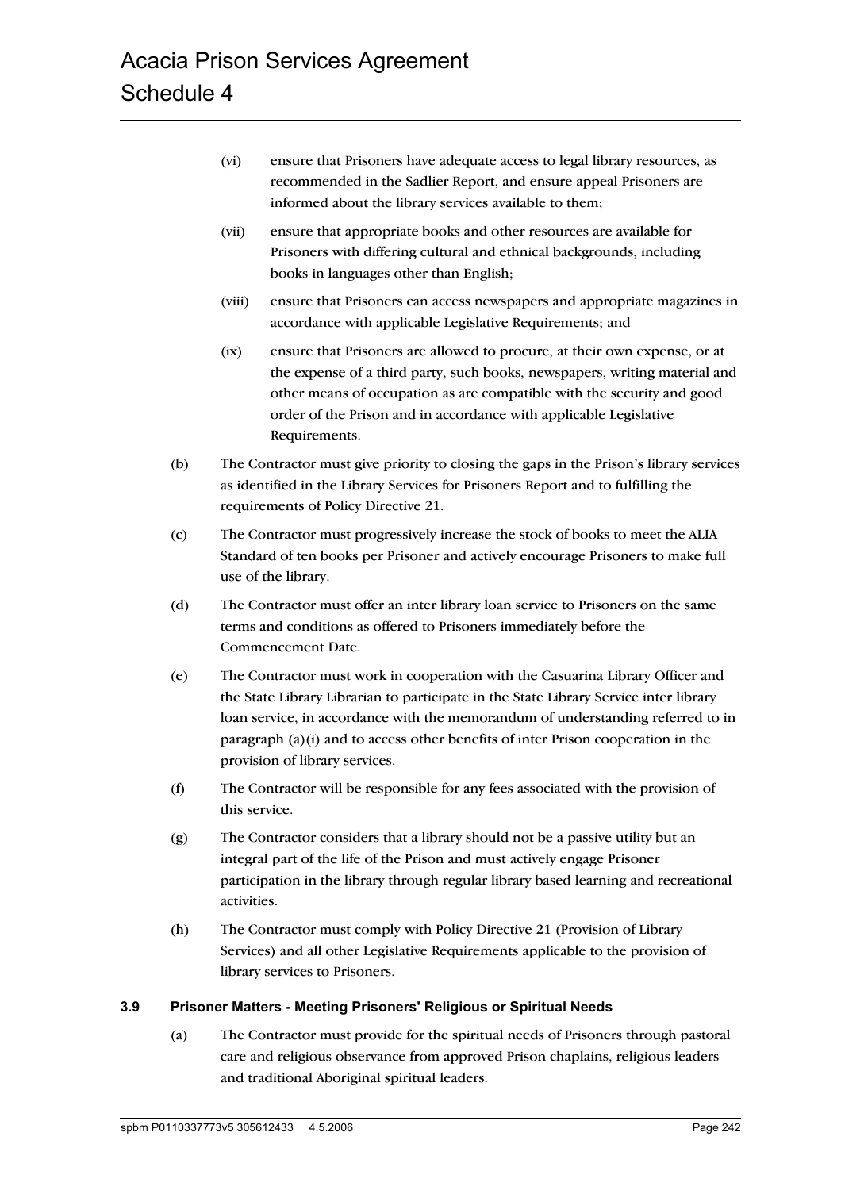(vi) ensure that Prisoners have adequate access to legal library resources, as recommended in the Sadlier Report, and ensure appeal Prisoners are informed about the library services available to them;

(vii) ensure that appropriate books and other resources are available for Prisoners with differing cultural and ethnical backgrounds, including books in languages other than English;

(viii) ensure that Prisoners can access newspapers and appropriate magazines in accordance with applicable Legislative Requirements; and

(ix) ensure that Prisoners are allowed to procure, at their own expense, or at the expense of a third party, such books, newspapers, writing material and other means of occupation as are compatible with the security and good order of the Prison and in accordance with applicable Legislative Requirements.

(b) The Contractor must give priority to closing the gaps in the Prison's library services as identified in the Library Services for Prisoners Report and to fulfilling the requirements of Policy Directive 21.

(c) The Contractor must progressively increase the stock of books to meet the ALIA Standard of ten books per Prisoner and actively encourage Prisoners to make full use of the library.

(d) The Contractor must offer an inter library loan service to Prisoners on the same terms and conditions as offered to Prisoners immediately before the Commencement Date.

(e) The Contractor must work in cooperation with the Casuarina Library Officer and the State Library Librarian to participate in the State Library Service inter library loan service, in accordance with the memorandum of understanding referred to in paragraph (a)(i) and to access other benefits of inter Prison cooperation in the provision of library services.

(f) The Contractor will be responsible for any fees associated with the provision of this service.

(g) The Contractor considers that a library should not be a passive utility but an integral part of the life of the Prison and must actively engage Prisoner participation in the library through regular library based learning and recreational activities.

(h) The Contractor must comply with Policy Directive 21 (Provision of Library Services) and all other Legislative Requirements applicable to the provision of library services to Prisoners.

### 3.9 Prisoner Matters - Meeting Prisoners' Religious or Spiritual Needs

(a) The Contractor must provide for the spiritual needs of Prisoners through pastoral care and religious observance from approved Prison chaplains, religious leaders and traditional Aboriginal spiritual leaders.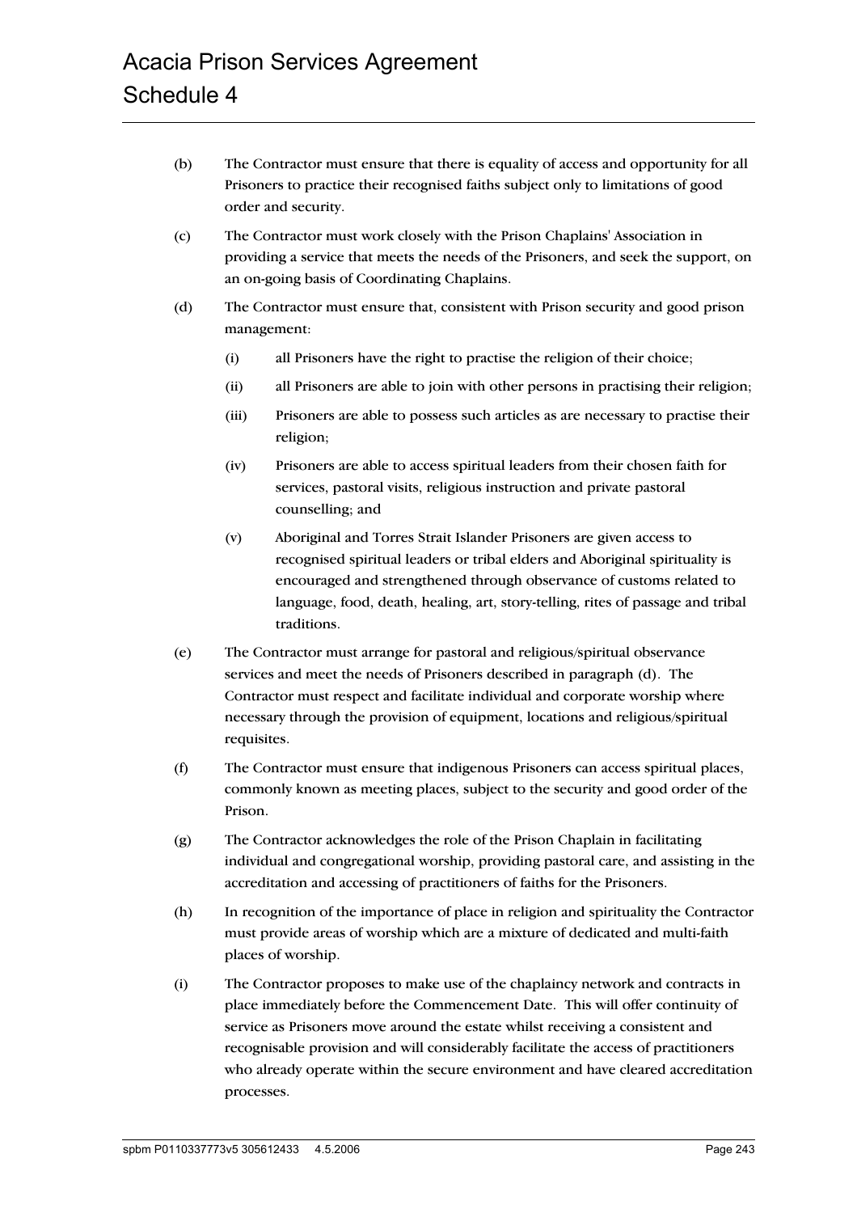(b) The Contractor must ensure that there is equality of access and opportunity for all Prisoners to practice their recognised faiths subject only to limitations of good order and security.

(c) The Contractor must work closely with the Prison Chaplains' Association in providing a service that meets the needs of the Prisoners, and seek the support, on an on-going basis of Coordinating Chaplains.

(d) The Contractor must ensure that, consistent with Prison security and good prison management:

   (i) all Prisoners have the right to practise the religion of their choice;

   (ii) all Prisoners are able to join with other persons in practising their religion;

   (iii) Prisoners are able to possess such articles as are necessary to practise their religion;

   (iv) Prisoners are able to access spiritual leaders from their chosen faith for services, pastoral visits, religious instruction and private pastoral counselling; and

   (v) Aboriginal and Torres Strait Islander Prisoners are given access to recognised spiritual leaders or tribal elders and Aboriginal spirituality is encouraged and strengthened through observance of customs related to language, food, death, healing, art, story-telling, rites of passage and tribal traditions.

(e) The Contractor must arrange for pastoral and religious/spiritual observance services and meet the needs of Prisoners described in paragraph (d). The Contractor must respect and facilitate individual and corporate worship where necessary through the provision of equipment, locations and religious/spiritual requisites.

(f) The Contractor must ensure that indigenous Prisoners can access spiritual places, commonly known as meeting places, subject to the security and good order of the Prison.

(g) The Contractor acknowledges the role of the Prison Chaplain in facilitating individual and congregational worship, providing pastoral care, and assisting in the accreditation and accessing of practitioners of faiths for the Prisoners.

(h) In recognition of the importance of place in religion and spirituality the Contractor must provide areas of worship which are a mixture of dedicated and multi-faith places of worship.

(i) The Contractor proposes to make use of the chaplaincy network and contracts in place immediately before the Commencement Date. This will offer continuity of service as Prisoners move around the estate whilst receiving a consistent and recognisable provision and will considerably facilitate the access of practitioners who already operate within the secure environment and have cleared accreditation processes.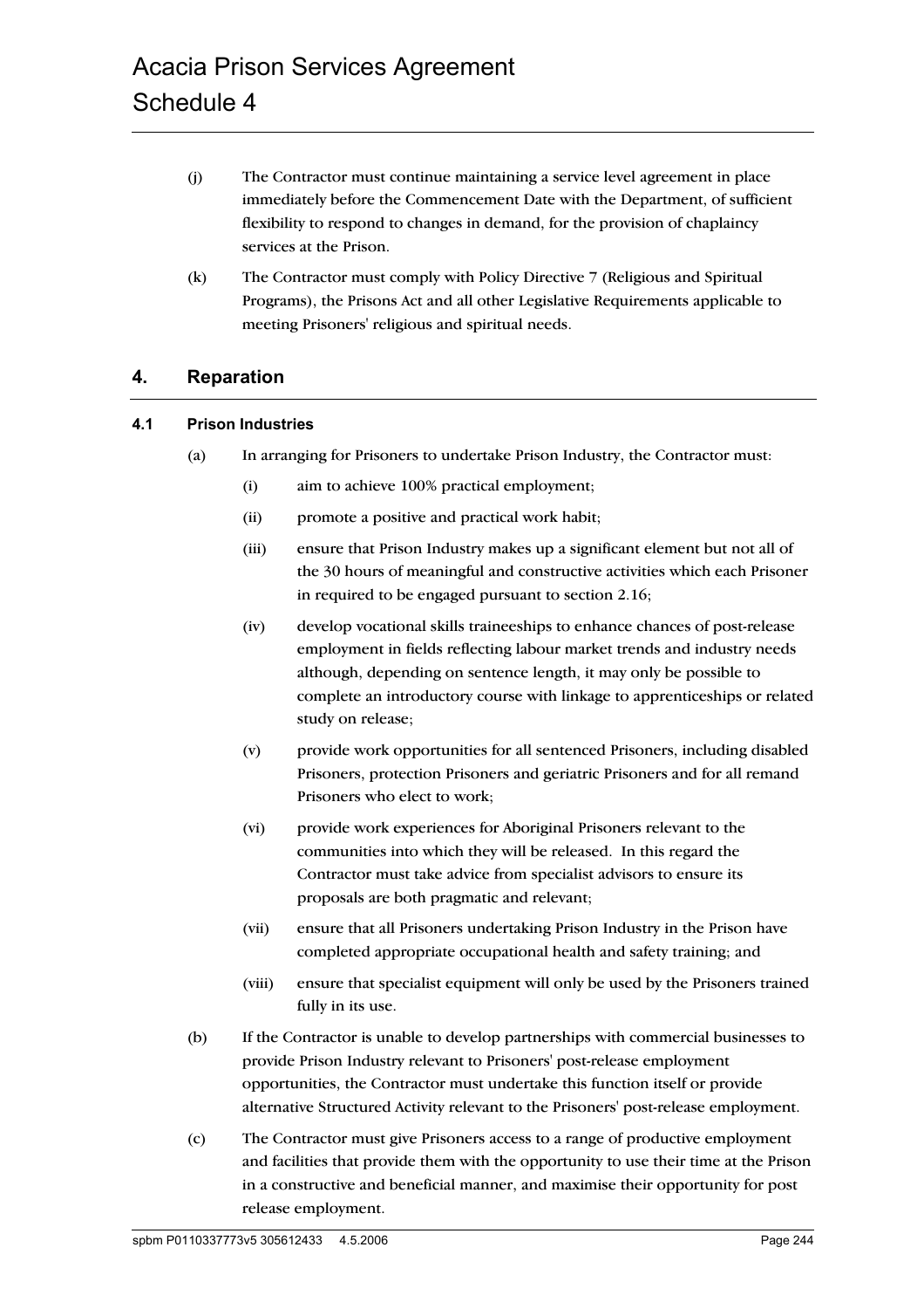(j) The Contractor must continue maintaining a service level agreement in place immediately before the Commencement Date with the Department, of sufficient flexibility to respond to changes in demand, for the provision of chaplaincy services at the Prison.

(k) The Contractor must comply with Policy Directive 7 (Religious and Spiritual Programs), the Prisons Act and all other Legislative Requirements applicable to meeting Prisoners' religious and spiritual needs.

## 4. Reparation

### 4.1 Prison Industries

(a) In arranging for Prisoners to undertake Prison Industry, the Contractor must:

(i) aim to achieve 100% practical employment;

(ii) promote a positive and practical work habit;

(iii) ensure that Prison Industry makes up a significant element but not all of the 30 hours of meaningful and constructive activities which each Prisoner in required to be engaged pursuant to section 2.16;

(iv) develop vocational skills traineeships to enhance chances of post-release employment in fields reflecting labour market trends and industry needs although, depending on sentence length, it may only be possible to complete an introductory course with linkage to apprenticeships or related study on release;

(v) provide work opportunities for all sentenced Prisoners, including disabled Prisoners, protection Prisoners and geriatric Prisoners and for all remand Prisoners who elect to work;

(vi) provide work experiences for Aboriginal Prisoners relevant to the communities into which they will be released. In this regard the Contractor must take advice from specialist advisors to ensure its proposals are both pragmatic and relevant;

(vii) ensure that all Prisoners undertaking Prison Industry in the Prison have completed appropriate occupational health and safety training; and

(viii) ensure that specialist equipment will only be used by the Prisoners trained fully in its use.

(b) If the Contractor is unable to develop partnerships with commercial businesses to provide Prison Industry relevant to Prisoners' post-release employment opportunities, the Contractor must undertake this function itself or provide alternative Structured Activity relevant to the Prisoners' post-release employment.

(c) The Contractor must give Prisoners access to a range of productive employment and facilities that provide them with the opportunity to use their time at the Prison in a constructive and beneficial manner, and maximise their opportunity for post release employment.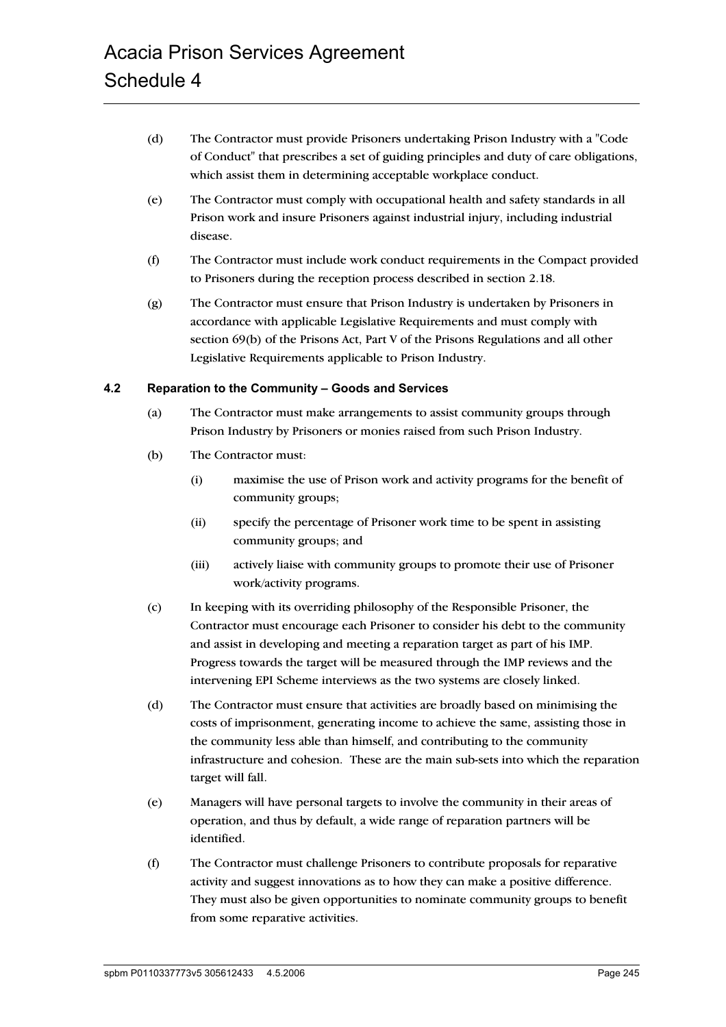(d) The Contractor must provide Prisoners undertaking Prison Industry with a "Code of Conduct" that prescribes a set of guiding principles and duty of care obligations, which assist them in determining acceptable workplace conduct.

(e) The Contractor must comply with occupational health and safety standards in all Prison work and insure Prisoners against industrial injury, including industrial disease.

(f) The Contractor must include work conduct requirements in the Compact provided to Prisoners during the reception process described in section 2.18.

(g) The Contractor must ensure that Prison Industry is undertaken by Prisoners in accordance with applicable Legislative Requirements and must comply with section 69(b) of the Prisons Act, Part V of the Prisons Regulations and all other Legislative Requirements applicable to Prison Industry.

### 4.2 Reparation to the Community – Goods and Services

(a) The Contractor must make arrangements to assist community groups through Prison Industry by Prisoners or monies raised from such Prison Industry.

(b) The Contractor must:

  (i) maximise the use of Prison work and activity programs for the benefit of community groups;

  (ii) specify the percentage of Prisoner work time to be spent in assisting community groups; and

  (iii) actively liaise with community groups to promote their use of Prisoner work/activity programs.

(c) In keeping with its overriding philosophy of the Responsible Prisoner, the Contractor must encourage each Prisoner to consider his debt to the community and assist in developing and meeting a reparation target as part of his IMP. Progress towards the target will be measured through the IMP reviews and the intervening EPI Scheme interviews as the two systems are closely linked.

(d) The Contractor must ensure that activities are broadly based on minimising the costs of imprisonment, generating income to achieve the same, assisting those in the community less able than himself, and contributing to the community infrastructure and cohesion. These are the main sub-sets into which the reparation target will fall.

(e) Managers will have personal targets to involve the community in their areas of operation, and thus by default, a wide range of reparation partners will be identified.

(f) The Contractor must challenge Prisoners to contribute proposals for reparative activity and suggest innovations as to how they can make a positive difference. They must also be given opportunities to nominate community groups to benefit from some reparative activities.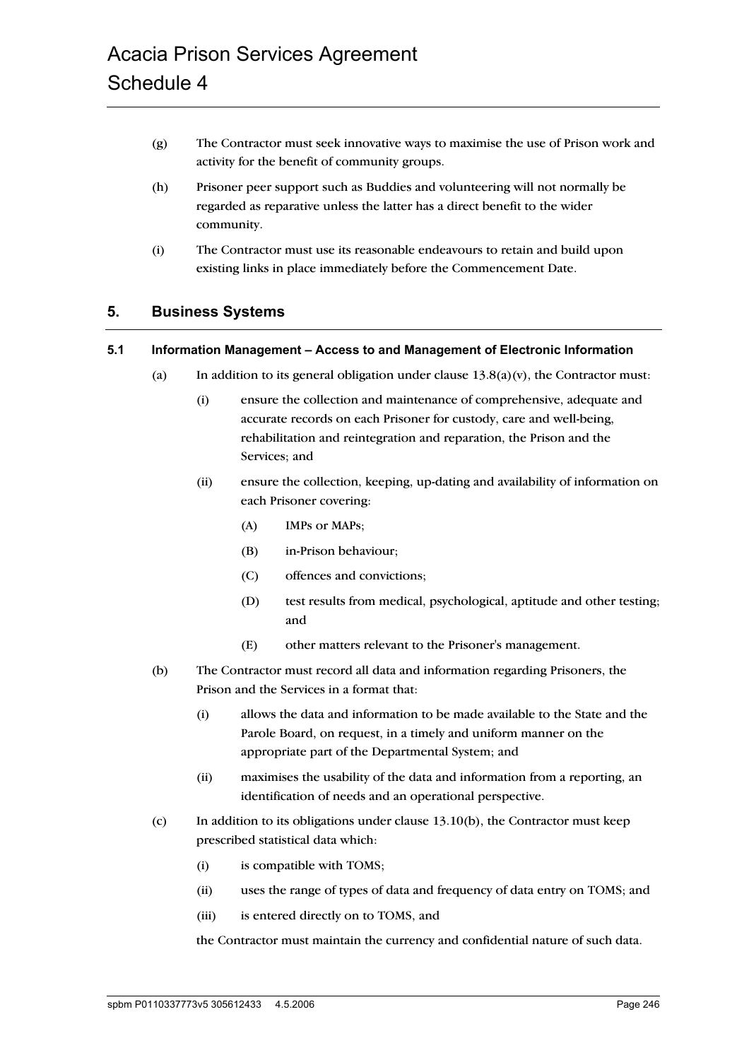(g) The Contractor must seek innovative ways to maximise the use of Prison work and activity for the benefit of community groups.

(h) Prisoner peer support such as Buddies and volunteering will not normally be regarded as reparative unless the latter has a direct benefit to the wider community.

(i) The Contractor must use its reasonable endeavours to retain and build upon existing links in place immediately before the Commencement Date.

## 5. Business Systems

### 5.1 Information Management – Access to and Management of Electronic Information

(a) In addition to its general obligation under clause 13.8(a)(v), the Contractor must:

(i) ensure the collection and maintenance of comprehensive, adequate and accurate records on each Prisoner for custody, care and well-being, rehabilitation and reintegration and reparation, the Prison and the Services; and

(ii) ensure the collection, keeping, up-dating and availability of information on each Prisoner covering:

(A) IMPs or MAPs;

(B) in-Prison behaviour;

(C) offences and convictions;

(D) test results from medical, psychological, aptitude and other testing; and

(E) other matters relevant to the Prisoner's management.

(b) The Contractor must record all data and information regarding Prisoners, the Prison and the Services in a format that:

(i) allows the data and information to be made available to the State and the Parole Board, on request, in a timely and uniform manner on the appropriate part of the Departmental System; and

(ii) maximises the usability of the data and information from a reporting, an identification of needs and an operational perspective.

(c) In addition to its obligations under clause 13.10(b), the Contractor must keep prescribed statistical data which:

(i) is compatible with TOMS;

(ii) uses the range of types of data and frequency of data entry on TOMS; and

(iii) is entered directly on to TOMS, and

the Contractor must maintain the currency and confidential nature of such data.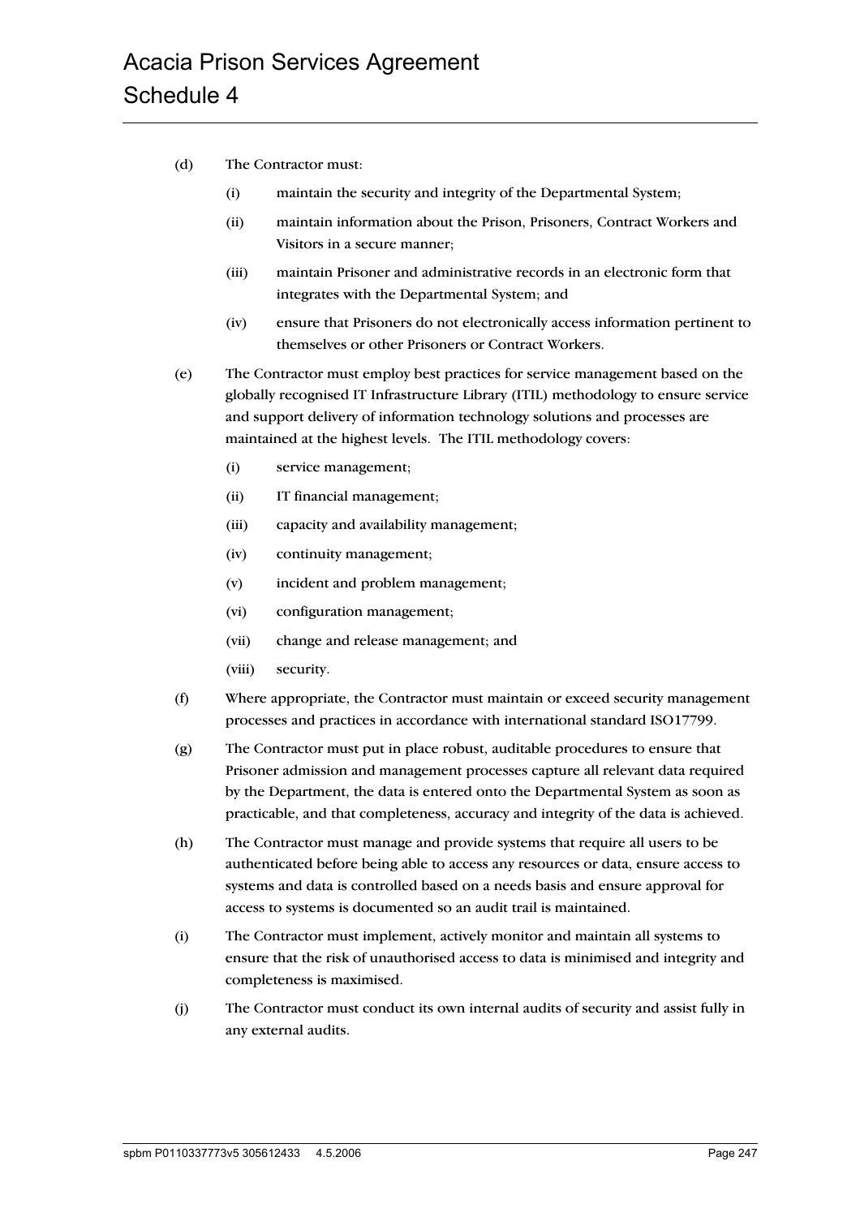(d) The Contractor must:

  (i) maintain the security and integrity of the Departmental System;

  (ii) maintain information about the Prison, Prisoners, Contract Workers and Visitors in a secure manner;

  (iii) maintain Prisoner and administrative records in an electronic form that integrates with the Departmental System; and

  (iv) ensure that Prisoners do not electronically access information pertinent to themselves or other Prisoners or Contract Workers.

(e) The Contractor must employ best practices for service management based on the globally recognised IT Infrastructure Library (ITIL) methodology to ensure service and support delivery of information technology solutions and processes are maintained at the highest levels. The ITIL methodology covers:

  (i) service management;

  (ii) IT financial management;

  (iii) capacity and availability management;

  (iv) continuity management;

  (v) incident and problem management;

  (vi) configuration management;

  (vii) change and release management; and

  (viii) security.

(f) Where appropriate, the Contractor must maintain or exceed security management processes and practices in accordance with international standard ISO17799.

(g) The Contractor must put in place robust, auditable procedures to ensure that Prisoner admission and management processes capture all relevant data required by the Department, the data is entered onto the Departmental System as soon as practicable, and that completeness, accuracy and integrity of the data is achieved.

(h) The Contractor must manage and provide systems that require all users to be authenticated before being able to access any resources or data, ensure access to systems and data is controlled based on a needs basis and ensure approval for access to systems is documented so an audit trail is maintained.

(i) The Contractor must implement, actively monitor and maintain all systems to ensure that the risk of unauthorised access to data is minimised and integrity and completeness is maximised.

(j) The Contractor must conduct its own internal audits of security and assist fully in any external audits.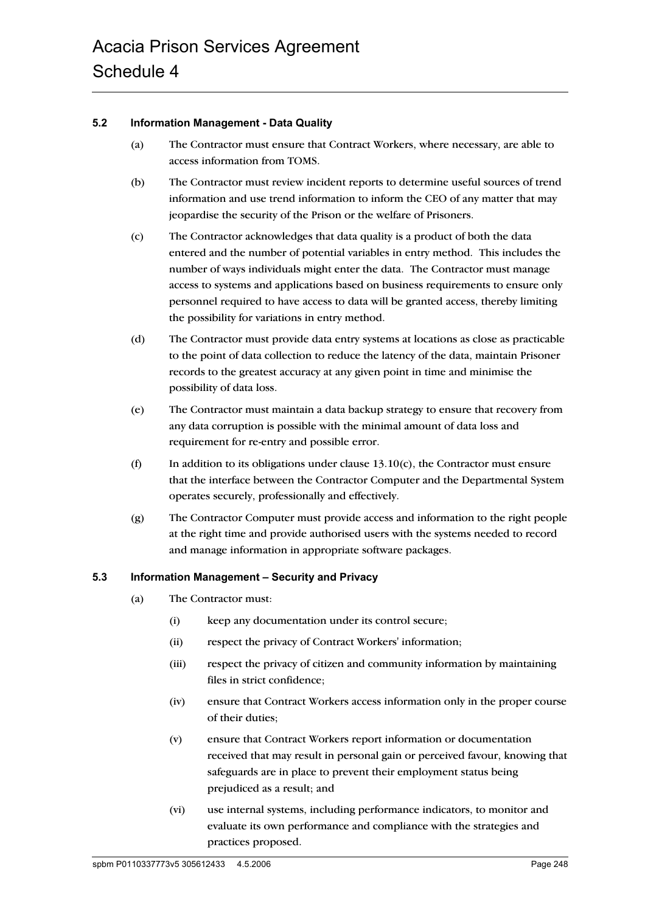### 5.2 Information Management - Data Quality

(a) The Contractor must ensure that Contract Workers, where necessary, are able to access information from TOMS.

(b) The Contractor must review incident reports to determine useful sources of trend information and use trend information to inform the CEO of any matter that may jeopardise the security of the Prison or the welfare of Prisoners.

(c) The Contractor acknowledges that data quality is a product of both the data entered and the number of potential variables in entry method. This includes the number of ways individuals might enter the data. The Contractor must manage access to systems and applications based on business requirements to ensure only personnel required to have access to data will be granted access, thereby limiting the possibility for variations in entry method.

(d) The Contractor must provide data entry systems at locations as close as practicable to the point of data collection to reduce the latency of the data, maintain Prisoner records to the greatest accuracy at any given point in time and minimise the possibility of data loss.

(e) The Contractor must maintain a data backup strategy to ensure that recovery from any data corruption is possible with the minimal amount of data loss and requirement for re-entry and possible error.

(f) In addition to its obligations under clause 13.10(c), the Contractor must ensure that the interface between the Contractor Computer and the Departmental System operates securely, professionally and effectively.

(g) The Contractor Computer must provide access and information to the right people at the right time and provide authorised users with the systems needed to record and manage information in appropriate software packages.

### 5.3 Information Management – Security and Privacy

(a) The Contractor must:

(i) keep any documentation under its control secure;

(ii) respect the privacy of Contract Workers' information;

(iii) respect the privacy of citizen and community information by maintaining files in strict confidence;

(iv) ensure that Contract Workers access information only in the proper course of their duties;

(v) ensure that Contract Workers report information or documentation received that may result in personal gain or perceived favour, knowing that safeguards are in place to prevent their employment status being prejudiced as a result; and

(vi) use internal systems, including performance indicators, to monitor and evaluate its own performance and compliance with the strategies and practices proposed.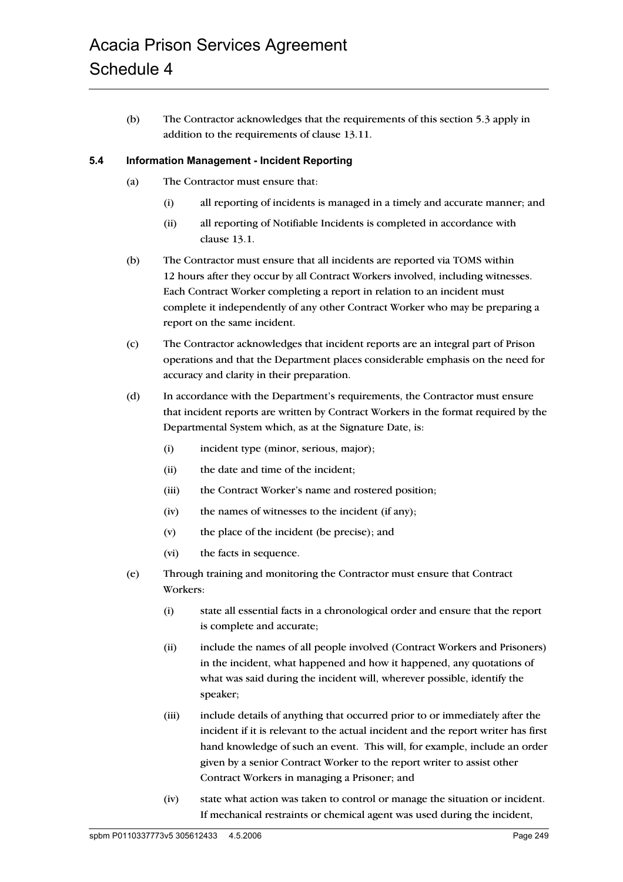(b) The Contractor acknowledges that the requirements of this section 5.3 apply in addition to the requirements of clause 13.11.

### 5.4 Information Management - Incident Reporting

(a) The Contractor must ensure that:

  (i) all reporting of incidents is managed in a timely and accurate manner; and

  (ii) all reporting of Notifiable Incidents is completed in accordance with clause 13.1.

(b) The Contractor must ensure that all incidents are reported via TOMS within 12 hours after they occur by all Contract Workers involved, including witnesses. Each Contract Worker completing a report in relation to an incident must complete it independently of any other Contract Worker who may be preparing a report on the same incident.

(c) The Contractor acknowledges that incident reports are an integral part of Prison operations and that the Department places considerable emphasis on the need for accuracy and clarity in their preparation.

(d) In accordance with the Department's requirements, the Contractor must ensure that incident reports are written by Contract Workers in the format required by the Departmental System which, as at the Signature Date, is:

  (i) incident type (minor, serious, major);

  (ii) the date and time of the incident;

  (iii) the Contract Worker's name and rostered position;

  (iv) the names of witnesses to the incident (if any);

  (v) the place of the incident (be precise); and

  (vi) the facts in sequence.

(e) Through training and monitoring the Contractor must ensure that Contract Workers:

  (i) state all essential facts in a chronological order and ensure that the report is complete and accurate;

  (ii) include the names of all people involved (Contract Workers and Prisoners) in the incident, what happened and how it happened, any quotations of what was said during the incident will, wherever possible, identify the speaker;

  (iii) include details of anything that occurred prior to or immediately after the incident if it is relevant to the actual incident and the report writer has first hand knowledge of such an event. This will, for example, include an order given by a senior Contract Worker to the report writer to assist other Contract Workers in managing a Prisoner; and

  (iv) state what action was taken to control or manage the situation or incident. If mechanical restraints or chemical agent was used during the incident,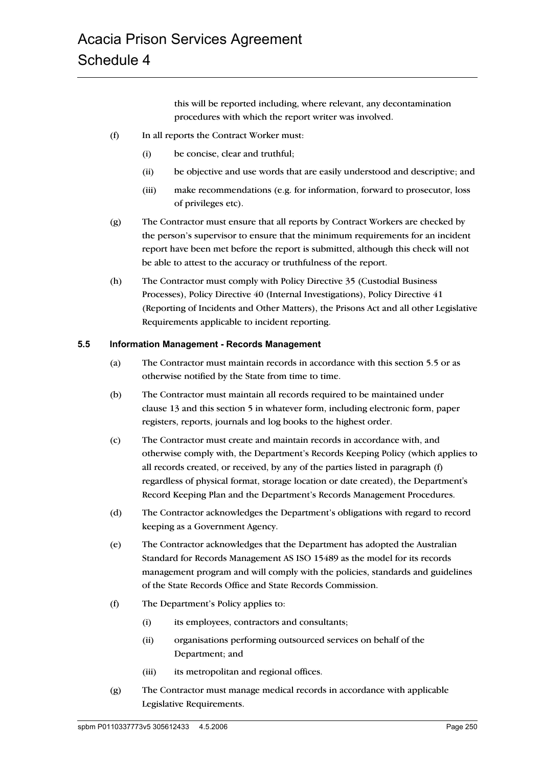this will be reported including, where relevant, any decontamination procedures with which the report writer was involved.

(f) In all reports the Contract Worker must:

  (i) be concise, clear and truthful;

  (ii) be objective and use words that are easily understood and descriptive; and

  (iii) make recommendations (e.g. for information, forward to prosecutor, loss of privileges etc).

(g) The Contractor must ensure that all reports by Contract Workers are checked by the person's supervisor to ensure that the minimum requirements for an incident report have been met before the report is submitted, although this check will not be able to attest to the accuracy or truthfulness of the report.

(h) The Contractor must comply with Policy Directive 35 (Custodial Business Processes), Policy Directive 40 (Internal Investigations), Policy Directive 41 (Reporting of Incidents and Other Matters), the Prisons Act and all other Legislative Requirements applicable to incident reporting.

### 5.5 Information Management - Records Management

(a) The Contractor must maintain records in accordance with this section 5.5 or as otherwise notified by the State from time to time.

(b) The Contractor must maintain all records required to be maintained under clause 13 and this section 5 in whatever form, including electronic form, paper registers, reports, journals and log books to the highest order.

(c) The Contractor must create and maintain records in accordance with, and otherwise comply with, the Department's Records Keeping Policy (which applies to all records created, or received, by any of the parties listed in paragraph (f) regardless of physical format, storage location or date created), the Department's Record Keeping Plan and the Department's Records Management Procedures.

(d) The Contractor acknowledges the Department's obligations with regard to record keeping as a Government Agency.

(e) The Contractor acknowledges that the Department has adopted the Australian Standard for Records Management AS ISO 15489 as the model for its records management program and will comply with the policies, standards and guidelines of the State Records Office and State Records Commission.

(f) The Department's Policy applies to:

  (i) its employees, contractors and consultants;

  (ii) organisations performing outsourced services on behalf of the Department; and

  (iii) its metropolitan and regional offices.

(g) The Contractor must manage medical records in accordance with applicable Legislative Requirements.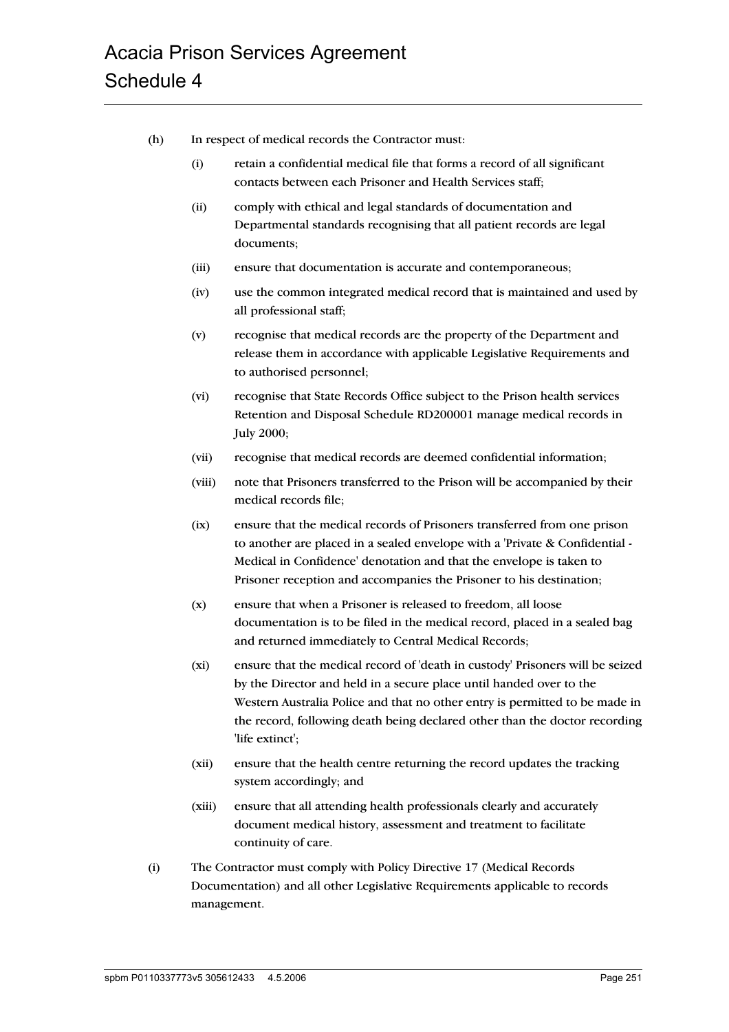(h) In respect of medical records the Contractor must:

(i) retain a confidential medical file that forms a record of all significant contacts between each Prisoner and Health Services staff;

(ii) comply with ethical and legal standards of documentation and Departmental standards recognising that all patient records are legal documents;

(iii) ensure that documentation is accurate and contemporaneous;

(iv) use the common integrated medical record that is maintained and used by all professional staff;

(v) recognise that medical records are the property of the Department and release them in accordance with applicable Legislative Requirements and to authorised personnel;

(vi) recognise that State Records Office subject to the Prison health services Retention and Disposal Schedule RD200001 manage medical records in July 2000;

(vii) recognise that medical records are deemed confidential information;

(viii) note that Prisoners transferred to the Prison will be accompanied by their medical records file;

(ix) ensure that the medical records of Prisoners transferred from one prison to another are placed in a sealed envelope with a 'Private & Confidential - Medical in Confidence' denotation and that the envelope is taken to Prisoner reception and accompanies the Prisoner to his destination;

(x) ensure that when a Prisoner is released to freedom, all loose documentation is to be filed in the medical record, placed in a sealed bag and returned immediately to Central Medical Records;

(xi) ensure that the medical record of 'death in custody' Prisoners will be seized by the Director and held in a secure place until handed over to the Western Australia Police and that no other entry is permitted to be made in the record, following death being declared other than the doctor recording 'life extinct';

(xii) ensure that the health centre returning the record updates the tracking system accordingly; and

(xiii) ensure that all attending health professionals clearly and accurately document medical history, assessment and treatment to facilitate continuity of care.

(i) The Contractor must comply with Policy Directive 17 (Medical Records Documentation) and all other Legislative Requirements applicable to records management.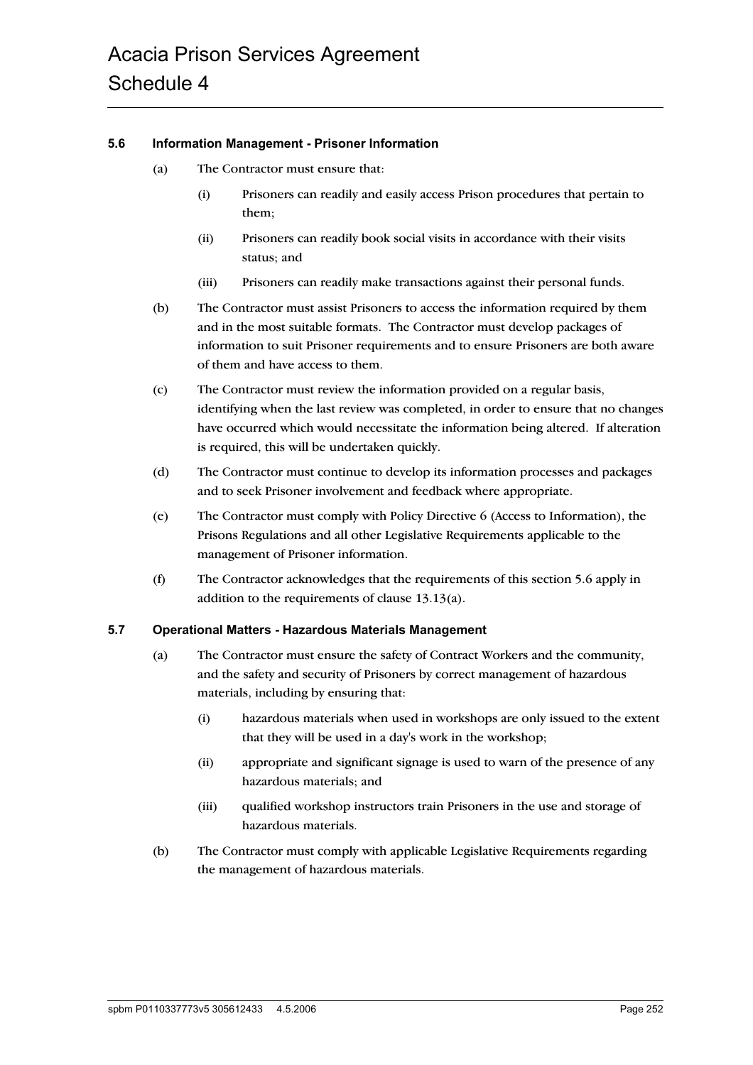### 5.6 Information Management - Prisoner Information

(a) The Contractor must ensure that:

(i) Prisoners can readily and easily access Prison procedures that pertain to them;

(ii) Prisoners can readily book social visits in accordance with their visits status; and

(iii) Prisoners can readily make transactions against their personal funds.

(b) The Contractor must assist Prisoners to access the information required by them and in the most suitable formats. The Contractor must develop packages of information to suit Prisoner requirements and to ensure Prisoners are both aware of them and have access to them.

(c) The Contractor must review the information provided on a regular basis, identifying when the last review was completed, in order to ensure that no changes have occurred which would necessitate the information being altered. If alteration is required, this will be undertaken quickly.

(d) The Contractor must continue to develop its information processes and packages and to seek Prisoner involvement and feedback where appropriate.

(e) The Contractor must comply with Policy Directive 6 (Access to Information), the Prisons Regulations and all other Legislative Requirements applicable to the management of Prisoner information.

(f) The Contractor acknowledges that the requirements of this section 5.6 apply in addition to the requirements of clause 13.13(a).

### 5.7 Operational Matters - Hazardous Materials Management

(a) The Contractor must ensure the safety of Contract Workers and the community, and the safety and security of Prisoners by correct management of hazardous materials, including by ensuring that:

(i) hazardous materials when used in workshops are only issued to the extent that they will be used in a day's work in the workshop;

(ii) appropriate and significant signage is used to warn of the presence of any hazardous materials; and

(iii) qualified workshop instructors train Prisoners in the use and storage of hazardous materials.

(b) The Contractor must comply with applicable Legislative Requirements regarding the management of hazardous materials.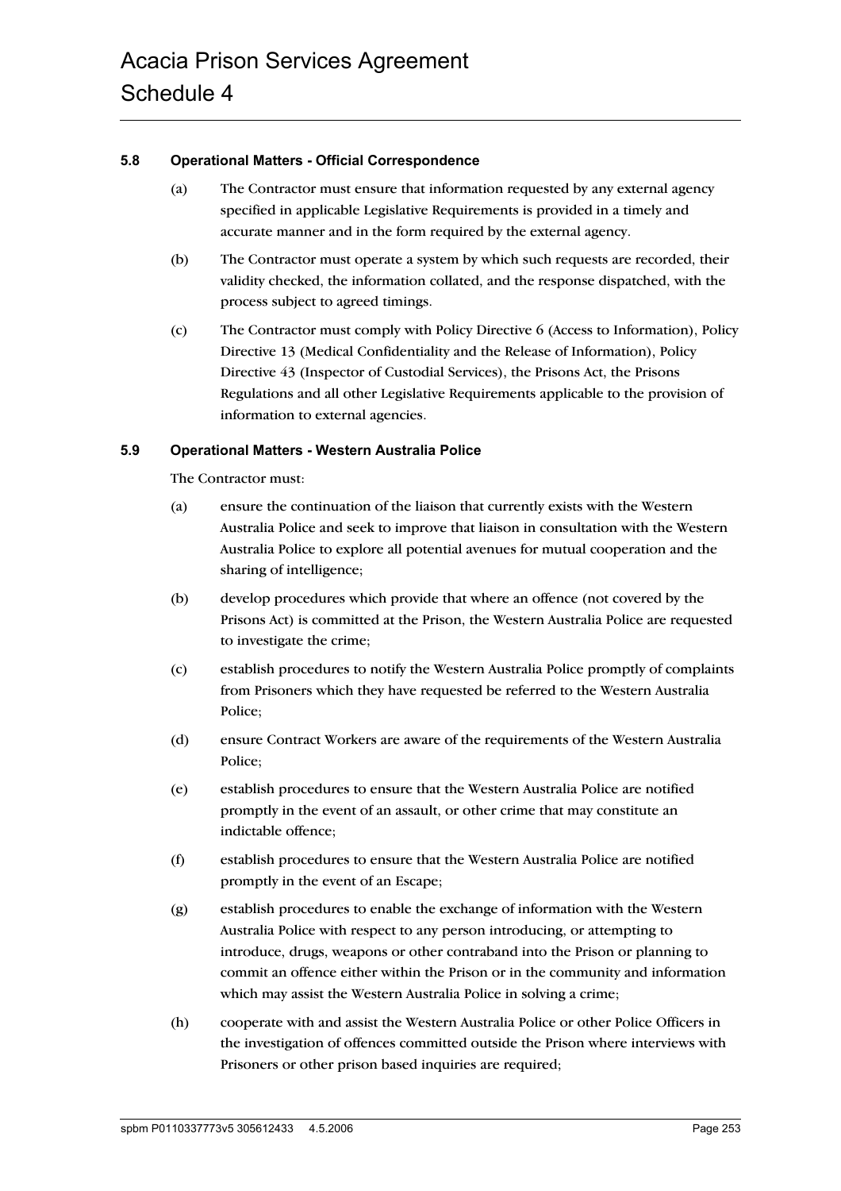### 5.8 Operational Matters - Official Correspondence

(a) The Contractor must ensure that information requested by any external agency specified in applicable Legislative Requirements is provided in a timely and accurate manner and in the form required by the external agency.

(b) The Contractor must operate a system by which such requests are recorded, their validity checked, the information collated, and the response dispatched, with the process subject to agreed timings.

(c) The Contractor must comply with Policy Directive 6 (Access to Information), Policy Directive 13 (Medical Confidentiality and the Release of Information), Policy Directive 43 (Inspector of Custodial Services), the Prisons Act, the Prisons Regulations and all other Legislative Requirements applicable to the provision of information to external agencies.

### 5.9 Operational Matters - Western Australia Police

The Contractor must:

(a) ensure the continuation of the liaison that currently exists with the Western Australia Police and seek to improve that liaison in consultation with the Western Australia Police to explore all potential avenues for mutual cooperation and the sharing of intelligence;

(b) develop procedures which provide that where an offence (not covered by the Prisons Act) is committed at the Prison, the Western Australia Police are requested to investigate the crime;

(c) establish procedures to notify the Western Australia Police promptly of complaints from Prisoners which they have requested be referred to the Western Australia Police;

(d) ensure Contract Workers are aware of the requirements of the Western Australia Police;

(e) establish procedures to ensure that the Western Australia Police are notified promptly in the event of an assault, or other crime that may constitute an indictable offence;

(f) establish procedures to ensure that the Western Australia Police are notified promptly in the event of an Escape;

(g) establish procedures to enable the exchange of information with the Western Australia Police with respect to any person introducing, or attempting to introduce, drugs, weapons or other contraband into the Prison or planning to commit an offence either within the Prison or in the community and information which may assist the Western Australia Police in solving a crime;

(h) cooperate with and assist the Western Australia Police or other Police Officers in the investigation of offences committed outside the Prison where interviews with Prisoners or other prison based inquiries are required;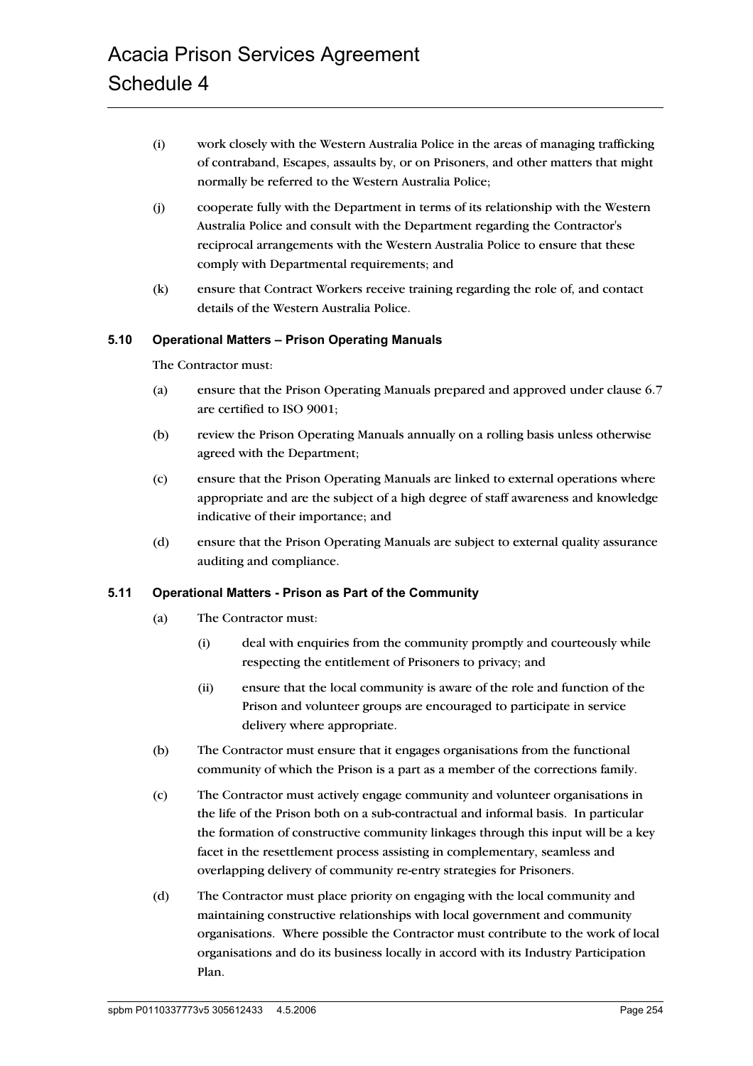(i) work closely with the Western Australia Police in the areas of managing trafficking of contraband, Escapes, assaults by, or on Prisoners, and other matters that might normally be referred to the Western Australia Police;

(j) cooperate fully with the Department in terms of its relationship with the Western Australia Police and consult with the Department regarding the Contractor's reciprocal arrangements with the Western Australia Police to ensure that these comply with Departmental requirements; and

(k) ensure that Contract Workers receive training regarding the role of, and contact details of the Western Australia Police.

### 5.10 Operational Matters – Prison Operating Manuals

The Contractor must:

(a) ensure that the Prison Operating Manuals prepared and approved under clause 6.7 are certified to ISO 9001;

(b) review the Prison Operating Manuals annually on a rolling basis unless otherwise agreed with the Department;

(c) ensure that the Prison Operating Manuals are linked to external operations where appropriate and are the subject of a high degree of staff awareness and knowledge indicative of their importance; and

(d) ensure that the Prison Operating Manuals are subject to external quality assurance auditing and compliance.

### 5.11 Operational Matters - Prison as Part of the Community

(a) The Contractor must:

(i) deal with enquiries from the community promptly and courteously while respecting the entitlement of Prisoners to privacy; and

(ii) ensure that the local community is aware of the role and function of the Prison and volunteer groups are encouraged to participate in service delivery where appropriate.

(b) The Contractor must ensure that it engages organisations from the functional community of which the Prison is a part as a member of the corrections family.

(c) The Contractor must actively engage community and volunteer organisations in the life of the Prison both on a sub-contractual and informal basis. In particular the formation of constructive community linkages through this input will be a key facet in the resettlement process assisting in complementary, seamless and overlapping delivery of community re-entry strategies for Prisoners.

(d) The Contractor must place priority on engaging with the local community and maintaining constructive relationships with local government and community organisations. Where possible the Contractor must contribute to the work of local organisations and do its business locally in accord with its Industry Participation Plan.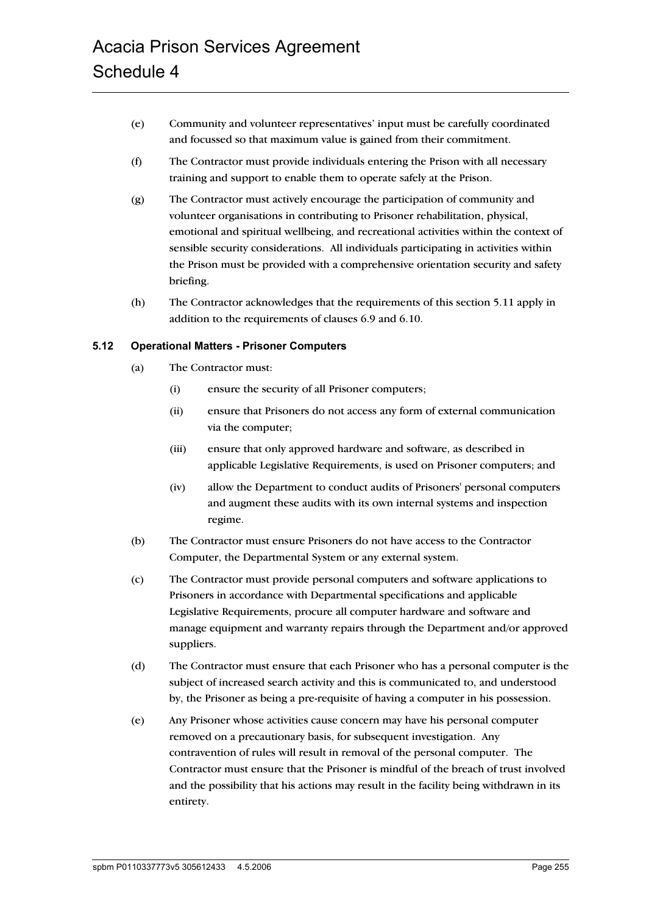(e) Community and volunteer representatives' input must be carefully coordinated and focussed so that maximum value is gained from their commitment.

(f) The Contractor must provide individuals entering the Prison with all necessary training and support to enable them to operate safely at the Prison.

(g) The Contractor must actively encourage the participation of community and volunteer organisations in contributing to Prisoner rehabilitation, physical, emotional and spiritual wellbeing, and recreational activities within the context of sensible security considerations. All individuals participating in activities within the Prison must be provided with a comprehensive orientation security and safety briefing.

(h) The Contractor acknowledges that the requirements of this section 5.11 apply in addition to the requirements of clauses 6.9 and 6.10.

### 5.12 Operational Matters - Prisoner Computers

(a) The Contractor must:

(i) ensure the security of all Prisoner computers;

(ii) ensure that Prisoners do not access any form of external communication via the computer;

(iii) ensure that only approved hardware and software, as described in applicable Legislative Requirements, is used on Prisoner computers; and

(iv) allow the Department to conduct audits of Prisoners' personal computers and augment these audits with its own internal systems and inspection regime.

(b) The Contractor must ensure Prisoners do not have access to the Contractor Computer, the Departmental System or any external system.

(c) The Contractor must provide personal computers and software applications to Prisoners in accordance with Departmental specifications and applicable Legislative Requirements, procure all computer hardware and software and manage equipment and warranty repairs through the Department and/or approved suppliers.

(d) The Contractor must ensure that each Prisoner who has a personal computer is the subject of increased search activity and this is communicated to, and understood by, the Prisoner as being a pre-requisite of having a computer in his possession.

(e) Any Prisoner whose activities cause concern may have his personal computer removed on a precautionary basis, for subsequent investigation. Any contravention of rules will result in removal of the personal computer. The Contractor must ensure that the Prisoner is mindful of the breach of trust involved and the possibility that his actions may result in the facility being withdrawn in its entirety.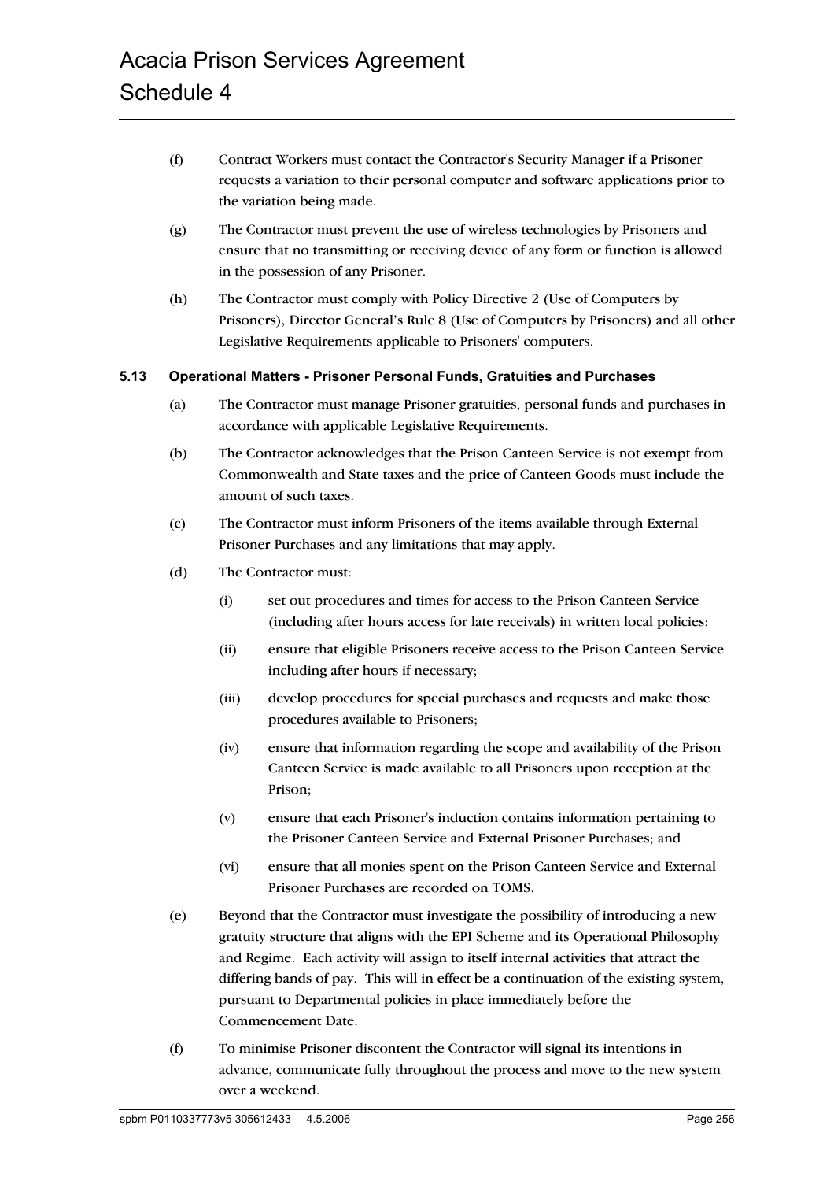(f) Contract Workers must contact the Contractor's Security Manager if a Prisoner requests a variation to their personal computer and software applications prior to the variation being made.

(g) The Contractor must prevent the use of wireless technologies by Prisoners and ensure that no transmitting or receiving device of any form or function is allowed in the possession of any Prisoner.

(h) The Contractor must comply with Policy Directive 2 (Use of Computers by Prisoners), Director General's Rule 8 (Use of Computers by Prisoners) and all other Legislative Requirements applicable to Prisoners' computers.

### 5.13 Operational Matters - Prisoner Personal Funds, Gratuities and Purchases

(a) The Contractor must manage Prisoner gratuities, personal funds and purchases in accordance with applicable Legislative Requirements.

(b) The Contractor acknowledges that the Prison Canteen Service is not exempt from Commonwealth and State taxes and the price of Canteen Goods must include the amount of such taxes.

(c) The Contractor must inform Prisoners of the items available through External Prisoner Purchases and any limitations that may apply.

(d) The Contractor must:

(i) set out procedures and times for access to the Prison Canteen Service (including after hours access for late receivals) in written local policies;

(ii) ensure that eligible Prisoners receive access to the Prison Canteen Service including after hours if necessary;

(iii) develop procedures for special purchases and requests and make those procedures available to Prisoners;

(iv) ensure that information regarding the scope and availability of the Prison Canteen Service is made available to all Prisoners upon reception at the Prison;

(v) ensure that each Prisoner's induction contains information pertaining to the Prisoner Canteen Service and External Prisoner Purchases; and

(vi) ensure that all monies spent on the Prison Canteen Service and External Prisoner Purchases are recorded on TOMS.

(e) Beyond that the Contractor must investigate the possibility of introducing a new gratuity structure that aligns with the EPI Scheme and its Operational Philosophy and Regime. Each activity will assign to itself internal activities that attract the differing bands of pay. This will in effect be a continuation of the existing system, pursuant to Departmental policies in place immediately before the Commencement Date.

(f) To minimise Prisoner discontent the Contractor will signal its intentions in advance, communicate fully throughout the process and move to the new system over a weekend.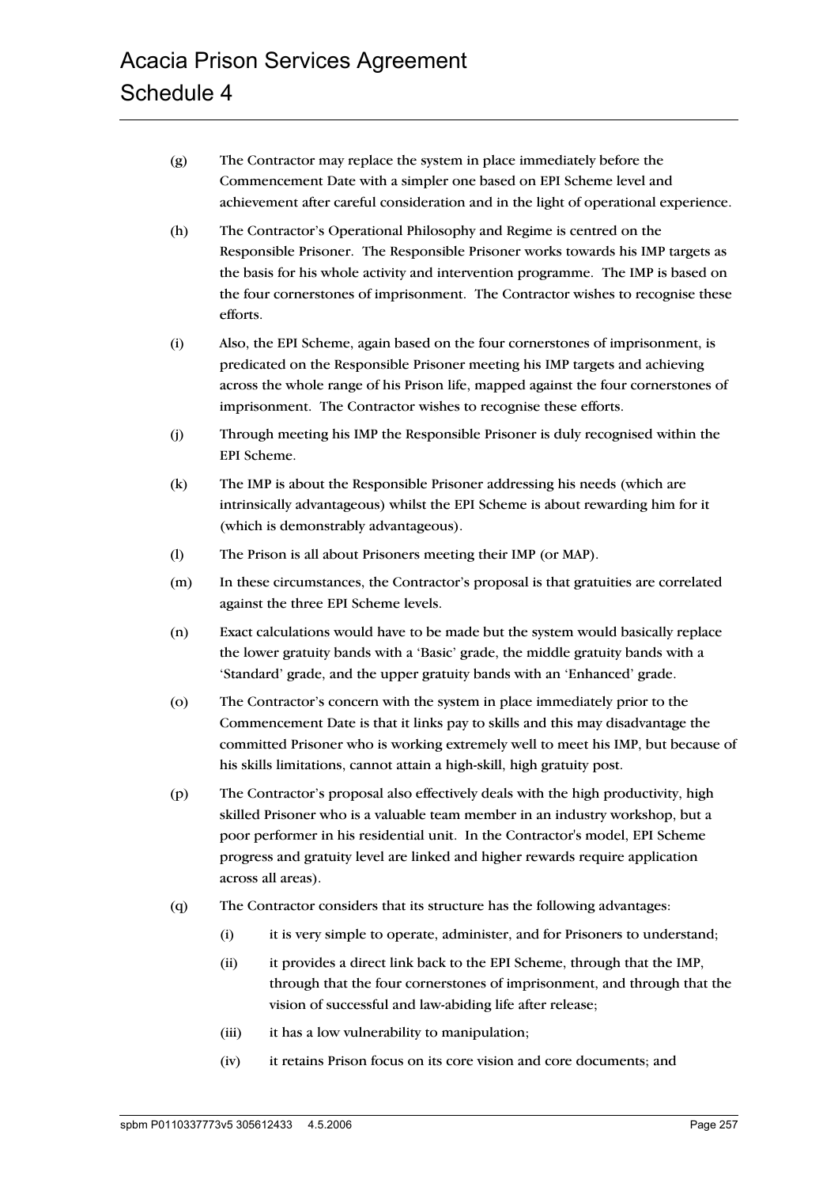(g) The Contractor may replace the system in place immediately before the Commencement Date with a simpler one based on EPI Scheme level and achievement after careful consideration and in the light of operational experience.

(h) The Contractor's Operational Philosophy and Regime is centred on the Responsible Prisoner. The Responsible Prisoner works towards his IMP targets as the basis for his whole activity and intervention programme. The IMP is based on the four cornerstones of imprisonment. The Contractor wishes to recognise these efforts.

(i) Also, the EPI Scheme, again based on the four cornerstones of imprisonment, is predicated on the Responsible Prisoner meeting his IMP targets and achieving across the whole range of his Prison life, mapped against the four cornerstones of imprisonment. The Contractor wishes to recognise these efforts.

(j) Through meeting his IMP the Responsible Prisoner is duly recognised within the EPI Scheme.

(k) The IMP is about the Responsible Prisoner addressing his needs (which are intrinsically advantageous) whilst the EPI Scheme is about rewarding him for it (which is demonstrably advantageous).

(l) The Prison is all about Prisoners meeting their IMP (or MAP).

(m) In these circumstances, the Contractor's proposal is that gratuities are correlated against the three EPI Scheme levels.

(n) Exact calculations would have to be made but the system would basically replace the lower gratuity bands with a 'Basic' grade, the middle gratuity bands with a 'Standard' grade, and the upper gratuity bands with an 'Enhanced' grade.

(o) The Contractor's concern with the system in place immediately prior to the Commencement Date is that it links pay to skills and this may disadvantage the committed Prisoner who is working extremely well to meet his IMP, but because of his skills limitations, cannot attain a high-skill, high gratuity post.

(p) The Contractor's proposal also effectively deals with the high productivity, high skilled Prisoner who is a valuable team member in an industry workshop, but a poor performer in his residential unit. In the Contractor's model, EPI Scheme progress and gratuity level are linked and higher rewards require application across all areas).

(q) The Contractor considers that its structure has the following advantages:

   (i) it is very simple to operate, administer, and for Prisoners to understand;

   (ii) it provides a direct link back to the EPI Scheme, through that the IMP, through that the four cornerstones of imprisonment, and through that the vision of successful and law-abiding life after release;

   (iii) it has a low vulnerability to manipulation;

   (iv) it retains Prison focus on its core vision and core documents; and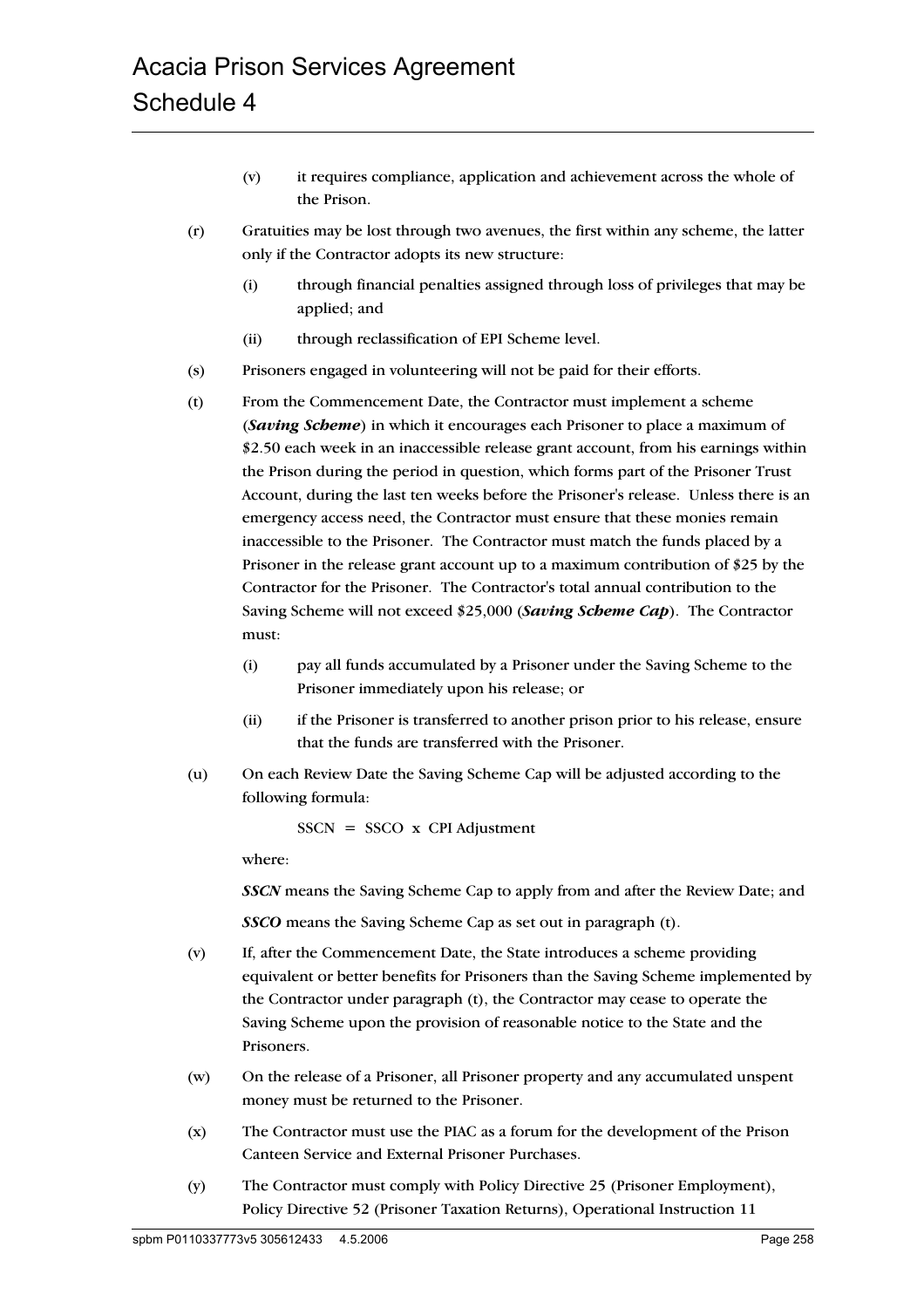(v) it requires compliance, application and achievement across the whole of the Prison.

(r) Gratuities may be lost through two avenues, the first within any scheme, the latter only if the Contractor adopts its new structure:

(i) through financial penalties assigned through loss of privileges that may be applied; and

(ii) through reclassification of EPI Scheme level.

(s) Prisoners engaged in volunteering will not be paid for their efforts.

(t) From the Commencement Date, the Contractor must implement a scheme (***Saving Scheme***) in which it encourages each Prisoner to place a maximum of \$2.50 each week in an inaccessible release grant account, from his earnings within the Prison during the period in question, which forms part of the Prisoner Trust Account, during the last ten weeks before the Prisoner's release. Unless there is an emergency access need, the Contractor must ensure that these monies remain inaccessible to the Prisoner. The Contractor must match the funds placed by a Prisoner in the release grant account up to a maximum contribution of \$25 by the Contractor for the Prisoner. The Contractor's total annual contribution to the Saving Scheme will not exceed \$25,000 (***Saving Scheme Cap***). The Contractor must:

(i) pay all funds accumulated by a Prisoner under the Saving Scheme to the Prisoner immediately upon his release; or

(ii) if the Prisoner is transferred to another prison prior to his release, ensure that the funds are transferred with the Prisoner.

(u) On each Review Date the Saving Scheme Cap will be adjusted according to the following formula:

$$SSCN = SSCO \times \text{CPI Adjustment}$$

where:

***SSCN*** means the Saving Scheme Cap to apply from and after the Review Date; and

***SSCO*** means the Saving Scheme Cap as set out in paragraph (t).

(v) If, after the Commencement Date, the State introduces a scheme providing equivalent or better benefits for Prisoners than the Saving Scheme implemented by the Contractor under paragraph (t), the Contractor may cease to operate the Saving Scheme upon the provision of reasonable notice to the State and the Prisoners.

(w) On the release of a Prisoner, all Prisoner property and any accumulated unspent money must be returned to the Prisoner.

(x) The Contractor must use the PIAC as a forum for the development of the Prison Canteen Service and External Prisoner Purchases.

(y) The Contractor must comply with Policy Directive 25 (Prisoner Employment), Policy Directive 52 (Prisoner Taxation Returns), Operational Instruction 11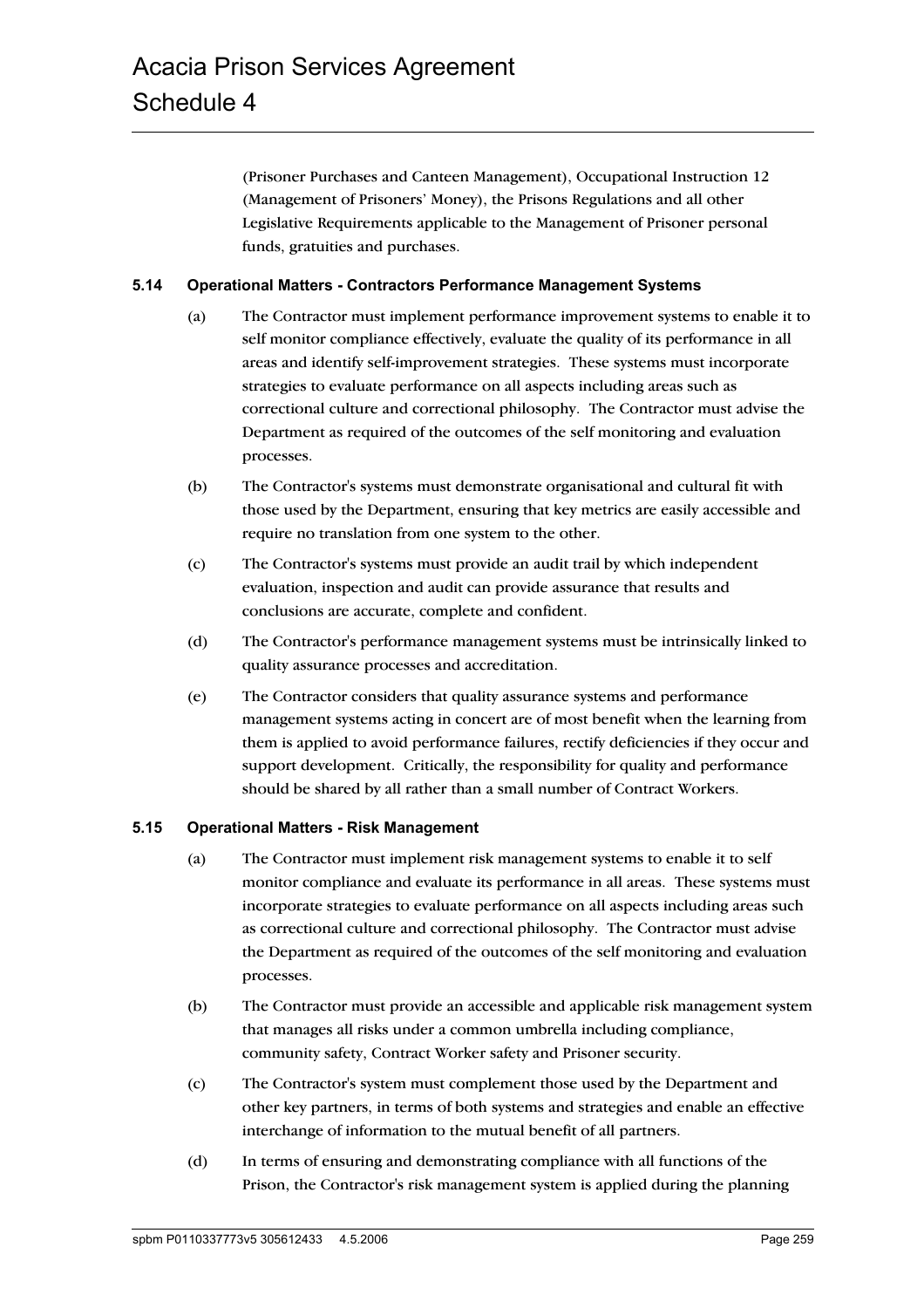(Prisoner Purchases and Canteen Management), Occupational Instruction 12 (Management of Prisoners' Money), the Prisons Regulations and all other Legislative Requirements applicable to the Management of Prisoner personal funds, gratuities and purchases.

### 5.14 Operational Matters - Contractors Performance Management Systems

(a) The Contractor must implement performance improvement systems to enable it to self monitor compliance effectively, evaluate the quality of its performance in all areas and identify self-improvement strategies. These systems must incorporate strategies to evaluate performance on all aspects including areas such as correctional culture and correctional philosophy. The Contractor must advise the Department as required of the outcomes of the self monitoring and evaluation processes.

(b) The Contractor's systems must demonstrate organisational and cultural fit with those used by the Department, ensuring that key metrics are easily accessible and require no translation from one system to the other.

(c) The Contractor's systems must provide an audit trail by which independent evaluation, inspection and audit can provide assurance that results and conclusions are accurate, complete and confident.

(d) The Contractor's performance management systems must be intrinsically linked to quality assurance processes and accreditation.

(e) The Contractor considers that quality assurance systems and performance management systems acting in concert are of most benefit when the learning from them is applied to avoid performance failures, rectify deficiencies if they occur and support development. Critically, the responsibility for quality and performance should be shared by all rather than a small number of Contract Workers.

### 5.15 Operational Matters - Risk Management

(a) The Contractor must implement risk management systems to enable it to self monitor compliance and evaluate its performance in all areas. These systems must incorporate strategies to evaluate performance on all aspects including areas such as correctional culture and correctional philosophy. The Contractor must advise the Department as required of the outcomes of the self monitoring and evaluation processes.

(b) The Contractor must provide an accessible and applicable risk management system that manages all risks under a common umbrella including compliance, community safety, Contract Worker safety and Prisoner security.

(c) The Contractor's system must complement those used by the Department and other key partners, in terms of both systems and strategies and enable an effective interchange of information to the mutual benefit of all partners.

(d) In terms of ensuring and demonstrating compliance with all functions of the Prison, the Contractor's risk management system is applied during the planning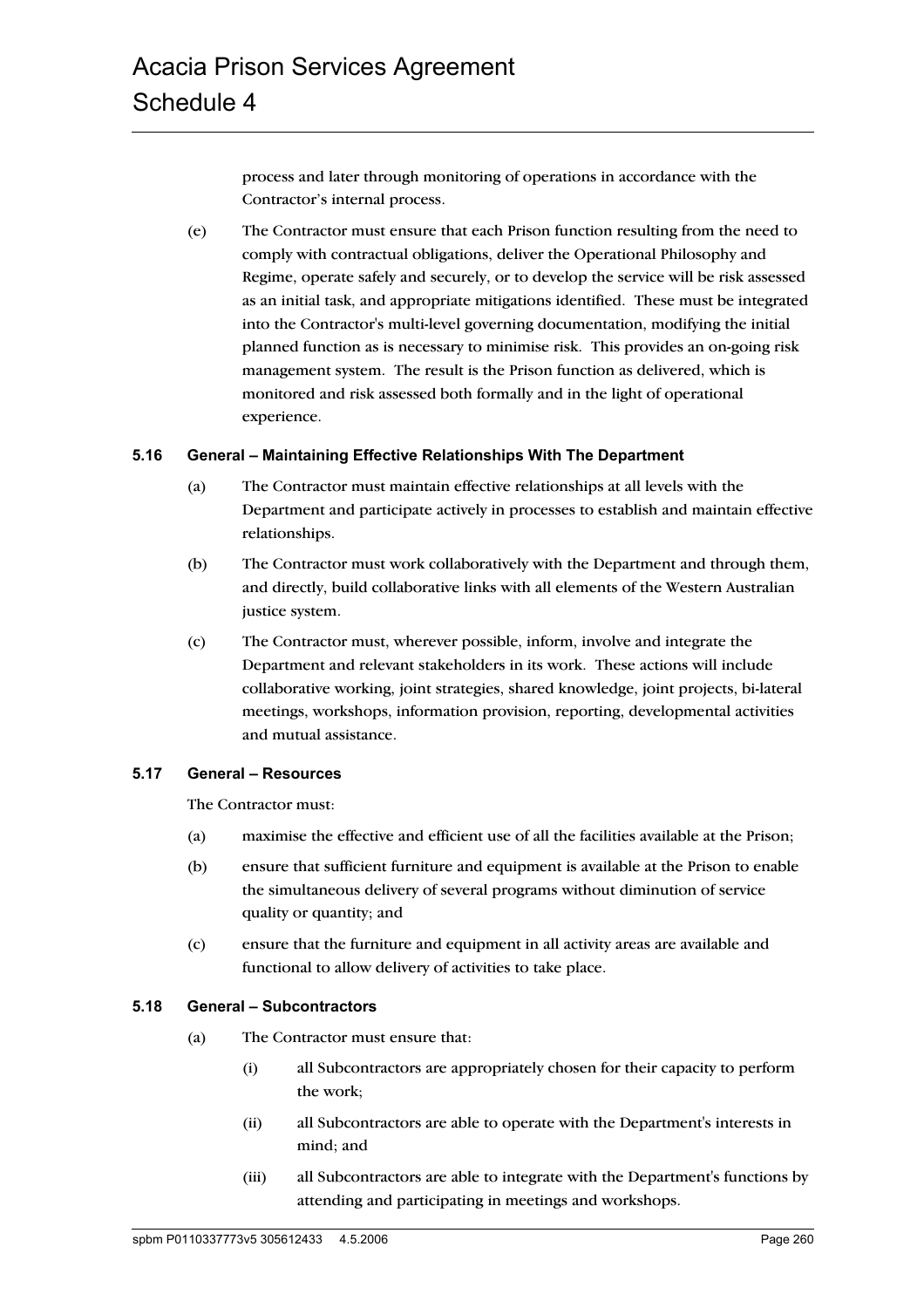process and later through monitoring of operations in accordance with the Contractor's internal process.

(e) The Contractor must ensure that each Prison function resulting from the need to comply with contractual obligations, deliver the Operational Philosophy and Regime, operate safely and securely, or to develop the service will be risk assessed as an initial task, and appropriate mitigations identified. These must be integrated into the Contractor's multi-level governing documentation, modifying the initial planned function as is necessary to minimise risk. This provides an on-going risk management system. The result is the Prison function as delivered, which is monitored and risk assessed both formally and in the light of operational experience.

### 5.16 General – Maintaining Effective Relationships With The Department

(a) The Contractor must maintain effective relationships at all levels with the Department and participate actively in processes to establish and maintain effective relationships.

(b) The Contractor must work collaboratively with the Department and through them, and directly, build collaborative links with all elements of the Western Australian justice system.

(c) The Contractor must, wherever possible, inform, involve and integrate the Department and relevant stakeholders in its work. These actions will include collaborative working, joint strategies, shared knowledge, joint projects, bi-lateral meetings, workshops, information provision, reporting, developmental activities and mutual assistance.

### 5.17 General – Resources

The Contractor must:

(a) maximise the effective and efficient use of all the facilities available at the Prison;

(b) ensure that sufficient furniture and equipment is available at the Prison to enable the simultaneous delivery of several programs without diminution of service quality or quantity; and

(c) ensure that the furniture and equipment in all activity areas are available and functional to allow delivery of activities to take place.

### 5.18 General – Subcontractors

(a) The Contractor must ensure that:

(i) all Subcontractors are appropriately chosen for their capacity to perform the work;

(ii) all Subcontractors are able to operate with the Department's interests in mind; and

(iii) all Subcontractors are able to integrate with the Department's functions by attending and participating in meetings and workshops.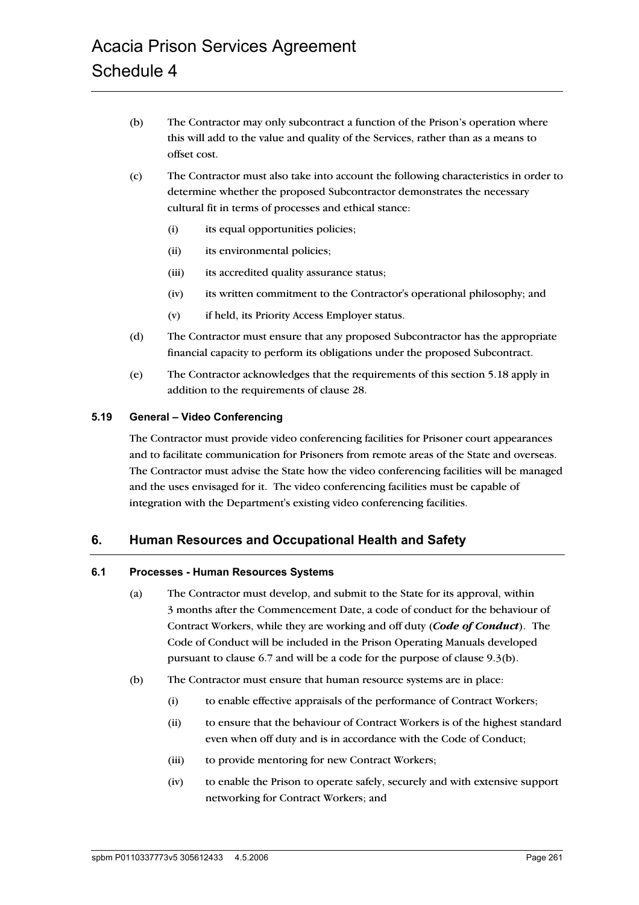(b) The Contractor may only subcontract a function of the Prison's operation where this will add to the value and quality of the Services, rather than as a means to offset cost.

(c) The Contractor must also take into account the following characteristics in order to determine whether the proposed Subcontractor demonstrates the necessary cultural fit in terms of processes and ethical stance:

(i) its equal opportunities policies;

(ii) its environmental policies;

(iii) its accredited quality assurance status;

(iv) its written commitment to the Contractor's operational philosophy; and

(v) if held, its Priority Access Employer status.

(d) The Contractor must ensure that any proposed Subcontractor has the appropriate financial capacity to perform its obligations under the proposed Subcontract.

(e) The Contractor acknowledges that the requirements of this section 5.18 apply in addition to the requirements of clause 28.

### 5.19 General – Video Conferencing

The Contractor must provide video conferencing facilities for Prisoner court appearances and to facilitate communication for Prisoners from remote areas of the State and overseas. The Contractor must advise the State how the video conferencing facilities will be managed and the uses envisaged for it. The video conferencing facilities must be capable of integration with the Department's existing video conferencing facilities.

## 6. Human Resources and Occupational Health and Safety

### 6.1 Processes - Human Resources Systems

(a) The Contractor must develop, and submit to the State for its approval, within 3 months after the Commencement Date, a code of conduct for the behaviour of Contract Workers, while they are working and off duty (***Code of Conduct***). The Code of Conduct will be included in the Prison Operating Manuals developed pursuant to clause 6.7 and will be a code for the purpose of clause 9.3(b).

(b) The Contractor must ensure that human resource systems are in place:

(i) to enable effective appraisals of the performance of Contract Workers;

(ii) to ensure that the behaviour of Contract Workers is of the highest standard even when off duty and is in accordance with the Code of Conduct;

(iii) to provide mentoring for new Contract Workers;

(iv) to enable the Prison to operate safely, securely and with extensive support networking for Contract Workers; and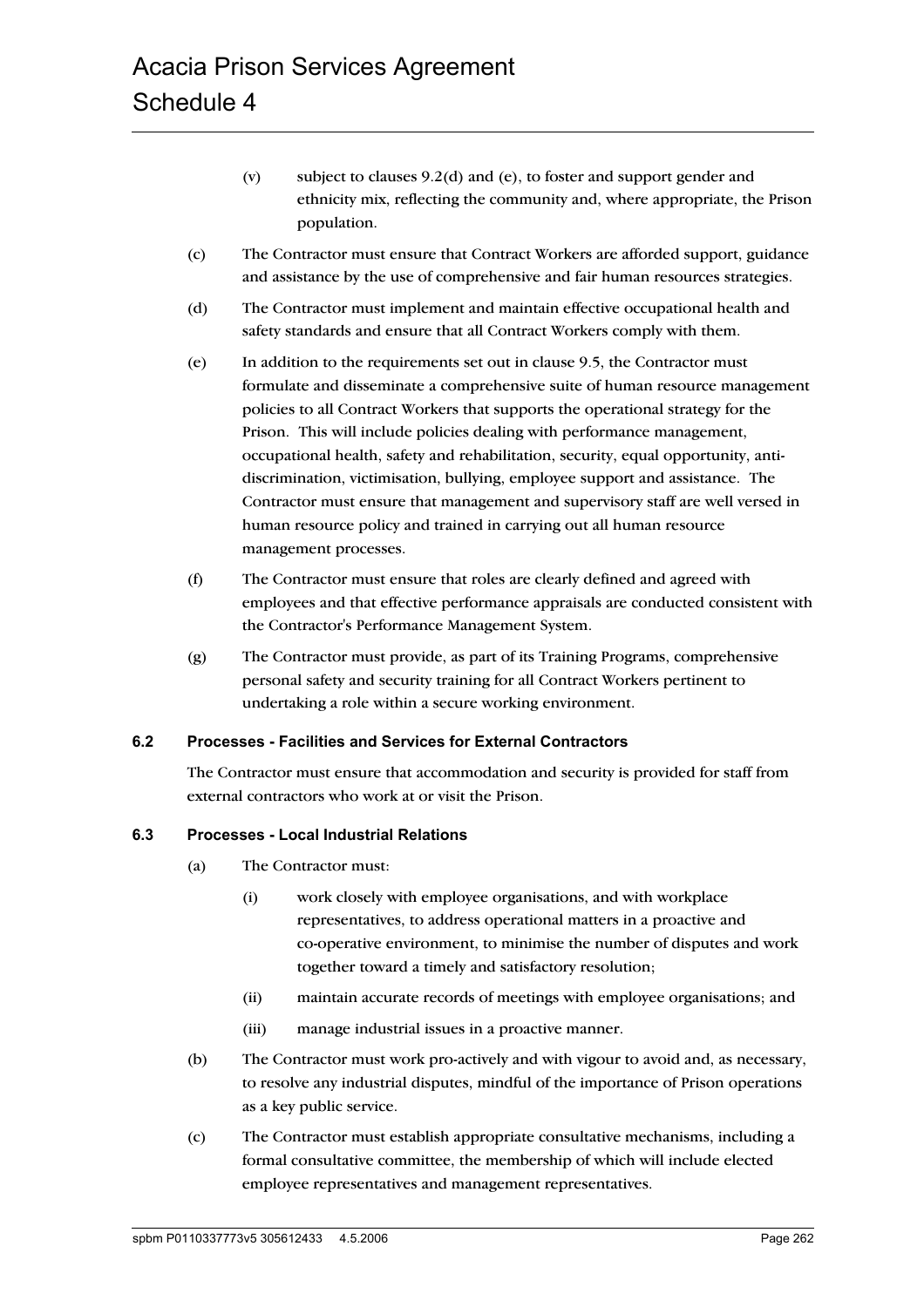(v) subject to clauses 9.2(d) and (e), to foster and support gender and ethnicity mix, reflecting the community and, where appropriate, the Prison population.

(c) The Contractor must ensure that Contract Workers are afforded support, guidance and assistance by the use of comprehensive and fair human resources strategies.

(d) The Contractor must implement and maintain effective occupational health and safety standards and ensure that all Contract Workers comply with them.

(e) In addition to the requirements set out in clause 9.5, the Contractor must formulate and disseminate a comprehensive suite of human resource management policies to all Contract Workers that supports the operational strategy for the Prison. This will include policies dealing with performance management, occupational health, safety and rehabilitation, security, equal opportunity, anti-discrimination, victimisation, bullying, employee support and assistance. The Contractor must ensure that management and supervisory staff are well versed in human resource policy and trained in carrying out all human resource management processes.

(f) The Contractor must ensure that roles are clearly defined and agreed with employees and that effective performance appraisals are conducted consistent with the Contractor's Performance Management System.

(g) The Contractor must provide, as part of its Training Programs, comprehensive personal safety and security training for all Contract Workers pertinent to undertaking a role within a secure working environment.

### 6.2 Processes - Facilities and Services for External Contractors

The Contractor must ensure that accommodation and security is provided for staff from external contractors who work at or visit the Prison.

### 6.3 Processes - Local Industrial Relations

(a) The Contractor must:

(i) work closely with employee organisations, and with workplace representatives, to address operational matters in a proactive and co-operative environment, to minimise the number of disputes and work together toward a timely and satisfactory resolution;

(ii) maintain accurate records of meetings with employee organisations; and

(iii) manage industrial issues in a proactive manner.

(b) The Contractor must work pro-actively and with vigour to avoid and, as necessary, to resolve any industrial disputes, mindful of the importance of Prison operations as a key public service.

(c) The Contractor must establish appropriate consultative mechanisms, including a formal consultative committee, the membership of which will include elected employee representatives and management representatives.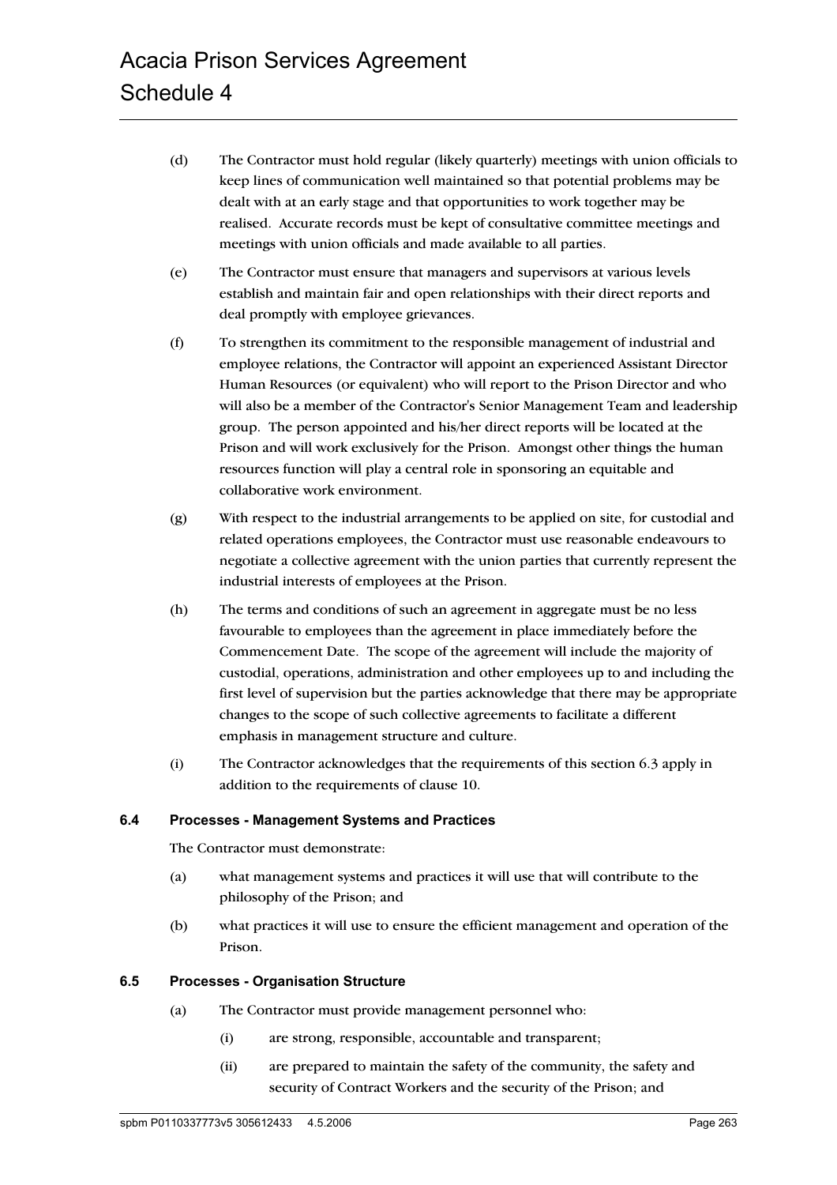(d) The Contractor must hold regular (likely quarterly) meetings with union officials to keep lines of communication well maintained so that potential problems may be dealt with at an early stage and that opportunities to work together may be realised. Accurate records must be kept of consultative committee meetings and meetings with union officials and made available to all parties.

(e) The Contractor must ensure that managers and supervisors at various levels establish and maintain fair and open relationships with their direct reports and deal promptly with employee grievances.

(f) To strengthen its commitment to the responsible management of industrial and employee relations, the Contractor will appoint an experienced Assistant Director Human Resources (or equivalent) who will report to the Prison Director and who will also be a member of the Contractor's Senior Management Team and leadership group. The person appointed and his/her direct reports will be located at the Prison and will work exclusively for the Prison. Amongst other things the human resources function will play a central role in sponsoring an equitable and collaborative work environment.

(g) With respect to the industrial arrangements to be applied on site, for custodial and related operations employees, the Contractor must use reasonable endeavours to negotiate a collective agreement with the union parties that currently represent the industrial interests of employees at the Prison.

(h) The terms and conditions of such an agreement in aggregate must be no less favourable to employees than the agreement in place immediately before the Commencement Date. The scope of the agreement will include the majority of custodial, operations, administration and other employees up to and including the first level of supervision but the parties acknowledge that there may be appropriate changes to the scope of such collective agreements to facilitate a different emphasis in management structure and culture.

(i) The Contractor acknowledges that the requirements of this section 6.3 apply in addition to the requirements of clause 10.

### 6.4 Processes - Management Systems and Practices

The Contractor must demonstrate:

(a) what management systems and practices it will use that will contribute to the philosophy of the Prison; and

(b) what practices it will use to ensure the efficient management and operation of the Prison.

### 6.5 Processes - Organisation Structure

(a) The Contractor must provide management personnel who:

   (i) are strong, responsible, accountable and transparent;

   (ii) are prepared to maintain the safety of the community, the safety and security of Contract Workers and the security of the Prison; and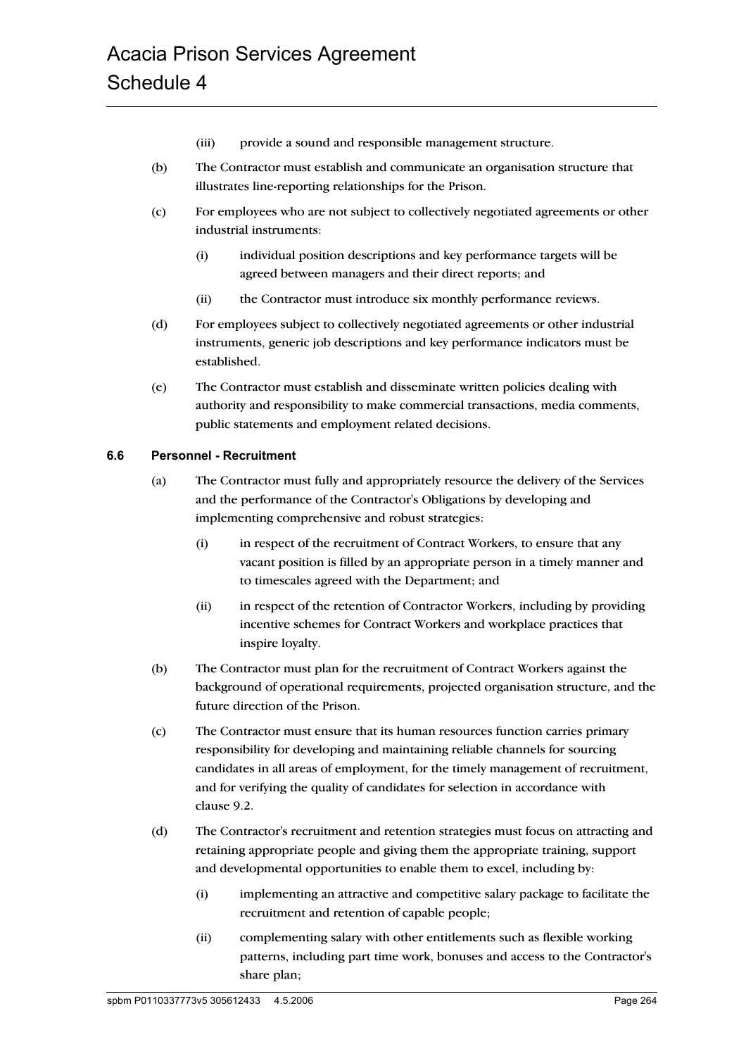(iii) provide a sound and responsible management structure.

(b) The Contractor must establish and communicate an organisation structure that illustrates line-reporting relationships for the Prison.

(c) For employees who are not subject to collectively negotiated agreements or other industrial instruments:

(i) individual position descriptions and key performance targets will be agreed between managers and their direct reports; and

(ii) the Contractor must introduce six monthly performance reviews.

(d) For employees subject to collectively negotiated agreements or other industrial instruments, generic job descriptions and key performance indicators must be established.

(e) The Contractor must establish and disseminate written policies dealing with authority and responsibility to make commercial transactions, media comments, public statements and employment related decisions.

### 6.6 Personnel - Recruitment

(a) The Contractor must fully and appropriately resource the delivery of the Services and the performance of the Contractor's Obligations by developing and implementing comprehensive and robust strategies:

(i) in respect of the recruitment of Contract Workers, to ensure that any vacant position is filled by an appropriate person in a timely manner and to timescales agreed with the Department; and

(ii) in respect of the retention of Contractor Workers, including by providing incentive schemes for Contract Workers and workplace practices that inspire loyalty.

(b) The Contractor must plan for the recruitment of Contract Workers against the background of operational requirements, projected organisation structure, and the future direction of the Prison.

(c) The Contractor must ensure that its human resources function carries primary responsibility for developing and maintaining reliable channels for sourcing candidates in all areas of employment, for the timely management of recruitment, and for verifying the quality of candidates for selection in accordance with clause 9.2.

(d) The Contractor's recruitment and retention strategies must focus on attracting and retaining appropriate people and giving them the appropriate training, support and developmental opportunities to enable them to excel, including by:

(i) implementing an attractive and competitive salary package to facilitate the recruitment and retention of capable people;

(ii) complementing salary with other entitlements such as flexible working patterns, including part time work, bonuses and access to the Contractor's share plan;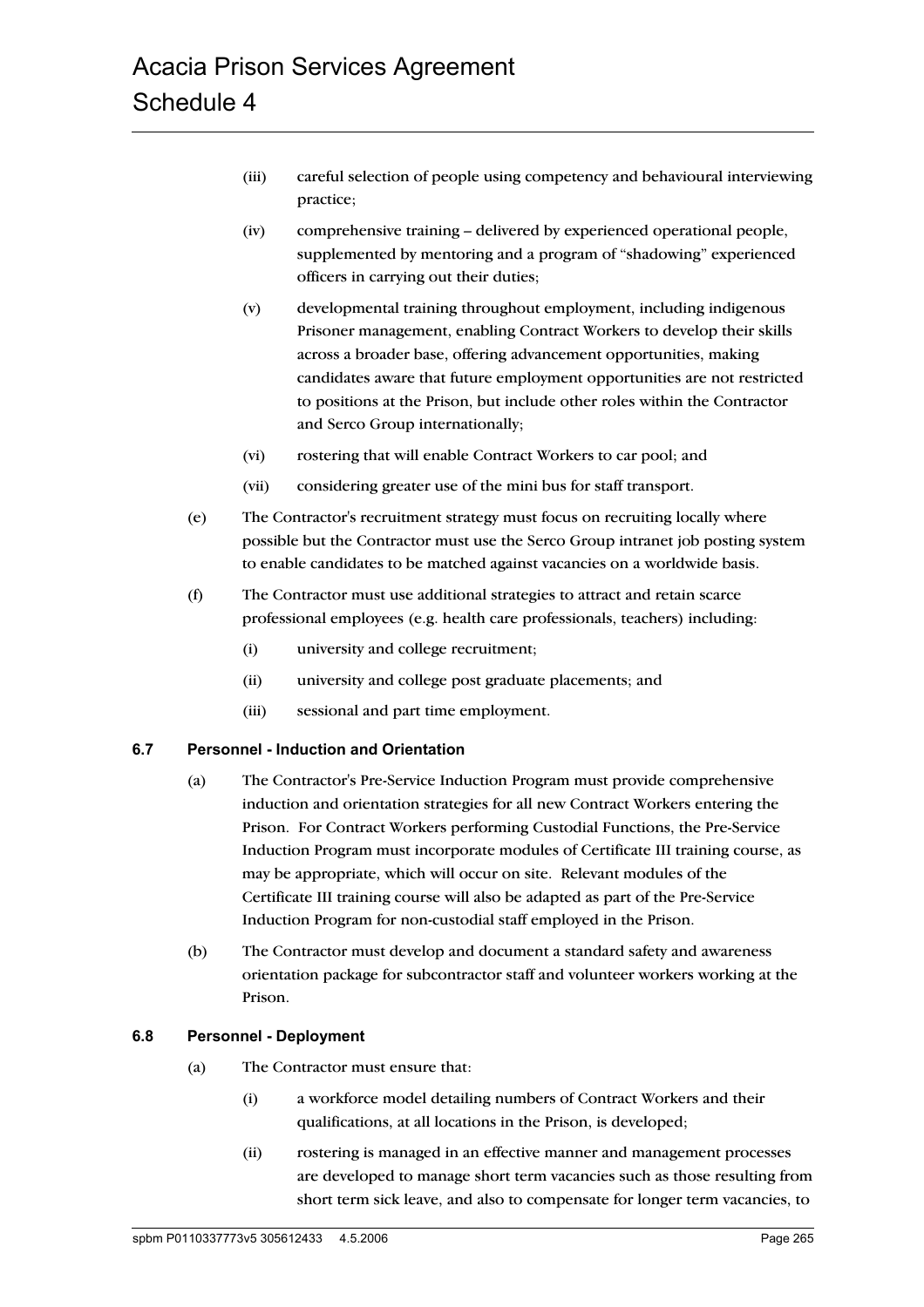(iii) careful selection of people using competency and behavioural interviewing practice;

(iv) comprehensive training – delivered by experienced operational people, supplemented by mentoring and a program of "shadowing" experienced officers in carrying out their duties;

(v) developmental training throughout employment, including indigenous Prisoner management, enabling Contract Workers to develop their skills across a broader base, offering advancement opportunities, making candidates aware that future employment opportunities are not restricted to positions at the Prison, but include other roles within the Contractor and Serco Group internationally;

(vi) rostering that will enable Contract Workers to car pool; and

(vii) considering greater use of the mini bus for staff transport.

(e) The Contractor's recruitment strategy must focus on recruiting locally where possible but the Contractor must use the Serco Group intranet job posting system to enable candidates to be matched against vacancies on a worldwide basis.

(f) The Contractor must use additional strategies to attract and retain scarce professional employees (e.g. health care professionals, teachers) including:

(i) university and college recruitment;

(ii) university and college post graduate placements; and

(iii) sessional and part time employment.

### 6.7 Personnel - Induction and Orientation

(a) The Contractor's Pre-Service Induction Program must provide comprehensive induction and orientation strategies for all new Contract Workers entering the Prison. For Contract Workers performing Custodial Functions, the Pre-Service Induction Program must incorporate modules of Certificate III training course, as may be appropriate, which will occur on site. Relevant modules of the Certificate III training course will also be adapted as part of the Pre-Service Induction Program for non-custodial staff employed in the Prison.

(b) The Contractor must develop and document a standard safety and awareness orientation package for subcontractor staff and volunteer workers working at the Prison.

### 6.8 Personnel - Deployment

(a) The Contractor must ensure that:

(i) a workforce model detailing numbers of Contract Workers and their qualifications, at all locations in the Prison, is developed;

(ii) rostering is managed in an effective manner and management processes are developed to manage short term vacancies such as those resulting from short term sick leave, and also to compensate for longer term vacancies, to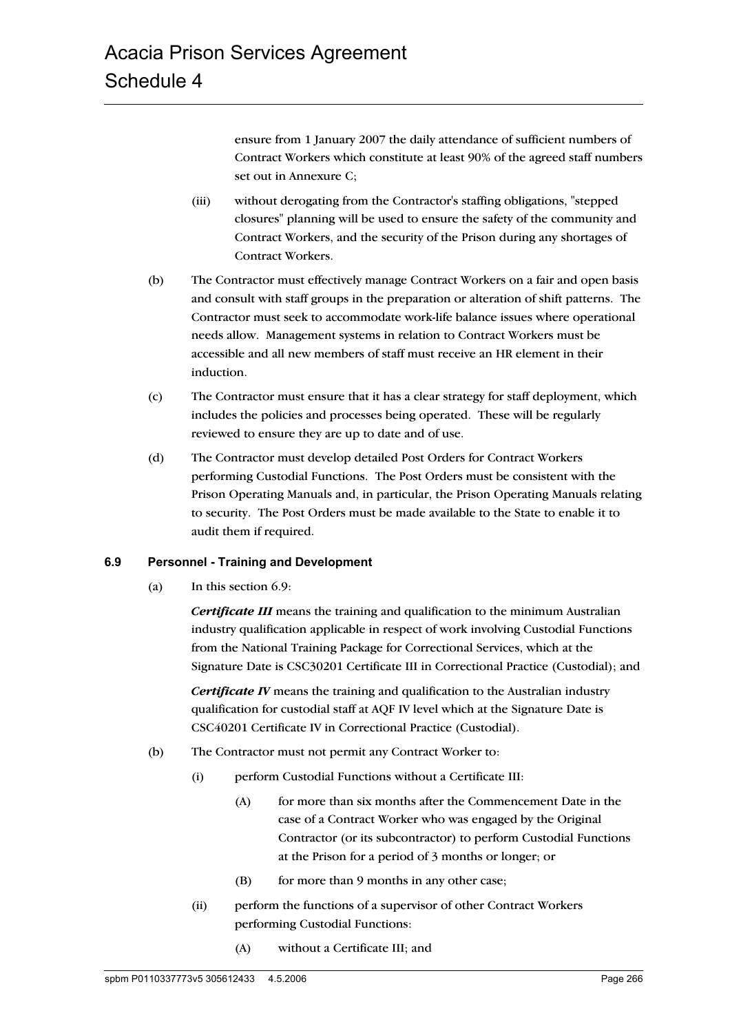ensure from 1 January 2007 the daily attendance of sufficient numbers of Contract Workers which constitute at least 90% of the agreed staff numbers set out in Annexure C;

(iii) without derogating from the Contractor's staffing obligations, "stepped closures" planning will be used to ensure the safety of the community and Contract Workers, and the security of the Prison during any shortages of Contract Workers.

(b) The Contractor must effectively manage Contract Workers on a fair and open basis and consult with staff groups in the preparation or alteration of shift patterns. The Contractor must seek to accommodate work-life balance issues where operational needs allow. Management systems in relation to Contract Workers must be accessible and all new members of staff must receive an HR element in their induction.

(c) The Contractor must ensure that it has a clear strategy for staff deployment, which includes the policies and processes being operated. These will be regularly reviewed to ensure they are up to date and of use.

(d) The Contractor must develop detailed Post Orders for Contract Workers performing Custodial Functions. The Post Orders must be consistent with the Prison Operating Manuals and, in particular, the Prison Operating Manuals relating to security. The Post Orders must be made available to the State to enable it to audit them if required.

### 6.9 Personnel - Training and Development

(a) In this section 6.9:

***Certificate III*** means the training and qualification to the minimum Australian industry qualification applicable in respect of work involving Custodial Functions from the National Training Package for Correctional Services, which at the Signature Date is CSC30201 Certificate III in Correctional Practice (Custodial); and

***Certificate IV*** means the training and qualification to the Australian industry qualification for custodial staff at AQF IV level which at the Signature Date is CSC40201 Certificate IV in Correctional Practice (Custodial).

(b) The Contractor must not permit any Contract Worker to:

(i) perform Custodial Functions without a Certificate III:

(A) for more than six months after the Commencement Date in the case of a Contract Worker who was engaged by the Original Contractor (or its subcontractor) to perform Custodial Functions at the Prison for a period of 3 months or longer; or

(B) for more than 9 months in any other case;

(ii) perform the functions of a supervisor of other Contract Workers performing Custodial Functions:

(A) without a Certificate III; and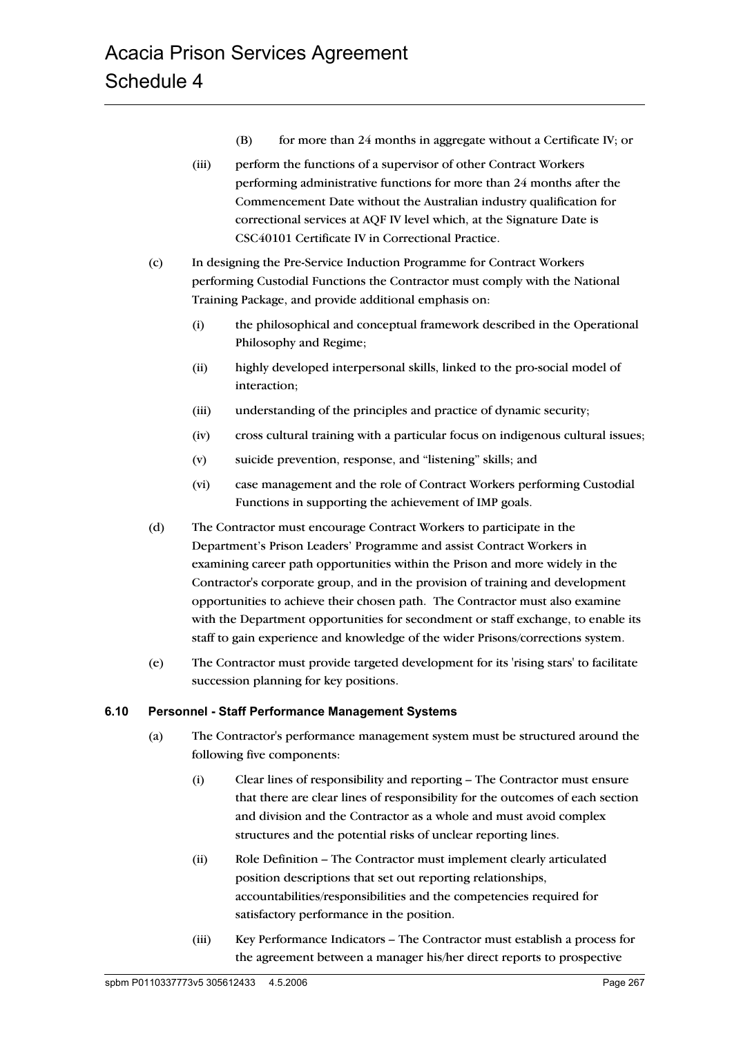(B) for more than 24 months in aggregate without a Certificate IV; or

(iii) perform the functions of a supervisor of other Contract Workers performing administrative functions for more than 24 months after the Commencement Date without the Australian industry qualification for correctional services at AQF IV level which, at the Signature Date is CSC40101 Certificate IV in Correctional Practice.

(c) In designing the Pre-Service Induction Programme for Contract Workers performing Custodial Functions the Contractor must comply with the National Training Package, and provide additional emphasis on:

(i) the philosophical and conceptual framework described in the Operational Philosophy and Regime;

(ii) highly developed interpersonal skills, linked to the pro-social model of interaction;

(iii) understanding of the principles and practice of dynamic security;

(iv) cross cultural training with a particular focus on indigenous cultural issues;

(v) suicide prevention, response, and "listening" skills; and

(vi) case management and the role of Contract Workers performing Custodial Functions in supporting the achievement of IMP goals.

(d) The Contractor must encourage Contract Workers to participate in the Department's Prison Leaders' Programme and assist Contract Workers in examining career path opportunities within the Prison and more widely in the Contractor's corporate group, and in the provision of training and development opportunities to achieve their chosen path. The Contractor must also examine with the Department opportunities for secondment or staff exchange, to enable its staff to gain experience and knowledge of the wider Prisons/corrections system.

(e) The Contractor must provide targeted development for its 'rising stars' to facilitate succession planning for key positions.

### 6.10 Personnel - Staff Performance Management Systems

(a) The Contractor's performance management system must be structured around the following five components:

(i) Clear lines of responsibility and reporting – The Contractor must ensure that there are clear lines of responsibility for the outcomes of each section and division and the Contractor as a whole and must avoid complex structures and the potential risks of unclear reporting lines.

(ii) Role Definition – The Contractor must implement clearly articulated position descriptions that set out reporting relationships, accountabilities/responsibilities and the competencies required for satisfactory performance in the position.

(iii) Key Performance Indicators – The Contractor must establish a process for the agreement between a manager his/her direct reports to prospective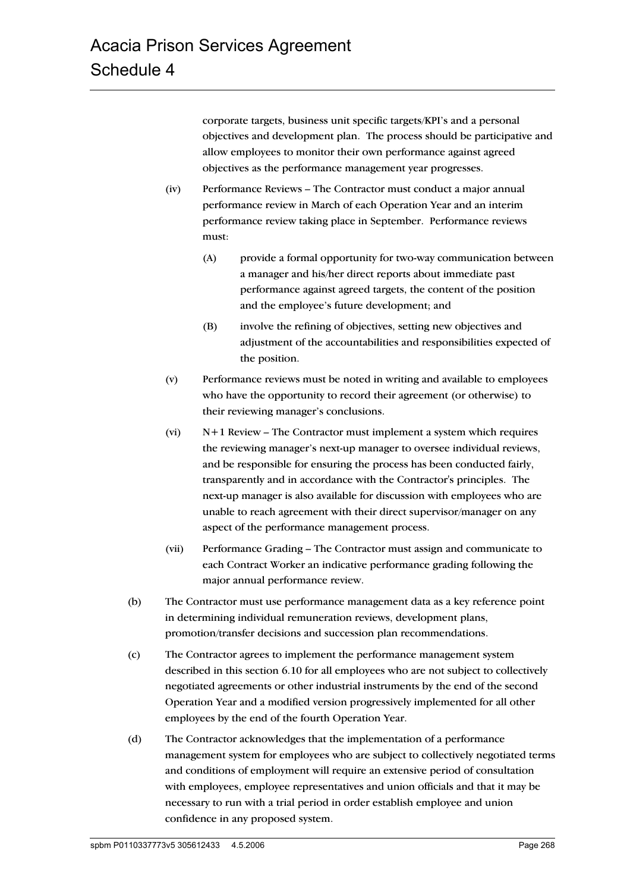corporate targets, business unit specific targets/KPI's and a personal objectives and development plan. The process should be participative and allow employees to monitor their own performance against agreed objectives as the performance management year progresses.

(iv) Performance Reviews – The Contractor must conduct a major annual performance review in March of each Operation Year and an interim performance review taking place in September. Performance reviews must:

(A) provide a formal opportunity for two-way communication between a manager and his/her direct reports about immediate past performance against agreed targets, the content of the position and the employee's future development; and

(B) involve the refining of objectives, setting new objectives and adjustment of the accountabilities and responsibilities expected of the position.

(v) Performance reviews must be noted in writing and available to employees who have the opportunity to record their agreement (or otherwise) to their reviewing manager's conclusions.

(vi) N+1 Review – The Contractor must implement a system which requires the reviewing manager's next-up manager to oversee individual reviews, and be responsible for ensuring the process has been conducted fairly, transparently and in accordance with the Contractor's principles. The next-up manager is also available for discussion with employees who are unable to reach agreement with their direct supervisor/manager on any aspect of the performance management process.

(vii) Performance Grading – The Contractor must assign and communicate to each Contract Worker an indicative performance grading following the major annual performance review.

(b) The Contractor must use performance management data as a key reference point in determining individual remuneration reviews, development plans, promotion/transfer decisions and succession plan recommendations.

(c) The Contractor agrees to implement the performance management system described in this section 6.10 for all employees who are not subject to collectively negotiated agreements or other industrial instruments by the end of the second Operation Year and a modified version progressively implemented for all other employees by the end of the fourth Operation Year.

(d) The Contractor acknowledges that the implementation of a performance management system for employees who are subject to collectively negotiated terms and conditions of employment will require an extensive period of consultation with employees, employee representatives and union officials and that it may be necessary to run with a trial period in order establish employee and union confidence in any proposed system.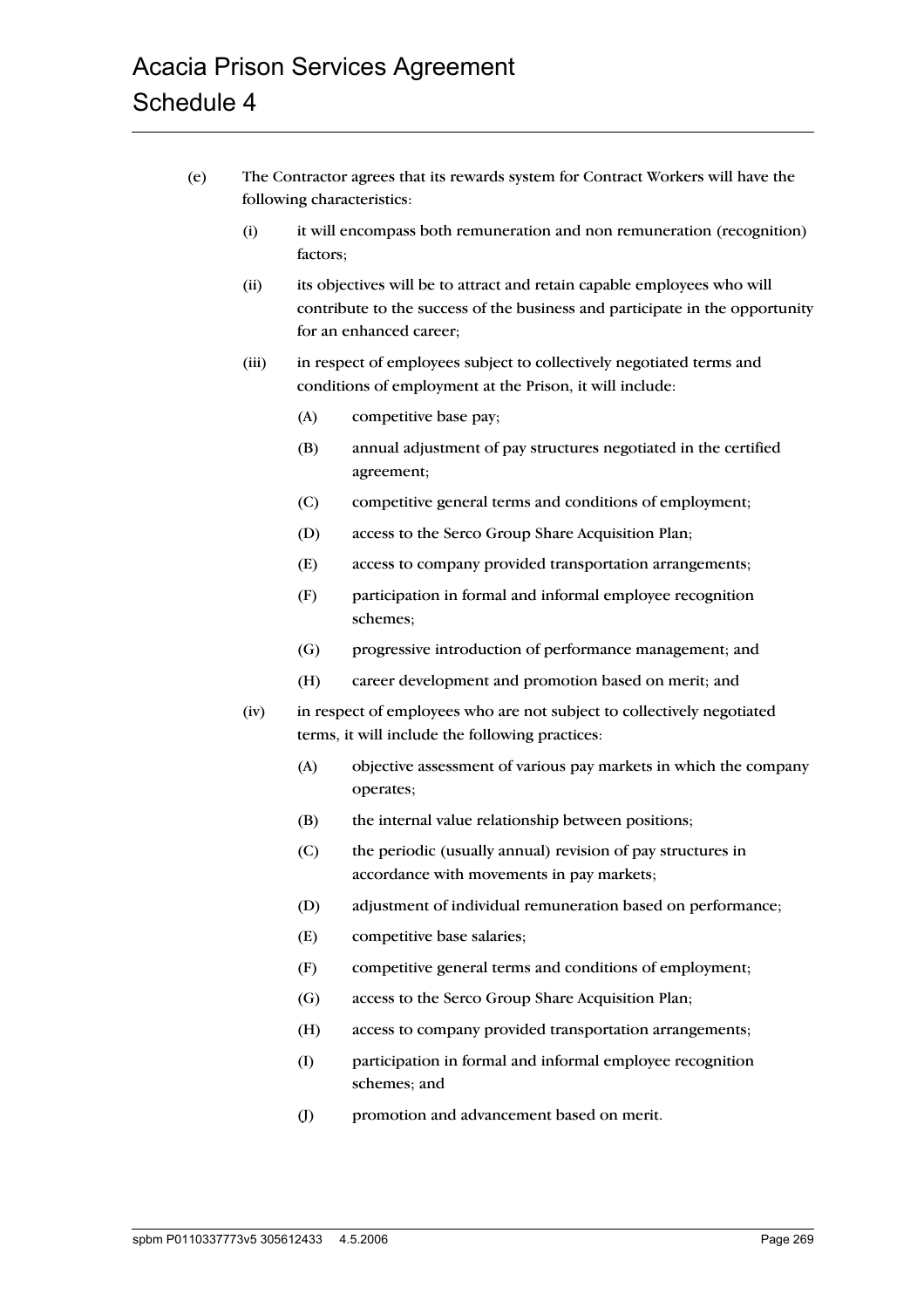(e) The Contractor agrees that its rewards system for Contract Workers will have the following characteristics:

   (i) it will encompass both remuneration and non remuneration (recognition) factors;

   (ii) its objectives will be to attract and retain capable employees who will contribute to the success of the business and participate in the opportunity for an enhanced career;

   (iii) in respect of employees subject to collectively negotiated terms and conditions of employment at the Prison, it will include:

      (A) competitive base pay;

      (B) annual adjustment of pay structures negotiated in the certified agreement;

      (C) competitive general terms and conditions of employment;

      (D) access to the Serco Group Share Acquisition Plan;

      (E) access to company provided transportation arrangements;

      (F) participation in formal and informal employee recognition schemes;

      (G) progressive introduction of performance management; and

      (H) career development and promotion based on merit; and

   (iv) in respect of employees who are not subject to collectively negotiated terms, it will include the following practices:

      (A) objective assessment of various pay markets in which the company operates;

      (B) the internal value relationship between positions;

      (C) the periodic (usually annual) revision of pay structures in accordance with movements in pay markets;

      (D) adjustment of individual remuneration based on performance;

      (E) competitive base salaries;

      (F) competitive general terms and conditions of employment;

      (G) access to the Serco Group Share Acquisition Plan;

      (H) access to company provided transportation arrangements;

      (I) participation in formal and informal employee recognition schemes; and

      (J) promotion and advancement based on merit.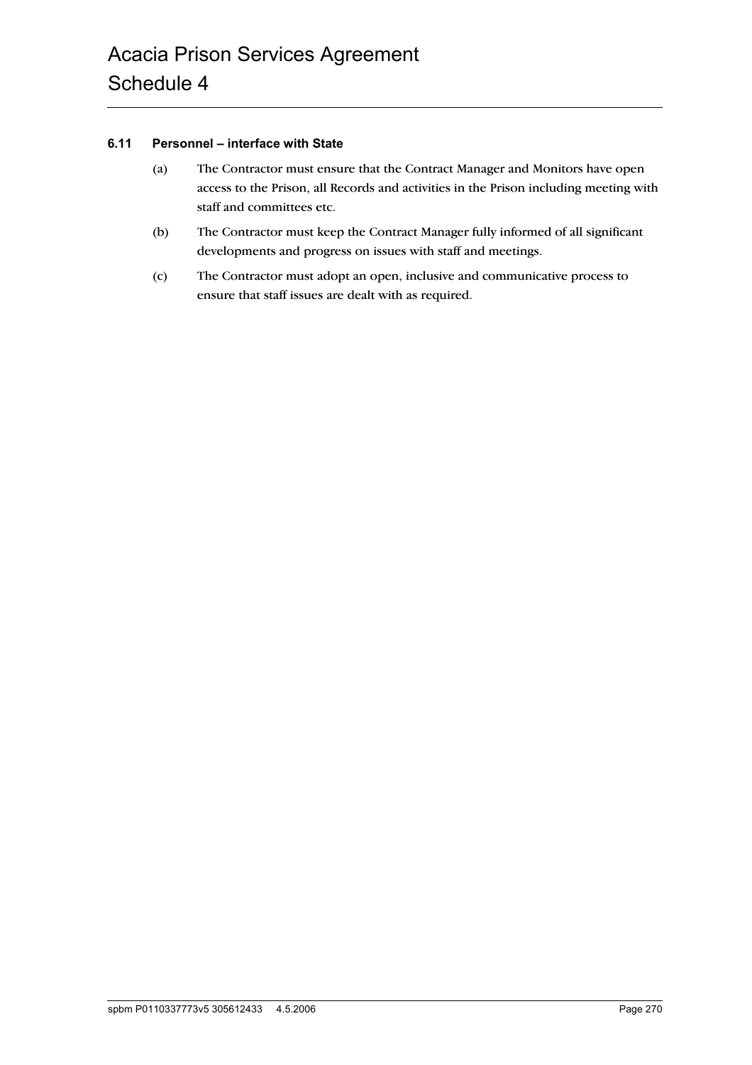#### 6.11 Personnel – interface with State

(a) The Contractor must ensure that the Contract Manager and Monitors have open access to the Prison, all Records and activities in the Prison including meeting with staff and committees etc.

(b) The Contractor must keep the Contract Manager fully informed of all significant developments and progress on issues with staff and meetings.

(c) The Contractor must adopt an open, inclusive and communicative process to ensure that staff issues are dealt with as required.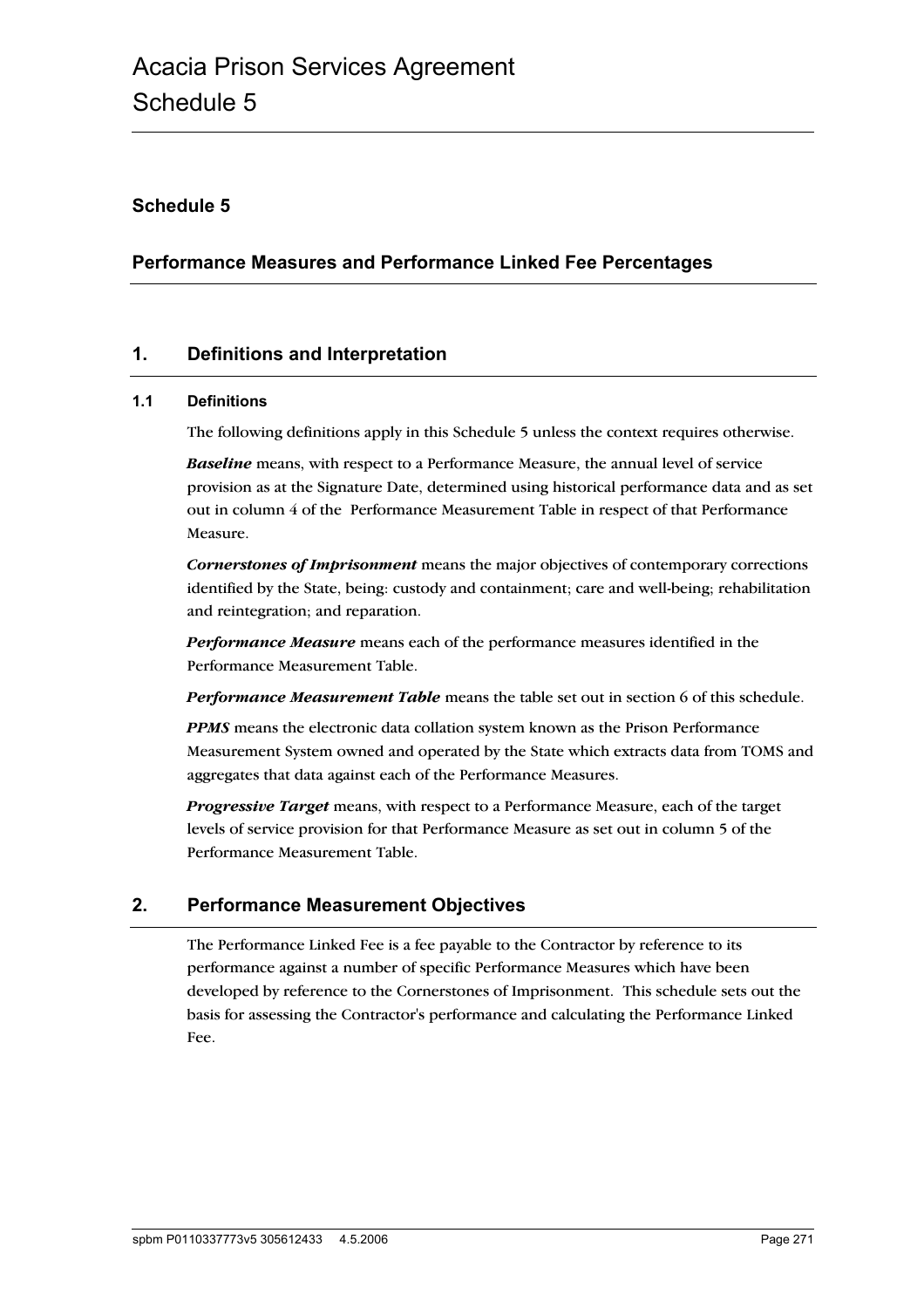## Schedule 5

## Performance Measures and Performance Linked Fee Percentages

### 1. Definitions and Interpretation

#### 1.1 Definitions

The following definitions apply in this Schedule 5 unless the context requires otherwise.

***Baseline*** means, with respect to a Performance Measure, the annual level of service provision as at the Signature Date, determined using historical performance data and as set out in column 4 of the Performance Measurement Table in respect of that Performance Measure.

***Cornerstones of Imprisonment*** means the major objectives of contemporary corrections identified by the State, being: custody and containment; care and well-being; rehabilitation and reintegration; and reparation.

***Performance Measure*** means each of the performance measures identified in the Performance Measurement Table.

***Performance Measurement Table*** means the table set out in section 6 of this schedule.

***PPMS*** means the electronic data collation system known as the Prison Performance Measurement System owned and operated by the State which extracts data from TOMS and aggregates that data against each of the Performance Measures.

***Progressive Target*** means, with respect to a Performance Measure, each of the target levels of service provision for that Performance Measure as set out in column 5 of the Performance Measurement Table.

### 2. Performance Measurement Objectives

The Performance Linked Fee is a fee payable to the Contractor by reference to its performance against a number of specific Performance Measures which have been developed by reference to the Cornerstones of Imprisonment. This schedule sets out the basis for assessing the Contractor's performance and calculating the Performance Linked Fee.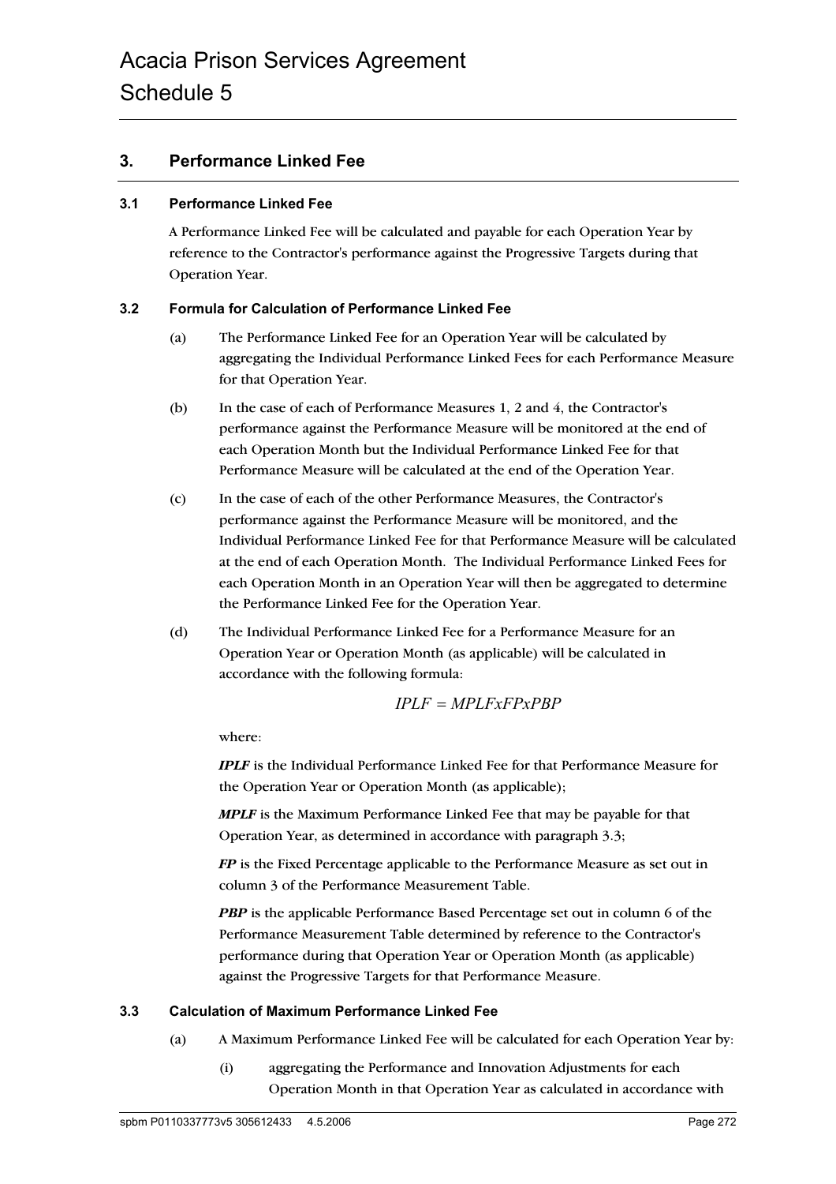## 3. Performance Linked Fee

### 3.1 Performance Linked Fee

A Performance Linked Fee will be calculated and payable for each Operation Year by reference to the Contractor's performance against the Progressive Targets during that Operation Year.

### 3.2 Formula for Calculation of Performance Linked Fee

(a) The Performance Linked Fee for an Operation Year will be calculated by aggregating the Individual Performance Linked Fees for each Performance Measure for that Operation Year.

(b) In the case of each of Performance Measures 1, 2 and 4, the Contractor's performance against the Performance Measure will be monitored at the end of each Operation Month but the Individual Performance Linked Fee for that Performance Measure will be calculated at the end of the Operation Year.

(c) In the case of each of the other Performance Measures, the Contractor's performance against the Performance Measure will be monitored, and the Individual Performance Linked Fee for that Performance Measure will be calculated at the end of each Operation Month. The Individual Performance Linked Fees for each Operation Month in an Operation Year will then be aggregated to determine the Performance Linked Fee for the Operation Year.

(d) The Individual Performance Linked Fee for a Performance Measure for an Operation Year or Operation Month (as applicable) will be calculated in accordance with the following formula:

$$IPLF = MPLFxFPxPBP$$

where:

***IPLF*** is the Individual Performance Linked Fee for that Performance Measure for the Operation Year or Operation Month (as applicable);

***MPLF*** is the Maximum Performance Linked Fee that may be payable for that Operation Year, as determined in accordance with paragraph 3.3;

***FP*** is the Fixed Percentage applicable to the Performance Measure as set out in column 3 of the Performance Measurement Table.

***PBP*** is the applicable Performance Based Percentage set out in column 6 of the Performance Measurement Table determined by reference to the Contractor's performance during that Operation Year or Operation Month (as applicable) against the Progressive Targets for that Performance Measure.

### 3.3 Calculation of Maximum Performance Linked Fee

(a) A Maximum Performance Linked Fee will be calculated for each Operation Year by:

(i) aggregating the Performance and Innovation Adjustments for each Operation Month in that Operation Year as calculated in accordance with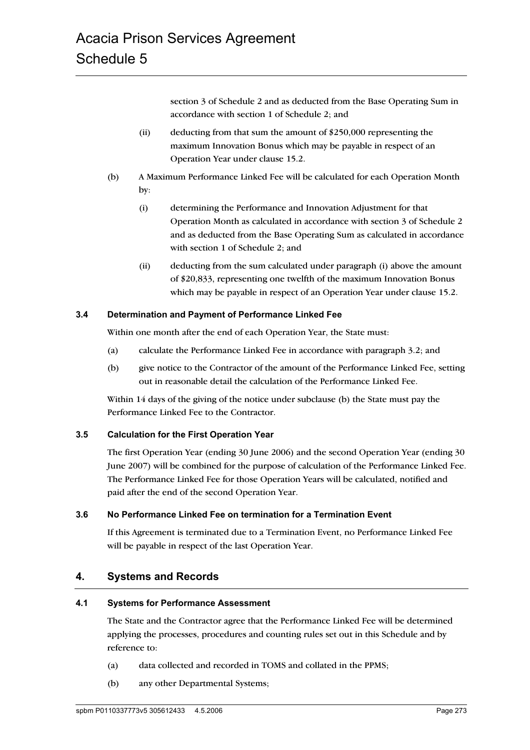section 3 of Schedule 2 and as deducted from the Base Operating Sum in accordance with section 1 of Schedule 2; and

(ii) deducting from that sum the amount of $250,000 representing the maximum Innovation Bonus which may be payable in respect of an Operation Year under clause 15.2.

(b) A Maximum Performance Linked Fee will be calculated for each Operation Month by:

(i) determining the Performance and Innovation Adjustment for that Operation Month as calculated in accordance with section 3 of Schedule 2 and as deducted from the Base Operating Sum as calculated in accordance with section 1 of Schedule 2; and

(ii) deducting from the sum calculated under paragraph (i) above the amount of $20,833, representing one twelfth of the maximum Innovation Bonus which may be payable in respect of an Operation Year under clause 15.2.

### 3.4 Determination and Payment of Performance Linked Fee

Within one month after the end of each Operation Year, the State must:

(a) calculate the Performance Linked Fee in accordance with paragraph 3.2; and

(b) give notice to the Contractor of the amount of the Performance Linked Fee, setting out in reasonable detail the calculation of the Performance Linked Fee.

Within 14 days of the giving of the notice under subclause (b) the State must pay the Performance Linked Fee to the Contractor.

### 3.5 Calculation for the First Operation Year

The first Operation Year (ending 30 June 2006) and the second Operation Year (ending 30 June 2007) will be combined for the purpose of calculation of the Performance Linked Fee. The Performance Linked Fee for those Operation Years will be calculated, notified and paid after the end of the second Operation Year.

### 3.6 No Performance Linked Fee on termination for a Termination Event

If this Agreement is terminated due to a Termination Event, no Performance Linked Fee will be payable in respect of the last Operation Year.

## 4. Systems and Records

### 4.1 Systems for Performance Assessment

The State and the Contractor agree that the Performance Linked Fee will be determined applying the processes, procedures and counting rules set out in this Schedule and by reference to:

(a) data collected and recorded in TOMS and collated in the PPMS;

(b) any other Departmental Systems;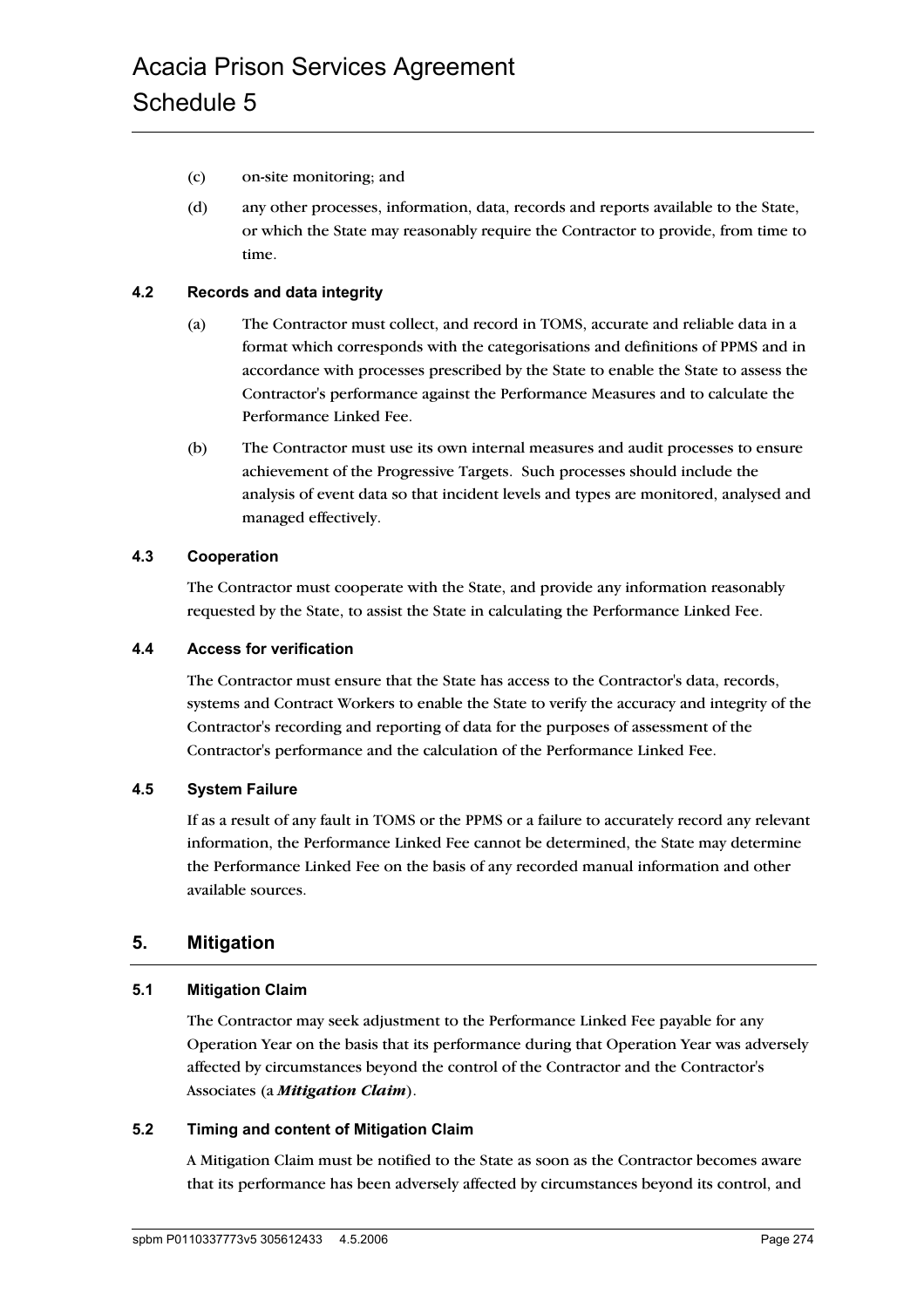(c) on-site monitoring; and

(d) any other processes, information, data, records and reports available to the State, or which the State may reasonably require the Contractor to provide, from time to time.

### 4.2 Records and data integrity

(a) The Contractor must collect, and record in TOMS, accurate and reliable data in a format which corresponds with the categorisations and definitions of PPMS and in accordance with processes prescribed by the State to enable the State to assess the Contractor's performance against the Performance Measures and to calculate the Performance Linked Fee.

(b) The Contractor must use its own internal measures and audit processes to ensure achievement of the Progressive Targets. Such processes should include the analysis of event data so that incident levels and types are monitored, analysed and managed effectively.

### 4.3 Cooperation

The Contractor must cooperate with the State, and provide any information reasonably requested by the State, to assist the State in calculating the Performance Linked Fee.

### 4.4 Access for verification

The Contractor must ensure that the State has access to the Contractor's data, records, systems and Contract Workers to enable the State to verify the accuracy and integrity of the Contractor's recording and reporting of data for the purposes of assessment of the Contractor's performance and the calculation of the Performance Linked Fee.

### 4.5 System Failure

If as a result of any fault in TOMS or the PPMS or a failure to accurately record any relevant information, the Performance Linked Fee cannot be determined, the State may determine the Performance Linked Fee on the basis of any recorded manual information and other available sources.

## 5. Mitigation

### 5.1 Mitigation Claim

The Contractor may seek adjustment to the Performance Linked Fee payable for any Operation Year on the basis that its performance during that Operation Year was adversely affected by circumstances beyond the control of the Contractor and the Contractor's Associates (a ***Mitigation Claim***).

### 5.2 Timing and content of Mitigation Claim

A Mitigation Claim must be notified to the State as soon as the Contractor becomes aware that its performance has been adversely affected by circumstances beyond its control, and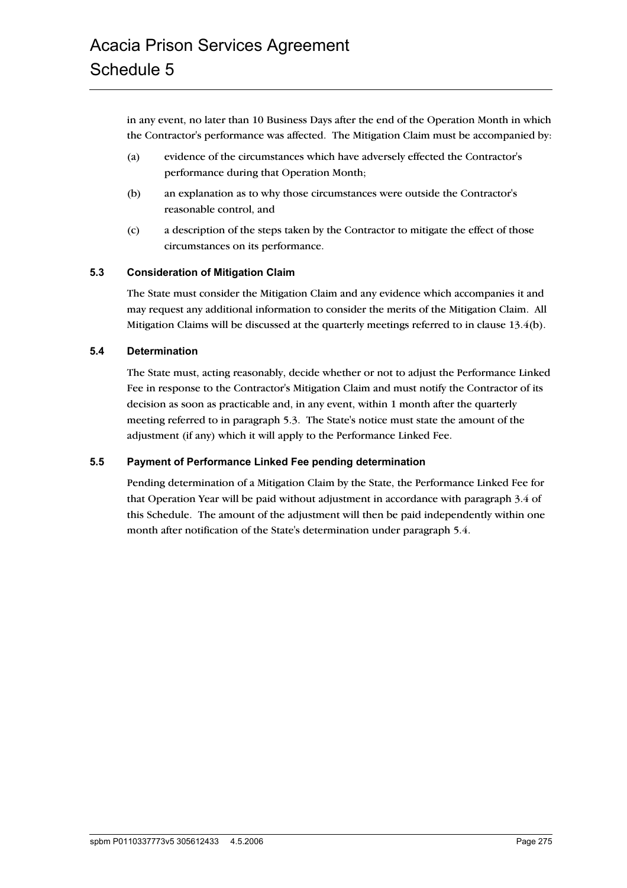in any event, no later than 10 Business Days after the end of the Operation Month in which the Contractor's performance was affected. The Mitigation Claim must be accompanied by:

(a) evidence of the circumstances which have adversely effected the Contractor's performance during that Operation Month;

(b) an explanation as to why those circumstances were outside the Contractor's reasonable control, and

(c) a description of the steps taken by the Contractor to mitigate the effect of those circumstances on its performance.

### 5.3 Consideration of Mitigation Claim

The State must consider the Mitigation Claim and any evidence which accompanies it and may request any additional information to consider the merits of the Mitigation Claim. All Mitigation Claims will be discussed at the quarterly meetings referred to in clause 13.4(b).

### 5.4 Determination

The State must, acting reasonably, decide whether or not to adjust the Performance Linked Fee in response to the Contractor's Mitigation Claim and must notify the Contractor of its decision as soon as practicable and, in any event, within 1 month after the quarterly meeting referred to in paragraph 5.3. The State's notice must state the amount of the adjustment (if any) which it will apply to the Performance Linked Fee.

### 5.5 Payment of Performance Linked Fee pending determination

Pending determination of a Mitigation Claim by the State, the Performance Linked Fee for that Operation Year will be paid without adjustment in accordance with paragraph 3.4 of this Schedule. The amount of the adjustment will then be paid independently within one month after notification of the State's determination under paragraph 5.4.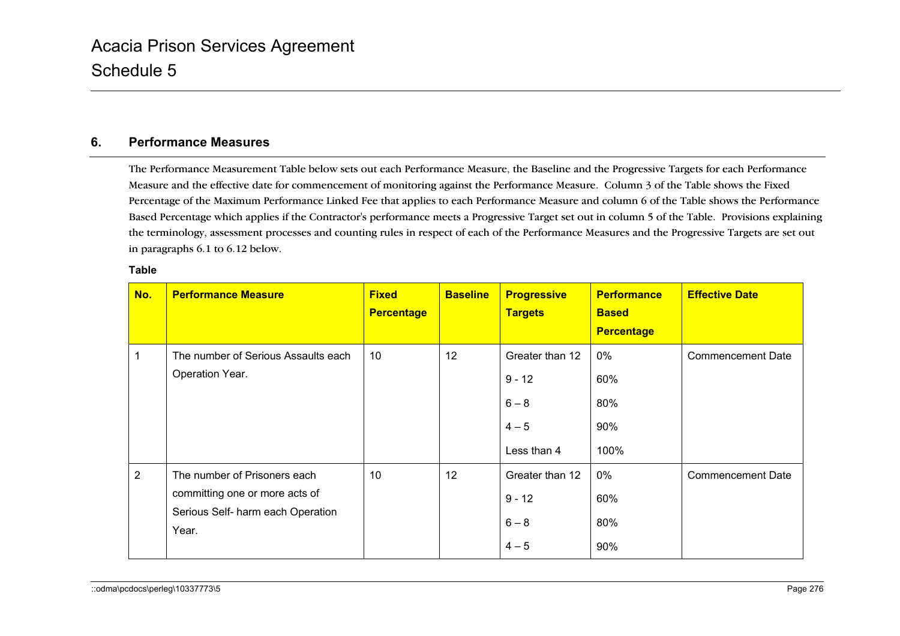## 6. Performance Measures

The Performance Measurement Table below sets out each Performance Measure, the Baseline and the Progressive Targets for each Performance Measure and the effective date for commencement of monitoring against the Performance Measure. Column 3 of the Table shows the Fixed Percentage of the Maximum Performance Linked Fee that applies to each Performance Measure and column 6 of the Table shows the Performance Based Percentage which applies if the Contractor's performance meets a Progressive Target set out in column 5 of the Table. Provisions explaining the terminology, assessment processes and counting rules in respect of each of the Performance Measures and the Progressive Targets are set out in paragraphs 6.1 to 6.12 below.

**Table**

| No. | Performance Measure | Fixed Percentage | Baseline | Progressive Targets | Performance Based Percentage | Effective Date |
|---|---|---|---|---|---|---|
| 1 | The number of Serious Assaults each Operation Year. | 10 | 12 | Greater than 12 | 0% | Commencement Date |
| | | | | 9 - 12 | 60% | |
| | | | | 6 – 8 | 80% | |
| | | | | 4 – 5 | 90% | |
| | | | | Less than 4 | 100% | |
| 2 | The number of Prisoners each committing one or more acts of Serious Self- harm each Operation Year. | 10 | 12 | Greater than 12 | 0% | Commencement Date |
| | | | | 9 - 12 | 60% | |
| | | | | 6 – 8 | 80% | |
| | | | | 4 – 5 | 90% | |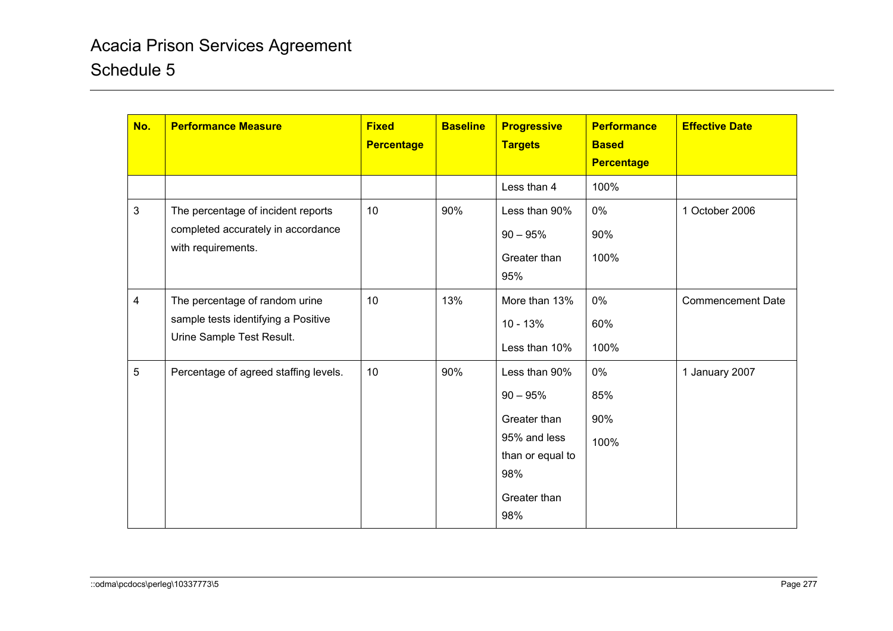| No. | Performance Measure | Fixed Percentage | Baseline | Progressive Targets | Performance Based Percentage | Effective Date |
|---|---|---|---|---|---|---|
| | | | | Less than 4 | 100% | |
| 3 | The percentage of incident reports completed accurately in accordance with requirements. | 10 | 90% | Less than 90%<br>90 – 95%<br>Greater than 95% | 0%<br>90%<br>100% | 1 October 2006 |
| 4 | The percentage of random urine sample tests identifying a Positive Urine Sample Test Result. | 10 | 13% | More than 13%<br>10 - 13%<br>Less than 10% | 0%<br>60%<br>100% | Commencement Date |
| 5 | Percentage of agreed staffing levels. | 10 | 90% | Less than 90%<br>90 – 95%<br>Greater than 95% and less than or equal to 98%<br>Greater than 98% | 0%<br>85%<br>90%<br>100% | 1 January 2007 |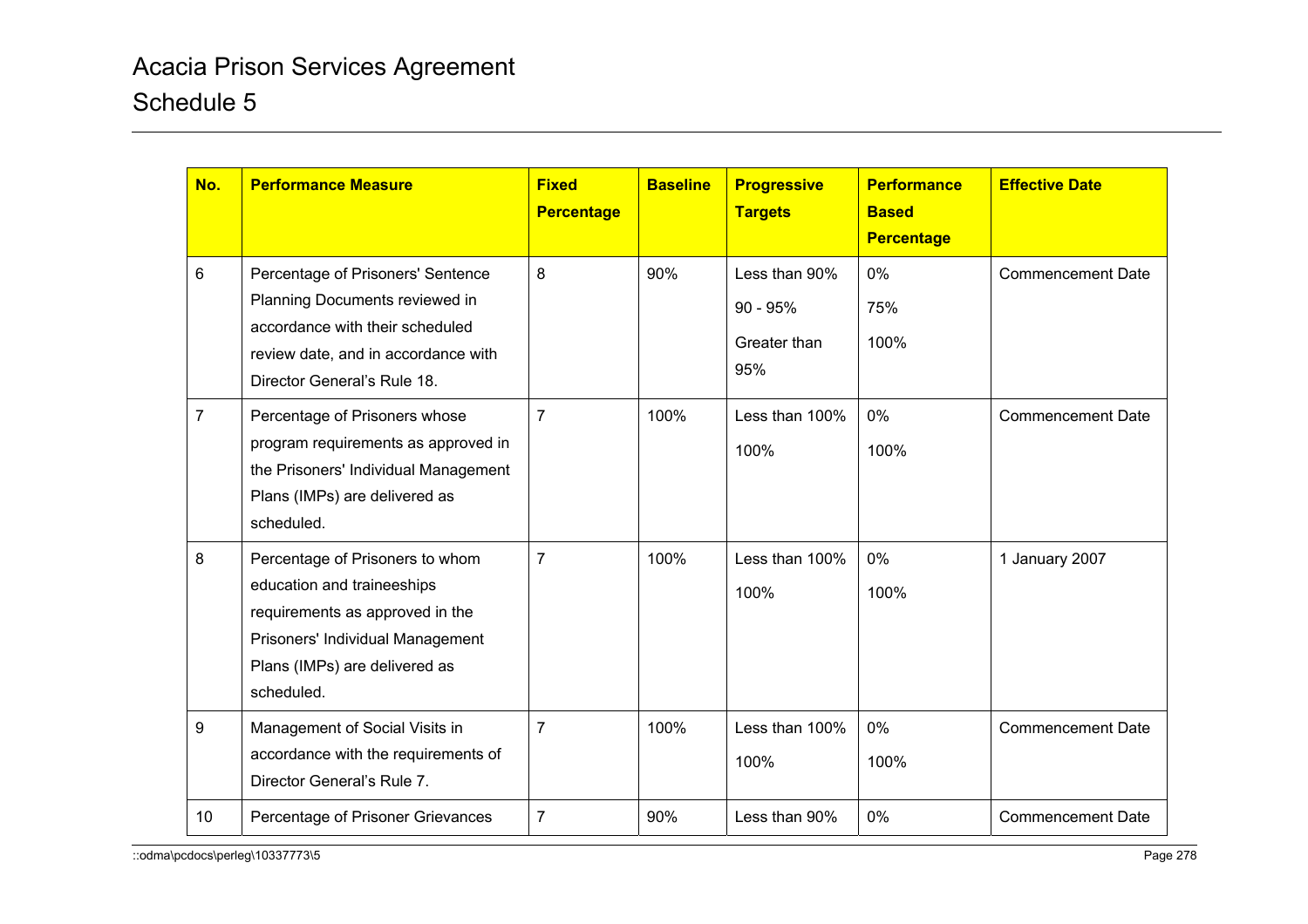# Acacia Prison Services Agreement

## Schedule 5

| No. | Performance Measure | Fixed Percentage | Baseline | Progressive Targets | Performance Based Percentage | Effective Date |
|---|---|---|---|---|---|---|
| 6 | Percentage of Prisoners' Sentence Planning Documents reviewed in accordance with their scheduled review date, and in accordance with Director General's Rule 18. | 8 | 90% | Less than 90%<br>90 - 95%<br>Greater than 95% | 0%<br>75%<br>100% | Commencement Date |
| 7 | Percentage of Prisoners whose program requirements as approved in the Prisoners' Individual Management Plans (IMPs) are delivered as scheduled. | 7 | 100% | Less than 100%<br>100% | 0%<br>100% | Commencement Date |
| 8 | Percentage of Prisoners to whom education and traineeships requirements as approved in the Prisoners' Individual Management Plans (IMPs) are delivered as scheduled. | 7 | 100% | Less than 100%<br>100% | 0%<br>100% | 1 January 2007 |
| 9 | Management of Social Visits in accordance with the requirements of Director General's Rule 7. | 7 | 100% | Less than 100%<br>100% | 0%<br>100% | Commencement Date |
| 10 | Percentage of Prisoner Grievances | 7 | 90% | Less than 90% | 0% | Commencement Date |

::odma\pcdocs\perleg\10337773\5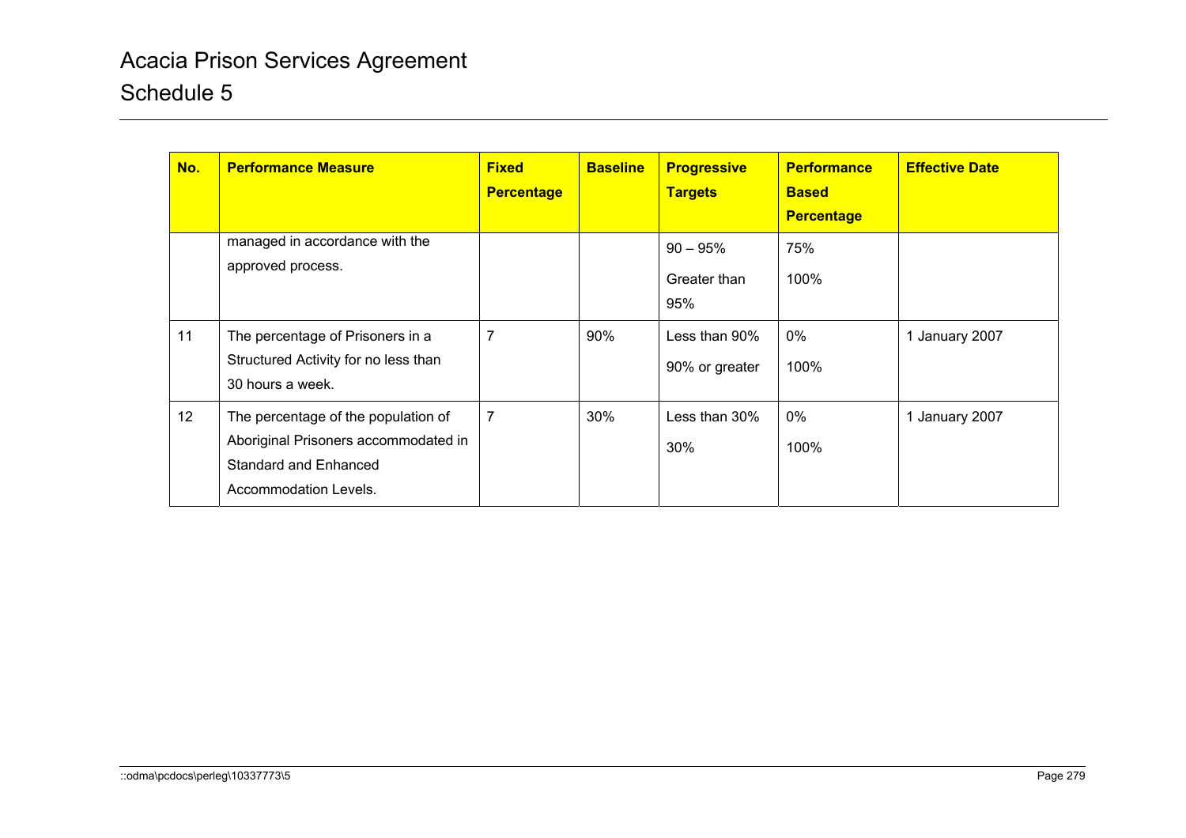| No. | Performance Measure | Fixed Percentage | Baseline | Progressive Targets | Performance Based Percentage | Effective Date |
|---|---|---|---|---|---|---|
| | managed in accordance with the approved process. | | | 90 – 95%<br>Greater than 95% | 75%<br>100% | |
| 11 | The percentage of Prisoners in a Structured Activity for no less than 30 hours a week. | 7 | 90% | Less than 90%<br>90% or greater | 0%<br>100% | 1 January 2007 |
| 12 | The percentage of the population of Aboriginal Prisoners accommodated in Standard and Enhanced Accommodation Levels. | 7 | 30% | Less than 30%<br>30% | 0%<br>100% | 1 January 2007 |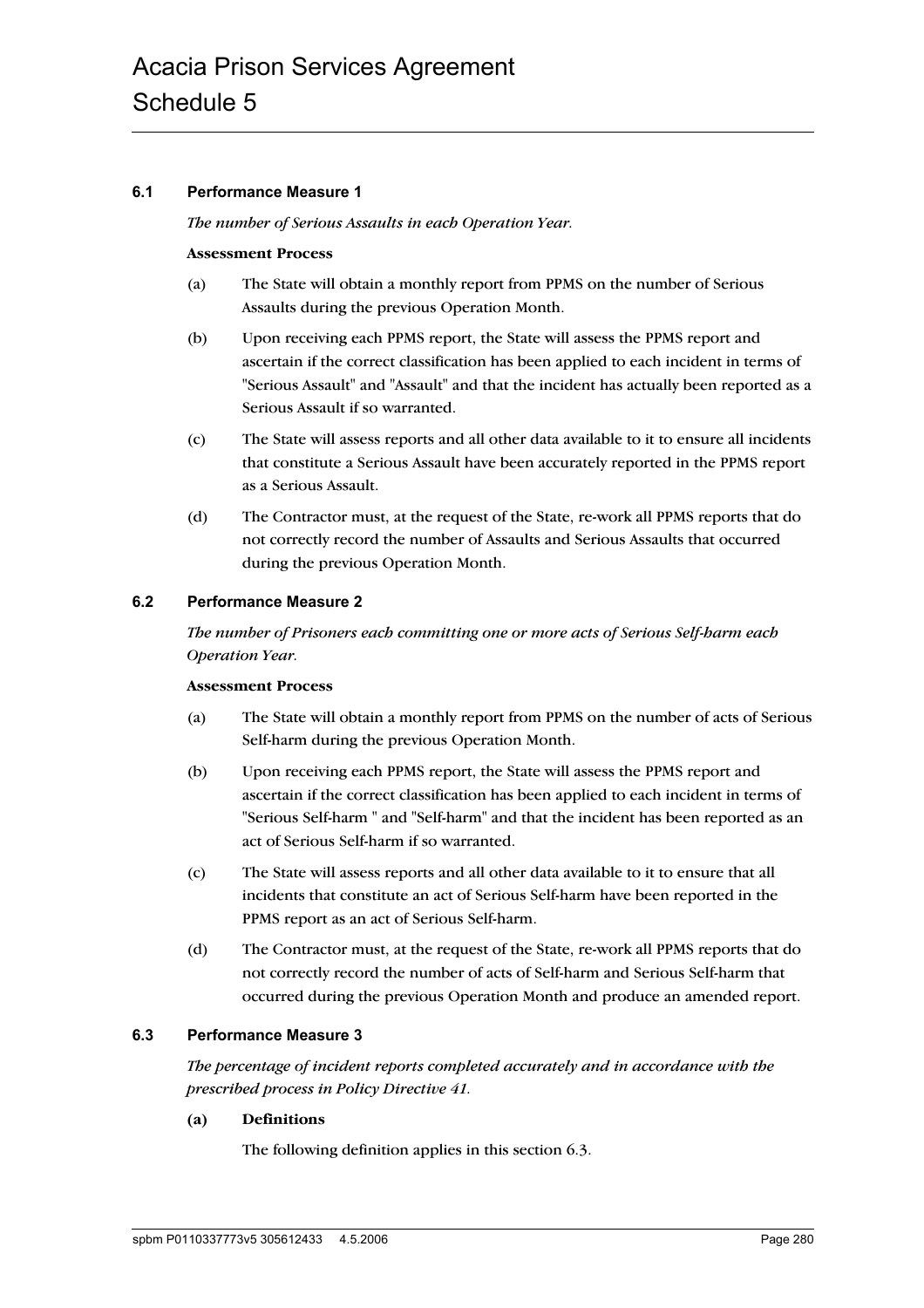### 6.1 Performance Measure 1

*The number of Serious Assaults in each Operation Year.*

**Assessment Process**

(a) The State will obtain a monthly report from PPMS on the number of Serious Assaults during the previous Operation Month.

(b) Upon receiving each PPMS report, the State will assess the PPMS report and ascertain if the correct classification has been applied to each incident in terms of "Serious Assault" and "Assault" and that the incident has actually been reported as a Serious Assault if so warranted.

(c) The State will assess reports and all other data available to it to ensure all incidents that constitute a Serious Assault have been accurately reported in the PPMS report as a Serious Assault.

(d) The Contractor must, at the request of the State, re-work all PPMS reports that do not correctly record the number of Assaults and Serious Assaults that occurred during the previous Operation Month.

### 6.2 Performance Measure 2

*The number of Prisoners each committing one or more acts of Serious Self-harm each Operation Year.*

**Assessment Process**

(a) The State will obtain a monthly report from PPMS on the number of acts of Serious Self-harm during the previous Operation Month.

(b) Upon receiving each PPMS report, the State will assess the PPMS report and ascertain if the correct classification has been applied to each incident in terms of "Serious Self-harm " and "Self-harm" and that the incident has been reported as an act of Serious Self-harm if so warranted.

(c) The State will assess reports and all other data available to it to ensure that all incidents that constitute an act of Serious Self-harm have been reported in the PPMS report as an act of Serious Self-harm.

(d) The Contractor must, at the request of the State, re-work all PPMS reports that do not correctly record the number of acts of Self-harm and Serious Self-harm that occurred during the previous Operation Month and produce an amended report.

### 6.3 Performance Measure 3

*The percentage of incident reports completed accurately and in accordance with the prescribed process in Policy Directive 41.*

**(a) Definitions**

The following definition applies in this section 6.3.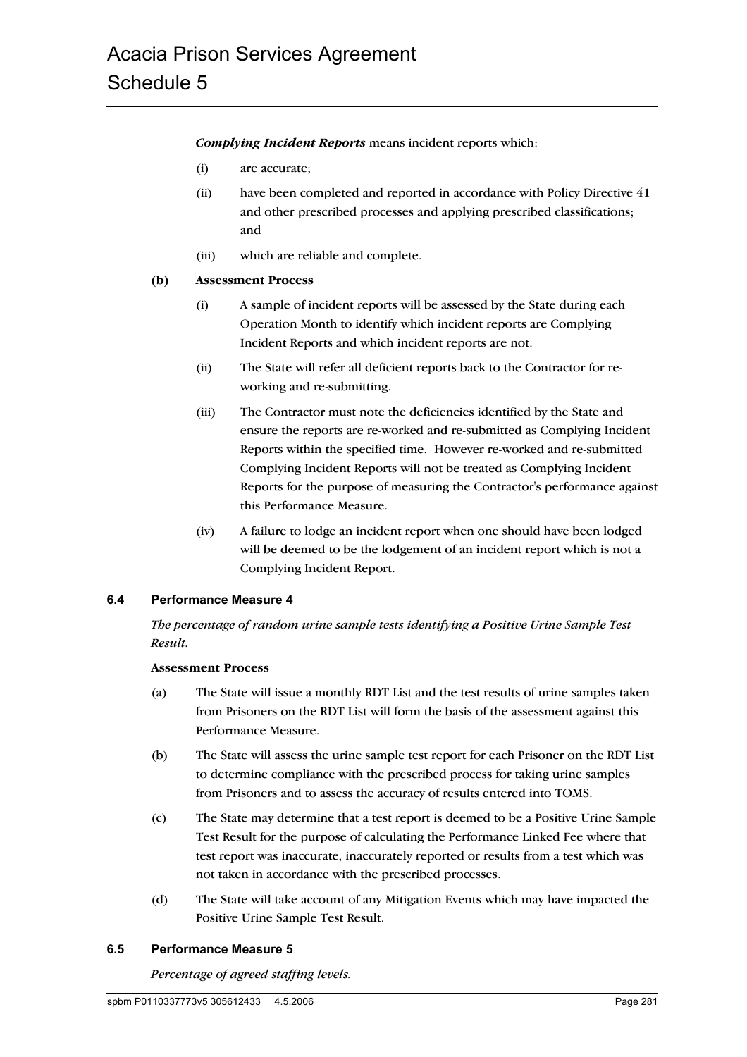***Complying Incident Reports*** means incident reports which:

(i) are accurate;

(ii) have been completed and reported in accordance with Policy Directive 41 and other prescribed processes and applying prescribed classifications; and

(iii) which are reliable and complete.

**(b) Assessment Process**

(i) A sample of incident reports will be assessed by the State during each Operation Month to identify which incident reports are Complying Incident Reports and which incident reports are not.

(ii) The State will refer all deficient reports back to the Contractor for re-working and re-submitting.

(iii) The Contractor must note the deficiencies identified by the State and ensure the reports are re-worked and re-submitted as Complying Incident Reports within the specified time. However re-worked and re-submitted Complying Incident Reports will not be treated as Complying Incident Reports for the purpose of measuring the Contractor's performance against this Performance Measure.

(iv) A failure to lodge an incident report when one should have been lodged will be deemed to be the lodgement of an incident report which is not a Complying Incident Report.

### 6.4 Performance Measure 4

*The percentage of random urine sample tests identifying a Positive Urine Sample Test Result.*

**Assessment Process**

(a) The State will issue a monthly RDT List and the test results of urine samples taken from Prisoners on the RDT List will form the basis of the assessment against this Performance Measure.

(b) The State will assess the urine sample test report for each Prisoner on the RDT List to determine compliance with the prescribed process for taking urine samples from Prisoners and to assess the accuracy of results entered into TOMS.

(c) The State may determine that a test report is deemed to be a Positive Urine Sample Test Result for the purpose of calculating the Performance Linked Fee where that test report was inaccurate, inaccurately reported or results from a test which was not taken in accordance with the prescribed processes.

(d) The State will take account of any Mitigation Events which may have impacted the Positive Urine Sample Test Result.

### 6.5 Performance Measure 5

*Percentage of agreed staffing levels.*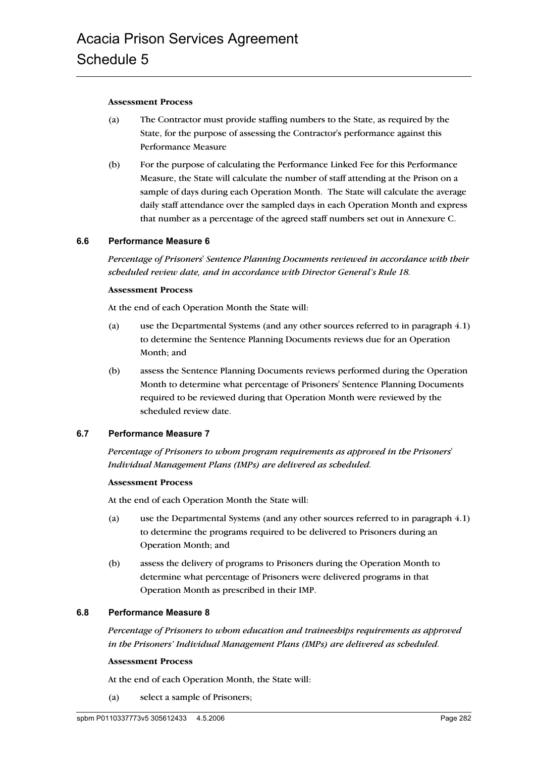**Assessment Process**

(a) The Contractor must provide staffing numbers to the State, as required by the State, for the purpose of assessing the Contractor's performance against this Performance Measure

(b) For the purpose of calculating the Performance Linked Fee for this Performance Measure, the State will calculate the number of staff attending at the Prison on a sample of days during each Operation Month. The State will calculate the average daily staff attendance over the sampled days in each Operation Month and express that number as a percentage of the agreed staff numbers set out in Annexure C.

### 6.6 Performance Measure 6

*Percentage of Prisoners' Sentence Planning Documents reviewed in accordance with their scheduled review date, and in accordance with Director General's Rule 18.*

**Assessment Process**

At the end of each Operation Month the State will:

(a) use the Departmental Systems (and any other sources referred to in paragraph 4.1) to determine the Sentence Planning Documents reviews due for an Operation Month; and

(b) assess the Sentence Planning Documents reviews performed during the Operation Month to determine what percentage of Prisoners' Sentence Planning Documents required to be reviewed during that Operation Month were reviewed by the scheduled review date.

### 6.7 Performance Measure 7

*Percentage of Prisoners to whom program requirements as approved in the Prisoners' Individual Management Plans (IMPs) are delivered as scheduled.*

**Assessment Process**

At the end of each Operation Month the State will:

(a) use the Departmental Systems (and any other sources referred to in paragraph 4.1) to determine the programs required to be delivered to Prisoners during an Operation Month; and

(b) assess the delivery of programs to Prisoners during the Operation Month to determine what percentage of Prisoners were delivered programs in that Operation Month as prescribed in their IMP.

### 6.8 Performance Measure 8

*Percentage of Prisoners to whom education and traineeships requirements as approved in the Prisoners' Individual Management Plans (IMPs) are delivered as scheduled.*

**Assessment Process**

At the end of each Operation Month, the State will:

(a) select a sample of Prisoners;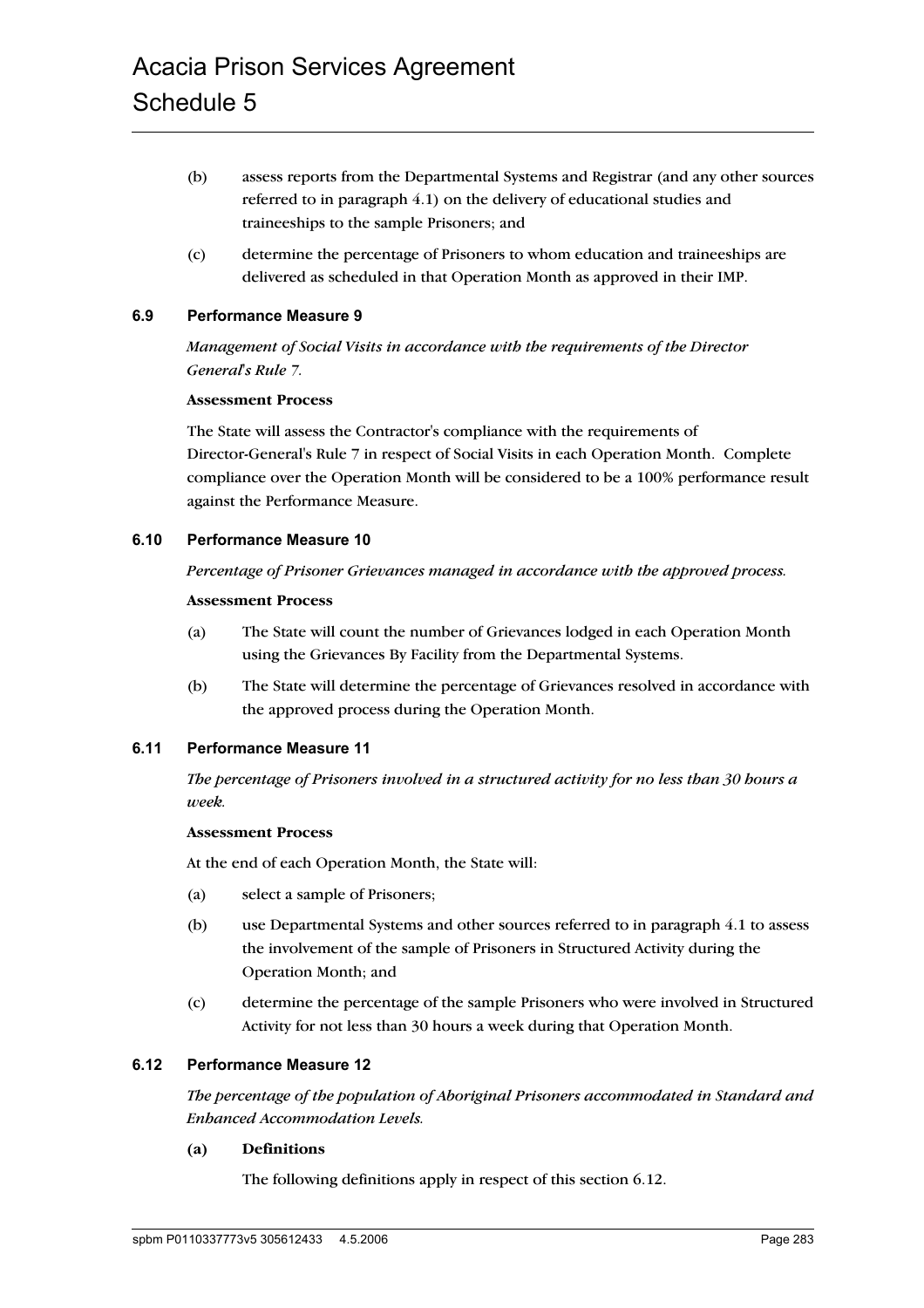(b) assess reports from the Departmental Systems and Registrar (and any other sources referred to in paragraph 4.1) on the delivery of educational studies and traineeships to the sample Prisoners; and

(c) determine the percentage of Prisoners to whom education and traineeships are delivered as scheduled in that Operation Month as approved in their IMP.

### 6.9 Performance Measure 9

*Management of Social Visits in accordance with the requirements of the Director General's Rule 7.*

**Assessment Process**

The State will assess the Contractor's compliance with the requirements of Director-General's Rule 7 in respect of Social Visits in each Operation Month. Complete compliance over the Operation Month will be considered to be a 100% performance result against the Performance Measure.

### 6.10 Performance Measure 10

*Percentage of Prisoner Grievances managed in accordance with the approved process.*

**Assessment Process**

(a) The State will count the number of Grievances lodged in each Operation Month using the Grievances By Facility from the Departmental Systems.

(b) The State will determine the percentage of Grievances resolved in accordance with the approved process during the Operation Month.

### 6.11 Performance Measure 11

*The percentage of Prisoners involved in a structured activity for no less than 30 hours a week.*

**Assessment Process**

At the end of each Operation Month, the State will:

(a) select a sample of Prisoners;

(b) use Departmental Systems and other sources referred to in paragraph 4.1 to assess the involvement of the sample of Prisoners in Structured Activity during the Operation Month; and

(c) determine the percentage of the sample Prisoners who were involved in Structured Activity for not less than 30 hours a week during that Operation Month.

### 6.12 Performance Measure 12

*The percentage of the population of Aboriginal Prisoners accommodated in Standard and Enhanced Accommodation Levels.*

**(a) Definitions**

The following definitions apply in respect of this section 6.12.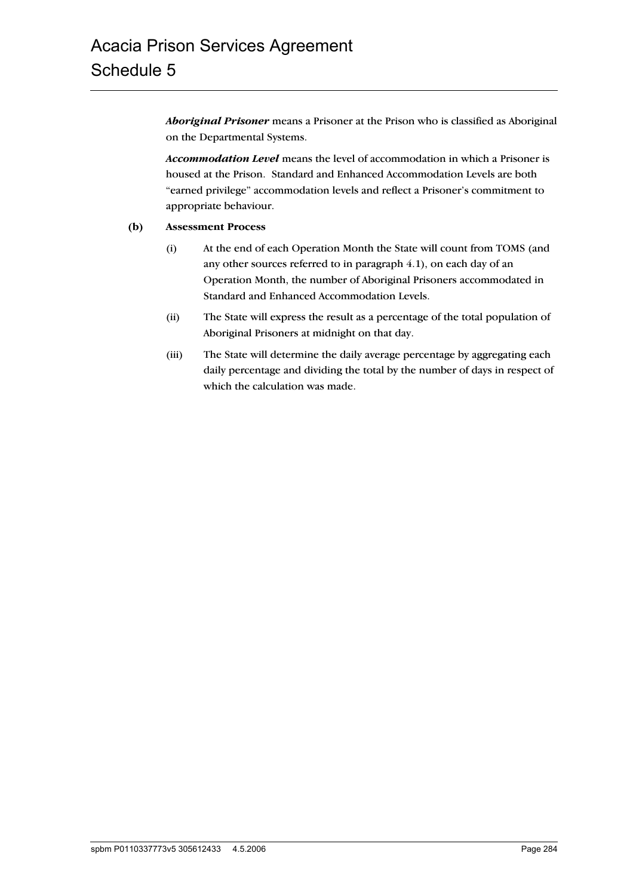***Aboriginal Prisoner*** means a Prisoner at the Prison who is classified as Aboriginal on the Departmental Systems.

***Accommodation Level*** means the level of accommodation in which a Prisoner is housed at the Prison. Standard and Enhanced Accommodation Levels are both "earned privilege" accommodation levels and reflect a Prisoner's commitment to appropriate behaviour.

**(b) Assessment Process**

(i) At the end of each Operation Month the State will count from TOMS (and any other sources referred to in paragraph 4.1), on each day of an Operation Month, the number of Aboriginal Prisoners accommodated in Standard and Enhanced Accommodation Levels.

(ii) The State will express the result as a percentage of the total population of Aboriginal Prisoners at midnight on that day.

(iii) The State will determine the daily average percentage by aggregating each daily percentage and dividing the total by the number of days in respect of which the calculation was made.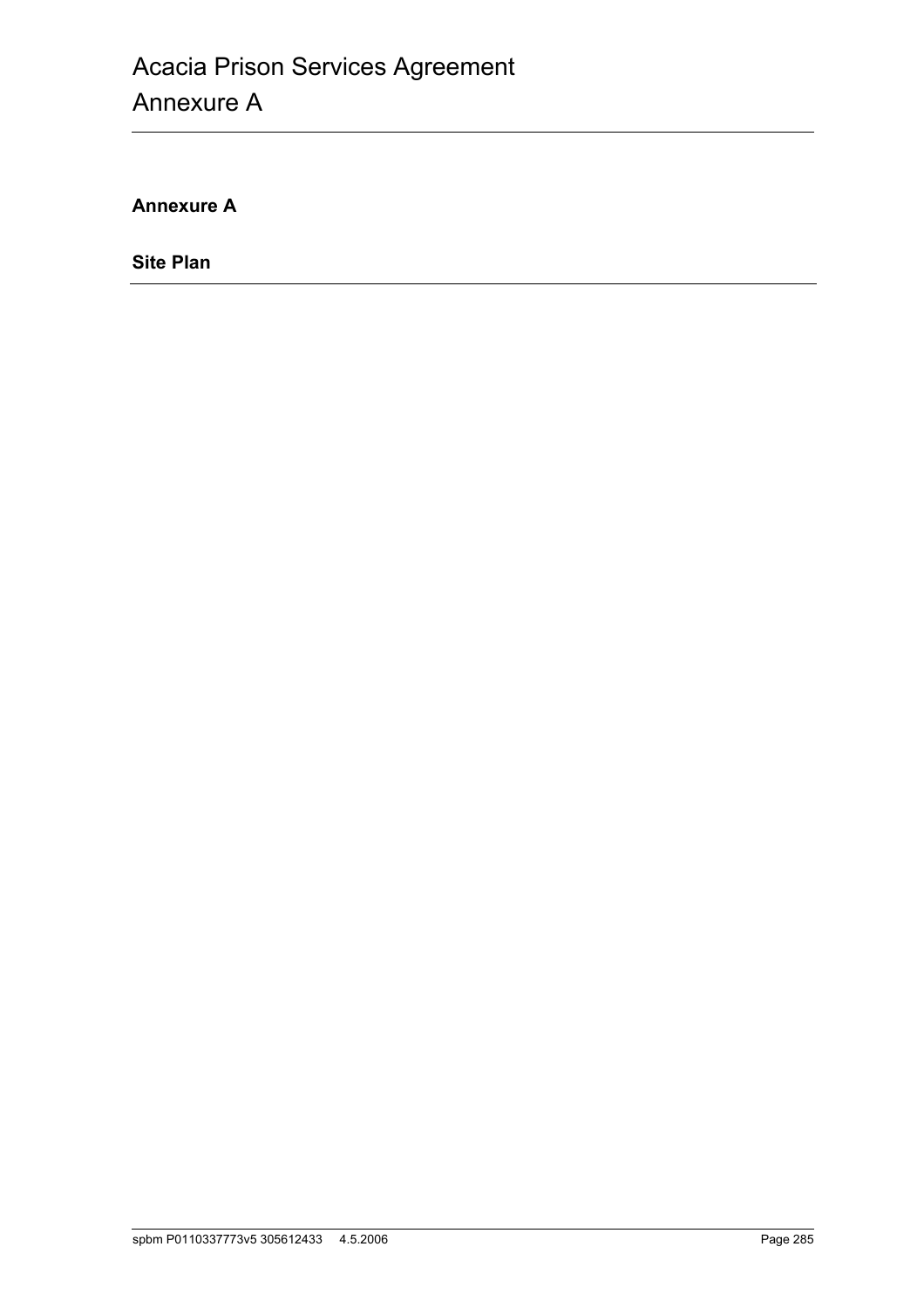**Annexure A**

**Site Plan**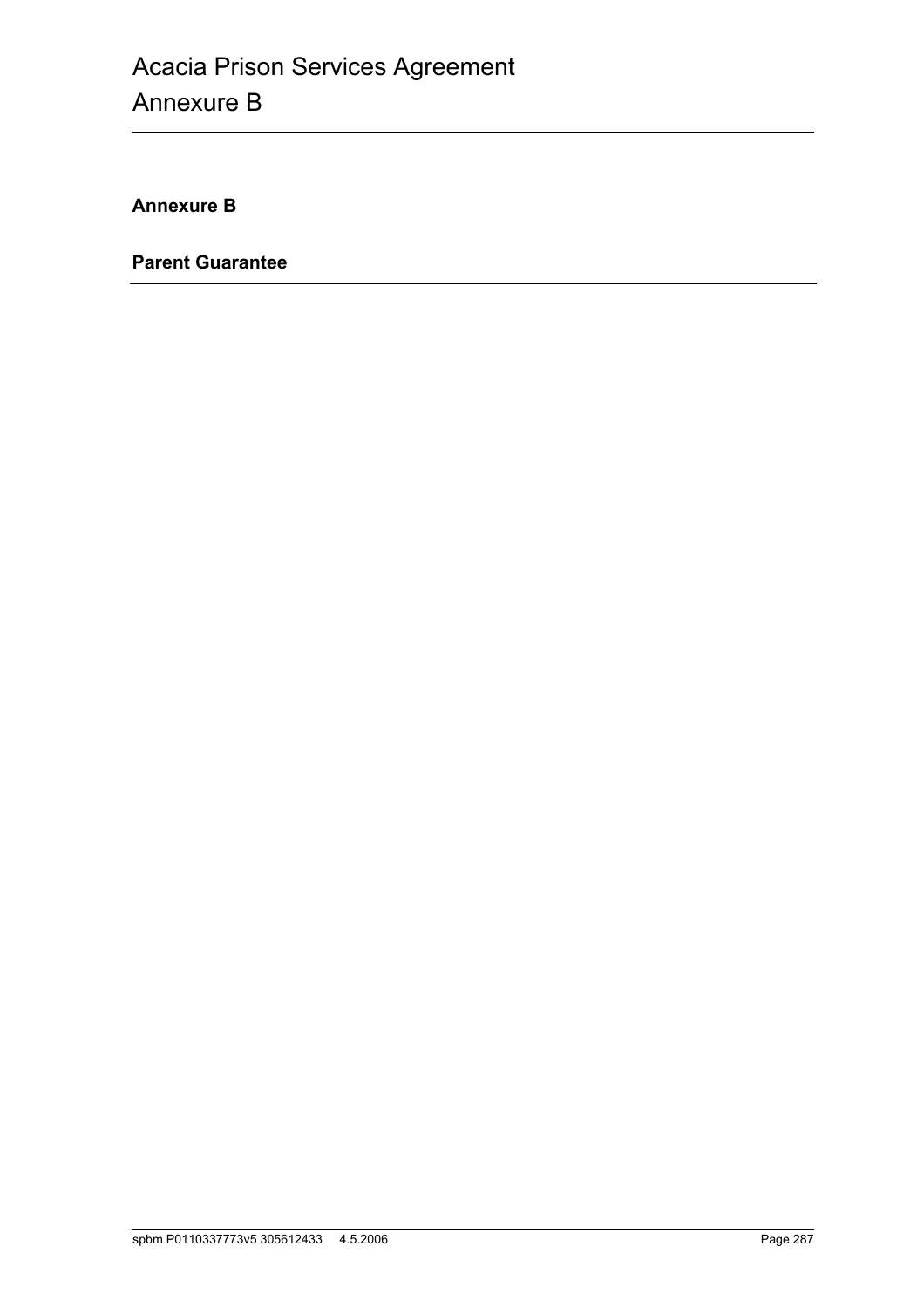## Annexure B

## Parent Guarantee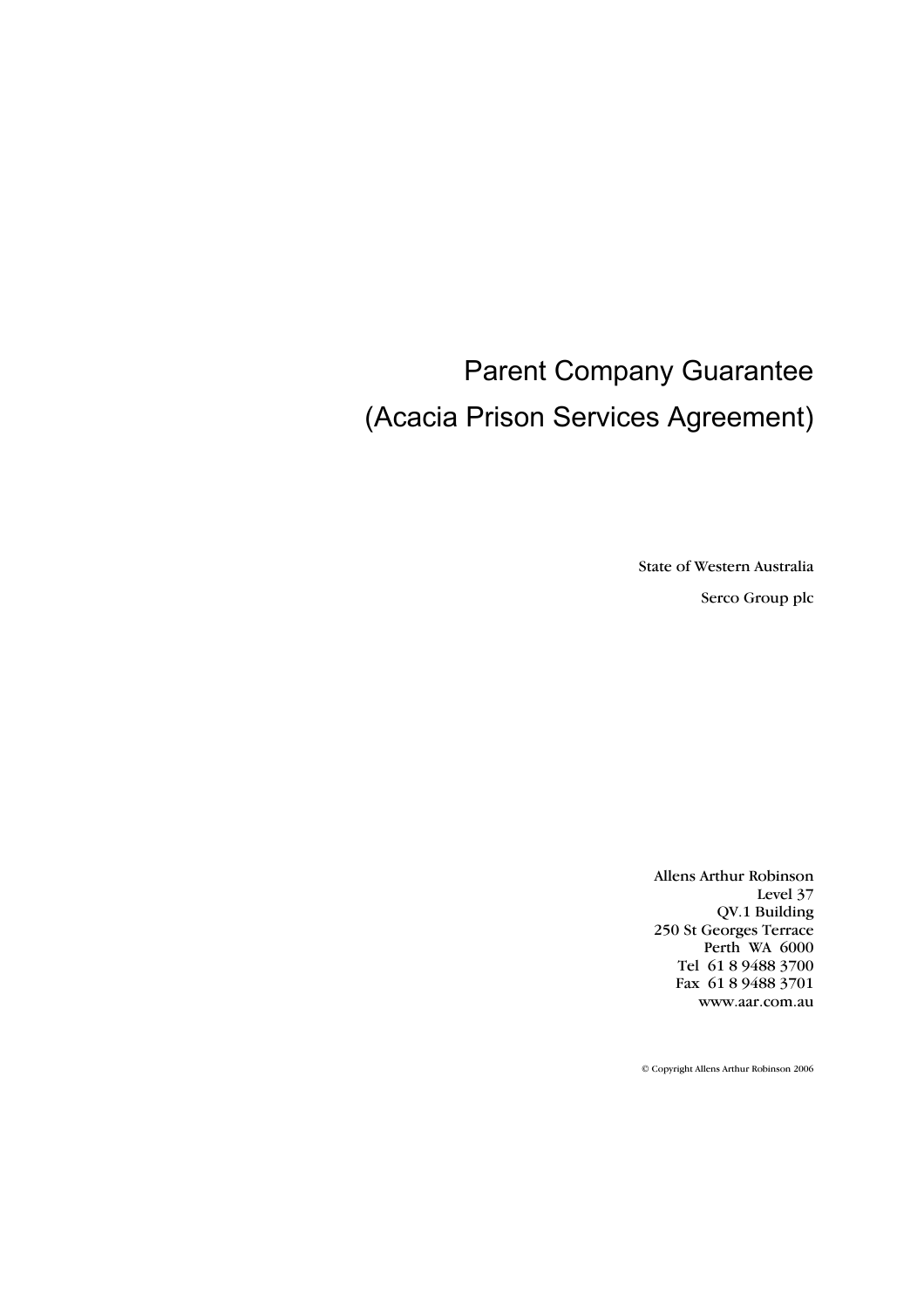# Parent Company Guarantee
# (Acacia Prison Services Agreement)

State of Western Australia

Serco Group plc

Allens Arthur Robinson
Level 37
QV.1 Building
250 St Georges Terrace
Perth WA 6000
Tel 61 8 9488 3700
Fax 61 8 9488 3701
www.aar.com.au

© Copyright Allens Arthur Robinson 2006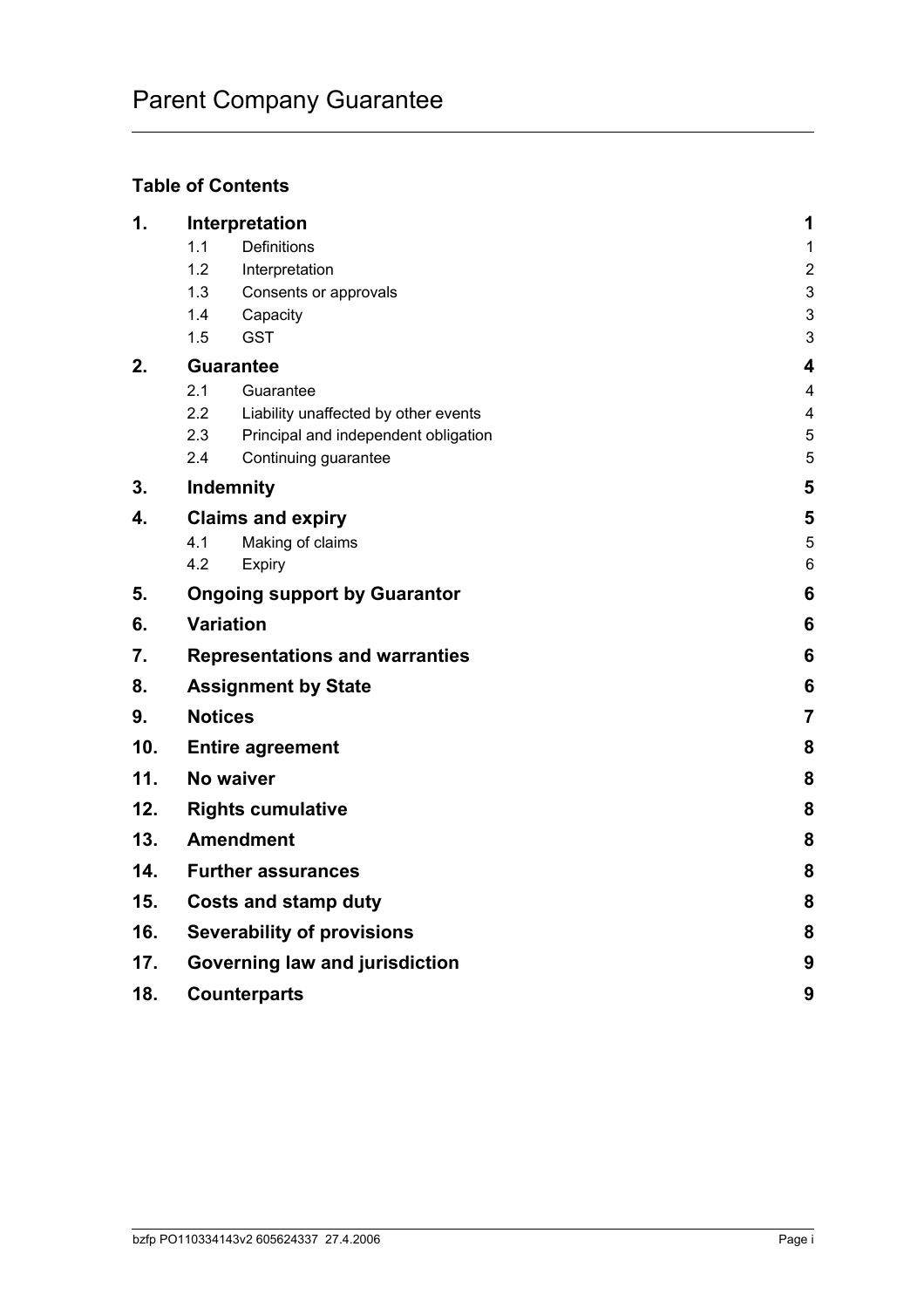# Parent Company Guarantee

## Table of Contents

| | | |
|---|---|---|
| **1.** | **Interpretation** | **1** |
| | 1.1 Definitions | 1 |
| | 1.2 Interpretation | 2 |
| | 1.3 Consents or approvals | 3 |
| | 1.4 Capacity | 3 |
| | 1.5 GST | 3 |
| **2.** | **Guarantee** | **4** |
| | 2.1 Guarantee | 4 |
| | 2.2 Liability unaffected by other events | 4 |
| | 2.3 Principal and independent obligation | 5 |
| | 2.4 Continuing guarantee | 5 |
| **3.** | **Indemnity** | **5** |
| **4.** | **Claims and expiry** | **5** |
| | 4.1 Making of claims | 5 |
| | 4.2 Expiry | 6 |
| **5.** | **Ongoing support by Guarantor** | **6** |
| **6.** | **Variation** | **6** |
| **7.** | **Representations and warranties** | **6** |
| **8.** | **Assignment by State** | **6** |
| **9.** | **Notices** | **7** |
| **10.** | **Entire agreement** | **8** |
| **11.** | **No waiver** | **8** |
| **12.** | **Rights cumulative** | **8** |
| **13.** | **Amendment** | **8** |
| **14.** | **Further assurances** | **8** |
| **15.** | **Costs and stamp duty** | **8** |
| **16.** | **Severability of provisions** | **8** |
| **17.** | **Governing law and jurisdiction** | **9** |
| **18.** | **Counterparts** | **9** |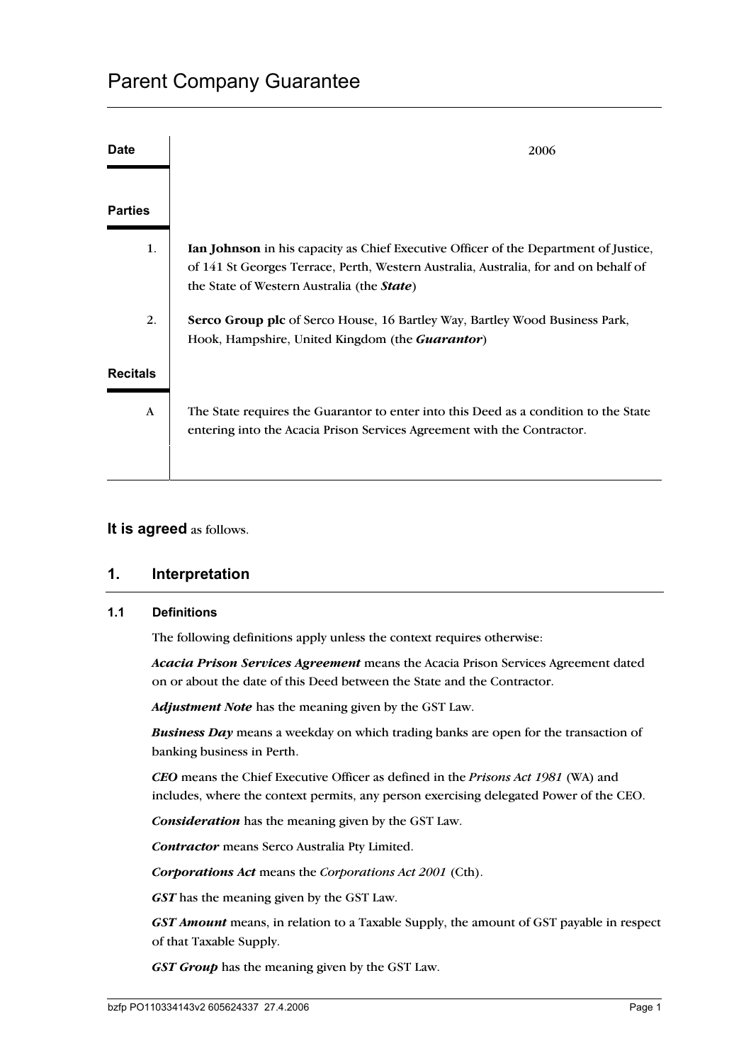# Parent Company Guarantee

| | |
|---|---|
| **Date** | 2006 |
| **Parties** | |
| 1. | **Ian Johnson** in his capacity as Chief Executive Officer of the Department of Justice, of 141 St Georges Terrace, Perth, Western Australia, Australia, for and on behalf of the State of Western Australia (the ***State***) |
| 2. | **Serco Group plc** of Serco House, 16 Bartley Way, Bartley Wood Business Park, Hook, Hampshire, United Kingdom (the ***Guarantor***) |
| **Recitals** | |
| A | The State requires the Guarantor to enter into this Deed as a condition to the State entering into the Acacia Prison Services Agreement with the Contractor. |

**It is agreed** as follows.

## 1. Interpretation

### 1.1 Definitions

The following definitions apply unless the context requires otherwise:

***Acacia Prison Services Agreement*** means the Acacia Prison Services Agreement dated on or about the date of this Deed between the State and the Contractor.

***Adjustment Note*** has the meaning given by the GST Law.

***Business Day*** means a weekday on which trading banks are open for the transaction of banking business in Perth.

***CEO*** means the Chief Executive Officer as defined in the *Prisons Act 1981* (WA) and includes, where the context permits, any person exercising delegated Power of the CEO.

***Consideration*** has the meaning given by the GST Law.

***Contractor*** means Serco Australia Pty Limited.

***Corporations Act*** means the *Corporations Act 2001* (Cth).

***GST*** has the meaning given by the GST Law.

***GST Amount*** means, in relation to a Taxable Supply, the amount of GST payable in respect of that Taxable Supply.

***GST Group*** has the meaning given by the GST Law.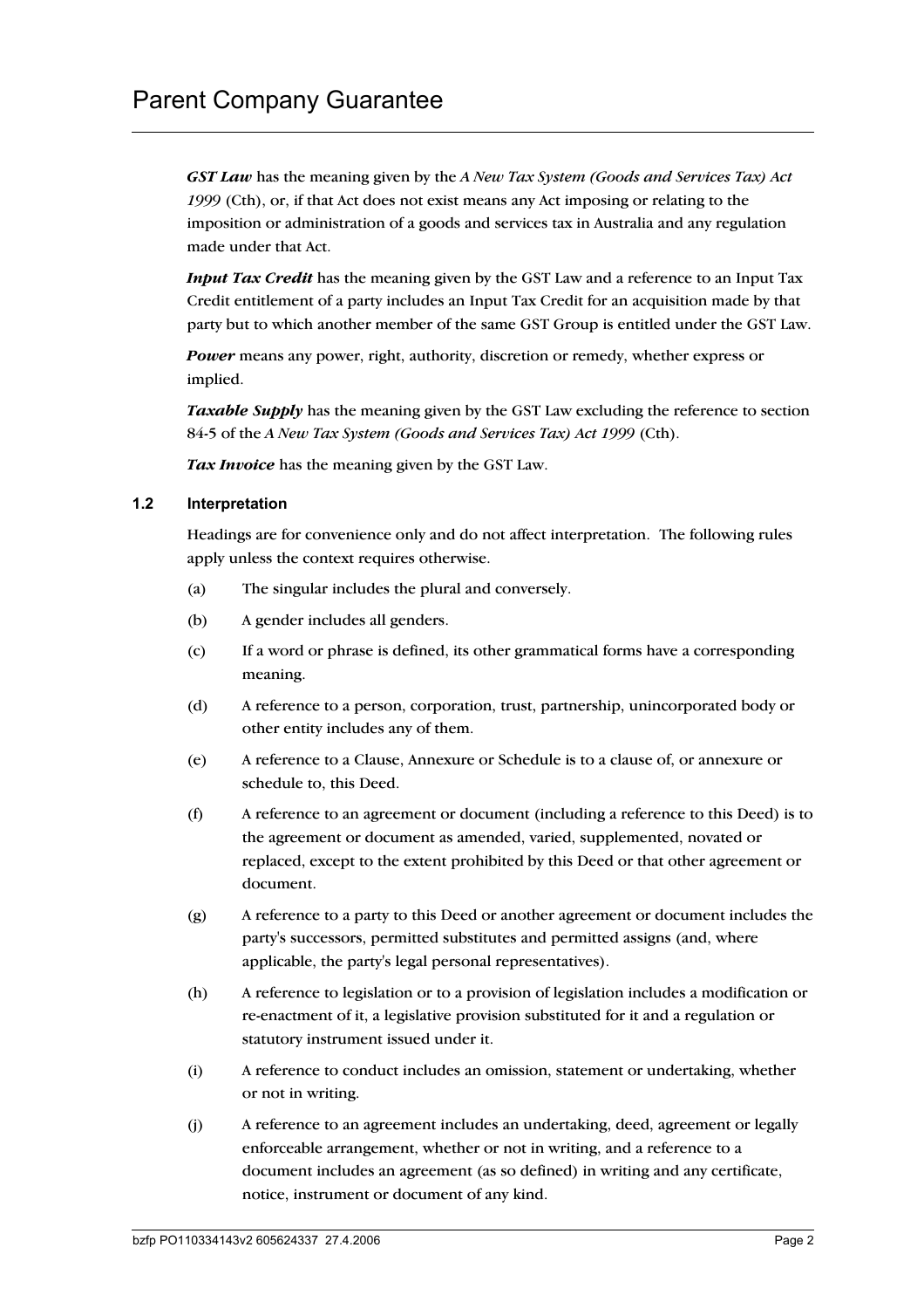***GST Law*** has the meaning given by the *A New Tax System (Goods and Services Tax) Act 1999* (Cth), or, if that Act does not exist means any Act imposing or relating to the imposition or administration of a goods and services tax in Australia and any regulation made under that Act.

***Input Tax Credit*** has the meaning given by the GST Law and a reference to an Input Tax Credit entitlement of a party includes an Input Tax Credit for an acquisition made by that party but to which another member of the same GST Group is entitled under the GST Law.

***Power*** means any power, right, authority, discretion or remedy, whether express or implied.

***Taxable Supply*** has the meaning given by the GST Law excluding the reference to section 84-5 of the *A New Tax System (Goods and Services Tax) Act 1999* (Cth).

***Tax Invoice*** has the meaning given by the GST Law.

### 1.2 Interpretation

Headings are for convenience only and do not affect interpretation. The following rules apply unless the context requires otherwise.

(a) The singular includes the plural and conversely.

(b) A gender includes all genders.

(c) If a word or phrase is defined, its other grammatical forms have a corresponding meaning.

(d) A reference to a person, corporation, trust, partnership, unincorporated body or other entity includes any of them.

(e) A reference to a Clause, Annexure or Schedule is to a clause of, or annexure or schedule to, this Deed.

(f) A reference to an agreement or document (including a reference to this Deed) is to the agreement or document as amended, varied, supplemented, novated or replaced, except to the extent prohibited by this Deed or that other agreement or document.

(g) A reference to a party to this Deed or another agreement or document includes the party's successors, permitted substitutes and permitted assigns (and, where applicable, the party's legal personal representatives).

(h) A reference to legislation or to a provision of legislation includes a modification or re-enactment of it, a legislative provision substituted for it and a regulation or statutory instrument issued under it.

(i) A reference to conduct includes an omission, statement or undertaking, whether or not in writing.

(j) A reference to an agreement includes an undertaking, deed, agreement or legally enforceable arrangement, whether or not in writing, and a reference to a document includes an agreement (as so defined) in writing and any certificate, notice, instrument or document of any kind.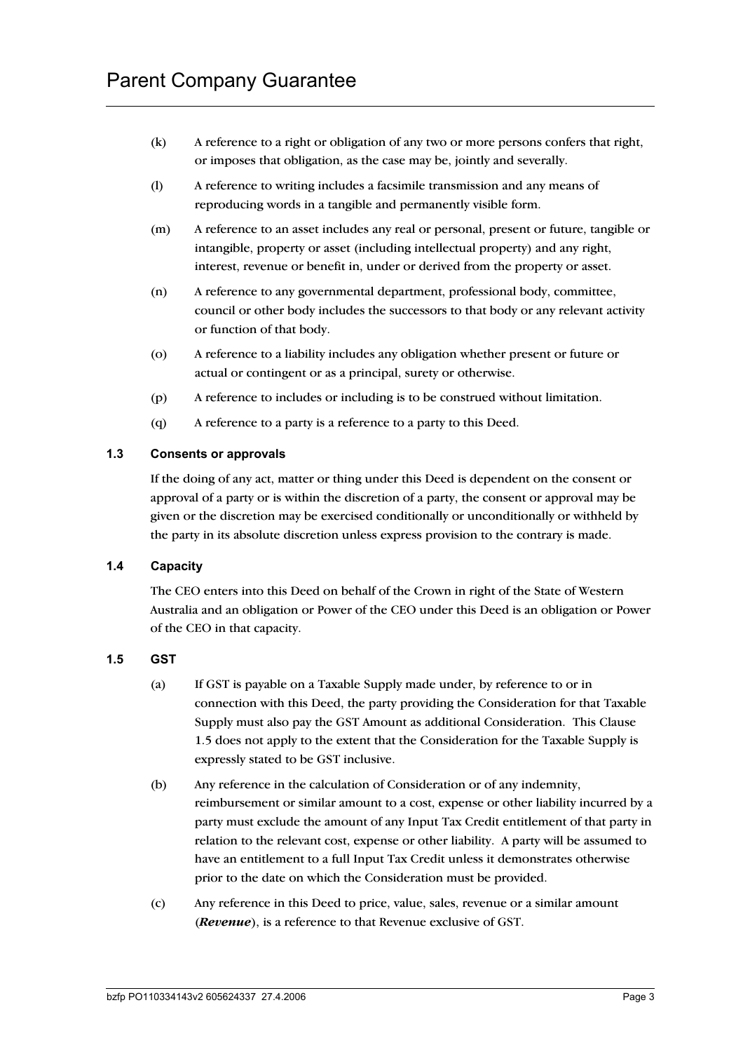(k) A reference to a right or obligation of any two or more persons confers that right, or imposes that obligation, as the case may be, jointly and severally.

(l) A reference to writing includes a facsimile transmission and any means of reproducing words in a tangible and permanently visible form.

(m) A reference to an asset includes any real or personal, present or future, tangible or intangible, property or asset (including intellectual property) and any right, interest, revenue or benefit in, under or derived from the property or asset.

(n) A reference to any governmental department, professional body, committee, council or other body includes the successors to that body or any relevant activity or function of that body.

(o) A reference to a liability includes any obligation whether present or future or actual or contingent or as a principal, surety or otherwise.

(p) A reference to includes or including is to be construed without limitation.

(q) A reference to a party is a reference to a party to this Deed.

### 1.3 Consents or approvals

If the doing of any act, matter or thing under this Deed is dependent on the consent or approval of a party or is within the discretion of a party, the consent or approval may be given or the discretion may be exercised conditionally or unconditionally or withheld by the party in its absolute discretion unless express provision to the contrary is made.

### 1.4 Capacity

The CEO enters into this Deed on behalf of the Crown in right of the State of Western Australia and an obligation or Power of the CEO under this Deed is an obligation or Power of the CEO in that capacity.

### 1.5 GST

(a) If GST is payable on a Taxable Supply made under, by reference to or in connection with this Deed, the party providing the Consideration for that Taxable Supply must also pay the GST Amount as additional Consideration. This Clause 1.5 does not apply to the extent that the Consideration for the Taxable Supply is expressly stated to be GST inclusive.

(b) Any reference in the calculation of Consideration or of any indemnity, reimbursement or similar amount to a cost, expense or other liability incurred by a party must exclude the amount of any Input Tax Credit entitlement of that party in relation to the relevant cost, expense or other liability. A party will be assumed to have an entitlement to a full Input Tax Credit unless it demonstrates otherwise prior to the date on which the Consideration must be provided.

(c) Any reference in this Deed to price, value, sales, revenue or a similar amount (***Revenue***), is a reference to that Revenue exclusive of GST.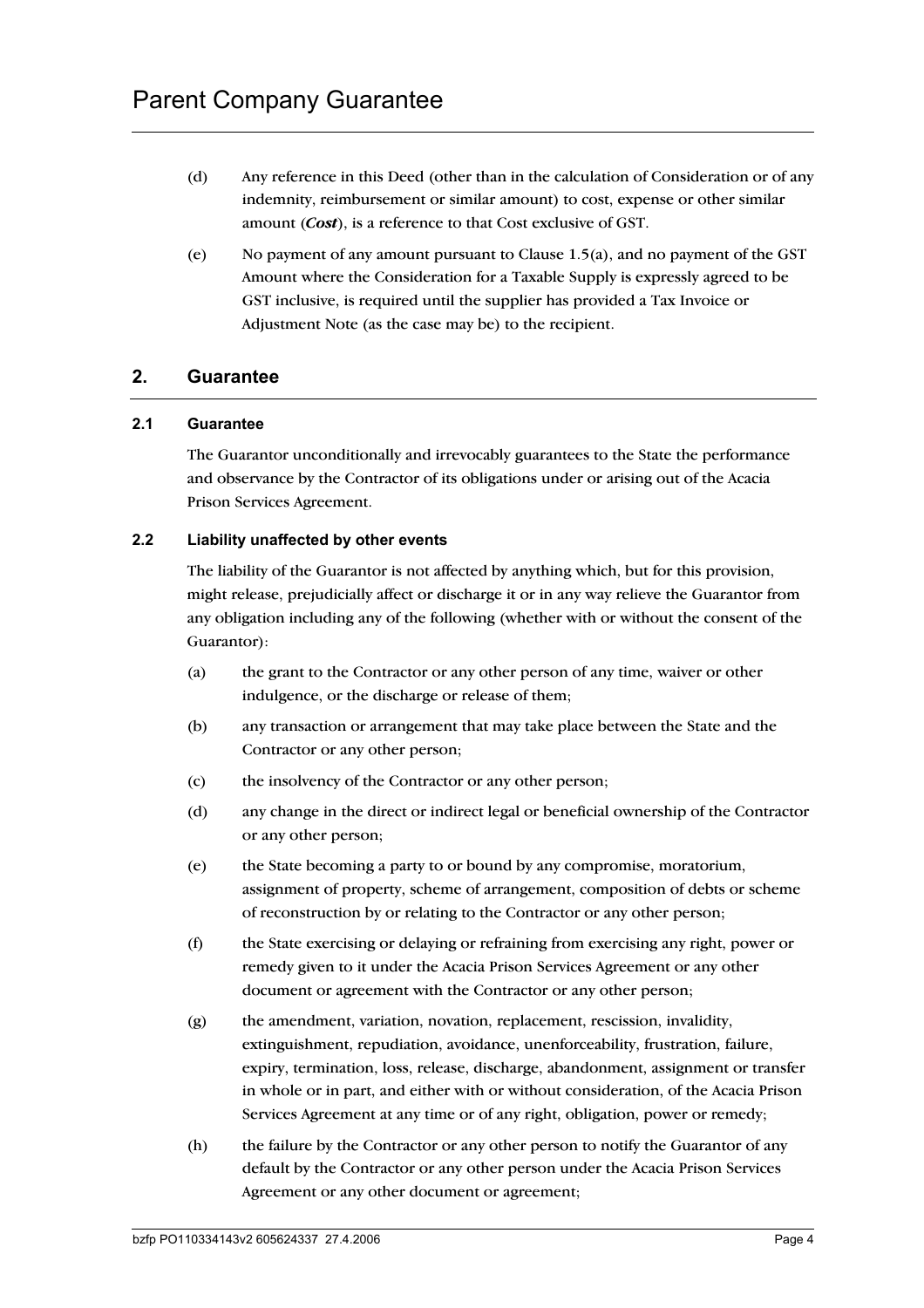(d) Any reference in this Deed (other than in the calculation of Consideration or of any indemnity, reimbursement or similar amount) to cost, expense or other similar amount (***Cost***), is a reference to that Cost exclusive of GST.

(e) No payment of any amount pursuant to Clause 1.5(a), and no payment of the GST Amount where the Consideration for a Taxable Supply is expressly agreed to be GST inclusive, is required until the supplier has provided a Tax Invoice or Adjustment Note (as the case may be) to the recipient.

## 2. Guarantee

### 2.1 Guarantee

The Guarantor unconditionally and irrevocably guarantees to the State the performance and observance by the Contractor of its obligations under or arising out of the Acacia Prison Services Agreement.

### 2.2 Liability unaffected by other events

The liability of the Guarantor is not affected by anything which, but for this provision, might release, prejudicially affect or discharge it or in any way relieve the Guarantor from any obligation including any of the following (whether with or without the consent of the Guarantor):

(a) the grant to the Contractor or any other person of any time, waiver or other indulgence, or the discharge or release of them;

(b) any transaction or arrangement that may take place between the State and the Contractor or any other person;

(c) the insolvency of the Contractor or any other person;

(d) any change in the direct or indirect legal or beneficial ownership of the Contractor or any other person;

(e) the State becoming a party to or bound by any compromise, moratorium, assignment of property, scheme of arrangement, composition of debts or scheme of reconstruction by or relating to the Contractor or any other person;

(f) the State exercising or delaying or refraining from exercising any right, power or remedy given to it under the Acacia Prison Services Agreement or any other document or agreement with the Contractor or any other person;

(g) the amendment, variation, novation, replacement, rescission, invalidity, extinguishment, repudiation, avoidance, unenforceability, frustration, failure, expiry, termination, loss, release, discharge, abandonment, assignment or transfer in whole or in part, and either with or without consideration, of the Acacia Prison Services Agreement at any time or of any right, obligation, power or remedy;

(h) the failure by the Contractor or any other person to notify the Guarantor of any default by the Contractor or any other person under the Acacia Prison Services Agreement or any other document or agreement;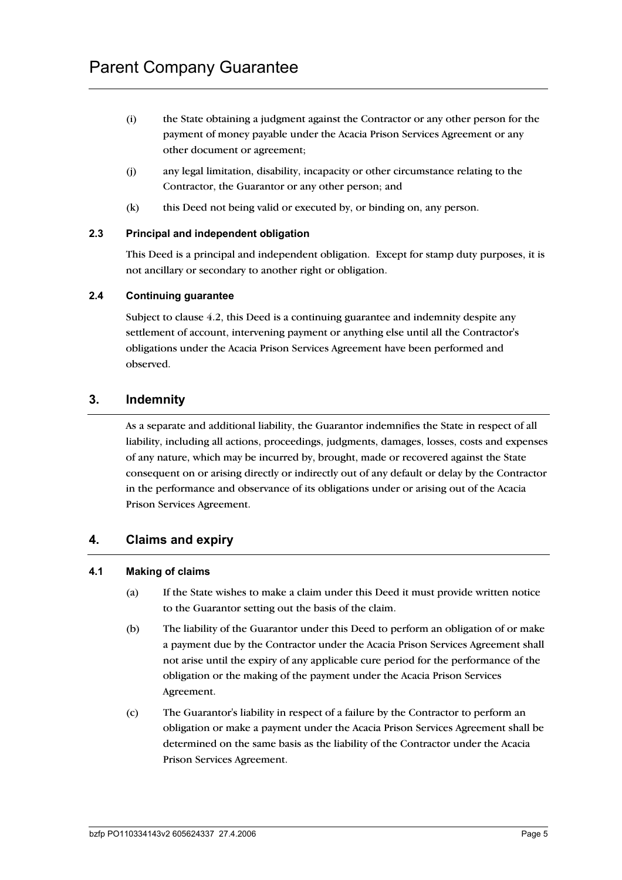(i) the State obtaining a judgment against the Contractor or any other person for the payment of money payable under the Acacia Prison Services Agreement or any other document or agreement;

(j) any legal limitation, disability, incapacity or other circumstance relating to the Contractor, the Guarantor or any other person; and

(k) this Deed not being valid or executed by, or binding on, any person.

### 2.3 Principal and independent obligation

This Deed is a principal and independent obligation. Except for stamp duty purposes, it is not ancillary or secondary to another right or obligation.

### 2.4 Continuing guarantee

Subject to clause 4.2, this Deed is a continuing guarantee and indemnity despite any settlement of account, intervening payment or anything else until all the Contractor's obligations under the Acacia Prison Services Agreement have been performed and observed.

## 3. Indemnity

As a separate and additional liability, the Guarantor indemnifies the State in respect of all liability, including all actions, proceedings, judgments, damages, losses, costs and expenses of any nature, which may be incurred by, brought, made or recovered against the State consequent on or arising directly or indirectly out of any default or delay by the Contractor in the performance and observance of its obligations under or arising out of the Acacia Prison Services Agreement.

## 4. Claims and expiry

### 4.1 Making of claims

(a) If the State wishes to make a claim under this Deed it must provide written notice to the Guarantor setting out the basis of the claim.

(b) The liability of the Guarantor under this Deed to perform an obligation of or make a payment due by the Contractor under the Acacia Prison Services Agreement shall not arise until the expiry of any applicable cure period for the performance of the obligation or the making of the payment under the Acacia Prison Services Agreement.

(c) The Guarantor's liability in respect of a failure by the Contractor to perform an obligation or make a payment under the Acacia Prison Services Agreement shall be determined on the same basis as the liability of the Contractor under the Acacia Prison Services Agreement.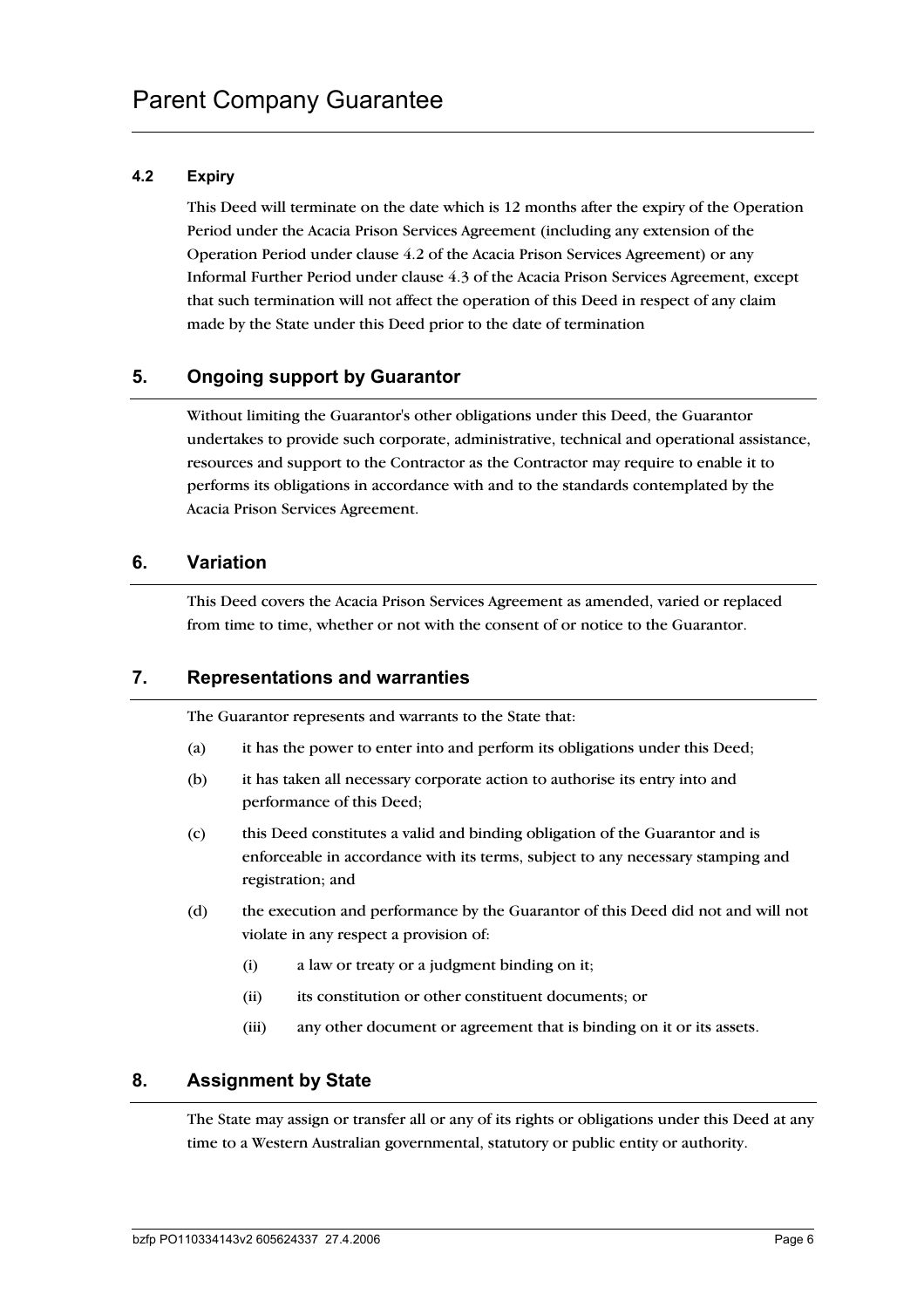### 4.2 Expiry

This Deed will terminate on the date which is 12 months after the expiry of the Operation Period under the Acacia Prison Services Agreement (including any extension of the Operation Period under clause 4.2 of the Acacia Prison Services Agreement) or any Informal Further Period under clause 4.3 of the Acacia Prison Services Agreement, except that such termination will not affect the operation of this Deed in respect of any claim made by the State under this Deed prior to the date of termination

## 5. Ongoing support by Guarantor

Without limiting the Guarantor's other obligations under this Deed, the Guarantor undertakes to provide such corporate, administrative, technical and operational assistance, resources and support to the Contractor as the Contractor may require to enable it to performs its obligations in accordance with and to the standards contemplated by the Acacia Prison Services Agreement.

## 6. Variation

This Deed covers the Acacia Prison Services Agreement as amended, varied or replaced from time to time, whether or not with the consent of or notice to the Guarantor.

## 7. Representations and warranties

The Guarantor represents and warrants to the State that:

(a) it has the power to enter into and perform its obligations under this Deed;

(b) it has taken all necessary corporate action to authorise its entry into and performance of this Deed;

(c) this Deed constitutes a valid and binding obligation of the Guarantor and is enforceable in accordance with its terms, subject to any necessary stamping and registration; and

(d) the execution and performance by the Guarantor of this Deed did not and will not violate in any respect a provision of:

(i) a law or treaty or a judgment binding on it;

(ii) its constitution or other constituent documents; or

(iii) any other document or agreement that is binding on it or its assets.

## 8. Assignment by State

The State may assign or transfer all or any of its rights or obligations under this Deed at any time to a Western Australian governmental, statutory or public entity or authority.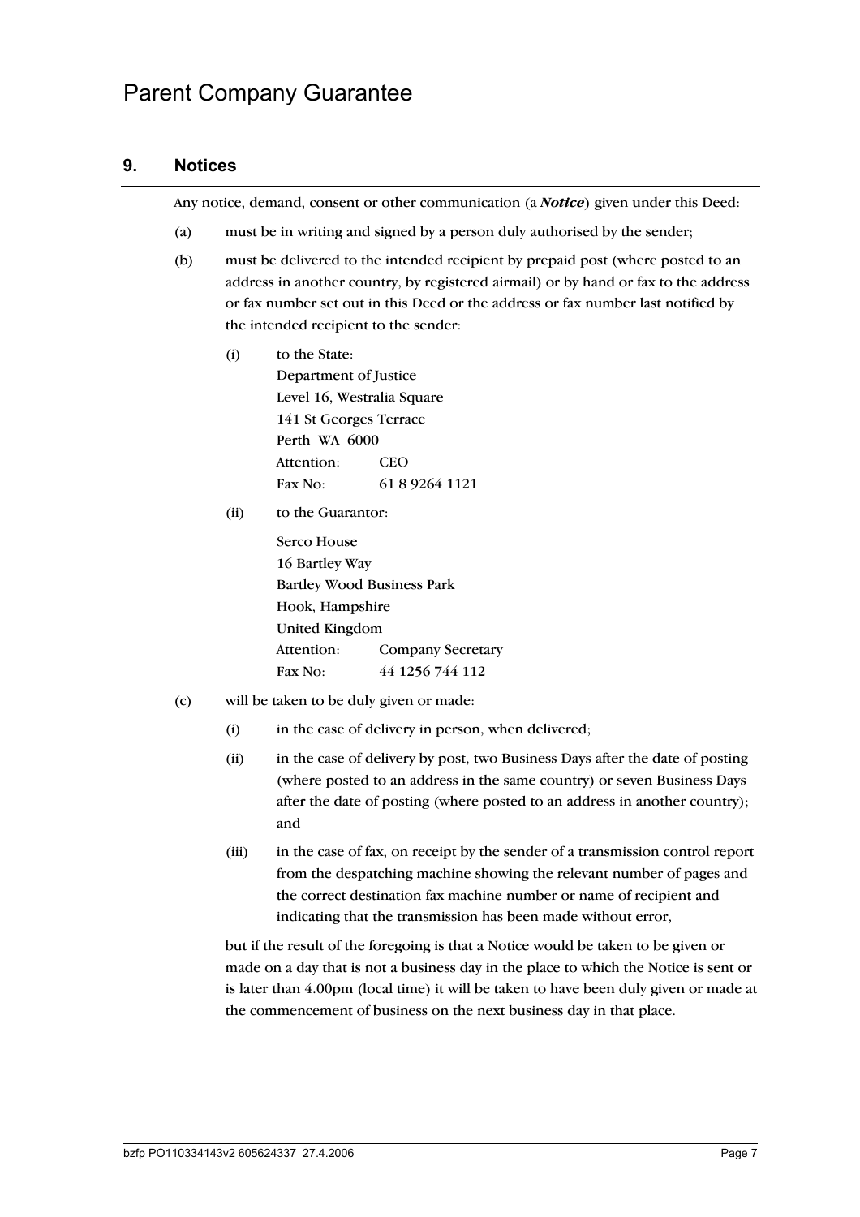## 9. Notices

Any notice, demand, consent or other communication (a ***Notice***) given under this Deed:

(a) must be in writing and signed by a person duly authorised by the sender;

(b) must be delivered to the intended recipient by prepaid post (where posted to an address in another country, by registered airmail) or by hand or fax to the address or fax number set out in this Deed or the address or fax number last notified by the intended recipient to the sender:

   (i) to the State:
   Department of Justice
   Level 16, Westralia Square
   141 St Georges Terrace
   Perth WA 6000
   Attention: CEO
   Fax No: 61 8 9264 1121

   (ii) to the Guarantor:

   Serco House
   16 Bartley Way
   Bartley Wood Business Park
   Hook, Hampshire
   United Kingdom
   Attention: Company Secretary
   Fax No: 44 1256 744 112

(c) will be taken to be duly given or made:

   (i) in the case of delivery in person, when delivered;

   (ii) in the case of delivery by post, two Business Days after the date of posting (where posted to an address in the same country) or seven Business Days after the date of posting (where posted to an address in another country); and

   (iii) in the case of fax, on receipt by the sender of a transmission control report from the despatching machine showing the relevant number of pages and the correct destination fax machine number or name of recipient and indicating that the transmission has been made without error,

but if the result of the foregoing is that a Notice would be taken to be given or made on a day that is not a business day in the place to which the Notice is sent or is later than 4.00pm (local time) it will be taken to have been duly given or made at the commencement of business on the next business day in that place.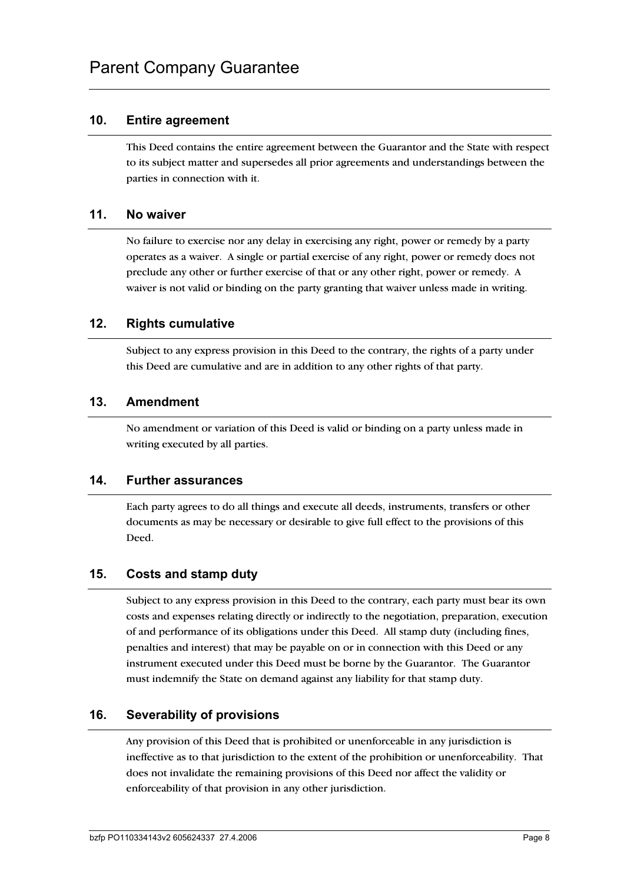## 10. Entire agreement

This Deed contains the entire agreement between the Guarantor and the State with respect to its subject matter and supersedes all prior agreements and understandings between the parties in connection with it.

## 11. No waiver

No failure to exercise nor any delay in exercising any right, power or remedy by a party operates as a waiver. A single or partial exercise of any right, power or remedy does not preclude any other or further exercise of that or any other right, power or remedy. A waiver is not valid or binding on the party granting that waiver unless made in writing.

## 12. Rights cumulative

Subject to any express provision in this Deed to the contrary, the rights of a party under this Deed are cumulative and are in addition to any other rights of that party.

## 13. Amendment

No amendment or variation of this Deed is valid or binding on a party unless made in writing executed by all parties.

## 14. Further assurances

Each party agrees to do all things and execute all deeds, instruments, transfers or other documents as may be necessary or desirable to give full effect to the provisions of this Deed.

## 15. Costs and stamp duty

Subject to any express provision in this Deed to the contrary, each party must bear its own costs and expenses relating directly or indirectly to the negotiation, preparation, execution of and performance of its obligations under this Deed. All stamp duty (including fines, penalties and interest) that may be payable on or in connection with this Deed or any instrument executed under this Deed must be borne by the Guarantor. The Guarantor must indemnify the State on demand against any liability for that stamp duty.

## 16. Severability of provisions

Any provision of this Deed that is prohibited or unenforceable in any jurisdiction is ineffective as to that jurisdiction to the extent of the prohibition or unenforceability. That does not invalidate the remaining provisions of this Deed nor affect the validity or enforceability of that provision in any other jurisdiction.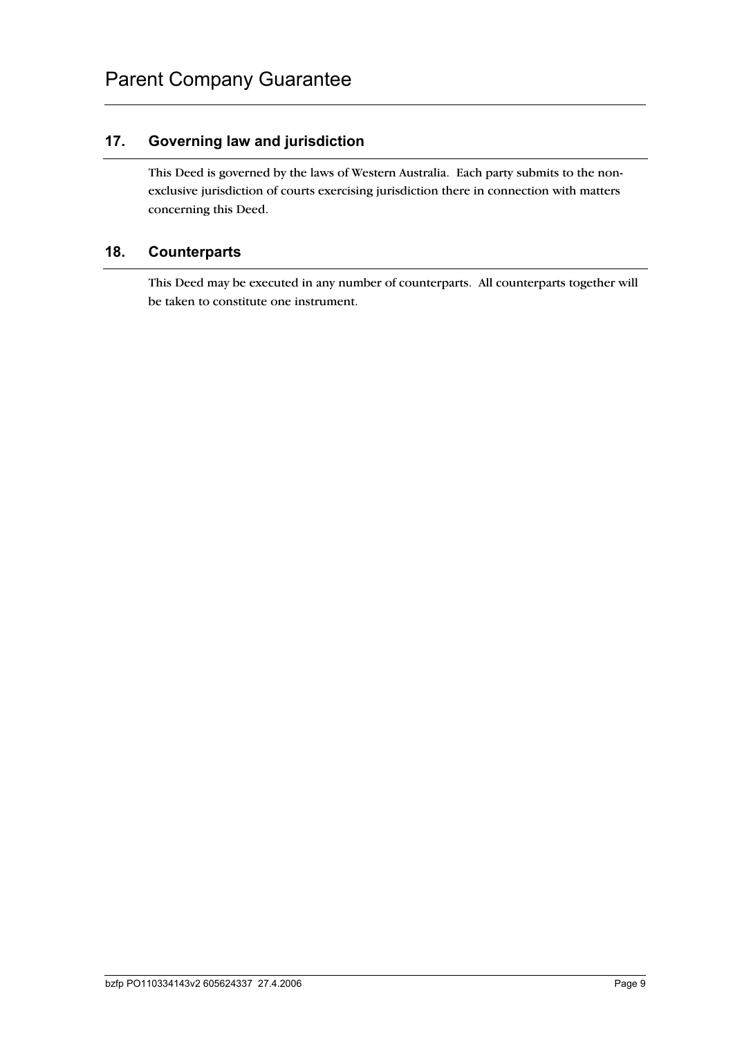## 17. Governing law and jurisdiction

This Deed is governed by the laws of Western Australia. Each party submits to the non-exclusive jurisdiction of courts exercising jurisdiction there in connection with matters concerning this Deed.

## 18. Counterparts

This Deed may be executed in any number of counterparts. All counterparts together will be taken to constitute one instrument.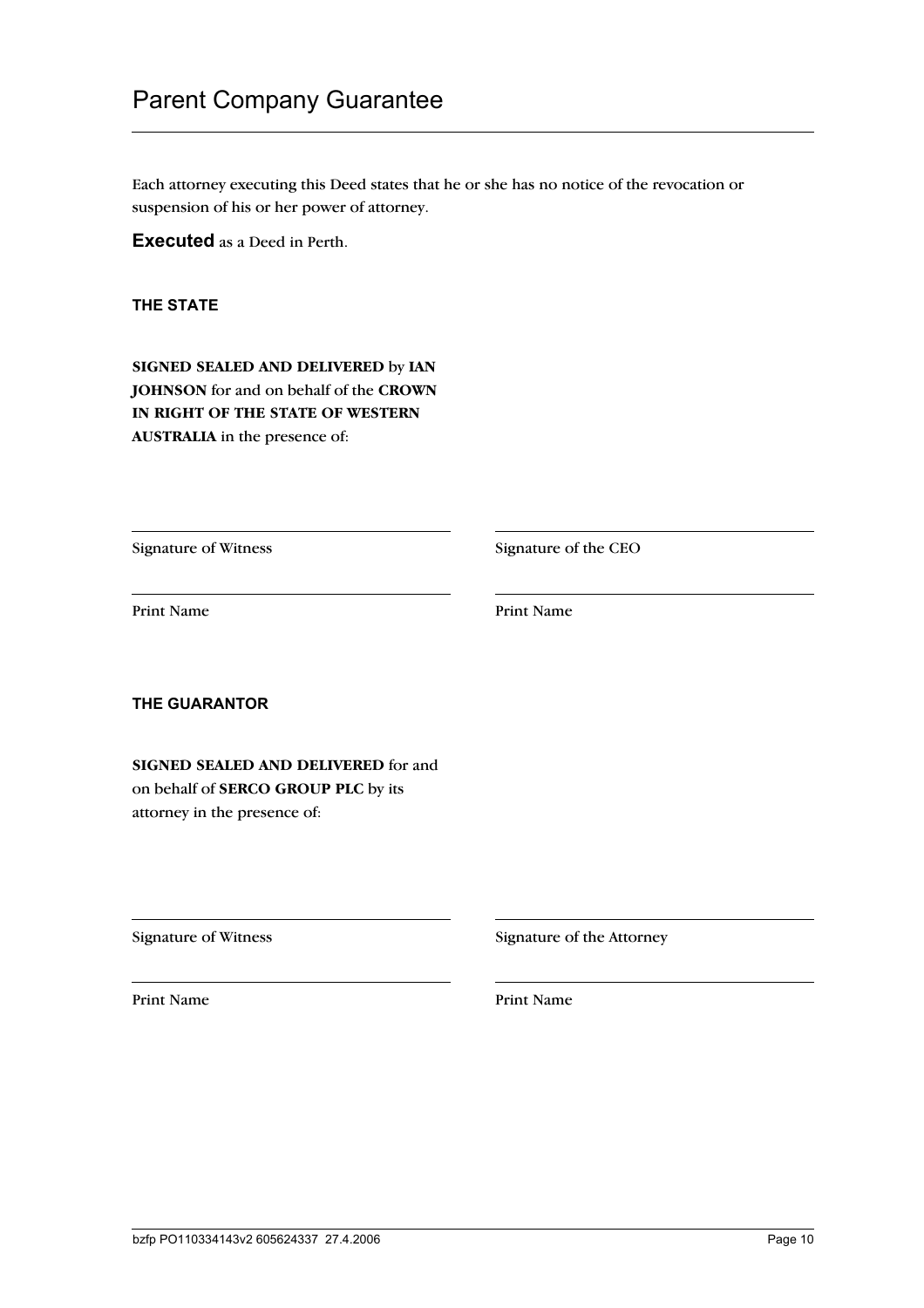# Parent Company Guarantee

Each attorney executing this Deed states that he or she has no notice of the revocation or suspension of his or her power of attorney.

**Executed** as a Deed in Perth.

**THE STATE**

**SIGNED SEALED AND DELIVERED** by **IAN JOHNSON** for and on behalf of the **CROWN IN RIGHT OF THE STATE OF WESTERN AUSTRALIA** in the presence of:

| | |
|---|---|
| Signature of Witness | Signature of the CEO |
| Print Name | Print Name |

**THE GUARANTOR**

**SIGNED SEALED AND DELIVERED** for and on behalf of **SERCO GROUP PLC** by its attorney in the presence of:

| | |
|---|---|
| Signature of Witness | Signature of the Attorney |
| Print Name | Print Name |

bzfp PO110334143v2 605624337 27.4.2006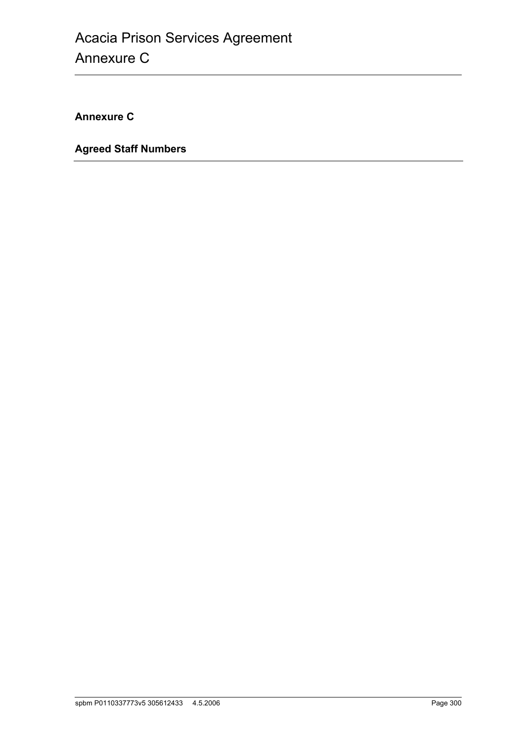**Annexure C**

**Agreed Staff Numbers**